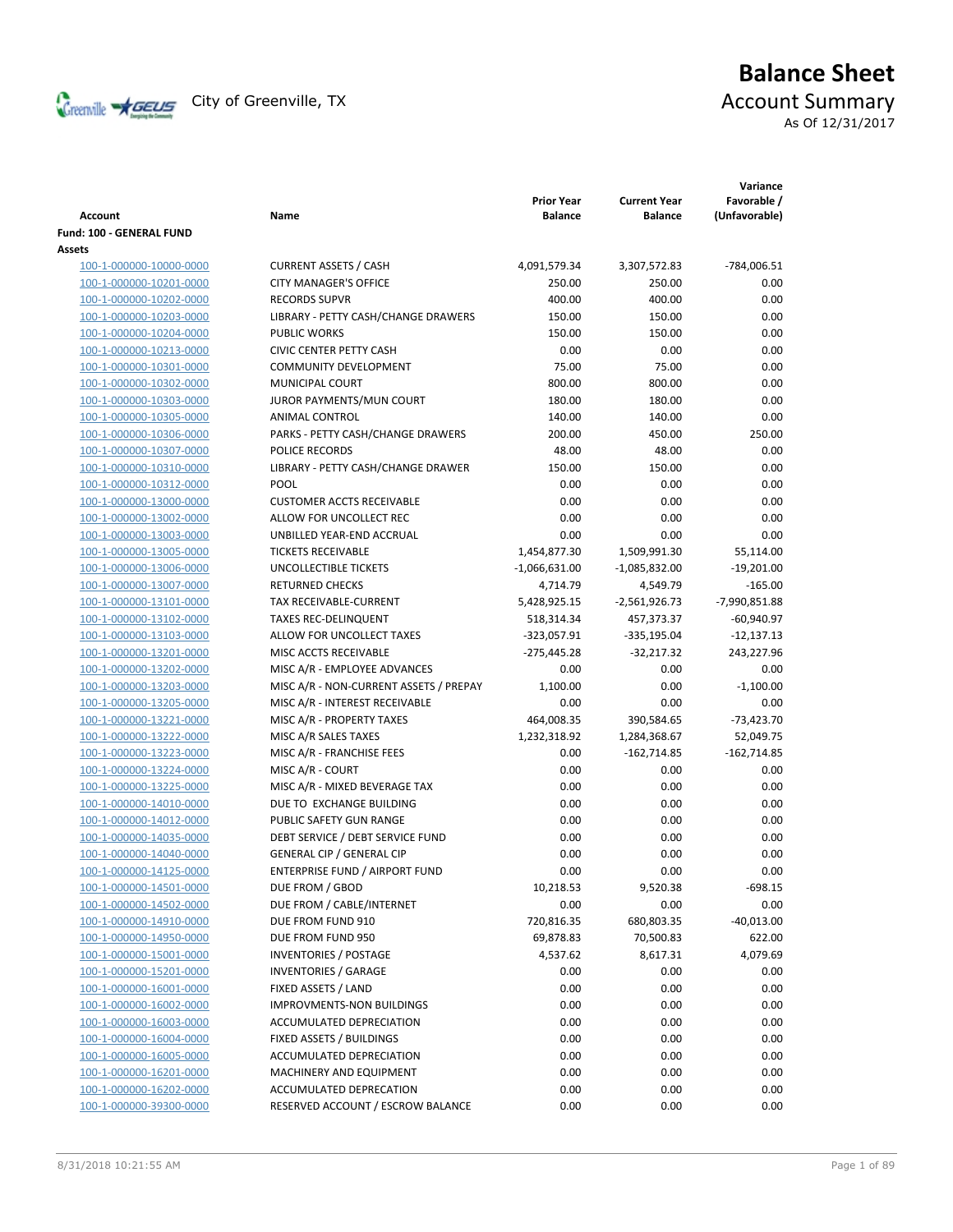# Balance Sheet

City of Greenville, TX

## Account Summary

As Of 12/31/2017

| Account | Name | Prior Year Balance | Current Year Balance | Variance Favorable / (Unfavorable) |
|---|---|---|---|---|
| **Fund: 100 - GENERAL FUND** | | | | |
| **Assets** | | | | |
| 100-1-000000-10000-0000 | CURRENT ASSETS / CASH | 4,091,579.34 | 3,307,572.83 | -784,006.51 |
| 100-1-000000-10201-0000 | CITY MANAGER'S OFFICE | 250.00 | 250.00 | 0.00 |
| 100-1-000000-10202-0000 | RECORDS SUPVR | 400.00 | 400.00 | 0.00 |
| 100-1-000000-10203-0000 | LIBRARY - PETTY CASH/CHANGE DRAWERS | 150.00 | 150.00 | 0.00 |
| 100-1-000000-10204-0000 | PUBLIC WORKS | 150.00 | 150.00 | 0.00 |
| 100-1-000000-10213-0000 | CIVIC CENTER PETTY CASH | 0.00 | 0.00 | 0.00 |
| 100-1-000000-10301-0000 | COMMUNITY DEVELOPMENT | 75.00 | 75.00 | 0.00 |
| 100-1-000000-10302-0000 | MUNICIPAL COURT | 800.00 | 800.00 | 0.00 |
| 100-1-000000-10303-0000 | JUROR PAYMENTS/MUN COURT | 180.00 | 180.00 | 0.00 |
| 100-1-000000-10305-0000 | ANIMAL CONTROL | 140.00 | 140.00 | 0.00 |
| 100-1-000000-10306-0000 | PARKS - PETTY CASH/CHANGE DRAWERS | 200.00 | 450.00 | 250.00 |
| 100-1-000000-10307-0000 | POLICE RECORDS | 48.00 | 48.00 | 0.00 |
| 100-1-000000-10310-0000 | LIBRARY - PETTY CASH/CHANGE DRAWER | 150.00 | 150.00 | 0.00 |
| 100-1-000000-10312-0000 | POOL | 0.00 | 0.00 | 0.00 |
| 100-1-000000-13000-0000 | CUSTOMER ACCTS RECEIVABLE | 0.00 | 0.00 | 0.00 |
| 100-1-000000-13002-0000 | ALLOW FOR UNCOLLECT REC | 0.00 | 0.00 | 0.00 |
| 100-1-000000-13003-0000 | UNBILLED YEAR-END ACCRUAL | 0.00 | 0.00 | 0.00 |
| 100-1-000000-13005-0000 | TICKETS RECEIVABLE | 1,454,877.30 | 1,509,991.30 | 55,114.00 |
| 100-1-000000-13006-0000 | UNCOLLECTIBLE TICKETS | -1,066,631.00 | -1,085,832.00 | -19,201.00 |
| 100-1-000000-13007-0000 | RETURNED CHECKS | 4,714.79 | 4,549.79 | -165.00 |
| 100-1-000000-13101-0000 | TAX RECEIVABLE-CURRENT | 5,428,925.15 | -2,561,926.73 | -7,990,851.88 |
| 100-1-000000-13102-0000 | TAXES REC-DELINQUENT | 518,314.34 | 457,373.37 | -60,940.97 |
| 100-1-000000-13103-0000 | ALLOW FOR UNCOLLECT TAXES | -323,057.91 | -335,195.04 | -12,137.13 |
| 100-1-000000-13201-0000 | MISC ACCTS RECEIVABLE | -275,445.28 | -32,217.32 | 243,227.96 |
| 100-1-000000-13202-0000 | MISC A/R - EMPLOYEE ADVANCES | 0.00 | 0.00 | 0.00 |
| 100-1-000000-13203-0000 | MISC A/R - NON-CURRENT ASSETS / PREPAY | 1,100.00 | 0.00 | -1,100.00 |
| 100-1-000000-13205-0000 | MISC A/R - INTEREST RECEIVABLE | 0.00 | 0.00 | 0.00 |
| 100-1-000000-13221-0000 | MISC A/R - PROPERTY TAXES | 464,008.35 | 390,584.65 | -73,423.70 |
| 100-1-000000-13222-0000 | MISC A/R SALES TAXES | 1,232,318.92 | 1,284,368.67 | 52,049.75 |
| 100-1-000000-13223-0000 | MISC A/R - FRANCHISE FEES | 0.00 | -162,714.85 | -162,714.85 |
| 100-1-000000-13224-0000 | MISC A/R - COURT | 0.00 | 0.00 | 0.00 |
| 100-1-000000-13225-0000 | MISC A/R - MIXED BEVERAGE TAX | 0.00 | 0.00 | 0.00 |
| 100-1-000000-14010-0000 | DUE TO EXCHANGE BUILDING | 0.00 | 0.00 | 0.00 |
| 100-1-000000-14012-0000 | PUBLIC SAFETY GUN RANGE | 0.00 | 0.00 | 0.00 |
| 100-1-000000-14035-0000 | DEBT SERVICE / DEBT SERVICE FUND | 0.00 | 0.00 | 0.00 |
| 100-1-000000-14040-0000 | GENERAL CIP / GENERAL CIP | 0.00 | 0.00 | 0.00 |
| 100-1-000000-14125-0000 | ENTERPRISE FUND / AIRPORT FUND | 0.00 | 0.00 | 0.00 |
| 100-1-000000-14501-0000 | DUE FROM / GBOD | 10,218.53 | 9,520.38 | -698.15 |
| 100-1-000000-14502-0000 | DUE FROM / CABLE/INTERNET | 0.00 | 0.00 | 0.00 |
| 100-1-000000-14910-0000 | DUE FROM FUND 910 | 720,816.35 | 680,803.35 | -40,013.00 |
| 100-1-000000-14950-0000 | DUE FROM FUND 950 | 69,878.83 | 70,500.83 | 622.00 |
| 100-1-000000-15001-0000 | INVENTORIES / POSTAGE | 4,537.62 | 8,617.31 | 4,079.69 |
| 100-1-000000-15201-0000 | INVENTORIES / GARAGE | 0.00 | 0.00 | 0.00 |
| 100-1-000000-16001-0000 | FIXED ASSETS / LAND | 0.00 | 0.00 | 0.00 |
| 100-1-000000-16002-0000 | IMPROVMENTS-NON BUILDINGS | 0.00 | 0.00 | 0.00 |
| 100-1-000000-16003-0000 | ACCUMULATED DEPRECIATION | 0.00 | 0.00 | 0.00 |
| 100-1-000000-16004-0000 | FIXED ASSETS / BUILDINGS | 0.00 | 0.00 | 0.00 |
| 100-1-000000-16005-0000 | ACCUMULATED DEPRECIATION | 0.00 | 0.00 | 0.00 |
| 100-1-000000-16201-0000 | MACHINERY AND EQUIPMENT | 0.00 | 0.00 | 0.00 |
| 100-1-000000-16202-0000 | ACCUMULATED DEPRECATION | 0.00 | 0.00 | 0.00 |
| 100-1-000000-39300-0000 | RESERVED ACCOUNT / ESCROW BALANCE | 0.00 | 0.00 | 0.00 |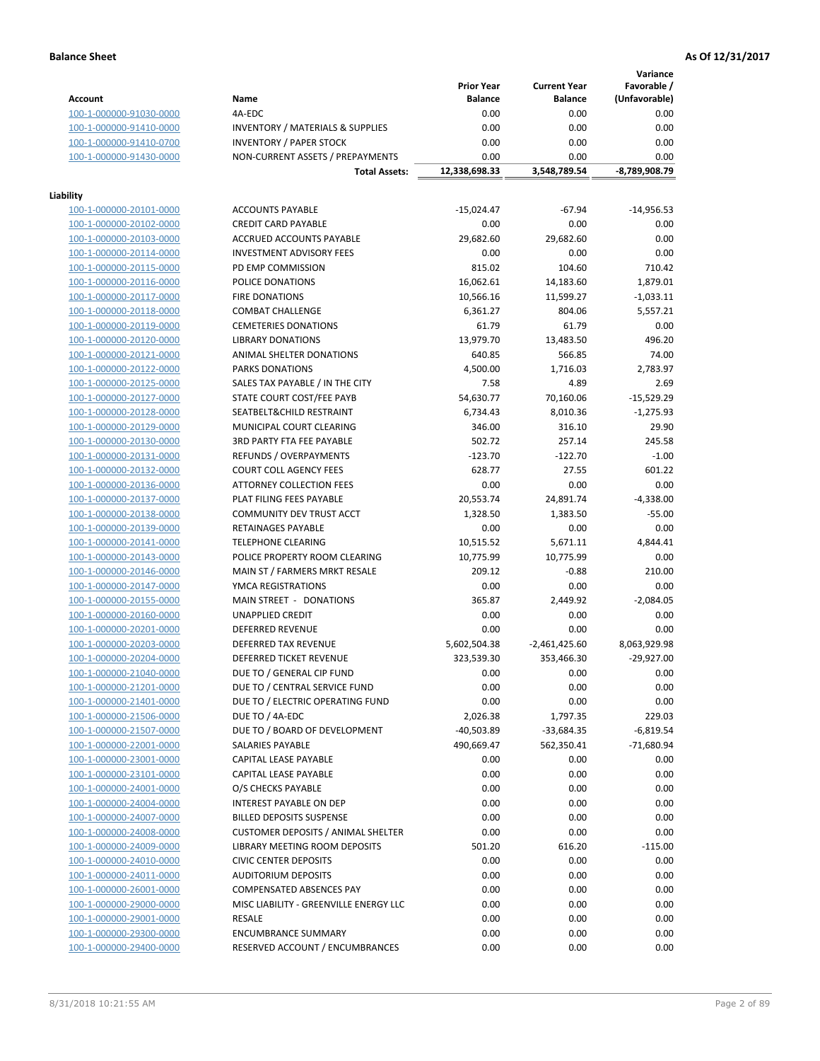**Balance Sheet** **As Of 12/31/2017**

| Account | Name | Prior Year Balance | Current Year Balance | Variance Favorable / (Unfavorable) |
|---|---|---|---|---|
| 100-1-000000-91030-0000 | 4A-EDC | 0.00 | 0.00 | 0.00 |
| 100-1-000000-91410-0000 | INVENTORY / MATERIALS & SUPPLIES | 0.00 | 0.00 | 0.00 |
| 100-1-000000-91410-0700 | INVENTORY / PAPER STOCK | 0.00 | 0.00 | 0.00 |
| 100-1-000000-91430-0000 | NON-CURRENT ASSETS / PREPAYMENTS | 0.00 | 0.00 | 0.00 |
| | **Total Assets:** | 12,338,698.33 | 3,548,789.54 | -8,789,908.79 |
| **Liability** | | | | |
| 100-1-000000-20101-0000 | ACCOUNTS PAYABLE | -15,024.47 | -67.94 | -14,956.53 |
| 100-1-000000-20102-0000 | CREDIT CARD PAYABLE | 0.00 | 0.00 | 0.00 |
| 100-1-000000-20103-0000 | ACCRUED ACCOUNTS PAYABLE | 29,682.60 | 29,682.60 | 0.00 |
| 100-1-000000-20114-0000 | INVESTMENT ADVISORY FEES | 0.00 | 0.00 | 0.00 |
| 100-1-000000-20115-0000 | PD EMP COMMISSION | 815.02 | 104.60 | 710.42 |
| 100-1-000000-20116-0000 | POLICE DONATIONS | 16,062.61 | 14,183.60 | 1,879.01 |
| 100-1-000000-20117-0000 | FIRE DONATIONS | 10,566.16 | 11,599.27 | -1,033.11 |
| 100-1-000000-20118-0000 | COMBAT CHALLENGE | 6,361.27 | 804.06 | 5,557.21 |
| 100-1-000000-20119-0000 | CEMETERIES DONATIONS | 61.79 | 61.79 | 0.00 |
| 100-1-000000-20120-0000 | LIBRARY DONATIONS | 13,979.70 | 13,483.50 | 496.20 |
| 100-1-000000-20121-0000 | ANIMAL SHELTER DONATIONS | 640.85 | 566.85 | 74.00 |
| 100-1-000000-20122-0000 | PARKS DONATIONS | 4,500.00 | 1,716.03 | 2,783.97 |
| 100-1-000000-20125-0000 | SALES TAX PAYABLE / IN THE CITY | 7.58 | 4.89 | 2.69 |
| 100-1-000000-20127-0000 | STATE COURT COST/FEE PAYB | 54,630.77 | 70,160.06 | -15,529.29 |
| 100-1-000000-20128-0000 | SEATBELT&CHILD RESTRAINT | 6,734.43 | 8,010.36 | -1,275.93 |
| 100-1-000000-20129-0000 | MUNICIPAL COURT CLEARING | 346.00 | 316.10 | 29.90 |
| 100-1-000000-20130-0000 | 3RD PARTY FTA FEE PAYABLE | 502.72 | 257.14 | 245.58 |
| 100-1-000000-20131-0000 | REFUNDS / OVERPAYMENTS | -123.70 | -122.70 | -1.00 |
| 100-1-000000-20132-0000 | COURT COLL AGENCY FEES | 628.77 | 27.55 | 601.22 |
| 100-1-000000-20136-0000 | ATTORNEY COLLECTION FEES | 0.00 | 0.00 | 0.00 |
| 100-1-000000-20137-0000 | PLAT FILING FEES PAYABLE | 20,553.74 | 24,891.74 | -4,338.00 |
| 100-1-000000-20138-0000 | COMMUNITY DEV TRUST ACCT | 1,328.50 | 1,383.50 | -55.00 |
| 100-1-000000-20139-0000 | RETAINAGES PAYABLE | 0.00 | 0.00 | 0.00 |
| 100-1-000000-20141-0000 | TELEPHONE CLEARING | 10,515.52 | 5,671.11 | 4,844.41 |
| 100-1-000000-20143-0000 | POLICE PROPERTY ROOM CLEARING | 10,775.99 | 10,775.99 | 0.00 |
| 100-1-000000-20146-0000 | MAIN ST / FARMERS MRKT RESALE | 209.12 | -0.88 | 210.00 |
| 100-1-000000-20147-0000 | YMCA REGISTRATIONS | 0.00 | 0.00 | 0.00 |
| 100-1-000000-20155-0000 | MAIN STREET - DONATIONS | 365.87 | 2,449.92 | -2,084.05 |
| 100-1-000000-20160-0000 | UNAPPLIED CREDIT | 0.00 | 0.00 | 0.00 |
| 100-1-000000-20201-0000 | DEFERRED REVENUE | 0.00 | 0.00 | 0.00 |
| 100-1-000000-20203-0000 | DEFERRED TAX REVENUE | 5,602,504.38 | -2,461,425.60 | 8,063,929.98 |
| 100-1-000000-20204-0000 | DEFERRED TICKET REVENUE | 323,539.30 | 353,466.30 | -29,927.00 |
| 100-1-000000-21040-0000 | DUE TO / GENERAL CIP FUND | 0.00 | 0.00 | 0.00 |
| 100-1-000000-21201-0000 | DUE TO / CENTRAL SERVICE FUND | 0.00 | 0.00 | 0.00 |
| 100-1-000000-21401-0000 | DUE TO / ELECTRIC OPERATING FUND | 0.00 | 0.00 | 0.00 |
| 100-1-000000-21506-0000 | DUE TO / 4A-EDC | 2,026.38 | 1,797.35 | 229.03 |
| 100-1-000000-21507-0000 | DUE TO / BOARD OF DEVELOPMENT | -40,503.89 | -33,684.35 | -6,819.54 |
| 100-1-000000-22001-0000 | SALARIES PAYABLE | 490,669.47 | 562,350.41 | -71,680.94 |
| 100-1-000000-23001-0000 | CAPITAL LEASE PAYABLE | 0.00 | 0.00 | 0.00 |
| 100-1-000000-23101-0000 | CAPITAL LEASE PAYABLE | 0.00 | 0.00 | 0.00 |
| 100-1-000000-24001-0000 | O/S CHECKS PAYABLE | 0.00 | 0.00 | 0.00 |
| 100-1-000000-24004-0000 | INTEREST PAYABLE ON DEP | 0.00 | 0.00 | 0.00 |
| 100-1-000000-24007-0000 | BILLED DEPOSITS SUSPENSE | 0.00 | 0.00 | 0.00 |
| 100-1-000000-24008-0000 | CUSTOMER DEPOSITS / ANIMAL SHELTER | 0.00 | 0.00 | 0.00 |
| 100-1-000000-24009-0000 | LIBRARY MEETING ROOM DEPOSITS | 501.20 | 616.20 | -115.00 |
| 100-1-000000-24010-0000 | CIVIC CENTER DEPOSITS | 0.00 | 0.00 | 0.00 |
| 100-1-000000-24011-0000 | AUDITORIUM DEPOSITS | 0.00 | 0.00 | 0.00 |
| 100-1-000000-26001-0000 | COMPENSATED ABSENCES PAY | 0.00 | 0.00 | 0.00 |
| 100-1-000000-29000-0000 | MISC LIABILITY - GREENVILLE ENERGY LLC | 0.00 | 0.00 | 0.00 |
| 100-1-000000-29001-0000 | RESALE | 0.00 | 0.00 | 0.00 |
| 100-1-000000-29300-0000 | ENCUMBRANCE SUMMARY | 0.00 | 0.00 | 0.00 |
| 100-1-000000-29400-0000 | RESERVED ACCOUNT / ENCUMBRANCES | 0.00 | 0.00 | 0.00 |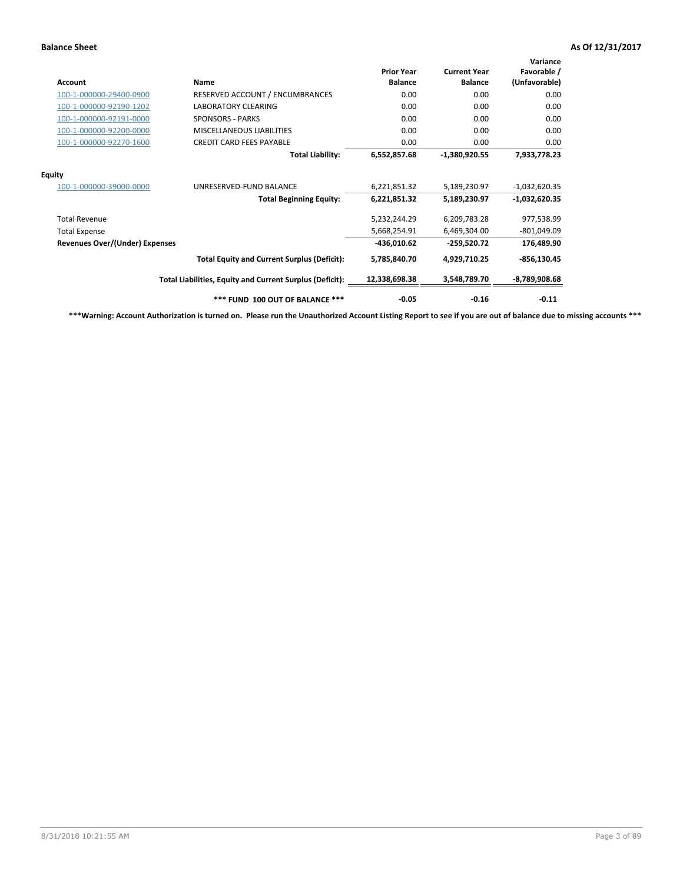| Account | Name | Prior Year Balance | Current Year Balance | Variance Favorable / (Unfavorable) |
|---|---|---|---|---|
| 100-1-000000-29400-0900 | RESERVED ACCOUNT / ENCUMBRANCES | 0.00 | 0.00 | 0.00 |
| 100-1-000000-92190-1202 | LABORATORY CLEARING | 0.00 | 0.00 | 0.00 |
| 100-1-000000-92191-0000 | SPONSORS - PARKS | 0.00 | 0.00 | 0.00 |
| 100-1-000000-92200-0000 | MISCELLANEOUS LIABILITIES | 0.00 | 0.00 | 0.00 |
| 100-1-000000-92270-1600 | CREDIT CARD FEES PAYABLE | 0.00 | 0.00 | 0.00 |
| | **Total Liability:** | **6,552,857.68** | **-1,380,920.55** | **7,933,778.23** |
| **Equity** | | | | |
| 100-1-000000-39000-0000 | UNRESERVED-FUND BALANCE | 6,221,851.32 | 5,189,230.97 | -1,032,620.35 |
| | **Total Beginning Equity:** | **6,221,851.32** | **5,189,230.97** | **-1,032,620.35** |
| Total Revenue | | 5,232,244.29 | 6,209,783.28 | 977,538.99 |
| Total Expense | | 5,668,254.91 | 6,469,304.00 | -801,049.09 |
| **Revenues Over/(Under) Expenses** | | **-436,010.62** | **-259,520.72** | **176,489.90** |
| | **Total Equity and Current Surplus (Deficit):** | **5,785,840.70** | **4,929,710.25** | **-856,130.45** |
| | **Total Liabilities, Equity and Current Surplus (Deficit):** | **12,338,698.38** | **3,548,789.70** | **-8,789,908.68** |
| | ***** FUND 100 OUT OF BALANCE ***** | **-0.05** | **-0.16** | **-0.11** |

*****Warning: Account Authorization is turned on. Please run the Unauthorized Account Listing Report to see if you are out of balance due to missing accounts *****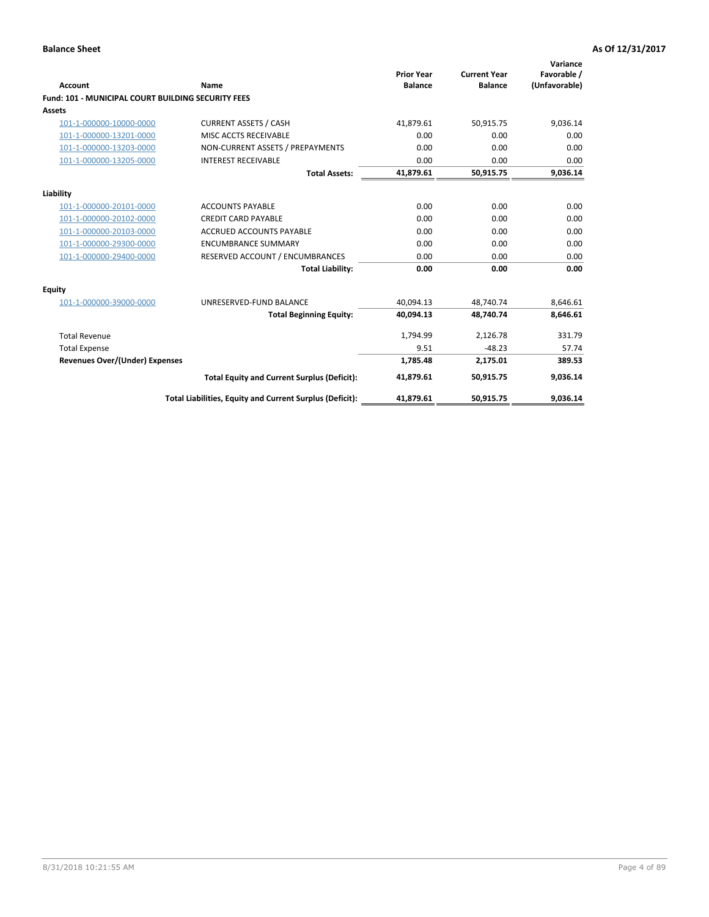**Balance Sheet** **As Of 12/31/2017**

| Account | Name | Prior Year Balance | Current Year Balance | Variance Favorable / (Unfavorable) |
|---|---|---|---|---|
| **Fund: 101 - MUNICIPAL COURT BUILDING SECURITY FEES** | | | | |
| **Assets** | | | | |
| 101-1-000000-10000-0000 | CURRENT ASSETS / CASH | 41,879.61 | 50,915.75 | 9,036.14 |
| 101-1-000000-13201-0000 | MISC ACCTS RECEIVABLE | 0.00 | 0.00 | 0.00 |
| 101-1-000000-13203-0000 | NON-CURRENT ASSETS / PREPAYMENTS | 0.00 | 0.00 | 0.00 |
| 101-1-000000-13205-0000 | INTEREST RECEIVABLE | 0.00 | 0.00 | 0.00 |
| | **Total Assets:** | **41,879.61** | **50,915.75** | **9,036.14** |
| **Liability** | | | | |
| 101-1-000000-20101-0000 | ACCOUNTS PAYABLE | 0.00 | 0.00 | 0.00 |
| 101-1-000000-20102-0000 | CREDIT CARD PAYABLE | 0.00 | 0.00 | 0.00 |
| 101-1-000000-20103-0000 | ACCRUED ACCOUNTS PAYABLE | 0.00 | 0.00 | 0.00 |
| 101-1-000000-29300-0000 | ENCUMBRANCE SUMMARY | 0.00 | 0.00 | 0.00 |
| 101-1-000000-29400-0000 | RESERVED ACCOUNT / ENCUMBRANCES | 0.00 | 0.00 | 0.00 |
| | **Total Liability:** | **0.00** | **0.00** | **0.00** |
| **Equity** | | | | |
| 101-1-000000-39000-0000 | UNRESERVED-FUND BALANCE | 40,094.13 | 48,740.74 | 8,646.61 |
| | **Total Beginning Equity:** | **40,094.13** | **48,740.74** | **8,646.61** |
| Total Revenue | | 1,794.99 | 2,126.78 | 331.79 |
| Total Expense | | 9.51 | -48.23 | 57.74 |
| **Revenues Over/(Under) Expenses** | | **1,785.48** | **2,175.01** | **389.53** |
| | **Total Equity and Current Surplus (Deficit):** | **41,879.61** | **50,915.75** | **9,036.14** |
| | **Total Liabilities, Equity and Current Surplus (Deficit):** | **41,879.61** | **50,915.75** | **9,036.14** |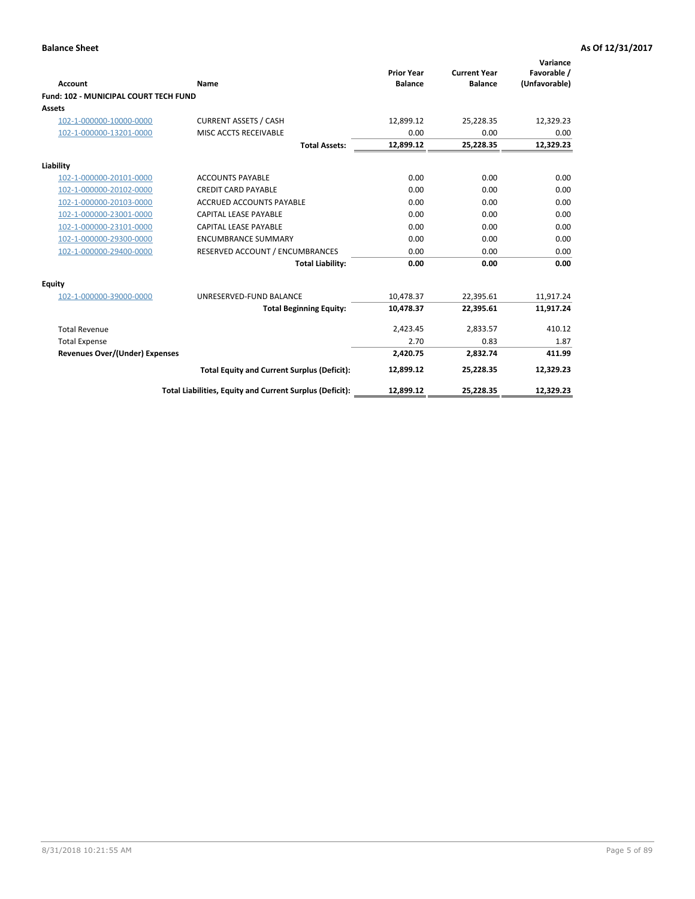**Balance Sheet** **As Of 12/31/2017**

| Account | Name | Prior Year Balance | Current Year Balance | Variance Favorable / (Unfavorable) |
|---|---|---|---|---|
| **Fund: 102 - MUNICIPAL COURT TECH FUND** | | | | |
| **Assets** | | | | |
| 102-1-000000-10000-0000 | CURRENT ASSETS / CASH | 12,899.12 | 25,228.35 | 12,329.23 |
| 102-1-000000-13201-0000 | MISC ACCTS RECEIVABLE | 0.00 | 0.00 | 0.00 |
| | **Total Assets:** | **12,899.12** | **25,228.35** | **12,329.23** |
| **Liability** | | | | |
| 102-1-000000-20101-0000 | ACCOUNTS PAYABLE | 0.00 | 0.00 | 0.00 |
| 102-1-000000-20102-0000 | CREDIT CARD PAYABLE | 0.00 | 0.00 | 0.00 |
| 102-1-000000-20103-0000 | ACCRUED ACCOUNTS PAYABLE | 0.00 | 0.00 | 0.00 |
| 102-1-000000-23001-0000 | CAPITAL LEASE PAYABLE | 0.00 | 0.00 | 0.00 |
| 102-1-000000-23101-0000 | CAPITAL LEASE PAYABLE | 0.00 | 0.00 | 0.00 |
| 102-1-000000-29300-0000 | ENCUMBRANCE SUMMARY | 0.00 | 0.00 | 0.00 |
| 102-1-000000-29400-0000 | RESERVED ACCOUNT / ENCUMBRANCES | 0.00 | 0.00 | 0.00 |
| | **Total Liability:** | **0.00** | **0.00** | **0.00** |
| **Equity** | | | | |
| 102-1-000000-39000-0000 | UNRESERVED-FUND BALANCE | 10,478.37 | 22,395.61 | 11,917.24 |
| | **Total Beginning Equity:** | **10,478.37** | **22,395.61** | **11,917.24** |
| Total Revenue | | 2,423.45 | 2,833.57 | 410.12 |
| Total Expense | | 2.70 | 0.83 | 1.87 |
| **Revenues Over/(Under) Expenses** | | **2,420.75** | **2,832.74** | **411.99** |
| | **Total Equity and Current Surplus (Deficit):** | **12,899.12** | **25,228.35** | **12,329.23** |
| | **Total Liabilities, Equity and Current Surplus (Deficit):** | **12,899.12** | **25,228.35** | **12,329.23** |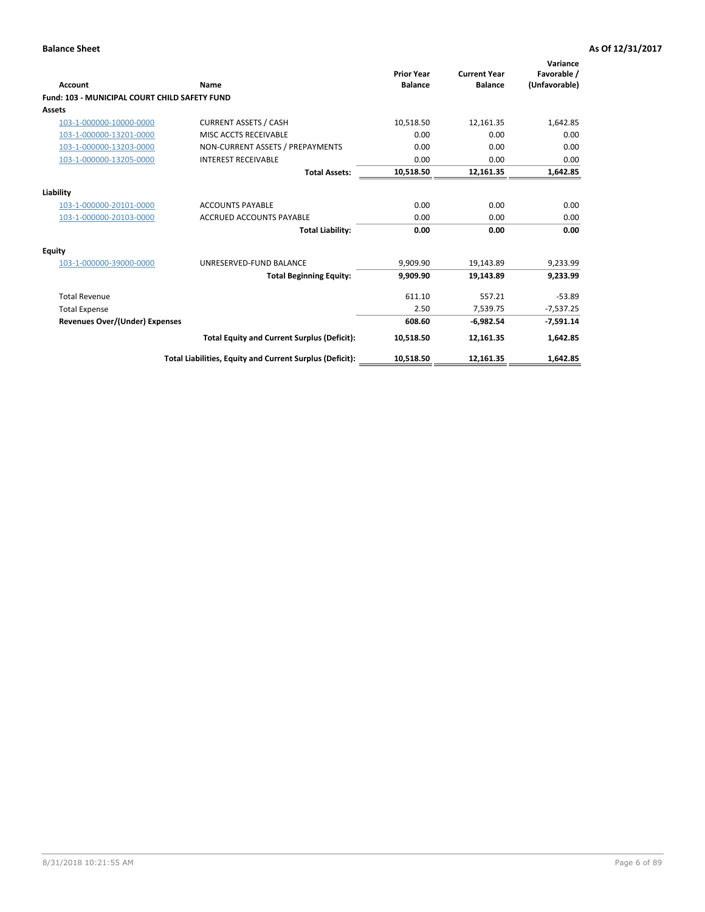**Balance Sheet** **As Of 12/31/2017**

| Account | Name | Prior Year Balance | Current Year Balance | Variance Favorable / (Unfavorable) |
|---|---|---|---|---|
| **Fund: 103 - MUNICIPAL COURT CHILD SAFETY FUND** | | | | |
| **Assets** | | | | |
| 103-1-000000-10000-0000 | CURRENT ASSETS / CASH | 10,518.50 | 12,161.35 | 1,642.85 |
| 103-1-000000-13201-0000 | MISC ACCTS RECEIVABLE | 0.00 | 0.00 | 0.00 |
| 103-1-000000-13203-0000 | NON-CURRENT ASSETS / PREPAYMENTS | 0.00 | 0.00 | 0.00 |
| 103-1-000000-13205-0000 | INTEREST RECEIVABLE | 0.00 | 0.00 | 0.00 |
| | **Total Assets:** | **10,518.50** | **12,161.35** | **1,642.85** |
| **Liability** | | | | |
| 103-1-000000-20101-0000 | ACCOUNTS PAYABLE | 0.00 | 0.00 | 0.00 |
| 103-1-000000-20103-0000 | ACCRUED ACCOUNTS PAYABLE | 0.00 | 0.00 | 0.00 |
| | **Total Liability:** | **0.00** | **0.00** | **0.00** |
| **Equity** | | | | |
| 103-1-000000-39000-0000 | UNRESERVED-FUND BALANCE | 9,909.90 | 19,143.89 | 9,233.99 |
| | **Total Beginning Equity:** | **9,909.90** | **19,143.89** | **9,233.99** |
| Total Revenue | | 611.10 | 557.21 | -53.89 |
| Total Expense | | 2.50 | 7,539.75 | -7,537.25 |
| **Revenues Over/(Under) Expenses** | | **608.60** | **-6,982.54** | **-7,591.14** |
| | **Total Equity and Current Surplus (Deficit):** | **10,518.50** | **12,161.35** | **1,642.85** |
| | **Total Liabilities, Equity and Current Surplus (Deficit):** | **10,518.50** | **12,161.35** | **1,642.85** |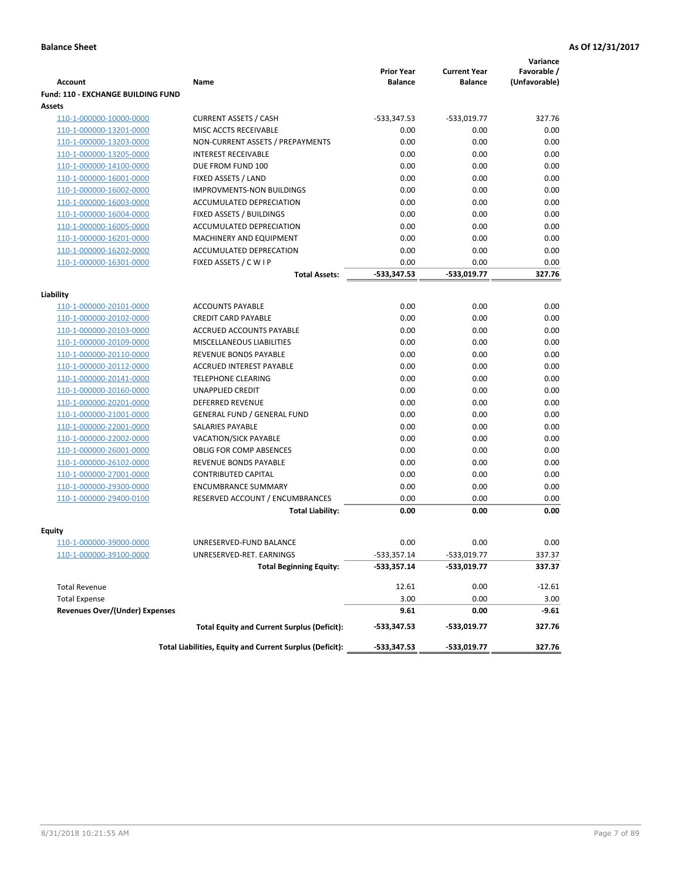**Balance Sheet** **As Of 12/31/2017**

| Account | Name | Prior Year Balance | Current Year Balance | Variance Favorable / (Unfavorable) |
|---|---|---|---|---|
| **Fund: 110 - EXCHANGE BUILDING FUND** | | | | |
| **Assets** | | | | |
| 110-1-000000-10000-0000 | CURRENT ASSETS / CASH | -533,347.53 | -533,019.77 | 327.76 |
| 110-1-000000-13201-0000 | MISC ACCTS RECEIVABLE | 0.00 | 0.00 | 0.00 |
| 110-1-000000-13203-0000 | NON-CURRENT ASSETS / PREPAYMENTS | 0.00 | 0.00 | 0.00 |
| 110-1-000000-13205-0000 | INTEREST RECEIVABLE | 0.00 | 0.00 | 0.00 |
| 110-1-000000-14100-0000 | DUE FROM FUND 100 | 0.00 | 0.00 | 0.00 |
| 110-1-000000-16001-0000 | FIXED ASSETS / LAND | 0.00 | 0.00 | 0.00 |
| 110-1-000000-16002-0000 | IMPROVMENTS-NON BUILDINGS | 0.00 | 0.00 | 0.00 |
| 110-1-000000-16003-0000 | ACCUMULATED DEPRECIATION | 0.00 | 0.00 | 0.00 |
| 110-1-000000-16004-0000 | FIXED ASSETS / BUILDINGS | 0.00 | 0.00 | 0.00 |
| 110-1-000000-16005-0000 | ACCUMULATED DEPRECIATION | 0.00 | 0.00 | 0.00 |
| 110-1-000000-16201-0000 | MACHINERY AND EQUIPMENT | 0.00 | 0.00 | 0.00 |
| 110-1-000000-16202-0000 | ACCUMULATED DEPRECATION | 0.00 | 0.00 | 0.00 |
| 110-1-000000-16301-0000 | FIXED ASSETS / C W I P | 0.00 | 0.00 | 0.00 |
| | **Total Assets:** | **-533,347.53** | **-533,019.77** | **327.76** |
| **Liability** | | | | |
| 110-1-000000-20101-0000 | ACCOUNTS PAYABLE | 0.00 | 0.00 | 0.00 |
| 110-1-000000-20102-0000 | CREDIT CARD PAYABLE | 0.00 | 0.00 | 0.00 |
| 110-1-000000-20103-0000 | ACCRUED ACCOUNTS PAYABLE | 0.00 | 0.00 | 0.00 |
| 110-1-000000-20109-0000 | MISCELLANEOUS LIABILITIES | 0.00 | 0.00 | 0.00 |
| 110-1-000000-20110-0000 | REVENUE BONDS PAYABLE | 0.00 | 0.00 | 0.00 |
| 110-1-000000-20112-0000 | ACCRUED INTEREST PAYABLE | 0.00 | 0.00 | 0.00 |
| 110-1-000000-20141-0000 | TELEPHONE CLEARING | 0.00 | 0.00 | 0.00 |
| 110-1-000000-20160-0000 | UNAPPLIED CREDIT | 0.00 | 0.00 | 0.00 |
| 110-1-000000-20201-0000 | DEFERRED REVENUE | 0.00 | 0.00 | 0.00 |
| 110-1-000000-21001-0000 | GENERAL FUND / GENERAL FUND | 0.00 | 0.00 | 0.00 |
| 110-1-000000-22001-0000 | SALARIES PAYABLE | 0.00 | 0.00 | 0.00 |
| 110-1-000000-22002-0000 | VACATION/SICK PAYABLE | 0.00 | 0.00 | 0.00 |
| 110-1-000000-26001-0000 | OBLIG FOR COMP ABSENCES | 0.00 | 0.00 | 0.00 |
| 110-1-000000-26102-0000 | REVENUE BONDS PAYABLE | 0.00 | 0.00 | 0.00 |
| 110-1-000000-27001-0000 | CONTRIBUTED CAPITAL | 0.00 | 0.00 | 0.00 |
| 110-1-000000-29300-0000 | ENCUMBRANCE SUMMARY | 0.00 | 0.00 | 0.00 |
| 110-1-000000-29400-0100 | RESERVED ACCOUNT / ENCUMBRANCES | 0.00 | 0.00 | 0.00 |
| | **Total Liability:** | **0.00** | **0.00** | **0.00** |
| **Equity** | | | | |
| 110-1-000000-39000-0000 | UNRESERVED-FUND BALANCE | 0.00 | 0.00 | 0.00 |
| 110-1-000000-39100-0000 | UNRESERVED-RET. EARNINGS | -533,357.14 | -533,019.77 | 337.37 |
| | **Total Beginning Equity:** | **-533,357.14** | **-533,019.77** | **337.37** |
| Total Revenue | | 12.61 | 0.00 | -12.61 |
| Total Expense | | 3.00 | 0.00 | 3.00 |
| **Revenues Over/(Under) Expenses** | | **9.61** | **0.00** | **-9.61** |
| | **Total Equity and Current Surplus (Deficit):** | **-533,347.53** | **-533,019.77** | **327.76** |
| | **Total Liabilities, Equity and Current Surplus (Deficit):** | **-533,347.53** | **-533,019.77** | **327.76** |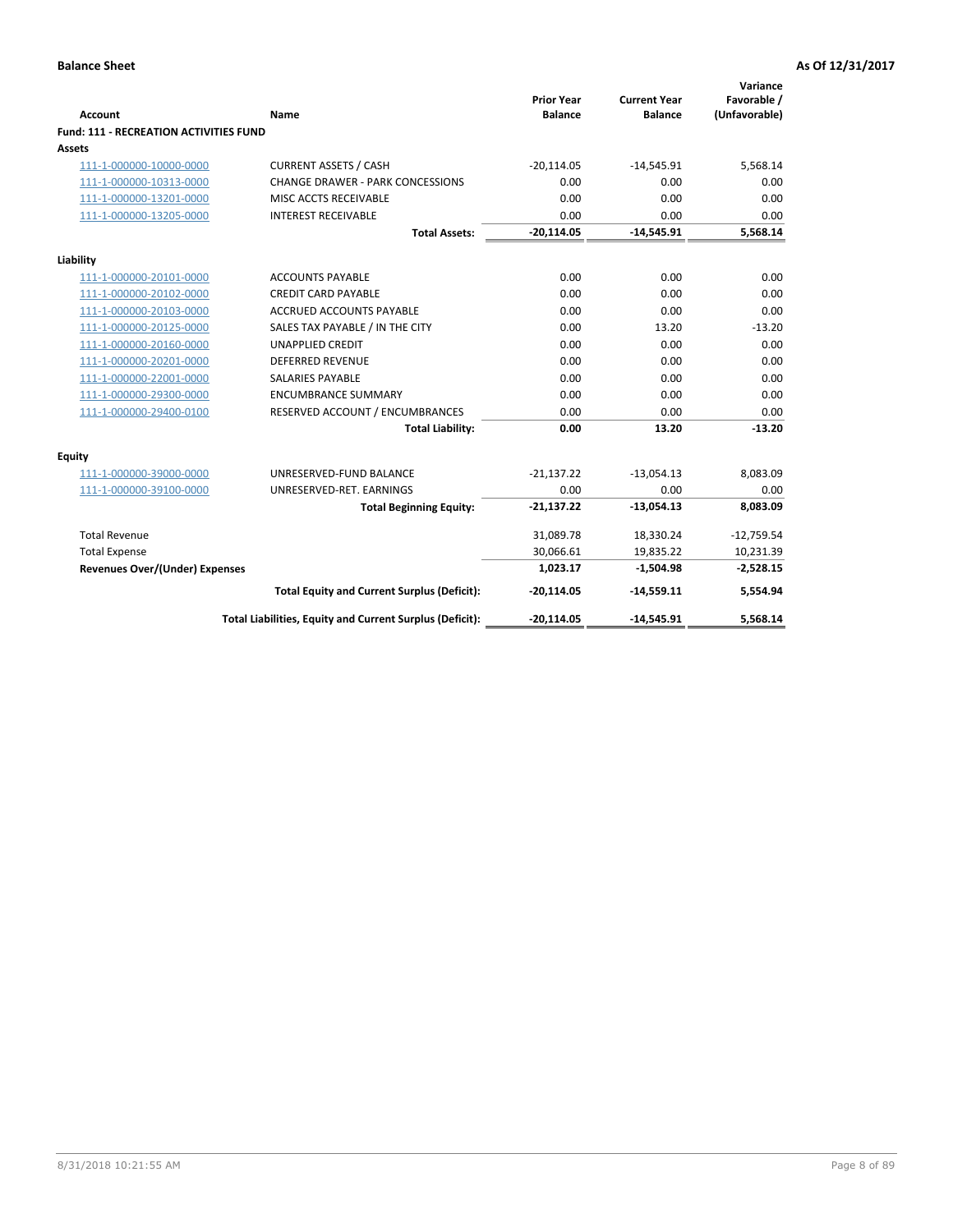**Balance Sheet** | **As Of 12/31/2017**

| Account | Name | Prior Year Balance | Current Year Balance | Variance Favorable / (Unfavorable) |
|---|---|---|---|---|
| **Fund: 111 - RECREATION ACTIVITIES FUND** | | | | |
| **Assets** | | | | |
| 111-1-000000-10000-0000 | CURRENT ASSETS / CASH | -20,114.05 | -14,545.91 | 5,568.14 |
| 111-1-000000-10313-0000 | CHANGE DRAWER - PARK CONCESSIONS | 0.00 | 0.00 | 0.00 |
| 111-1-000000-13201-0000 | MISC ACCTS RECEIVABLE | 0.00 | 0.00 | 0.00 |
| 111-1-000000-13205-0000 | INTEREST RECEIVABLE | 0.00 | 0.00 | 0.00 |
| | **Total Assets:** | **-20,114.05** | **-14,545.91** | **5,568.14** |
| **Liability** | | | | |
| 111-1-000000-20101-0000 | ACCOUNTS PAYABLE | 0.00 | 0.00 | 0.00 |
| 111-1-000000-20102-0000 | CREDIT CARD PAYABLE | 0.00 | 0.00 | 0.00 |
| 111-1-000000-20103-0000 | ACCRUED ACCOUNTS PAYABLE | 0.00 | 0.00 | 0.00 |
| 111-1-000000-20125-0000 | SALES TAX PAYABLE / IN THE CITY | 0.00 | 13.20 | -13.20 |
| 111-1-000000-20160-0000 | UNAPPLIED CREDIT | 0.00 | 0.00 | 0.00 |
| 111-1-000000-20201-0000 | DEFERRED REVENUE | 0.00 | 0.00 | 0.00 |
| 111-1-000000-22001-0000 | SALARIES PAYABLE | 0.00 | 0.00 | 0.00 |
| 111-1-000000-29300-0000 | ENCUMBRANCE SUMMARY | 0.00 | 0.00 | 0.00 |
| 111-1-000000-29400-0100 | RESERVED ACCOUNT / ENCUMBRANCES | 0.00 | 0.00 | 0.00 |
| | **Total Liability:** | **0.00** | **13.20** | **-13.20** |
| **Equity** | | | | |
| 111-1-000000-39000-0000 | UNRESERVED-FUND BALANCE | -21,137.22 | -13,054.13 | 8,083.09 |
| 111-1-000000-39100-0000 | UNRESERVED-RET. EARNINGS | 0.00 | 0.00 | 0.00 |
| | **Total Beginning Equity:** | **-21,137.22** | **-13,054.13** | **8,083.09** |
| Total Revenue | | 31,089.78 | 18,330.24 | -12,759.54 |
| Total Expense | | 30,066.61 | 19,835.22 | 10,231.39 |
| **Revenues Over/(Under) Expenses** | | **1,023.17** | **-1,504.98** | **-2,528.15** |
| | **Total Equity and Current Surplus (Deficit):** | **-20,114.05** | **-14,559.11** | **5,554.94** |
| | **Total Liabilities, Equity and Current Surplus (Deficit):** | **-20,114.05** | **-14,545.91** | **5,568.14** |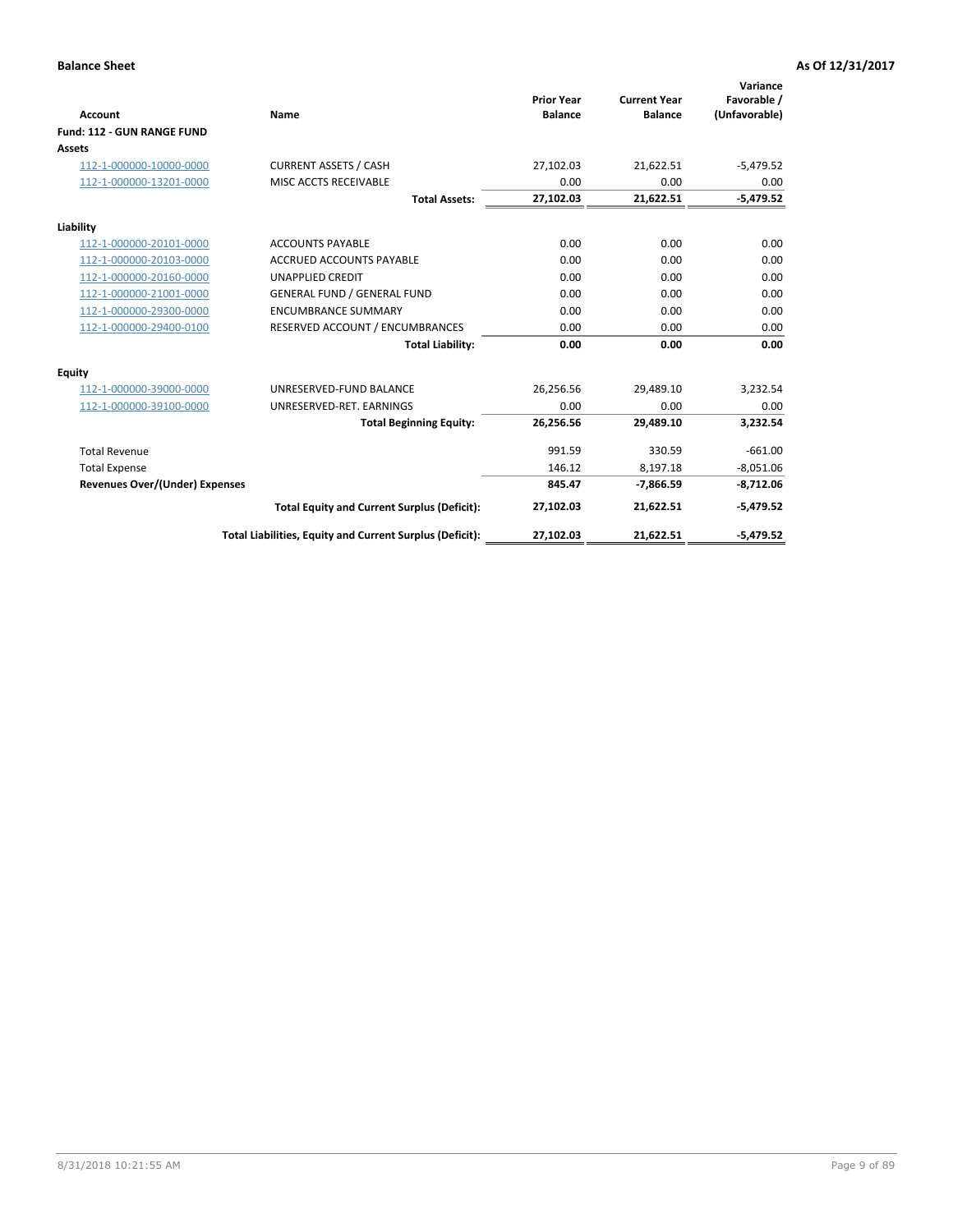**Balance Sheet** **As Of 12/31/2017**

| Account | Name | Prior Year Balance | Current Year Balance | Variance Favorable / (Unfavorable) |
|---|---|---|---|---|
| **Fund: 112 - GUN RANGE FUND** | | | | |
| **Assets** | | | | |
| 112-1-000000-10000-0000 | CURRENT ASSETS / CASH | 27,102.03 | 21,622.51 | -5,479.52 |
| 112-1-000000-13201-0000 | MISC ACCTS RECEIVABLE | 0.00 | 0.00 | 0.00 |
| | **Total Assets:** | **27,102.03** | **21,622.51** | **-5,479.52** |
| **Liability** | | | | |
| 112-1-000000-20101-0000 | ACCOUNTS PAYABLE | 0.00 | 0.00 | 0.00 |
| 112-1-000000-20103-0000 | ACCRUED ACCOUNTS PAYABLE | 0.00 | 0.00 | 0.00 |
| 112-1-000000-20160-0000 | UNAPPLIED CREDIT | 0.00 | 0.00 | 0.00 |
| 112-1-000000-21001-0000 | GENERAL FUND / GENERAL FUND | 0.00 | 0.00 | 0.00 |
| 112-1-000000-29300-0000 | ENCUMBRANCE SUMMARY | 0.00 | 0.00 | 0.00 |
| 112-1-000000-29400-0100 | RESERVED ACCOUNT / ENCUMBRANCES | 0.00 | 0.00 | 0.00 |
| | **Total Liability:** | **0.00** | **0.00** | **0.00** |
| **Equity** | | | | |
| 112-1-000000-39000-0000 | UNRESERVED-FUND BALANCE | 26,256.56 | 29,489.10 | 3,232.54 |
| 112-1-000000-39100-0000 | UNRESERVED-RET. EARNINGS | 0.00 | 0.00 | 0.00 |
| | **Total Beginning Equity:** | **26,256.56** | **29,489.10** | **3,232.54** |
| Total Revenue | | 991.59 | 330.59 | -661.00 |
| Total Expense | | 146.12 | 8,197.18 | -8,051.06 |
| **Revenues Over/(Under) Expenses** | | **845.47** | **-7,866.59** | **-8,712.06** |
| | **Total Equity and Current Surplus (Deficit):** | **27,102.03** | **21,622.51** | **-5,479.52** |
| | **Total Liabilities, Equity and Current Surplus (Deficit):** | **27,102.03** | **21,622.51** | **-5,479.52** |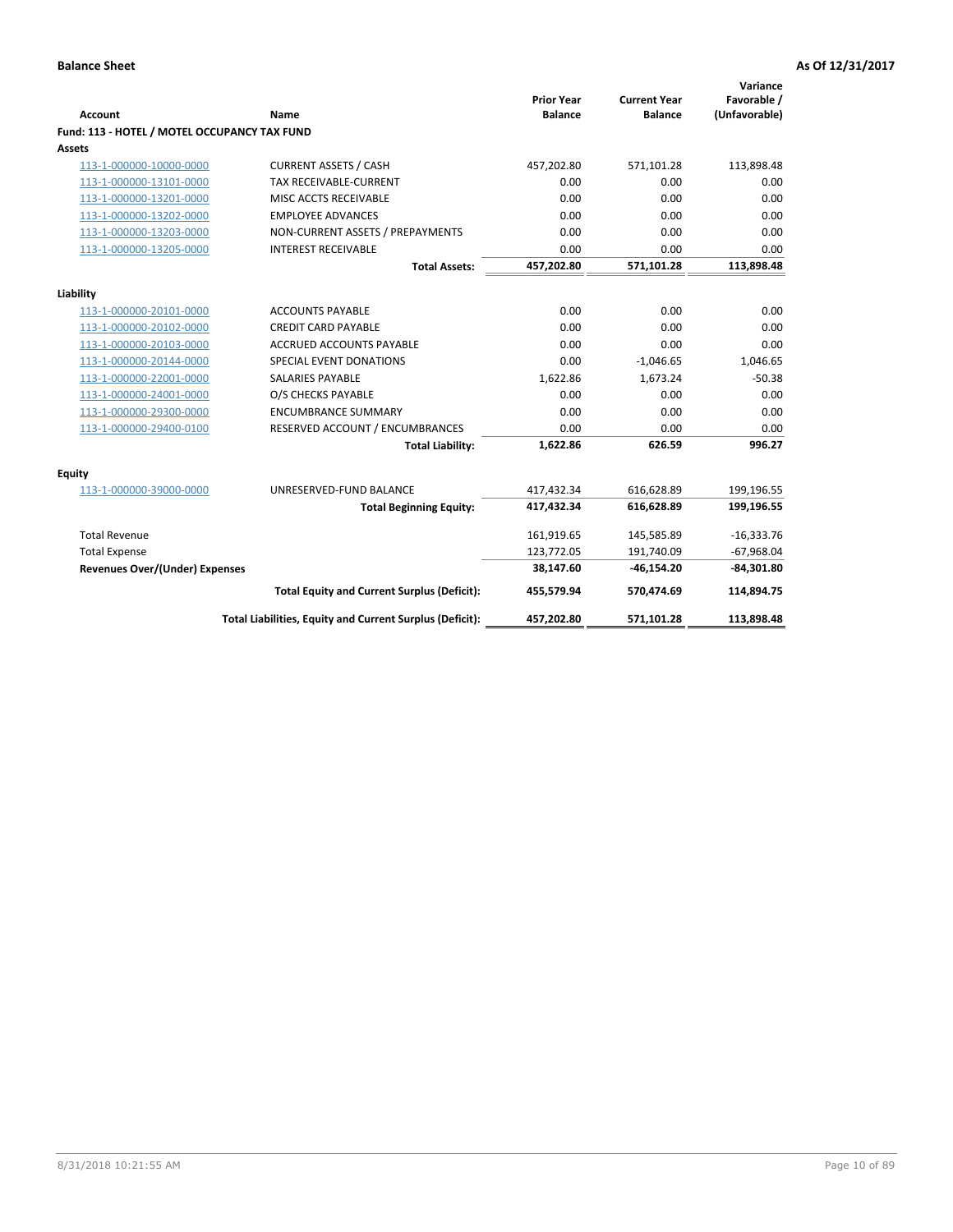**Balance Sheet** **As Of 12/31/2017**

| Account | Name | Prior Year Balance | Current Year Balance | Variance Favorable / (Unfavorable) |
|---|---|---|---|---|
| **Fund: 113 - HOTEL / MOTEL OCCUPANCY TAX FUND** | | | | |
| **Assets** | | | | |
| 113-1-000000-10000-0000 | CURRENT ASSETS / CASH | 457,202.80 | 571,101.28 | 113,898.48 |
| 113-1-000000-13101-0000 | TAX RECEIVABLE-CURRENT | 0.00 | 0.00 | 0.00 |
| 113-1-000000-13201-0000 | MISC ACCTS RECEIVABLE | 0.00 | 0.00 | 0.00 |
| 113-1-000000-13202-0000 | EMPLOYEE ADVANCES | 0.00 | 0.00 | 0.00 |
| 113-1-000000-13203-0000 | NON-CURRENT ASSETS / PREPAYMENTS | 0.00 | 0.00 | 0.00 |
| 113-1-000000-13205-0000 | INTEREST RECEIVABLE | 0.00 | 0.00 | 0.00 |
| | **Total Assets:** | **457,202.80** | **571,101.28** | **113,898.48** |
| **Liability** | | | | |
| 113-1-000000-20101-0000 | ACCOUNTS PAYABLE | 0.00 | 0.00 | 0.00 |
| 113-1-000000-20102-0000 | CREDIT CARD PAYABLE | 0.00 | 0.00 | 0.00 |
| 113-1-000000-20103-0000 | ACCRUED ACCOUNTS PAYABLE | 0.00 | 0.00 | 0.00 |
| 113-1-000000-20144-0000 | SPECIAL EVENT DONATIONS | 0.00 | -1,046.65 | 1,046.65 |
| 113-1-000000-22001-0000 | SALARIES PAYABLE | 1,622.86 | 1,673.24 | -50.38 |
| 113-1-000000-24001-0000 | O/S CHECKS PAYABLE | 0.00 | 0.00 | 0.00 |
| 113-1-000000-29300-0000 | ENCUMBRANCE SUMMARY | 0.00 | 0.00 | 0.00 |
| 113-1-000000-29400-0100 | RESERVED ACCOUNT / ENCUMBRANCES | 0.00 | 0.00 | 0.00 |
| | **Total Liability:** | **1,622.86** | **626.59** | **996.27** |
| **Equity** | | | | |
| 113-1-000000-39000-0000 | UNRESERVED-FUND BALANCE | 417,432.34 | 616,628.89 | 199,196.55 |
| | **Total Beginning Equity:** | **417,432.34** | **616,628.89** | **199,196.55** |
| Total Revenue | | 161,919.65 | 145,585.89 | -16,333.76 |
| Total Expense | | 123,772.05 | 191,740.09 | -67,968.04 |
| **Revenues Over/(Under) Expenses** | | **38,147.60** | **-46,154.20** | **-84,301.80** |
| | **Total Equity and Current Surplus (Deficit):** | **455,579.94** | **570,474.69** | **114,894.75** |
| | **Total Liabilities, Equity and Current Surplus (Deficit):** | **457,202.80** | **571,101.28** | **113,898.48** |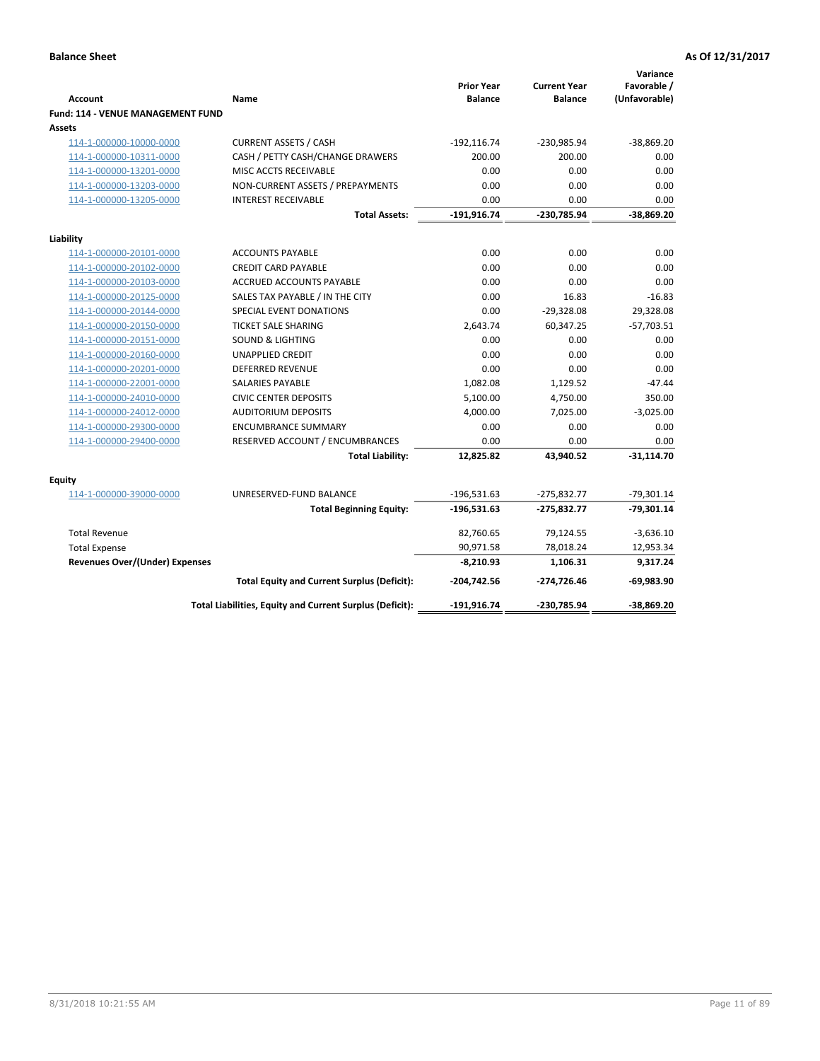**Balance Sheet** — **As Of 12/31/2017**

| Account | Name | Prior Year Balance | Current Year Balance | Variance Favorable / (Unfavorable) |
|---|---|---|---|---|
| **Fund: 114 - VENUE MANAGEMENT FUND** | | | | |
| **Assets** | | | | |
| 114-1-000000-10000-0000 | CURRENT ASSETS / CASH | -192,116.74 | -230,985.94 | -38,869.20 |
| 114-1-000000-10311-0000 | CASH / PETTY CASH/CHANGE DRAWERS | 200.00 | 200.00 | 0.00 |
| 114-1-000000-13201-0000 | MISC ACCTS RECEIVABLE | 0.00 | 0.00 | 0.00 |
| 114-1-000000-13203-0000 | NON-CURRENT ASSETS / PREPAYMENTS | 0.00 | 0.00 | 0.00 |
| 114-1-000000-13205-0000 | INTEREST RECEIVABLE | 0.00 | 0.00 | 0.00 |
| | **Total Assets:** | **-191,916.74** | **-230,785.94** | **-38,869.20** |
| **Liability** | | | | |
| 114-1-000000-20101-0000 | ACCOUNTS PAYABLE | 0.00 | 0.00 | 0.00 |
| 114-1-000000-20102-0000 | CREDIT CARD PAYABLE | 0.00 | 0.00 | 0.00 |
| 114-1-000000-20103-0000 | ACCRUED ACCOUNTS PAYABLE | 0.00 | 0.00 | 0.00 |
| 114-1-000000-20125-0000 | SALES TAX PAYABLE / IN THE CITY | 0.00 | 16.83 | -16.83 |
| 114-1-000000-20144-0000 | SPECIAL EVENT DONATIONS | 0.00 | -29,328.08 | 29,328.08 |
| 114-1-000000-20150-0000 | TICKET SALE SHARING | 2,643.74 | 60,347.25 | -57,703.51 |
| 114-1-000000-20151-0000 | SOUND & LIGHTING | 0.00 | 0.00 | 0.00 |
| 114-1-000000-20160-0000 | UNAPPLIED CREDIT | 0.00 | 0.00 | 0.00 |
| 114-1-000000-20201-0000 | DEFERRED REVENUE | 0.00 | 0.00 | 0.00 |
| 114-1-000000-22001-0000 | SALARIES PAYABLE | 1,082.08 | 1,129.52 | -47.44 |
| 114-1-000000-24010-0000 | CIVIC CENTER DEPOSITS | 5,100.00 | 4,750.00 | 350.00 |
| 114-1-000000-24012-0000 | AUDITORIUM DEPOSITS | 4,000.00 | 7,025.00 | -3,025.00 |
| 114-1-000000-29300-0000 | ENCUMBRANCE SUMMARY | 0.00 | 0.00 | 0.00 |
| 114-1-000000-29400-0000 | RESERVED ACCOUNT / ENCUMBRANCES | 0.00 | 0.00 | 0.00 |
| | **Total Liability:** | **12,825.82** | **43,940.52** | **-31,114.70** |
| **Equity** | | | | |
| 114-1-000000-39000-0000 | UNRESERVED-FUND BALANCE | -196,531.63 | -275,832.77 | -79,301.14 |
| | **Total Beginning Equity:** | **-196,531.63** | **-275,832.77** | **-79,301.14** |
| Total Revenue | | 82,760.65 | 79,124.55 | -3,636.10 |
| Total Expense | | 90,971.58 | 78,018.24 | 12,953.34 |
| **Revenues Over/(Under) Expenses** | | **-8,210.93** | **1,106.31** | **9,317.24** |
| | **Total Equity and Current Surplus (Deficit):** | **-204,742.56** | **-274,726.46** | **-69,983.90** |
| | **Total Liabilities, Equity and Current Surplus (Deficit):** | **-191,916.74** | **-230,785.94** | **-38,869.20** |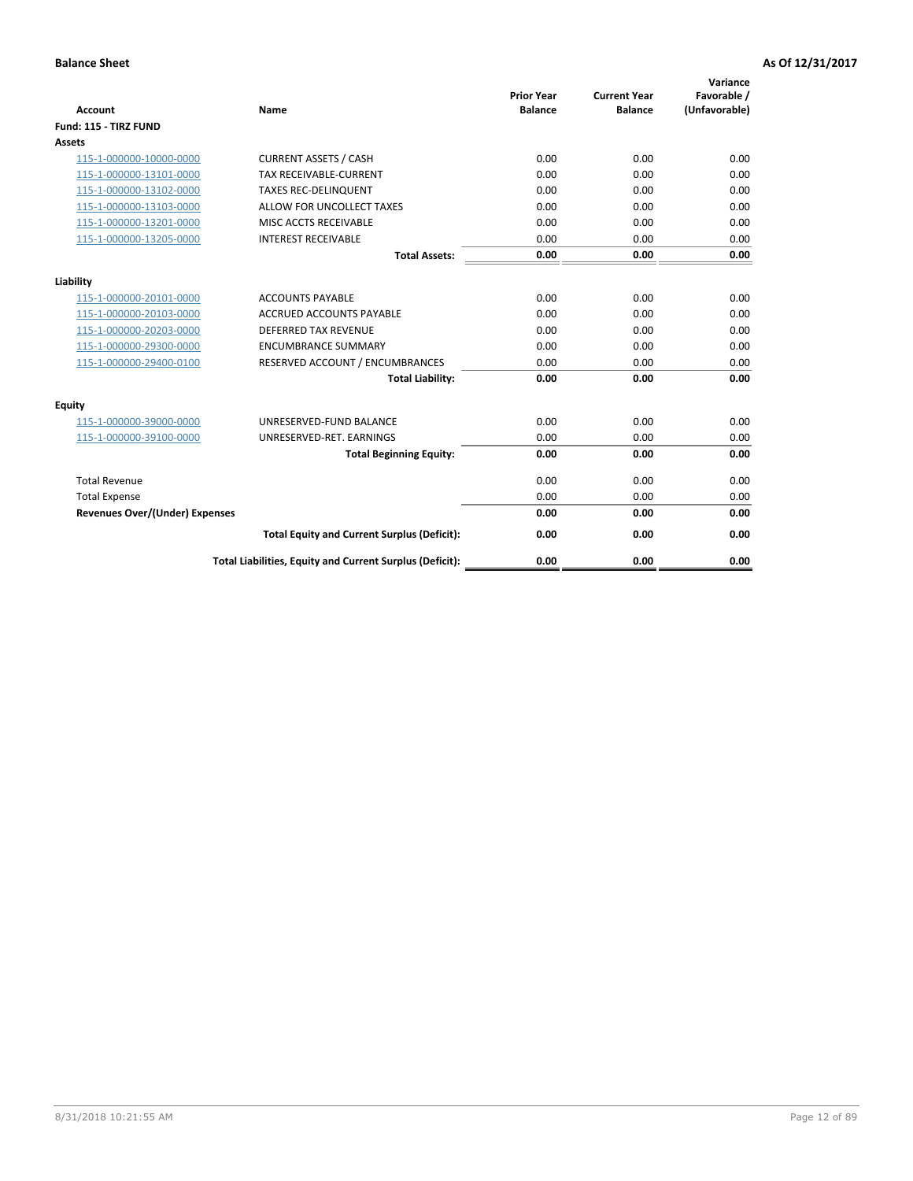**Balance Sheet** **As Of 12/31/2017**

| Account | Name | Prior Year Balance | Current Year Balance | Variance Favorable / (Unfavorable) |
|---|---|---|---|---|
| **Fund: 115 - TIRZ FUND** | | | | |
| **Assets** | | | | |
| 115-1-000000-10000-0000 | CURRENT ASSETS / CASH | 0.00 | 0.00 | 0.00 |
| 115-1-000000-13101-0000 | TAX RECEIVABLE-CURRENT | 0.00 | 0.00 | 0.00 |
| 115-1-000000-13102-0000 | TAXES REC-DELINQUENT | 0.00 | 0.00 | 0.00 |
| 115-1-000000-13103-0000 | ALLOW FOR UNCOLLECT TAXES | 0.00 | 0.00 | 0.00 |
| 115-1-000000-13201-0000 | MISC ACCTS RECEIVABLE | 0.00 | 0.00 | 0.00 |
| 115-1-000000-13205-0000 | INTEREST RECEIVABLE | 0.00 | 0.00 | 0.00 |
| | **Total Assets:** | **0.00** | **0.00** | **0.00** |
| **Liability** | | | | |
| 115-1-000000-20101-0000 | ACCOUNTS PAYABLE | 0.00 | 0.00 | 0.00 |
| 115-1-000000-20103-0000 | ACCRUED ACCOUNTS PAYABLE | 0.00 | 0.00 | 0.00 |
| 115-1-000000-20203-0000 | DEFERRED TAX REVENUE | 0.00 | 0.00 | 0.00 |
| 115-1-000000-29300-0000 | ENCUMBRANCE SUMMARY | 0.00 | 0.00 | 0.00 |
| 115-1-000000-29400-0100 | RESERVED ACCOUNT / ENCUMBRANCES | 0.00 | 0.00 | 0.00 |
| | **Total Liability:** | **0.00** | **0.00** | **0.00** |
| **Equity** | | | | |
| 115-1-000000-39000-0000 | UNRESERVED-FUND BALANCE | 0.00 | 0.00 | 0.00 |
| 115-1-000000-39100-0000 | UNRESERVED-RET. EARNINGS | 0.00 | 0.00 | 0.00 |
| | **Total Beginning Equity:** | **0.00** | **0.00** | **0.00** |
| Total Revenue | | 0.00 | 0.00 | 0.00 |
| Total Expense | | 0.00 | 0.00 | 0.00 |
| **Revenues Over/(Under) Expenses** | | **0.00** | **0.00** | **0.00** |
| | **Total Equity and Current Surplus (Deficit):** | **0.00** | **0.00** | **0.00** |
| | **Total Liabilities, Equity and Current Surplus (Deficit):** | **0.00** | **0.00** | **0.00** |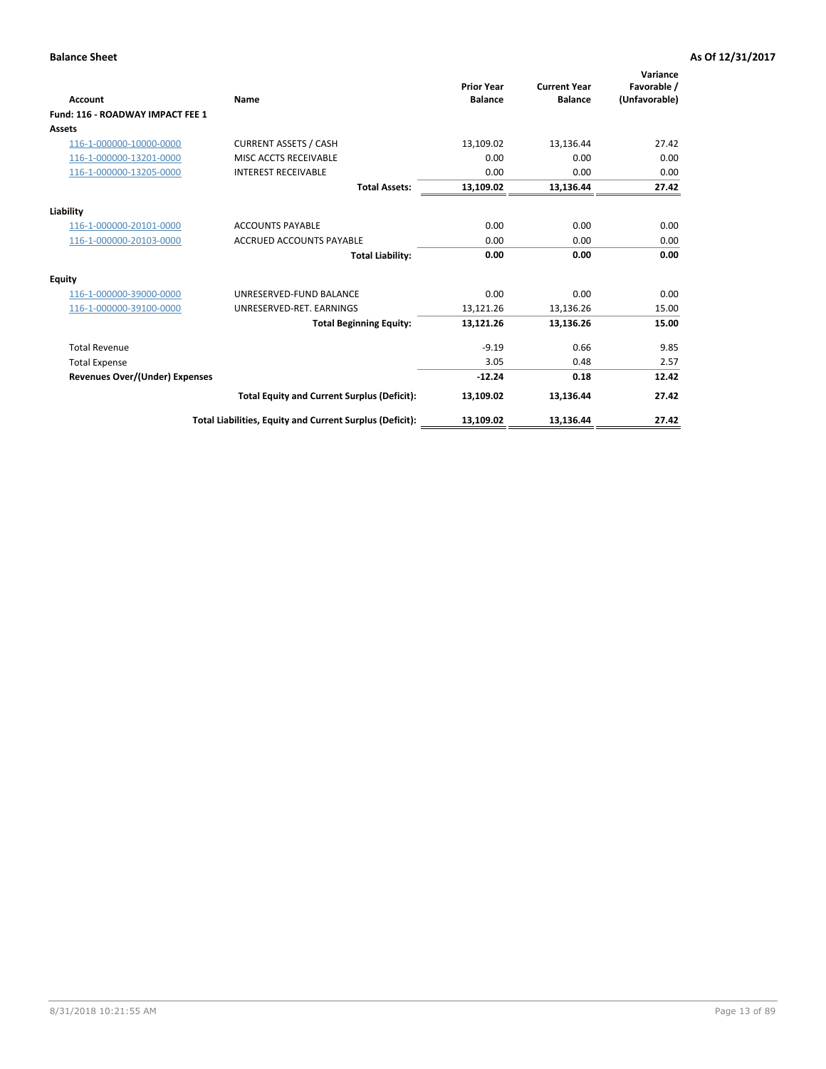**Balance Sheet** **As Of 12/31/2017**

| Account | Name | Prior Year Balance | Current Year Balance | Variance Favorable / (Unfavorable) |
|---|---|---|---|---|
| **Fund: 116 - ROADWAY IMPACT FEE 1** | | | | |
| **Assets** | | | | |
| 116-1-000000-10000-0000 | CURRENT ASSETS / CASH | 13,109.02 | 13,136.44 | 27.42 |
| 116-1-000000-13201-0000 | MISC ACCTS RECEIVABLE | 0.00 | 0.00 | 0.00 |
| 116-1-000000-13205-0000 | INTEREST RECEIVABLE | 0.00 | 0.00 | 0.00 |
| | **Total Assets:** | **13,109.02** | **13,136.44** | **27.42** |
| **Liability** | | | | |
| 116-1-000000-20101-0000 | ACCOUNTS PAYABLE | 0.00 | 0.00 | 0.00 |
| 116-1-000000-20103-0000 | ACCRUED ACCOUNTS PAYABLE | 0.00 | 0.00 | 0.00 |
| | **Total Liability:** | **0.00** | **0.00** | **0.00** |
| **Equity** | | | | |
| 116-1-000000-39000-0000 | UNRESERVED-FUND BALANCE | 0.00 | 0.00 | 0.00 |
| 116-1-000000-39100-0000 | UNRESERVED-RET. EARNINGS | 13,121.26 | 13,136.26 | 15.00 |
| | **Total Beginning Equity:** | **13,121.26** | **13,136.26** | **15.00** |
| Total Revenue | | -9.19 | 0.66 | 9.85 |
| Total Expense | | 3.05 | 0.48 | 2.57 |
| **Revenues Over/(Under) Expenses** | | **-12.24** | **0.18** | **12.42** |
| | **Total Equity and Current Surplus (Deficit):** | **13,109.02** | **13,136.44** | **27.42** |
| | **Total Liabilities, Equity and Current Surplus (Deficit):** | **13,109.02** | **13,136.44** | **27.42** |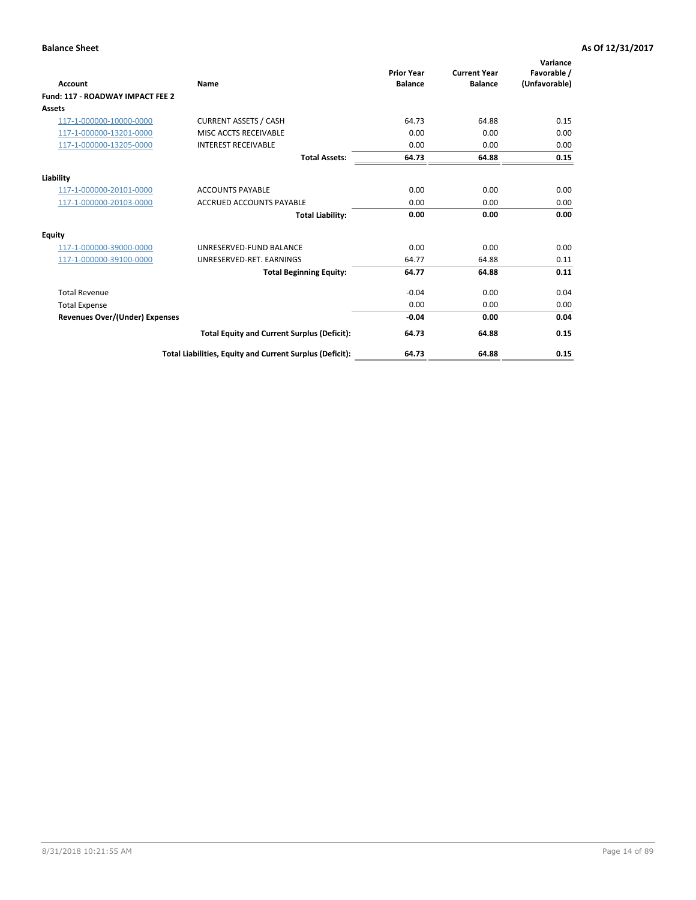**Balance Sheet** | **As Of 12/31/2017**

| Account | Name | Prior Year Balance | Current Year Balance | Variance Favorable / (Unfavorable) |
|---|---|---|---|---|
| **Fund: 117 - ROADWAY IMPACT FEE 2** | | | | |
| **Assets** | | | | |
| 117-1-000000-10000-0000 | CURRENT ASSETS / CASH | 64.73 | 64.88 | 0.15 |
| 117-1-000000-13201-0000 | MISC ACCTS RECEIVABLE | 0.00 | 0.00 | 0.00 |
| 117-1-000000-13205-0000 | INTEREST RECEIVABLE | 0.00 | 0.00 | 0.00 |
| | **Total Assets:** | **64.73** | **64.88** | **0.15** |
| **Liability** | | | | |
| 117-1-000000-20101-0000 | ACCOUNTS PAYABLE | 0.00 | 0.00 | 0.00 |
| 117-1-000000-20103-0000 | ACCRUED ACCOUNTS PAYABLE | 0.00 | 0.00 | 0.00 |
| | **Total Liability:** | **0.00** | **0.00** | **0.00** |
| **Equity** | | | | |
| 117-1-000000-39000-0000 | UNRESERVED-FUND BALANCE | 0.00 | 0.00 | 0.00 |
| 117-1-000000-39100-0000 | UNRESERVED-RET. EARNINGS | 64.77 | 64.88 | 0.11 |
| | **Total Beginning Equity:** | **64.77** | **64.88** | **0.11** |
| Total Revenue | | -0.04 | 0.00 | 0.04 |
| Total Expense | | 0.00 | 0.00 | 0.00 |
| **Revenues Over/(Under) Expenses** | | **-0.04** | **0.00** | **0.04** |
| | **Total Equity and Current Surplus (Deficit):** | **64.73** | **64.88** | **0.15** |
| | **Total Liabilities, Equity and Current Surplus (Deficit):** | **64.73** | **64.88** | **0.15** |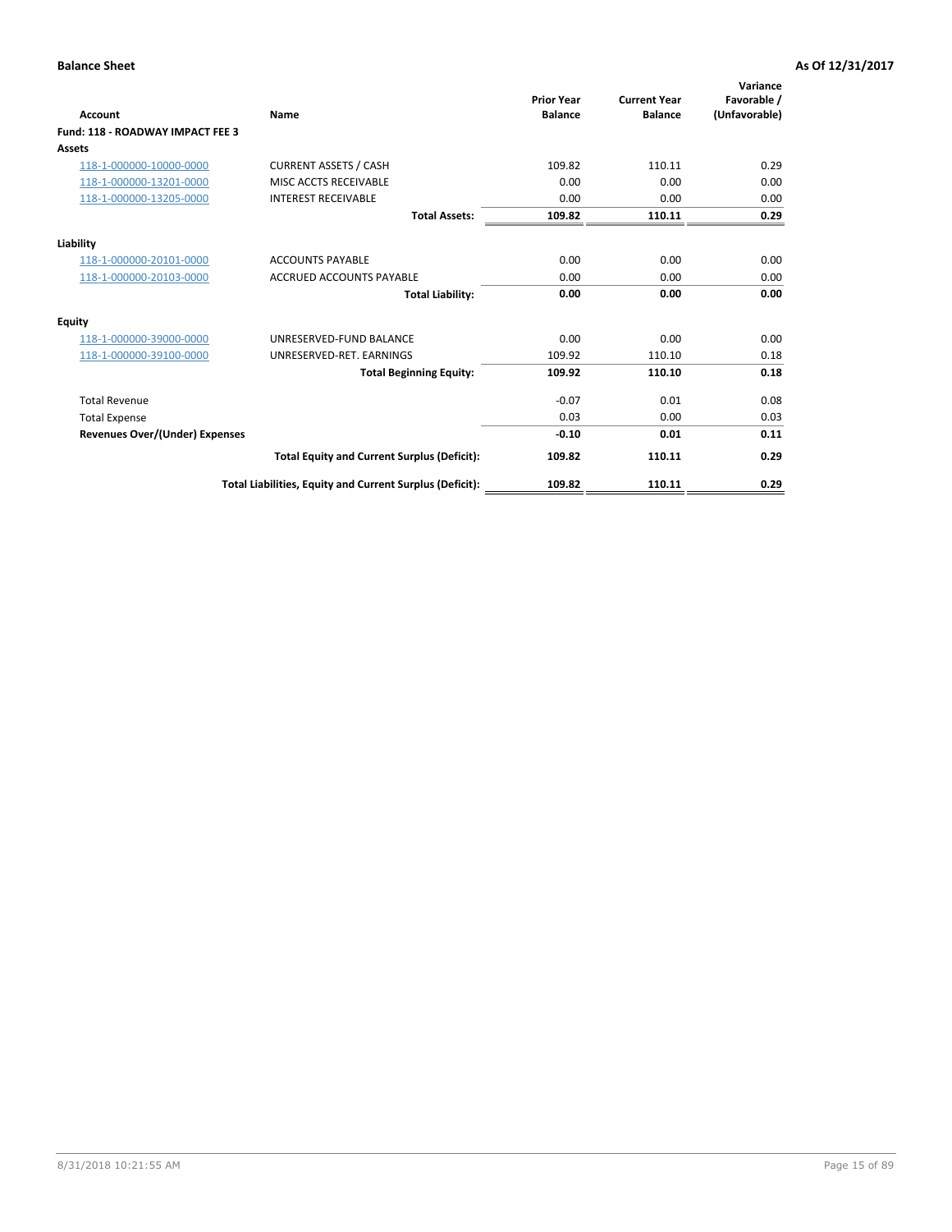**Balance Sheet** **As Of 12/31/2017**

| Account | Name | Prior Year Balance | Current Year Balance | Variance Favorable / (Unfavorable) |
|---|---|---|---|---|
| **Fund: 118 - ROADWAY IMPACT FEE 3** | | | | |
| **Assets** | | | | |
| 118-1-000000-10000-0000 | CURRENT ASSETS / CASH | 109.82 | 110.11 | 0.29 |
| 118-1-000000-13201-0000 | MISC ACCTS RECEIVABLE | 0.00 | 0.00 | 0.00 |
| 118-1-000000-13205-0000 | INTEREST RECEIVABLE | 0.00 | 0.00 | 0.00 |
| | **Total Assets:** | **109.82** | **110.11** | **0.29** |
| **Liability** | | | | |
| 118-1-000000-20101-0000 | ACCOUNTS PAYABLE | 0.00 | 0.00 | 0.00 |
| 118-1-000000-20103-0000 | ACCRUED ACCOUNTS PAYABLE | 0.00 | 0.00 | 0.00 |
| | **Total Liability:** | **0.00** | **0.00** | **0.00** |
| **Equity** | | | | |
| 118-1-000000-39000-0000 | UNRESERVED-FUND BALANCE | 0.00 | 0.00 | 0.00 |
| 118-1-000000-39100-0000 | UNRESERVED-RET. EARNINGS | 109.92 | 110.10 | 0.18 |
| | **Total Beginning Equity:** | **109.92** | **110.10** | **0.18** |
| Total Revenue | | -0.07 | 0.01 | 0.08 |
| Total Expense | | 0.03 | 0.00 | 0.03 |
| **Revenues Over/(Under) Expenses** | | **-0.10** | **0.01** | **0.11** |
| | **Total Equity and Current Surplus (Deficit):** | **109.82** | **110.11** | **0.29** |
| | **Total Liabilities, Equity and Current Surplus (Deficit):** | **109.82** | **110.11** | **0.29** |

8/31/2018 10:21:55 AM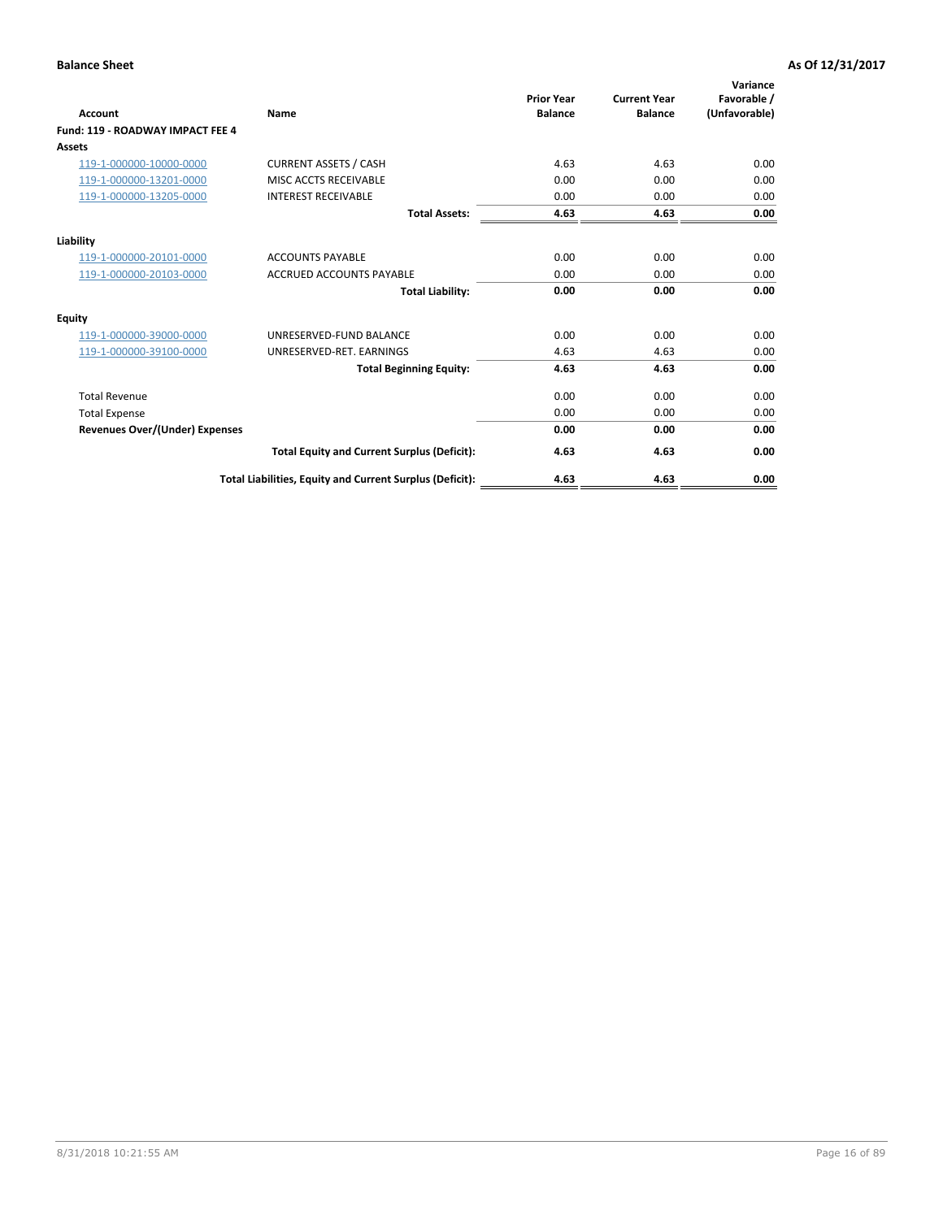**Balance Sheet** **As Of 12/31/2017**

| Account | Name | Prior Year Balance | Current Year Balance | Variance Favorable / (Unfavorable) |
|---|---|---|---|---|
| **Fund: 119 - ROADWAY IMPACT FEE 4** | | | | |
| **Assets** | | | | |
| 119-1-000000-10000-0000 | CURRENT ASSETS / CASH | 4.63 | 4.63 | 0.00 |
| 119-1-000000-13201-0000 | MISC ACCTS RECEIVABLE | 0.00 | 0.00 | 0.00 |
| 119-1-000000-13205-0000 | INTEREST RECEIVABLE | 0.00 | 0.00 | 0.00 |
| | **Total Assets:** | **4.63** | **4.63** | **0.00** |
| **Liability** | | | | |
| 119-1-000000-20101-0000 | ACCOUNTS PAYABLE | 0.00 | 0.00 | 0.00 |
| 119-1-000000-20103-0000 | ACCRUED ACCOUNTS PAYABLE | 0.00 | 0.00 | 0.00 |
| | **Total Liability:** | **0.00** | **0.00** | **0.00** |
| **Equity** | | | | |
| 119-1-000000-39000-0000 | UNRESERVED-FUND BALANCE | 0.00 | 0.00 | 0.00 |
| 119-1-000000-39100-0000 | UNRESERVED-RET. EARNINGS | 4.63 | 4.63 | 0.00 |
| | **Total Beginning Equity:** | **4.63** | **4.63** | **0.00** |
| Total Revenue | | 0.00 | 0.00 | 0.00 |
| Total Expense | | 0.00 | 0.00 | 0.00 |
| **Revenues Over/(Under) Expenses** | | **0.00** | **0.00** | **0.00** |
| | **Total Equity and Current Surplus (Deficit):** | **4.63** | **4.63** | **0.00** |
| | **Total Liabilities, Equity and Current Surplus (Deficit):** | **4.63** | **4.63** | **0.00** |

8/31/2018 10:21:55 AM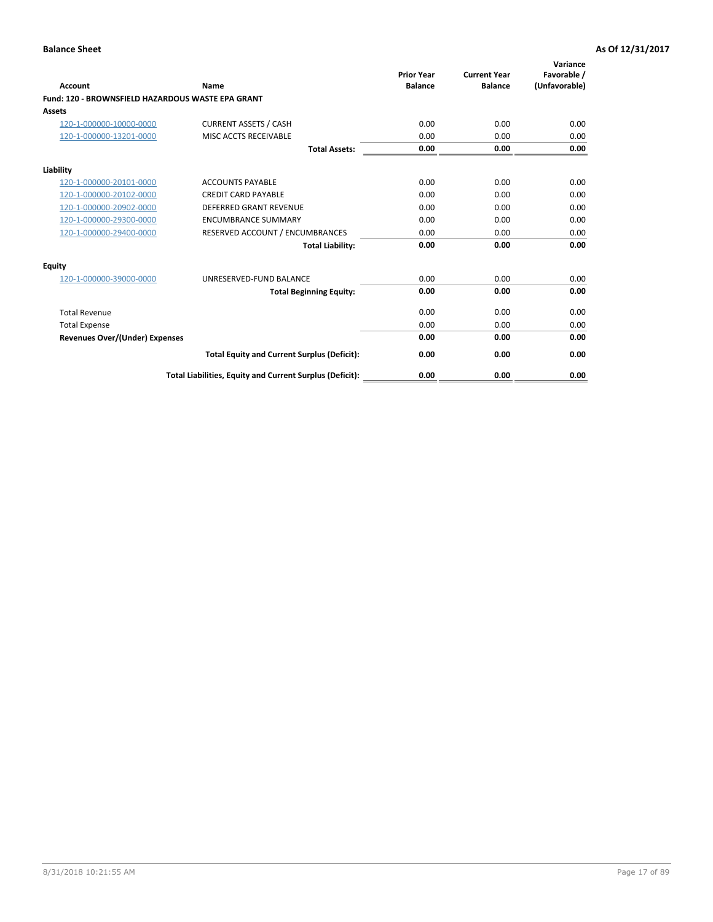**Balance Sheet** **As Of 12/31/2017**

| Account | Name | Prior Year Balance | Current Year Balance | Variance Favorable / (Unfavorable) |
|---|---|---|---|---|
| **Fund: 120 - BROWNSFIELD HAZARDOUS WASTE EPA GRANT** | | | | |
| **Assets** | | | | |
| 120-1-000000-10000-0000 | CURRENT ASSETS / CASH | 0.00 | 0.00 | 0.00 |
| 120-1-000000-13201-0000 | MISC ACCTS RECEIVABLE | 0.00 | 0.00 | 0.00 |
| | **Total Assets:** | **0.00** | **0.00** | **0.00** |
| **Liability** | | | | |
| 120-1-000000-20101-0000 | ACCOUNTS PAYABLE | 0.00 | 0.00 | 0.00 |
| 120-1-000000-20102-0000 | CREDIT CARD PAYABLE | 0.00 | 0.00 | 0.00 |
| 120-1-000000-20902-0000 | DEFERRED GRANT REVENUE | 0.00 | 0.00 | 0.00 |
| 120-1-000000-29300-0000 | ENCUMBRANCE SUMMARY | 0.00 | 0.00 | 0.00 |
| 120-1-000000-29400-0000 | RESERVED ACCOUNT / ENCUMBRANCES | 0.00 | 0.00 | 0.00 |
| | **Total Liability:** | **0.00** | **0.00** | **0.00** |
| **Equity** | | | | |
| 120-1-000000-39000-0000 | UNRESERVED-FUND BALANCE | 0.00 | 0.00 | 0.00 |
| | **Total Beginning Equity:** | **0.00** | **0.00** | **0.00** |
| Total Revenue | | 0.00 | 0.00 | 0.00 |
| Total Expense | | 0.00 | 0.00 | 0.00 |
| **Revenues Over/(Under) Expenses** | | **0.00** | **0.00** | **0.00** |
| | **Total Equity and Current Surplus (Deficit):** | **0.00** | **0.00** | **0.00** |
| | **Total Liabilities, Equity and Current Surplus (Deficit):** | **0.00** | **0.00** | **0.00** |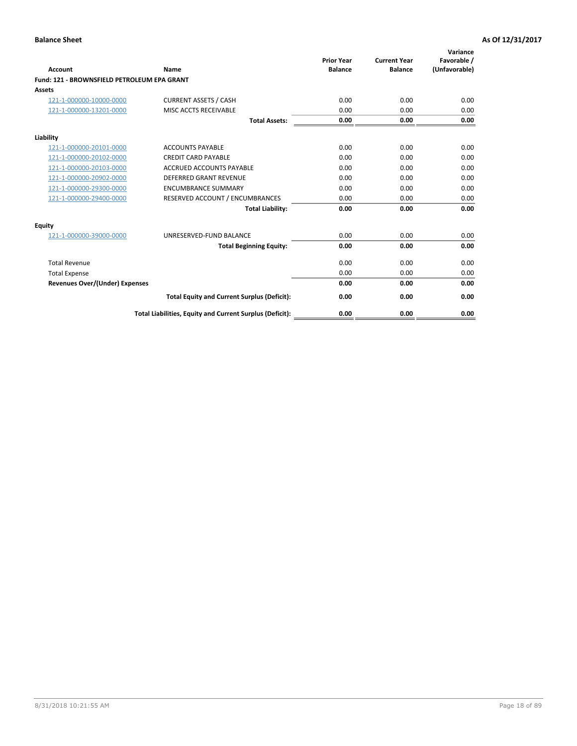**Balance Sheet** **As Of 12/31/2017**

| Account | Name | Prior Year Balance | Current Year Balance | Variance Favorable / (Unfavorable) |
|---|---|---|---|---|
| **Fund: 121 - BROWNSFIELD PETROLEUM EPA GRANT** | | | | |
| **Assets** | | | | |
| 121-1-000000-10000-0000 | CURRENT ASSETS / CASH | 0.00 | 0.00 | 0.00 |
| 121-1-000000-13201-0000 | MISC ACCTS RECEIVABLE | 0.00 | 0.00 | 0.00 |
| | **Total Assets:** | **0.00** | **0.00** | **0.00** |
| **Liability** | | | | |
| 121-1-000000-20101-0000 | ACCOUNTS PAYABLE | 0.00 | 0.00 | 0.00 |
| 121-1-000000-20102-0000 | CREDIT CARD PAYABLE | 0.00 | 0.00 | 0.00 |
| 121-1-000000-20103-0000 | ACCRUED ACCOUNTS PAYABLE | 0.00 | 0.00 | 0.00 |
| 121-1-000000-20902-0000 | DEFERRED GRANT REVENUE | 0.00 | 0.00 | 0.00 |
| 121-1-000000-29300-0000 | ENCUMBRANCE SUMMARY | 0.00 | 0.00 | 0.00 |
| 121-1-000000-29400-0000 | RESERVED ACCOUNT / ENCUMBRANCES | 0.00 | 0.00 | 0.00 |
| | **Total Liability:** | **0.00** | **0.00** | **0.00** |
| **Equity** | | | | |
| 121-1-000000-39000-0000 | UNRESERVED-FUND BALANCE | 0.00 | 0.00 | 0.00 |
| | **Total Beginning Equity:** | **0.00** | **0.00** | **0.00** |
| Total Revenue | | 0.00 | 0.00 | 0.00 |
| Total Expense | | 0.00 | 0.00 | 0.00 |
| **Revenues Over/(Under) Expenses** | | **0.00** | **0.00** | **0.00** |
| | **Total Equity and Current Surplus (Deficit):** | **0.00** | **0.00** | **0.00** |
| | **Total Liabilities, Equity and Current Surplus (Deficit):** | **0.00** | **0.00** | **0.00** |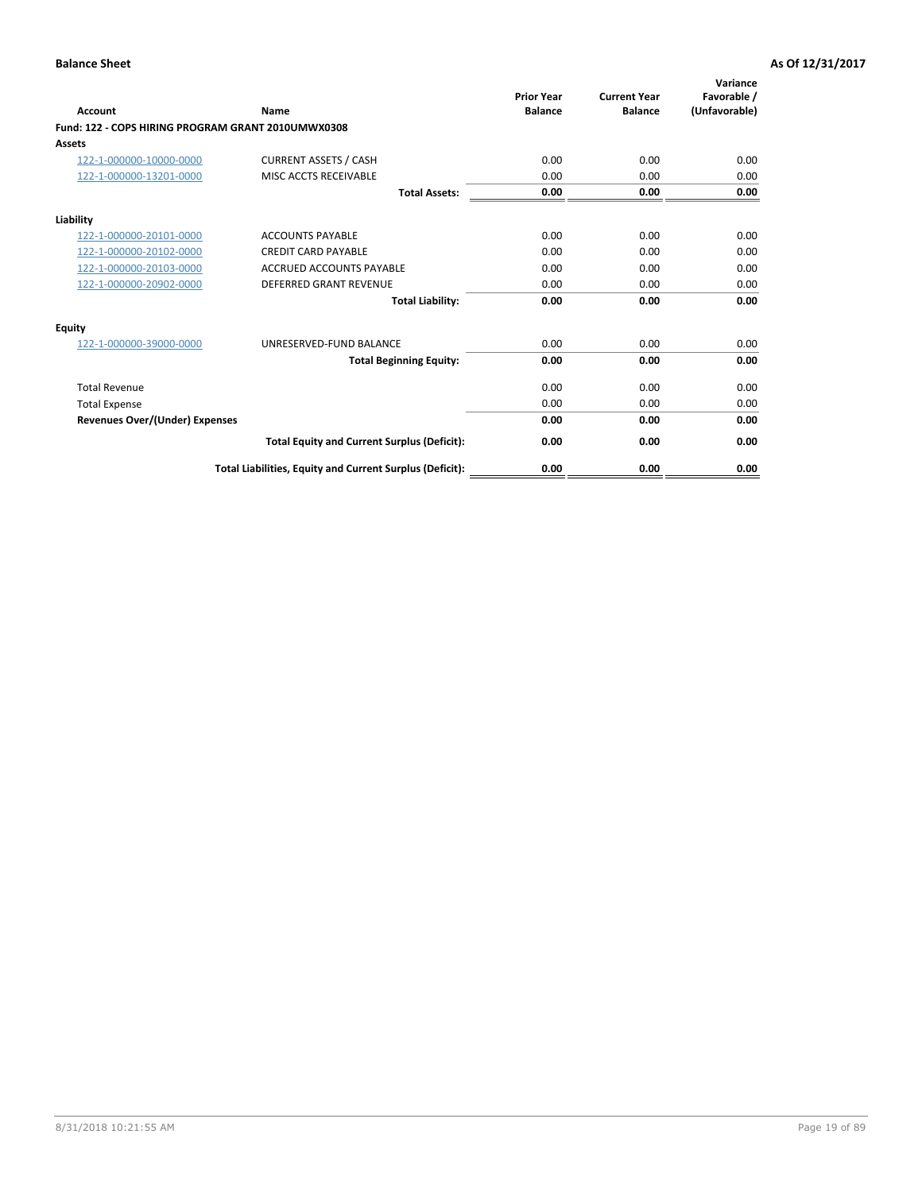**Balance Sheet** **As Of 12/31/2017**

| Account | Name | Prior Year Balance | Current Year Balance | Variance Favorable / (Unfavorable) |
|---|---|---|---|---|
| **Fund: 122 - COPS HIRING PROGRAM GRANT 2010UMWX0308** | | | | |
| **Assets** | | | | |
| 122-1-000000-10000-0000 | CURRENT ASSETS / CASH | 0.00 | 0.00 | 0.00 |
| 122-1-000000-13201-0000 | MISC ACCTS RECEIVABLE | 0.00 | 0.00 | 0.00 |
| | **Total Assets:** | **0.00** | **0.00** | **0.00** |
| **Liability** | | | | |
| 122-1-000000-20101-0000 | ACCOUNTS PAYABLE | 0.00 | 0.00 | 0.00 |
| 122-1-000000-20102-0000 | CREDIT CARD PAYABLE | 0.00 | 0.00 | 0.00 |
| 122-1-000000-20103-0000 | ACCRUED ACCOUNTS PAYABLE | 0.00 | 0.00 | 0.00 |
| 122-1-000000-20902-0000 | DEFERRED GRANT REVENUE | 0.00 | 0.00 | 0.00 |
| | **Total Liability:** | **0.00** | **0.00** | **0.00** |
| **Equity** | | | | |
| 122-1-000000-39000-0000 | UNRESERVED-FUND BALANCE | 0.00 | 0.00 | 0.00 |
| | **Total Beginning Equity:** | **0.00** | **0.00** | **0.00** |
| Total Revenue | | 0.00 | 0.00 | 0.00 |
| Total Expense | | 0.00 | 0.00 | 0.00 |
| **Revenues Over/(Under) Expenses** | | **0.00** | **0.00** | **0.00** |
| | **Total Equity and Current Surplus (Deficit):** | **0.00** | **0.00** | **0.00** |
| | **Total Liabilities, Equity and Current Surplus (Deficit):** | **0.00** | **0.00** | **0.00** |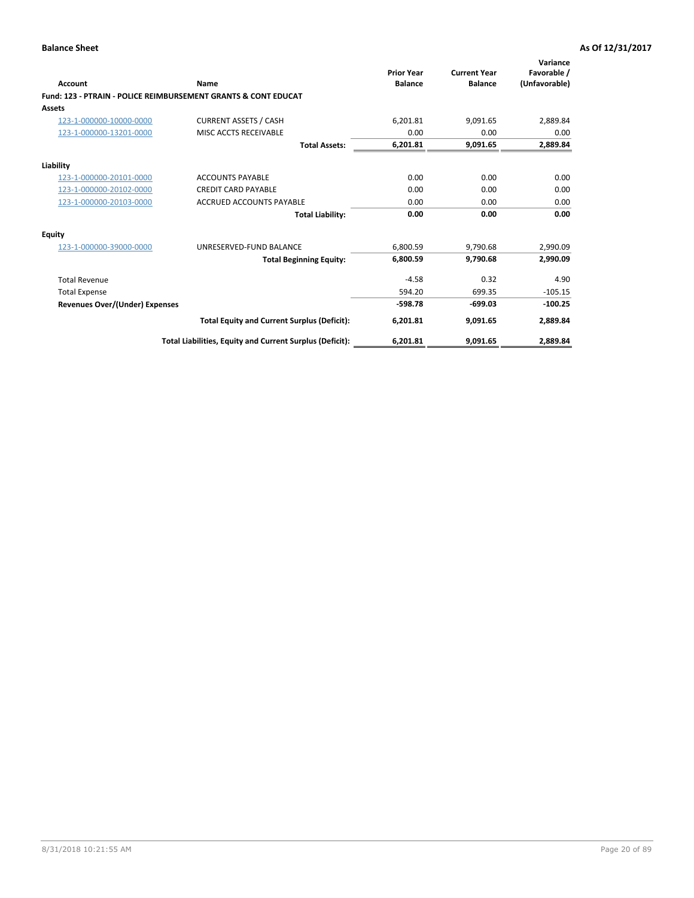**Balance Sheet** — As Of 12/31/2017

| Account | Name | Prior Year Balance | Current Year Balance | Variance Favorable / (Unfavorable) |
|---|---|---|---|---|
| **Fund: 123 - PTRAIN - POLICE REIMBURSEMENT GRANTS & CONT EDUCAT** | | | | |
| **Assets** | | | | |
| 123-1-000000-10000-0000 | CURRENT ASSETS / CASH | 6,201.81 | 9,091.65 | 2,889.84 |
| 123-1-000000-13201-0000 | MISC ACCTS RECEIVABLE | 0.00 | 0.00 | 0.00 |
| | **Total Assets:** | **6,201.81** | **9,091.65** | **2,889.84** |
| **Liability** | | | | |
| 123-1-000000-20101-0000 | ACCOUNTS PAYABLE | 0.00 | 0.00 | 0.00 |
| 123-1-000000-20102-0000 | CREDIT CARD PAYABLE | 0.00 | 0.00 | 0.00 |
| 123-1-000000-20103-0000 | ACCRUED ACCOUNTS PAYABLE | 0.00 | 0.00 | 0.00 |
| | **Total Liability:** | **0.00** | **0.00** | **0.00** |
| **Equity** | | | | |
| 123-1-000000-39000-0000 | UNRESERVED-FUND BALANCE | 6,800.59 | 9,790.68 | 2,990.09 |
| | **Total Beginning Equity:** | **6,800.59** | **9,790.68** | **2,990.09** |
| Total Revenue | | -4.58 | 0.32 | 4.90 |
| Total Expense | | 594.20 | 699.35 | -105.15 |
| **Revenues Over/(Under) Expenses** | | **-598.78** | **-699.03** | **-100.25** |
| | **Total Equity and Current Surplus (Deficit):** | **6,201.81** | **9,091.65** | **2,889.84** |
| | **Total Liabilities, Equity and Current Surplus (Deficit):** | **6,201.81** | **9,091.65** | **2,889.84** |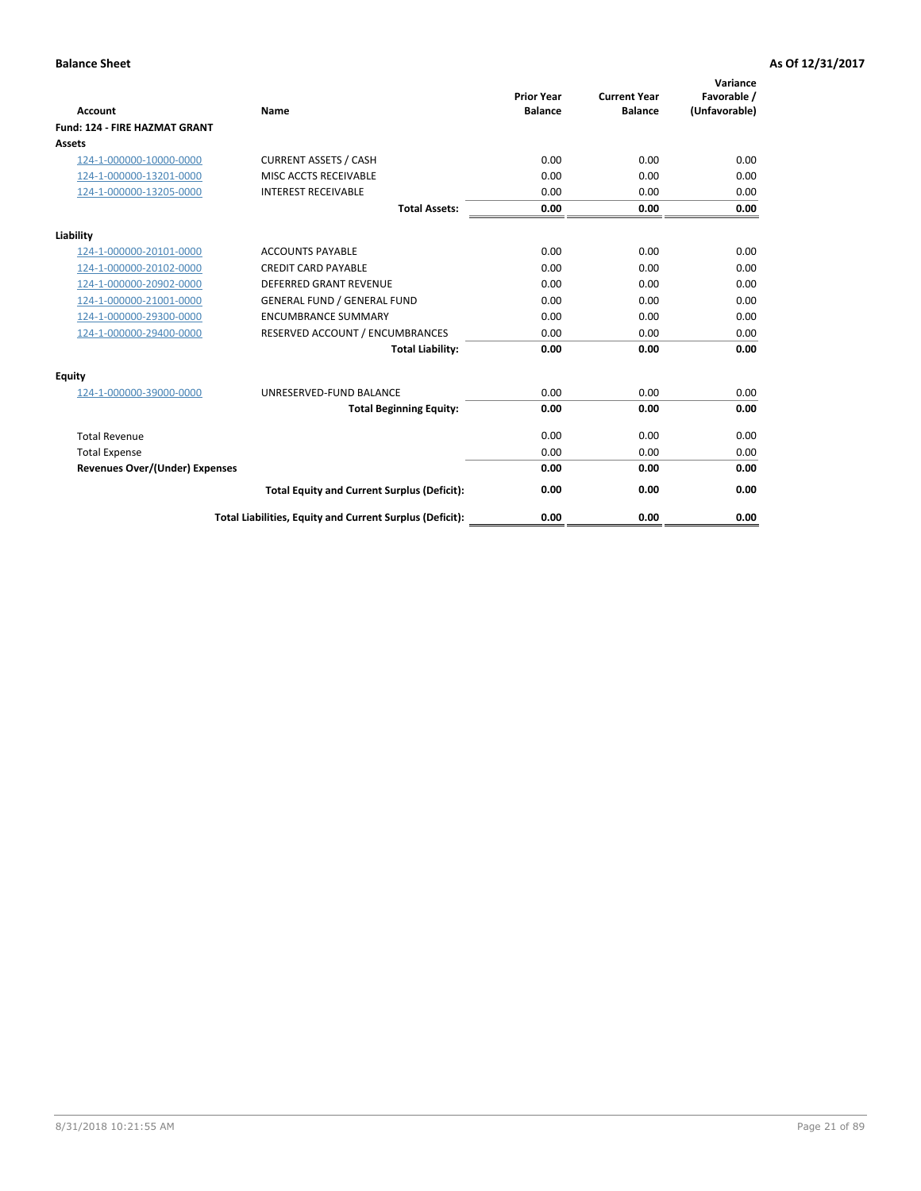**Balance Sheet** **As Of 12/31/2017**

| Account | Name | Prior Year Balance | Current Year Balance | Variance Favorable / (Unfavorable) |
|---|---|---|---|---|
| **Fund: 124 - FIRE HAZMAT GRANT** | | | | |
| **Assets** | | | | |
| 124-1-000000-10000-0000 | CURRENT ASSETS / CASH | 0.00 | 0.00 | 0.00 |
| 124-1-000000-13201-0000 | MISC ACCTS RECEIVABLE | 0.00 | 0.00 | 0.00 |
| 124-1-000000-13205-0000 | INTEREST RECEIVABLE | 0.00 | 0.00 | 0.00 |
| | **Total Assets:** | **0.00** | **0.00** | **0.00** |
| **Liability** | | | | |
| 124-1-000000-20101-0000 | ACCOUNTS PAYABLE | 0.00 | 0.00 | 0.00 |
| 124-1-000000-20102-0000 | CREDIT CARD PAYABLE | 0.00 | 0.00 | 0.00 |
| 124-1-000000-20902-0000 | DEFERRED GRANT REVENUE | 0.00 | 0.00 | 0.00 |
| 124-1-000000-21001-0000 | GENERAL FUND / GENERAL FUND | 0.00 | 0.00 | 0.00 |
| 124-1-000000-29300-0000 | ENCUMBRANCE SUMMARY | 0.00 | 0.00 | 0.00 |
| 124-1-000000-29400-0000 | RESERVED ACCOUNT / ENCUMBRANCES | 0.00 | 0.00 | 0.00 |
| | **Total Liability:** | **0.00** | **0.00** | **0.00** |
| **Equity** | | | | |
| 124-1-000000-39000-0000 | UNRESERVED-FUND BALANCE | 0.00 | 0.00 | 0.00 |
| | **Total Beginning Equity:** | **0.00** | **0.00** | **0.00** |
| Total Revenue | | 0.00 | 0.00 | 0.00 |
| Total Expense | | 0.00 | 0.00 | 0.00 |
| **Revenues Over/(Under) Expenses** | | **0.00** | **0.00** | **0.00** |
| | **Total Equity and Current Surplus (Deficit):** | **0.00** | **0.00** | **0.00** |
| | **Total Liabilities, Equity and Current Surplus (Deficit):** | **0.00** | **0.00** | **0.00** |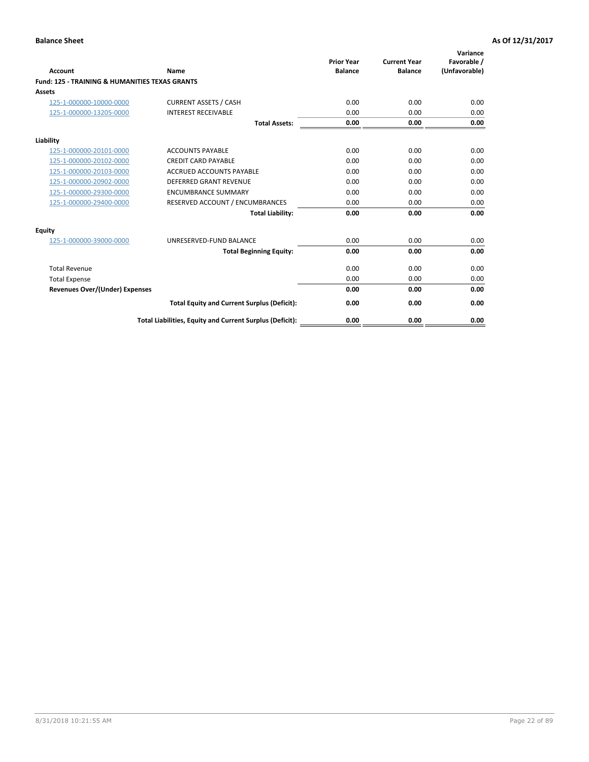**Balance Sheet** **As Of 12/31/2017**

| Account | Name | Prior Year Balance | Current Year Balance | Variance Favorable / (Unfavorable) |
|---|---|---|---|---|
| **Fund: 125 - TRAINING & HUMANITIES TEXAS GRANTS** | | | | |
| **Assets** | | | | |
| 125-1-000000-10000-0000 | CURRENT ASSETS / CASH | 0.00 | 0.00 | 0.00 |
| 125-1-000000-13205-0000 | INTEREST RECEIVABLE | 0.00 | 0.00 | 0.00 |
| | **Total Assets:** | **0.00** | **0.00** | **0.00** |
| **Liability** | | | | |
| 125-1-000000-20101-0000 | ACCOUNTS PAYABLE | 0.00 | 0.00 | 0.00 |
| 125-1-000000-20102-0000 | CREDIT CARD PAYABLE | 0.00 | 0.00 | 0.00 |
| 125-1-000000-20103-0000 | ACCRUED ACCOUNTS PAYABLE | 0.00 | 0.00 | 0.00 |
| 125-1-000000-20902-0000 | DEFERRED GRANT REVENUE | 0.00 | 0.00 | 0.00 |
| 125-1-000000-29300-0000 | ENCUMBRANCE SUMMARY | 0.00 | 0.00 | 0.00 |
| 125-1-000000-29400-0000 | RESERVED ACCOUNT / ENCUMBRANCES | 0.00 | 0.00 | 0.00 |
| | **Total Liability:** | **0.00** | **0.00** | **0.00** |
| **Equity** | | | | |
| 125-1-000000-39000-0000 | UNRESERVED-FUND BALANCE | 0.00 | 0.00 | 0.00 |
| | **Total Beginning Equity:** | **0.00** | **0.00** | **0.00** |
| Total Revenue | | 0.00 | 0.00 | 0.00 |
| Total Expense | | 0.00 | 0.00 | 0.00 |
| **Revenues Over/(Under) Expenses** | | **0.00** | **0.00** | **0.00** |
| | **Total Equity and Current Surplus (Deficit):** | **0.00** | **0.00** | **0.00** |
| | **Total Liabilities, Equity and Current Surplus (Deficit):** | **0.00** | **0.00** | **0.00** |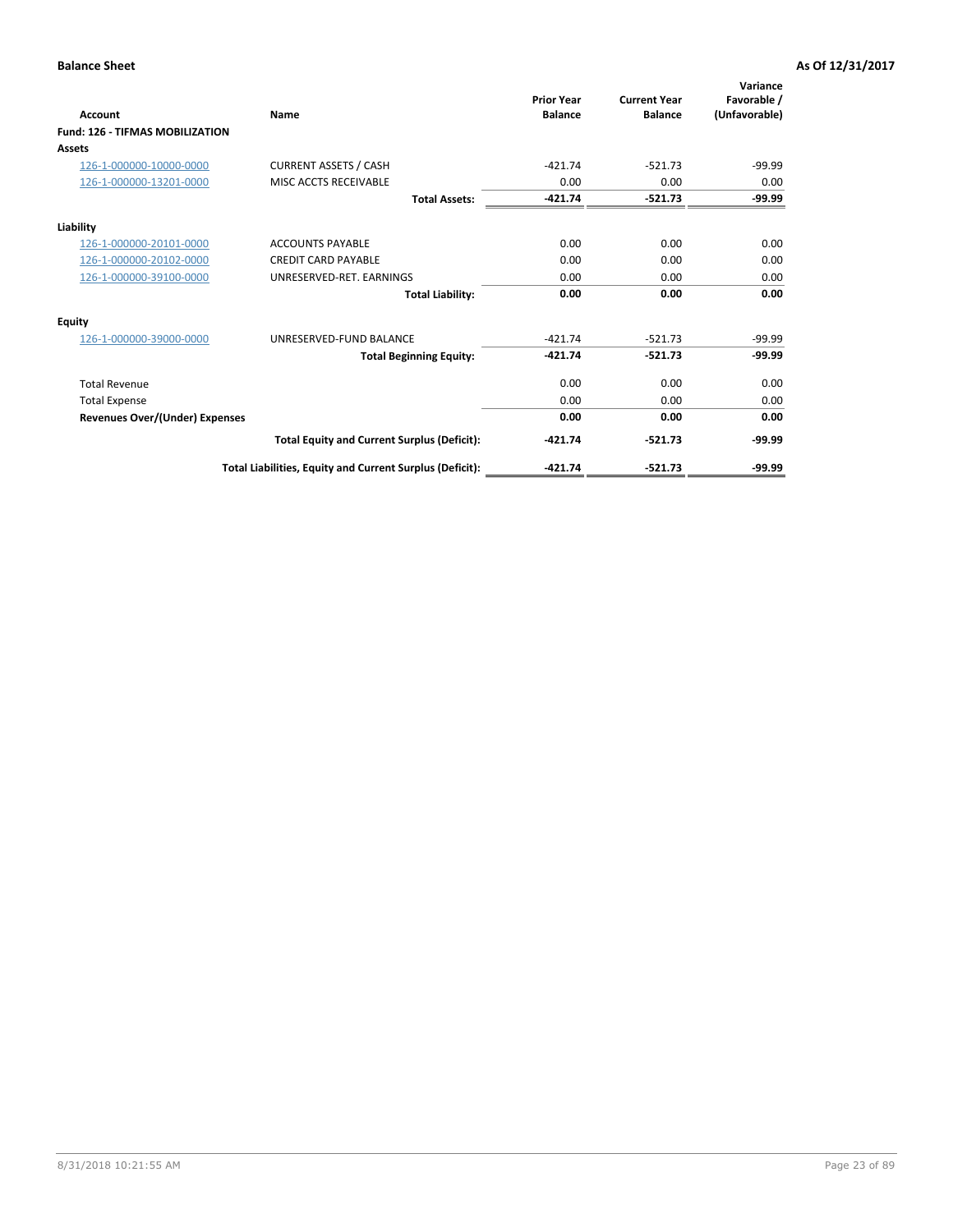**Balance Sheet** **As Of 12/31/2017**

| Account | Name | Prior Year Balance | Current Year Balance | Variance Favorable / (Unfavorable) |
|---|---|---|---|---|
| **Fund: 126 - TIFMAS MOBILIZATION** | | | | |
| **Assets** | | | | |
| 126-1-000000-10000-0000 | CURRENT ASSETS / CASH | -421.74 | -521.73 | -99.99 |
| 126-1-000000-13201-0000 | MISC ACCTS RECEIVABLE | 0.00 | 0.00 | 0.00 |
| | **Total Assets:** | **-421.74** | **-521.73** | **-99.99** |
| **Liability** | | | | |
| 126-1-000000-20101-0000 | ACCOUNTS PAYABLE | 0.00 | 0.00 | 0.00 |
| 126-1-000000-20102-0000 | CREDIT CARD PAYABLE | 0.00 | 0.00 | 0.00 |
| 126-1-000000-39100-0000 | UNRESERVED-RET. EARNINGS | 0.00 | 0.00 | 0.00 |
| | **Total Liability:** | **0.00** | **0.00** | **0.00** |
| **Equity** | | | | |
| 126-1-000000-39000-0000 | UNRESERVED-FUND BALANCE | -421.74 | -521.73 | -99.99 |
| | **Total Beginning Equity:** | **-421.74** | **-521.73** | **-99.99** |
| Total Revenue | | 0.00 | 0.00 | 0.00 |
| Total Expense | | 0.00 | 0.00 | 0.00 |
| **Revenues Over/(Under) Expenses** | | **0.00** | **0.00** | **0.00** |
| | **Total Equity and Current Surplus (Deficit):** | **-421.74** | **-521.73** | **-99.99** |
| | **Total Liabilities, Equity and Current Surplus (Deficit):** | **-421.74** | **-521.73** | **-99.99** |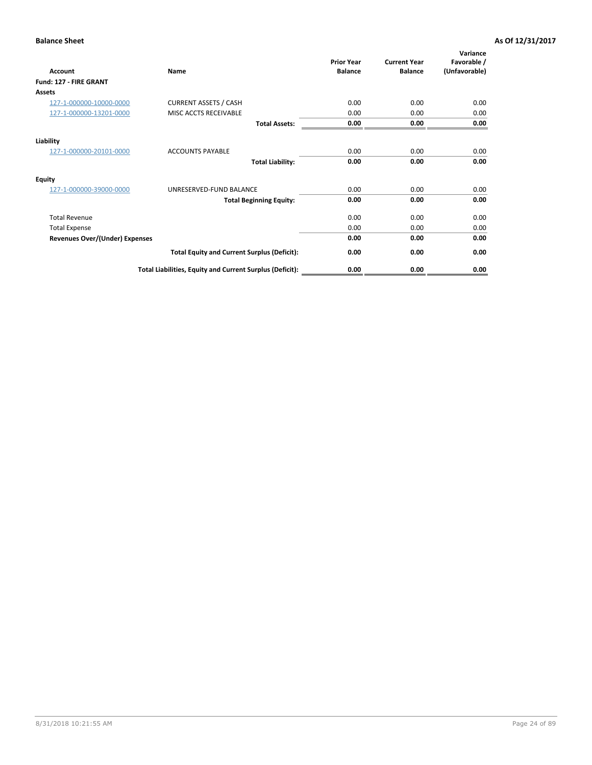**Balance Sheet** **As Of 12/31/2017**

| Account | Name | Prior Year Balance | Current Year Balance | Variance Favorable / (Unfavorable) |
|---|---|---|---|---|
| **Fund: 127 - FIRE GRANT** | | | | |
| **Assets** | | | | |
| 127-1-000000-10000-0000 | CURRENT ASSETS / CASH | 0.00 | 0.00 | 0.00 |
| 127-1-000000-13201-0000 | MISC ACCTS RECEIVABLE | 0.00 | 0.00 | 0.00 |
| | **Total Assets:** | **0.00** | **0.00** | **0.00** |
| **Liability** | | | | |
| 127-1-000000-20101-0000 | ACCOUNTS PAYABLE | 0.00 | 0.00 | 0.00 |
| | **Total Liability:** | **0.00** | **0.00** | **0.00** |
| **Equity** | | | | |
| 127-1-000000-39000-0000 | UNRESERVED-FUND BALANCE | 0.00 | 0.00 | 0.00 |
| | **Total Beginning Equity:** | **0.00** | **0.00** | **0.00** |
| Total Revenue | | 0.00 | 0.00 | 0.00 |
| Total Expense | | 0.00 | 0.00 | 0.00 |
| **Revenues Over/(Under) Expenses** | | **0.00** | **0.00** | **0.00** |
| | **Total Equity and Current Surplus (Deficit):** | **0.00** | **0.00** | **0.00** |
| | **Total Liabilities, Equity and Current Surplus (Deficit):** | **0.00** | **0.00** | **0.00** |

8/31/2018 10:21:55 AM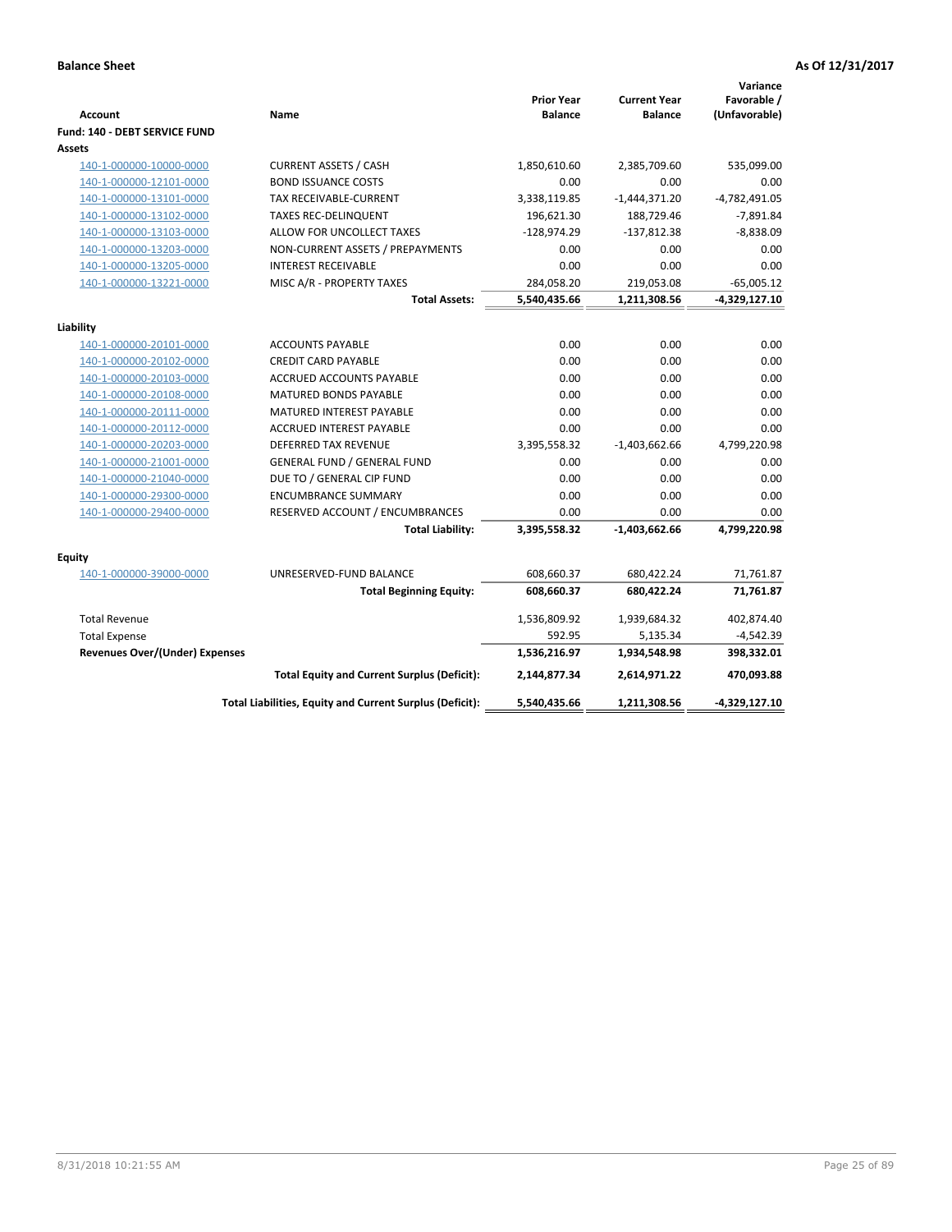**Balance Sheet** **As Of 12/31/2017**

| Account | Name | Prior Year Balance | Current Year Balance | Variance Favorable / (Unfavorable) |
|---|---|---|---|---|
| **Fund: 140 - DEBT SERVICE FUND** | | | | |
| **Assets** | | | | |
| 140-1-000000-10000-0000 | CURRENT ASSETS / CASH | 1,850,610.60 | 2,385,709.60 | 535,099.00 |
| 140-1-000000-12101-0000 | BOND ISSUANCE COSTS | 0.00 | 0.00 | 0.00 |
| 140-1-000000-13101-0000 | TAX RECEIVABLE-CURRENT | 3,338,119.85 | -1,444,371.20 | -4,782,491.05 |
| 140-1-000000-13102-0000 | TAXES REC-DELINQUENT | 196,621.30 | 188,729.46 | -7,891.84 |
| 140-1-000000-13103-0000 | ALLOW FOR UNCOLLECT TAXES | -128,974.29 | -137,812.38 | -8,838.09 |
| 140-1-000000-13203-0000 | NON-CURRENT ASSETS / PREPAYMENTS | 0.00 | 0.00 | 0.00 |
| 140-1-000000-13205-0000 | INTEREST RECEIVABLE | 0.00 | 0.00 | 0.00 |
| 140-1-000000-13221-0000 | MISC A/R - PROPERTY TAXES | 284,058.20 | 219,053.08 | -65,005.12 |
| | **Total Assets:** | **5,540,435.66** | **1,211,308.56** | **-4,329,127.10** |
| **Liability** | | | | |
| 140-1-000000-20101-0000 | ACCOUNTS PAYABLE | 0.00 | 0.00 | 0.00 |
| 140-1-000000-20102-0000 | CREDIT CARD PAYABLE | 0.00 | 0.00 | 0.00 |
| 140-1-000000-20103-0000 | ACCRUED ACCOUNTS PAYABLE | 0.00 | 0.00 | 0.00 |
| 140-1-000000-20108-0000 | MATURED BONDS PAYABLE | 0.00 | 0.00 | 0.00 |
| 140-1-000000-20111-0000 | MATURED INTEREST PAYABLE | 0.00 | 0.00 | 0.00 |
| 140-1-000000-20112-0000 | ACCRUED INTEREST PAYABLE | 0.00 | 0.00 | 0.00 |
| 140-1-000000-20203-0000 | DEFERRED TAX REVENUE | 3,395,558.32 | -1,403,662.66 | 4,799,220.98 |
| 140-1-000000-21001-0000 | GENERAL FUND / GENERAL FUND | 0.00 | 0.00 | 0.00 |
| 140-1-000000-21040-0000 | DUE TO / GENERAL CIP FUND | 0.00 | 0.00 | 0.00 |
| 140-1-000000-29300-0000 | ENCUMBRANCE SUMMARY | 0.00 | 0.00 | 0.00 |
| 140-1-000000-29400-0000 | RESERVED ACCOUNT / ENCUMBRANCES | 0.00 | 0.00 | 0.00 |
| | **Total Liability:** | **3,395,558.32** | **-1,403,662.66** | **4,799,220.98** |
| **Equity** | | | | |
| 140-1-000000-39000-0000 | UNRESERVED-FUND BALANCE | 608,660.37 | 680,422.24 | 71,761.87 |
| | **Total Beginning Equity:** | **608,660.37** | **680,422.24** | **71,761.87** |
| Total Revenue | | 1,536,809.92 | 1,939,684.32 | 402,874.40 |
| Total Expense | | 592.95 | 5,135.34 | -4,542.39 |
| **Revenues Over/(Under) Expenses** | | **1,536,216.97** | **1,934,548.98** | **398,332.01** |
| | **Total Equity and Current Surplus (Deficit):** | **2,144,877.34** | **2,614,971.22** | **470,093.88** |
| | **Total Liabilities, Equity and Current Surplus (Deficit):** | **5,540,435.66** | **1,211,308.56** | **-4,329,127.10** |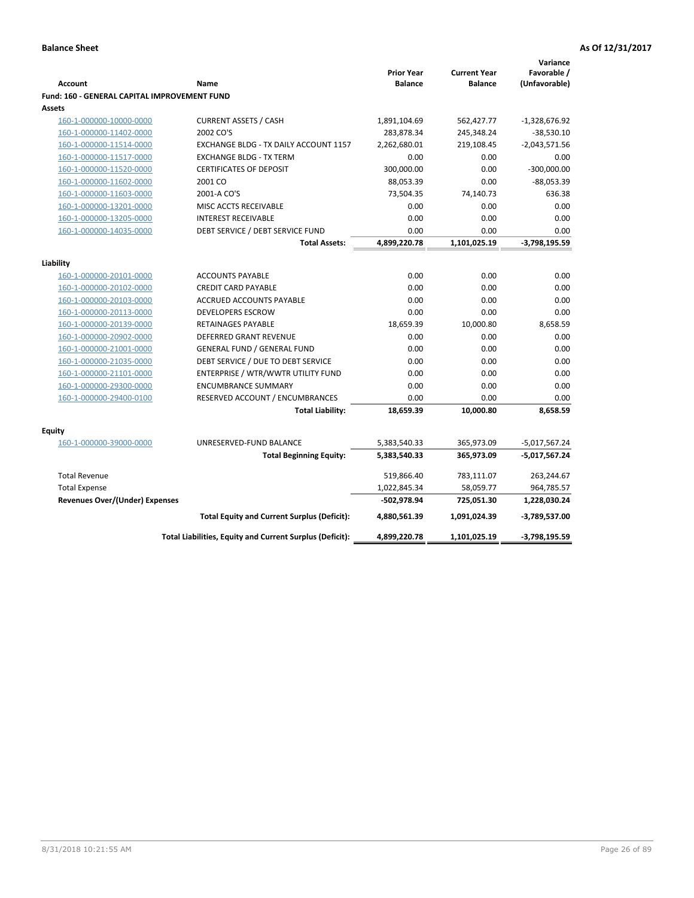**Balance Sheet** **As Of 12/31/2017**

| Account | Name | Prior Year Balance | Current Year Balance | Variance Favorable / (Unfavorable) |
|---|---|---|---|---|
| **Fund: 160 - GENERAL CAPITAL IMPROVEMENT FUND** | | | | |
| **Assets** | | | | |
| 160-1-000000-10000-0000 | CURRENT ASSETS / CASH | 1,891,104.69 | 562,427.77 | -1,328,676.92 |
| 160-1-000000-11402-0000 | 2002 CO'S | 283,878.34 | 245,348.24 | -38,530.10 |
| 160-1-000000-11514-0000 | EXCHANGE BLDG - TX DAILY ACCOUNT 1157 | 2,262,680.01 | 219,108.45 | -2,043,571.56 |
| 160-1-000000-11517-0000 | EXCHANGE BLDG - TX TERM | 0.00 | 0.00 | 0.00 |
| 160-1-000000-11520-0000 | CERTIFICATES OF DEPOSIT | 300,000.00 | 0.00 | -300,000.00 |
| 160-1-000000-11602-0000 | 2001 CO | 88,053.39 | 0.00 | -88,053.39 |
| 160-1-000000-11603-0000 | 2001-A CO'S | 73,504.35 | 74,140.73 | 636.38 |
| 160-1-000000-13201-0000 | MISC ACCTS RECEIVABLE | 0.00 | 0.00 | 0.00 |
| 160-1-000000-13205-0000 | INTEREST RECEIVABLE | 0.00 | 0.00 | 0.00 |
| 160-1-000000-14035-0000 | DEBT SERVICE / DEBT SERVICE FUND | 0.00 | 0.00 | 0.00 |
| | **Total Assets:** | **4,899,220.78** | **1,101,025.19** | **-3,798,195.59** |
| **Liability** | | | | |
| 160-1-000000-20101-0000 | ACCOUNTS PAYABLE | 0.00 | 0.00 | 0.00 |
| 160-1-000000-20102-0000 | CREDIT CARD PAYABLE | 0.00 | 0.00 | 0.00 |
| 160-1-000000-20103-0000 | ACCRUED ACCOUNTS PAYABLE | 0.00 | 0.00 | 0.00 |
| 160-1-000000-20113-0000 | DEVELOPERS ESCROW | 0.00 | 0.00 | 0.00 |
| 160-1-000000-20139-0000 | RETAINAGES PAYABLE | 18,659.39 | 10,000.80 | 8,658.59 |
| 160-1-000000-20902-0000 | DEFERRED GRANT REVENUE | 0.00 | 0.00 | 0.00 |
| 160-1-000000-21001-0000 | GENERAL FUND / GENERAL FUND | 0.00 | 0.00 | 0.00 |
| 160-1-000000-21035-0000 | DEBT SERVICE / DUE TO DEBT SERVICE | 0.00 | 0.00 | 0.00 |
| 160-1-000000-21101-0000 | ENTERPRISE / WTR/WWTR UTILITY FUND | 0.00 | 0.00 | 0.00 |
| 160-1-000000-29300-0000 | ENCUMBRANCE SUMMARY | 0.00 | 0.00 | 0.00 |
| 160-1-000000-29400-0100 | RESERVED ACCOUNT / ENCUMBRANCES | 0.00 | 0.00 | 0.00 |
| | **Total Liability:** | **18,659.39** | **10,000.80** | **8,658.59** |
| **Equity** | | | | |
| 160-1-000000-39000-0000 | UNRESERVED-FUND BALANCE | 5,383,540.33 | 365,973.09 | -5,017,567.24 |
| | **Total Beginning Equity:** | **5,383,540.33** | **365,973.09** | **-5,017,567.24** |
| Total Revenue | | 519,866.40 | 783,111.07 | 263,244.67 |
| Total Expense | | 1,022,845.34 | 58,059.77 | 964,785.57 |
| **Revenues Over/(Under) Expenses** | | **-502,978.94** | **725,051.30** | **1,228,030.24** |
| | **Total Equity and Current Surplus (Deficit):** | **4,880,561.39** | **1,091,024.39** | **-3,789,537.00** |
| | **Total Liabilities, Equity and Current Surplus (Deficit):** | **4,899,220.78** | **1,101,025.19** | **-3,798,195.59** |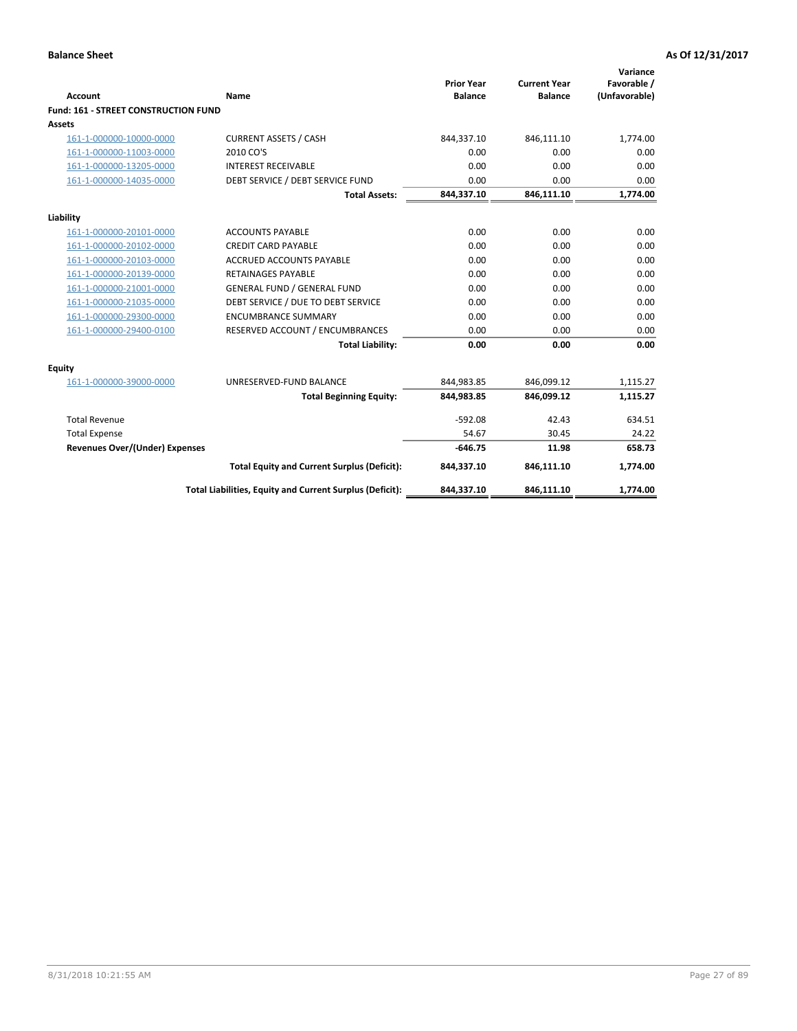**Balance Sheet** **As Of 12/31/2017**

| Account | Name | Prior Year Balance | Current Year Balance | Variance Favorable / (Unfavorable) |
|---|---|---|---|---|
| **Fund: 161 - STREET CONSTRUCTION FUND** | | | | |
| **Assets** | | | | |
| 161-1-000000-10000-0000 | CURRENT ASSETS / CASH | 844,337.10 | 846,111.10 | 1,774.00 |
| 161-1-000000-11003-0000 | 2010 CO'S | 0.00 | 0.00 | 0.00 |
| 161-1-000000-13205-0000 | INTEREST RECEIVABLE | 0.00 | 0.00 | 0.00 |
| 161-1-000000-14035-0000 | DEBT SERVICE / DEBT SERVICE FUND | 0.00 | 0.00 | 0.00 |
| | **Total Assets:** | **844,337.10** | **846,111.10** | **1,774.00** |
| **Liability** | | | | |
| 161-1-000000-20101-0000 | ACCOUNTS PAYABLE | 0.00 | 0.00 | 0.00 |
| 161-1-000000-20102-0000 | CREDIT CARD PAYABLE | 0.00 | 0.00 | 0.00 |
| 161-1-000000-20103-0000 | ACCRUED ACCOUNTS PAYABLE | 0.00 | 0.00 | 0.00 |
| 161-1-000000-20139-0000 | RETAINAGES PAYABLE | 0.00 | 0.00 | 0.00 |
| 161-1-000000-21001-0000 | GENERAL FUND / GENERAL FUND | 0.00 | 0.00 | 0.00 |
| 161-1-000000-21035-0000 | DEBT SERVICE / DUE TO DEBT SERVICE | 0.00 | 0.00 | 0.00 |
| 161-1-000000-29300-0000 | ENCUMBRANCE SUMMARY | 0.00 | 0.00 | 0.00 |
| 161-1-000000-29400-0100 | RESERVED ACCOUNT / ENCUMBRANCES | 0.00 | 0.00 | 0.00 |
| | **Total Liability:** | **0.00** | **0.00** | **0.00** |
| **Equity** | | | | |
| 161-1-000000-39000-0000 | UNRESERVED-FUND BALANCE | 844,983.85 | 846,099.12 | 1,115.27 |
| | **Total Beginning Equity:** | **844,983.85** | **846,099.12** | **1,115.27** |
| Total Revenue | | -592.08 | 42.43 | 634.51 |
| Total Expense | | 54.67 | 30.45 | 24.22 |
| **Revenues Over/(Under) Expenses** | | **-646.75** | **11.98** | **658.73** |
| | **Total Equity and Current Surplus (Deficit):** | **844,337.10** | **846,111.10** | **1,774.00** |
| | **Total Liabilities, Equity and Current Surplus (Deficit):** | **844,337.10** | **846,111.10** | **1,774.00** |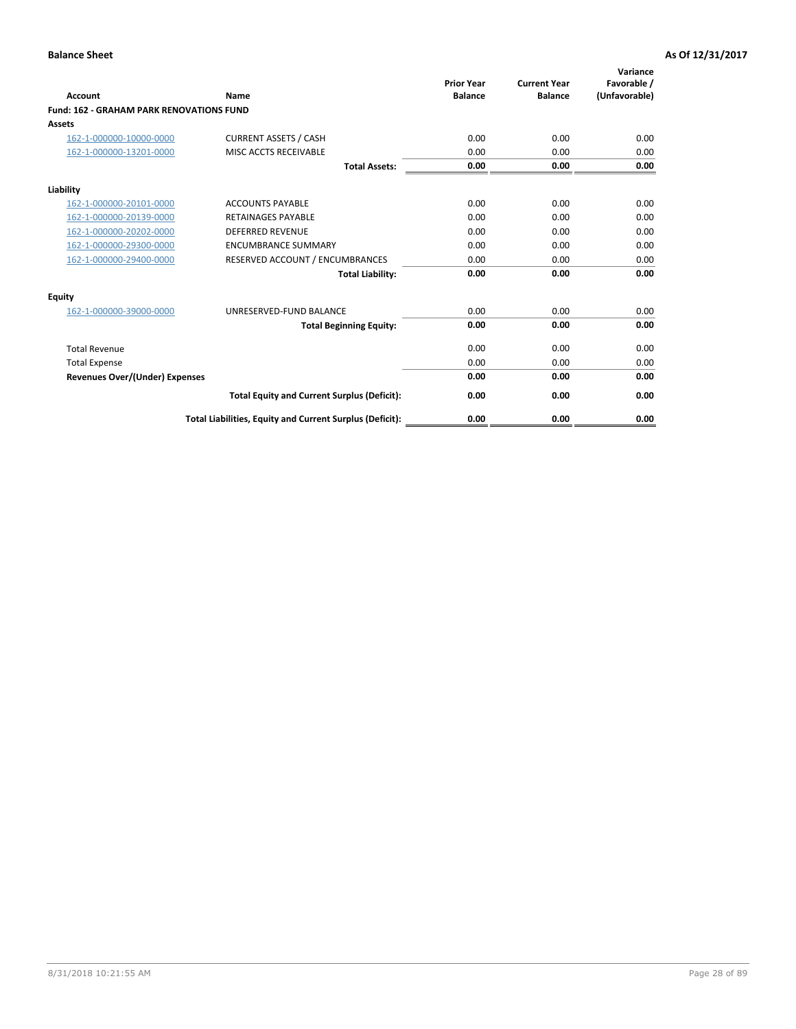**Balance Sheet** **As Of 12/31/2017**

| Account | Name | Prior Year Balance | Current Year Balance | Variance Favorable / (Unfavorable) |
|---|---|---|---|---|
| **Fund: 162 - GRAHAM PARK RENOVATIONS FUND** | | | | |
| **Assets** | | | | |
| 162-1-000000-10000-0000 | CURRENT ASSETS / CASH | 0.00 | 0.00 | 0.00 |
| 162-1-000000-13201-0000 | MISC ACCTS RECEIVABLE | 0.00 | 0.00 | 0.00 |
| | **Total Assets:** | **0.00** | **0.00** | **0.00** |
| **Liability** | | | | |
| 162-1-000000-20101-0000 | ACCOUNTS PAYABLE | 0.00 | 0.00 | 0.00 |
| 162-1-000000-20139-0000 | RETAINAGES PAYABLE | 0.00 | 0.00 | 0.00 |
| 162-1-000000-20202-0000 | DEFERRED REVENUE | 0.00 | 0.00 | 0.00 |
| 162-1-000000-29300-0000 | ENCUMBRANCE SUMMARY | 0.00 | 0.00 | 0.00 |
| 162-1-000000-29400-0000 | RESERVED ACCOUNT / ENCUMBRANCES | 0.00 | 0.00 | 0.00 |
| | **Total Liability:** | **0.00** | **0.00** | **0.00** |
| **Equity** | | | | |
| 162-1-000000-39000-0000 | UNRESERVED-FUND BALANCE | 0.00 | 0.00 | 0.00 |
| | **Total Beginning Equity:** | **0.00** | **0.00** | **0.00** |
| Total Revenue | | 0.00 | 0.00 | 0.00 |
| Total Expense | | 0.00 | 0.00 | 0.00 |
| **Revenues Over/(Under) Expenses** | | **0.00** | **0.00** | **0.00** |
| | **Total Equity and Current Surplus (Deficit):** | **0.00** | **0.00** | **0.00** |
| | **Total Liabilities, Equity and Current Surplus (Deficit):** | **0.00** | **0.00** | **0.00** |

8/31/2018 10:21:55 AM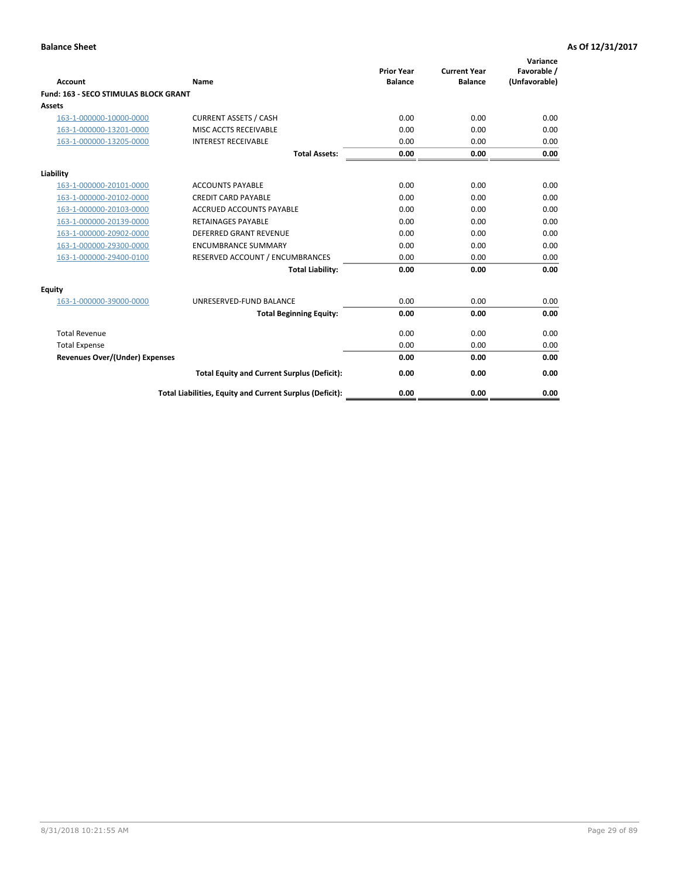**Balance Sheet** **As Of 12/31/2017**

| Account | Name | Prior Year Balance | Current Year Balance | Variance Favorable / (Unfavorable) |
|---|---|---|---|---|
| **Fund: 163 - SECO STIMULAS BLOCK GRANT** | | | | |
| **Assets** | | | | |
| 163-1-000000-10000-0000 | CURRENT ASSETS / CASH | 0.00 | 0.00 | 0.00 |
| 163-1-000000-13201-0000 | MISC ACCTS RECEIVABLE | 0.00 | 0.00 | 0.00 |
| 163-1-000000-13205-0000 | INTEREST RECEIVABLE | 0.00 | 0.00 | 0.00 |
| | **Total Assets:** | **0.00** | **0.00** | **0.00** |
| **Liability** | | | | |
| 163-1-000000-20101-0000 | ACCOUNTS PAYABLE | 0.00 | 0.00 | 0.00 |
| 163-1-000000-20102-0000 | CREDIT CARD PAYABLE | 0.00 | 0.00 | 0.00 |
| 163-1-000000-20103-0000 | ACCRUED ACCOUNTS PAYABLE | 0.00 | 0.00 | 0.00 |
| 163-1-000000-20139-0000 | RETAINAGES PAYABLE | 0.00 | 0.00 | 0.00 |
| 163-1-000000-20902-0000 | DEFERRED GRANT REVENUE | 0.00 | 0.00 | 0.00 |
| 163-1-000000-29300-0000 | ENCUMBRANCE SUMMARY | 0.00 | 0.00 | 0.00 |
| 163-1-000000-29400-0100 | RESERVED ACCOUNT / ENCUMBRANCES | 0.00 | 0.00 | 0.00 |
| | **Total Liability:** | **0.00** | **0.00** | **0.00** |
| **Equity** | | | | |
| 163-1-000000-39000-0000 | UNRESERVED-FUND BALANCE | 0.00 | 0.00 | 0.00 |
| | **Total Beginning Equity:** | **0.00** | **0.00** | **0.00** |
| Total Revenue | | 0.00 | 0.00 | 0.00 |
| Total Expense | | 0.00 | 0.00 | 0.00 |
| **Revenues Over/(Under) Expenses** | | **0.00** | **0.00** | **0.00** |
| | **Total Equity and Current Surplus (Deficit):** | **0.00** | **0.00** | **0.00** |
| | **Total Liabilities, Equity and Current Surplus (Deficit):** | **0.00** | **0.00** | **0.00** |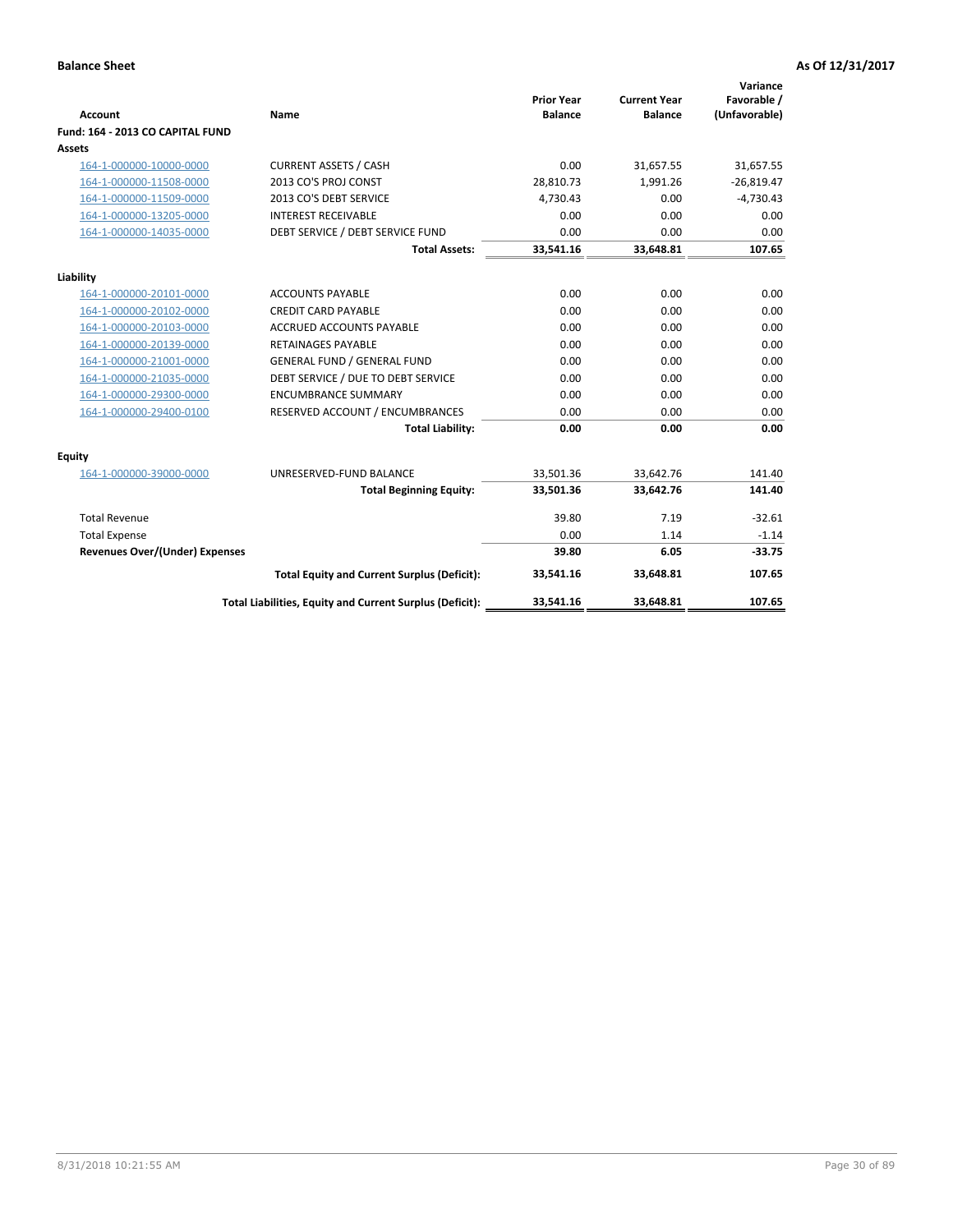**Balance Sheet** **As Of 12/31/2017**

| Account | Name | Prior Year Balance | Current Year Balance | Variance Favorable / (Unfavorable) |
|---|---|---|---|---|
| **Fund: 164 - 2013 CO CAPITAL FUND** | | | | |
| **Assets** | | | | |
| 164-1-000000-10000-0000 | CURRENT ASSETS / CASH | 0.00 | 31,657.55 | 31,657.55 |
| 164-1-000000-11508-0000 | 2013 CO'S PROJ CONST | 28,810.73 | 1,991.26 | -26,819.47 |
| 164-1-000000-11509-0000 | 2013 CO'S DEBT SERVICE | 4,730.43 | 0.00 | -4,730.43 |
| 164-1-000000-13205-0000 | INTEREST RECEIVABLE | 0.00 | 0.00 | 0.00 |
| 164-1-000000-14035-0000 | DEBT SERVICE / DEBT SERVICE FUND | 0.00 | 0.00 | 0.00 |
| | **Total Assets:** | **33,541.16** | **33,648.81** | **107.65** |
| **Liability** | | | | |
| 164-1-000000-20101-0000 | ACCOUNTS PAYABLE | 0.00 | 0.00 | 0.00 |
| 164-1-000000-20102-0000 | CREDIT CARD PAYABLE | 0.00 | 0.00 | 0.00 |
| 164-1-000000-20103-0000 | ACCRUED ACCOUNTS PAYABLE | 0.00 | 0.00 | 0.00 |
| 164-1-000000-20139-0000 | RETAINAGES PAYABLE | 0.00 | 0.00 | 0.00 |
| 164-1-000000-21001-0000 | GENERAL FUND / GENERAL FUND | 0.00 | 0.00 | 0.00 |
| 164-1-000000-21035-0000 | DEBT SERVICE / DUE TO DEBT SERVICE | 0.00 | 0.00 | 0.00 |
| 164-1-000000-29300-0000 | ENCUMBRANCE SUMMARY | 0.00 | 0.00 | 0.00 |
| 164-1-000000-29400-0100 | RESERVED ACCOUNT / ENCUMBRANCES | 0.00 | 0.00 | 0.00 |
| | **Total Liability:** | **0.00** | **0.00** | **0.00** |
| **Equity** | | | | |
| 164-1-000000-39000-0000 | UNRESERVED-FUND BALANCE | 33,501.36 | 33,642.76 | 141.40 |
| | **Total Beginning Equity:** | **33,501.36** | **33,642.76** | **141.40** |
| Total Revenue | | 39.80 | 7.19 | -32.61 |
| Total Expense | | 0.00 | 1.14 | -1.14 |
| **Revenues Over/(Under) Expenses** | | **39.80** | **6.05** | **-33.75** |
| | **Total Equity and Current Surplus (Deficit):** | **33,541.16** | **33,648.81** | **107.65** |
| | **Total Liabilities, Equity and Current Surplus (Deficit):** | **33,541.16** | **33,648.81** | **107.65** |

8/31/2018 10:21:55 AM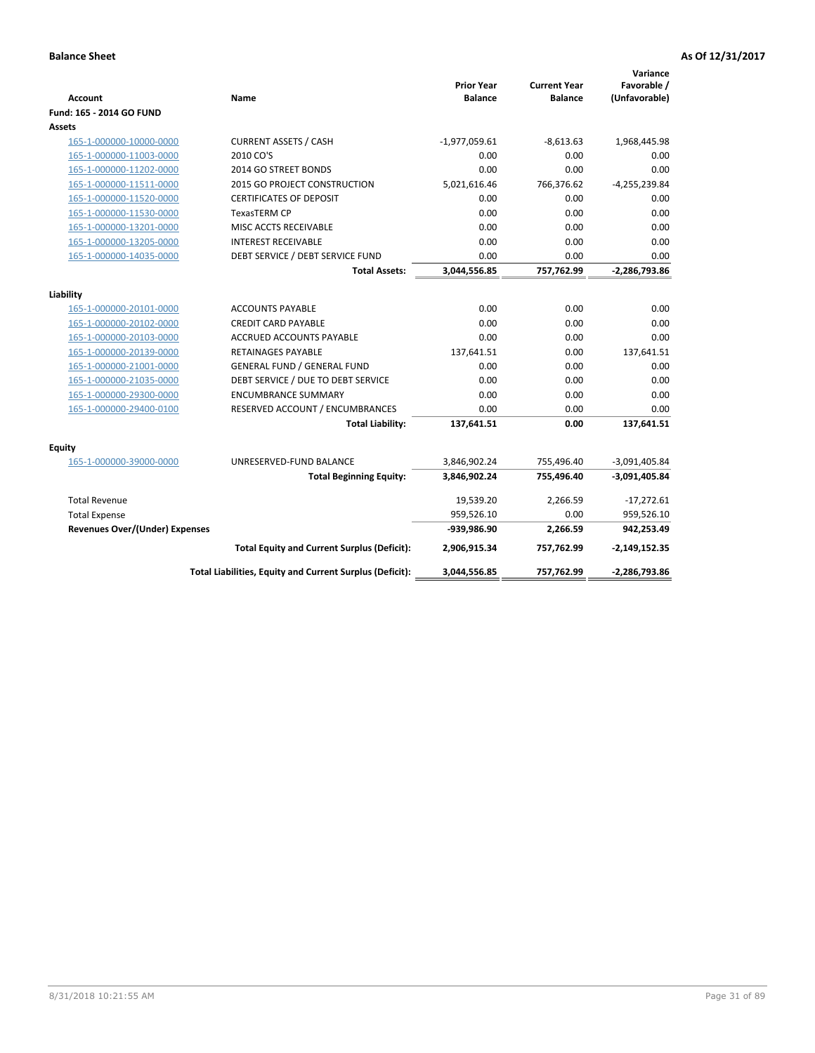**Balance Sheet** **As Of 12/31/2017**

| Account | Name | Prior Year Balance | Current Year Balance | Variance Favorable / (Unfavorable) |
|---|---|---|---|---|
| **Fund: 165 - 2014 GO FUND** | | | | |
| **Assets** | | | | |
| 165-1-000000-10000-0000 | CURRENT ASSETS / CASH | -1,977,059.61 | -8,613.63 | 1,968,445.98 |
| 165-1-000000-11003-0000 | 2010 CO'S | 0.00 | 0.00 | 0.00 |
| 165-1-000000-11202-0000 | 2014 GO STREET BONDS | 0.00 | 0.00 | 0.00 |
| 165-1-000000-11511-0000 | 2015 GO PROJECT CONSTRUCTION | 5,021,616.46 | 766,376.62 | -4,255,239.84 |
| 165-1-000000-11520-0000 | CERTIFICATES OF DEPOSIT | 0.00 | 0.00 | 0.00 |
| 165-1-000000-11530-0000 | TexasTERM CP | 0.00 | 0.00 | 0.00 |
| 165-1-000000-13201-0000 | MISC ACCTS RECEIVABLE | 0.00 | 0.00 | 0.00 |
| 165-1-000000-13205-0000 | INTEREST RECEIVABLE | 0.00 | 0.00 | 0.00 |
| 165-1-000000-14035-0000 | DEBT SERVICE / DEBT SERVICE FUND | 0.00 | 0.00 | 0.00 |
| | **Total Assets:** | **3,044,556.85** | **757,762.99** | **-2,286,793.86** |
| **Liability** | | | | |
| 165-1-000000-20101-0000 | ACCOUNTS PAYABLE | 0.00 | 0.00 | 0.00 |
| 165-1-000000-20102-0000 | CREDIT CARD PAYABLE | 0.00 | 0.00 | 0.00 |
| 165-1-000000-20103-0000 | ACCRUED ACCOUNTS PAYABLE | 0.00 | 0.00 | 0.00 |
| 165-1-000000-20139-0000 | RETAINAGES PAYABLE | 137,641.51 | 0.00 | 137,641.51 |
| 165-1-000000-21001-0000 | GENERAL FUND / GENERAL FUND | 0.00 | 0.00 | 0.00 |
| 165-1-000000-21035-0000 | DEBT SERVICE / DUE TO DEBT SERVICE | 0.00 | 0.00 | 0.00 |
| 165-1-000000-29300-0000 | ENCUMBRANCE SUMMARY | 0.00 | 0.00 | 0.00 |
| 165-1-000000-29400-0100 | RESERVED ACCOUNT / ENCUMBRANCES | 0.00 | 0.00 | 0.00 |
| | **Total Liability:** | **137,641.51** | **0.00** | **137,641.51** |
| **Equity** | | | | |
| 165-1-000000-39000-0000 | UNRESERVED-FUND BALANCE | 3,846,902.24 | 755,496.40 | -3,091,405.84 |
| | **Total Beginning Equity:** | **3,846,902.24** | **755,496.40** | **-3,091,405.84** |
| Total Revenue | | 19,539.20 | 2,266.59 | -17,272.61 |
| Total Expense | | 959,526.10 | 0.00 | 959,526.10 |
| **Revenues Over/(Under) Expenses** | | **-939,986.90** | **2,266.59** | **942,253.49** |
| | **Total Equity and Current Surplus (Deficit):** | **2,906,915.34** | **757,762.99** | **-2,149,152.35** |
| | **Total Liabilities, Equity and Current Surplus (Deficit):** | **3,044,556.85** | **757,762.99** | **-2,286,793.86** |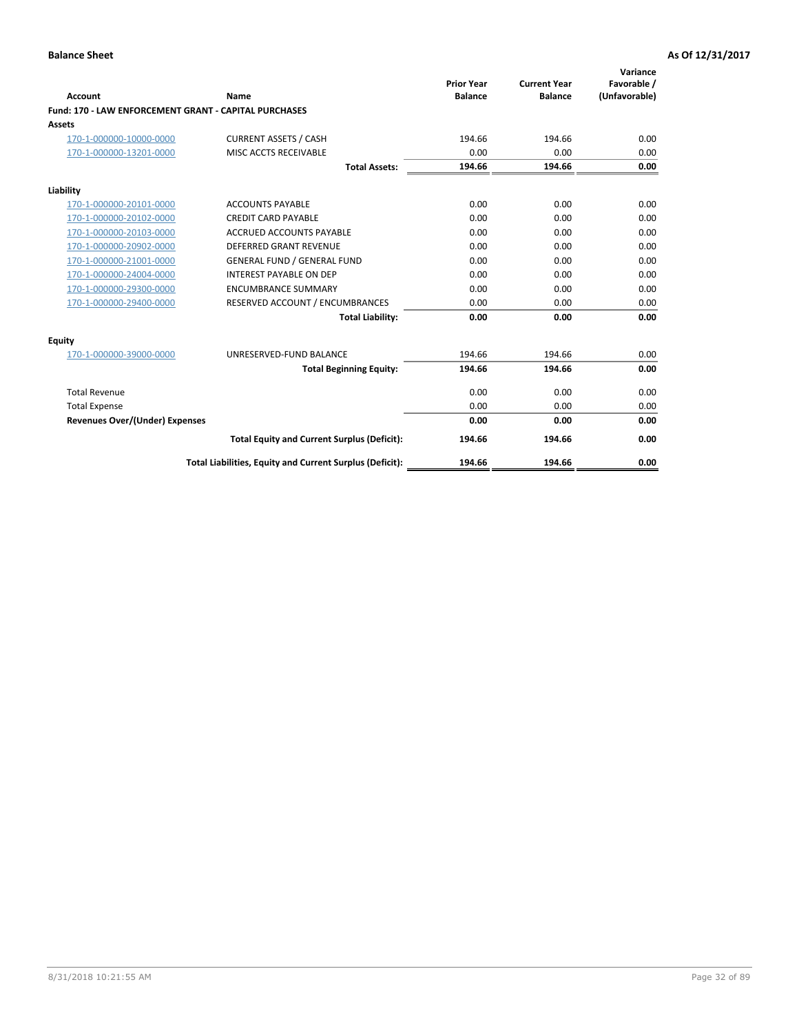**Balance Sheet** **As Of 12/31/2017**

| Account | Name | Prior Year Balance | Current Year Balance | Variance Favorable / (Unfavorable) |
|---|---|---|---|---|
| **Fund: 170 - LAW ENFORCEMENT GRANT - CAPITAL PURCHASES** | | | | |
| **Assets** | | | | |
| 170-1-000000-10000-0000 | CURRENT ASSETS / CASH | 194.66 | 194.66 | 0.00 |
| 170-1-000000-13201-0000 | MISC ACCTS RECEIVABLE | 0.00 | 0.00 | 0.00 |
| | **Total Assets:** | **194.66** | **194.66** | **0.00** |
| **Liability** | | | | |
| 170-1-000000-20101-0000 | ACCOUNTS PAYABLE | 0.00 | 0.00 | 0.00 |
| 170-1-000000-20102-0000 | CREDIT CARD PAYABLE | 0.00 | 0.00 | 0.00 |
| 170-1-000000-20103-0000 | ACCRUED ACCOUNTS PAYABLE | 0.00 | 0.00 | 0.00 |
| 170-1-000000-20902-0000 | DEFERRED GRANT REVENUE | 0.00 | 0.00 | 0.00 |
| 170-1-000000-21001-0000 | GENERAL FUND / GENERAL FUND | 0.00 | 0.00 | 0.00 |
| 170-1-000000-24004-0000 | INTEREST PAYABLE ON DEP | 0.00 | 0.00 | 0.00 |
| 170-1-000000-29300-0000 | ENCUMBRANCE SUMMARY | 0.00 | 0.00 | 0.00 |
| 170-1-000000-29400-0000 | RESERVED ACCOUNT / ENCUMBRANCES | 0.00 | 0.00 | 0.00 |
| | **Total Liability:** | **0.00** | **0.00** | **0.00** |
| **Equity** | | | | |
| 170-1-000000-39000-0000 | UNRESERVED-FUND BALANCE | 194.66 | 194.66 | 0.00 |
| | **Total Beginning Equity:** | **194.66** | **194.66** | **0.00** |
| Total Revenue | | 0.00 | 0.00 | 0.00 |
| Total Expense | | 0.00 | 0.00 | 0.00 |
| **Revenues Over/(Under) Expenses** | | **0.00** | **0.00** | **0.00** |
| | **Total Equity and Current Surplus (Deficit):** | **194.66** | **194.66** | **0.00** |
| | **Total Liabilities, Equity and Current Surplus (Deficit):** | **194.66** | **194.66** | **0.00** |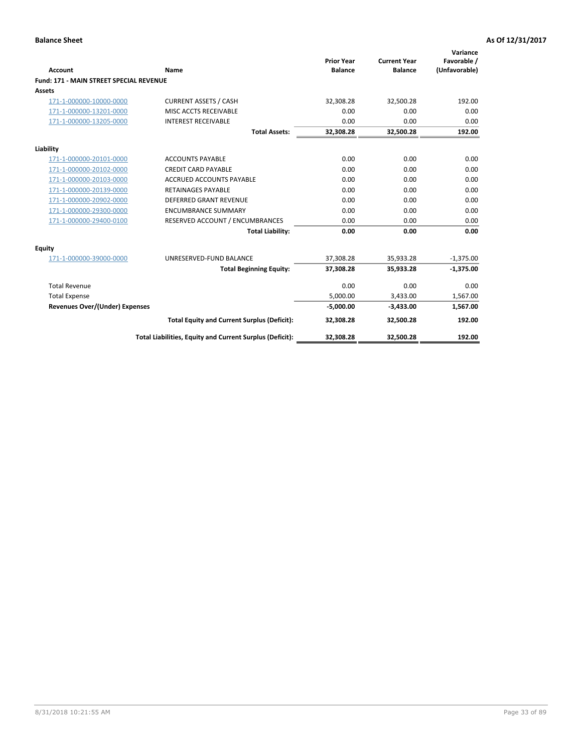**Balance Sheet** **As Of 12/31/2017**

| Account | Name | Prior Year Balance | Current Year Balance | Variance Favorable / (Unfavorable) |
|---|---|---|---|---|
| **Fund: 171 - MAIN STREET SPECIAL REVENUE** | | | | |
| **Assets** | | | | |
| 171-1-000000-10000-0000 | CURRENT ASSETS / CASH | 32,308.28 | 32,500.28 | 192.00 |
| 171-1-000000-13201-0000 | MISC ACCTS RECEIVABLE | 0.00 | 0.00 | 0.00 |
| 171-1-000000-13205-0000 | INTEREST RECEIVABLE | 0.00 | 0.00 | 0.00 |
| | **Total Assets:** | **32,308.28** | **32,500.28** | **192.00** |
| **Liability** | | | | |
| 171-1-000000-20101-0000 | ACCOUNTS PAYABLE | 0.00 | 0.00 | 0.00 |
| 171-1-000000-20102-0000 | CREDIT CARD PAYABLE | 0.00 | 0.00 | 0.00 |
| 171-1-000000-20103-0000 | ACCRUED ACCOUNTS PAYABLE | 0.00 | 0.00 | 0.00 |
| 171-1-000000-20139-0000 | RETAINAGES PAYABLE | 0.00 | 0.00 | 0.00 |
| 171-1-000000-20902-0000 | DEFERRED GRANT REVENUE | 0.00 | 0.00 | 0.00 |
| 171-1-000000-29300-0000 | ENCUMBRANCE SUMMARY | 0.00 | 0.00 | 0.00 |
| 171-1-000000-29400-0100 | RESERVED ACCOUNT / ENCUMBRANCES | 0.00 | 0.00 | 0.00 |
| | **Total Liability:** | **0.00** | **0.00** | **0.00** |
| **Equity** | | | | |
| 171-1-000000-39000-0000 | UNRESERVED-FUND BALANCE | 37,308.28 | 35,933.28 | -1,375.00 |
| | **Total Beginning Equity:** | **37,308.28** | **35,933.28** | **-1,375.00** |
| Total Revenue | | 0.00 | 0.00 | 0.00 |
| Total Expense | | 5,000.00 | 3,433.00 | 1,567.00 |
| **Revenues Over/(Under) Expenses** | | **-5,000.00** | **-3,433.00** | **1,567.00** |
| | **Total Equity and Current Surplus (Deficit):** | **32,308.28** | **32,500.28** | **192.00** |
| | **Total Liabilities, Equity and Current Surplus (Deficit):** | **32,308.28** | **32,500.28** | **192.00** |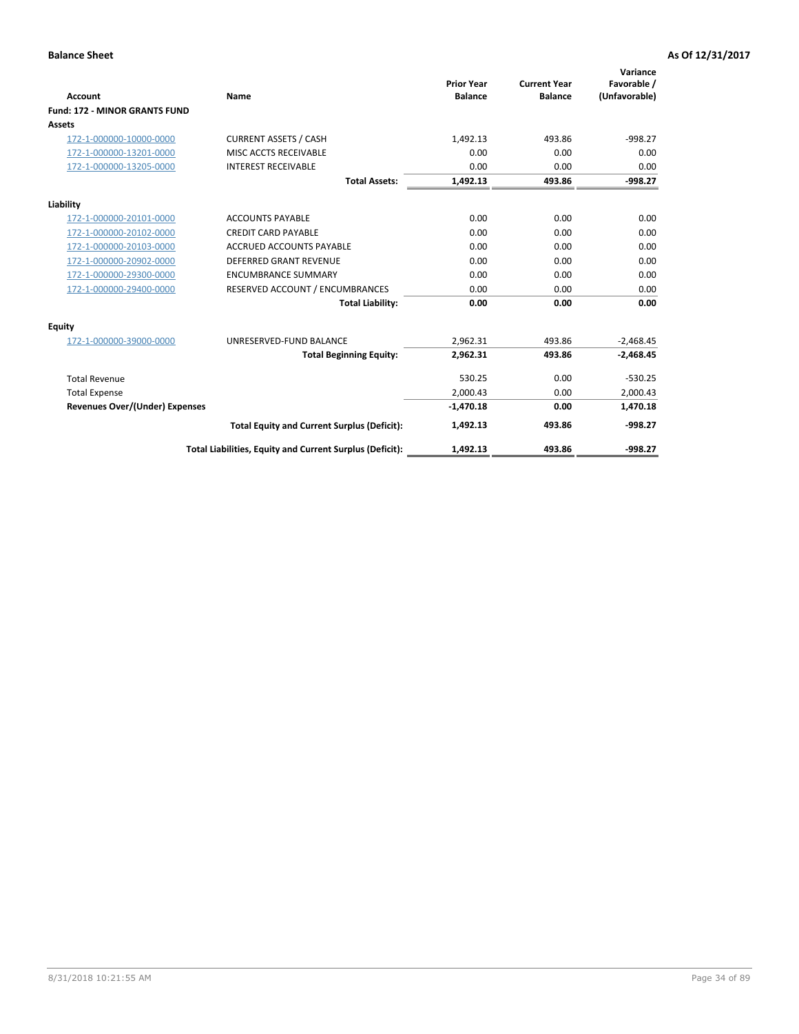**Balance Sheet** | **As Of 12/31/2017**

| Account | Name | Prior Year Balance | Current Year Balance | Variance Favorable / (Unfavorable) |
|---|---|---|---|---|
| **Fund: 172 - MINOR GRANTS FUND** | | | | |
| **Assets** | | | | |
| 172-1-000000-10000-0000 | CURRENT ASSETS / CASH | 1,492.13 | 493.86 | -998.27 |
| 172-1-000000-13201-0000 | MISC ACCTS RECEIVABLE | 0.00 | 0.00 | 0.00 |
| 172-1-000000-13205-0000 | INTEREST RECEIVABLE | 0.00 | 0.00 | 0.00 |
| | **Total Assets:** | **1,492.13** | **493.86** | **-998.27** |
| **Liability** | | | | |
| 172-1-000000-20101-0000 | ACCOUNTS PAYABLE | 0.00 | 0.00 | 0.00 |
| 172-1-000000-20102-0000 | CREDIT CARD PAYABLE | 0.00 | 0.00 | 0.00 |
| 172-1-000000-20103-0000 | ACCRUED ACCOUNTS PAYABLE | 0.00 | 0.00 | 0.00 |
| 172-1-000000-20902-0000 | DEFERRED GRANT REVENUE | 0.00 | 0.00 | 0.00 |
| 172-1-000000-29300-0000 | ENCUMBRANCE SUMMARY | 0.00 | 0.00 | 0.00 |
| 172-1-000000-29400-0000 | RESERVED ACCOUNT / ENCUMBRANCES | 0.00 | 0.00 | 0.00 |
| | **Total Liability:** | **0.00** | **0.00** | **0.00** |
| **Equity** | | | | |
| 172-1-000000-39000-0000 | UNRESERVED-FUND BALANCE | 2,962.31 | 493.86 | -2,468.45 |
| | **Total Beginning Equity:** | **2,962.31** | **493.86** | **-2,468.45** |
| Total Revenue | | 530.25 | 0.00 | -530.25 |
| Total Expense | | 2,000.43 | 0.00 | 2,000.43 |
| **Revenues Over/(Under) Expenses** | | **-1,470.18** | **0.00** | **1,470.18** |
| | **Total Equity and Current Surplus (Deficit):** | **1,492.13** | **493.86** | **-998.27** |
| | **Total Liabilities, Equity and Current Surplus (Deficit):** | **1,492.13** | **493.86** | **-998.27** |

8/31/2018 10:21:55 AM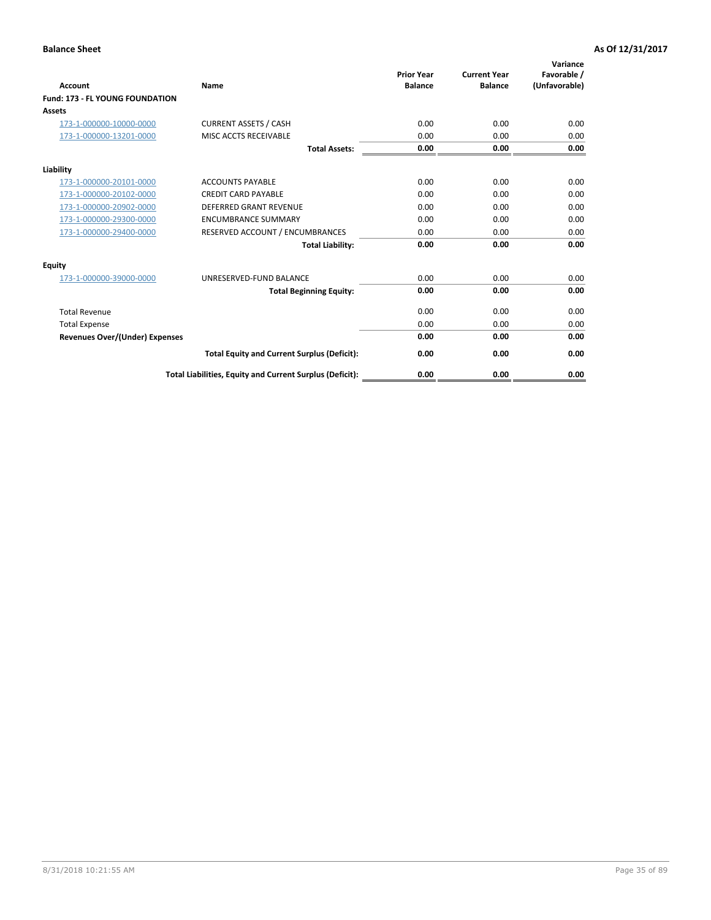**Balance Sheet** **As Of 12/31/2017**

| Account | Name | Prior Year Balance | Current Year Balance | Variance Favorable / (Unfavorable) |
|---|---|---|---|---|
| **Fund: 173 - FL YOUNG FOUNDATION** | | | | |
| **Assets** | | | | |
| 173-1-000000-10000-0000 | CURRENT ASSETS / CASH | 0.00 | 0.00 | 0.00 |
| 173-1-000000-13201-0000 | MISC ACCTS RECEIVABLE | 0.00 | 0.00 | 0.00 |
| | **Total Assets:** | **0.00** | **0.00** | **0.00** |
| **Liability** | | | | |
| 173-1-000000-20101-0000 | ACCOUNTS PAYABLE | 0.00 | 0.00 | 0.00 |
| 173-1-000000-20102-0000 | CREDIT CARD PAYABLE | 0.00 | 0.00 | 0.00 |
| 173-1-000000-20902-0000 | DEFERRED GRANT REVENUE | 0.00 | 0.00 | 0.00 |
| 173-1-000000-29300-0000 | ENCUMBRANCE SUMMARY | 0.00 | 0.00 | 0.00 |
| 173-1-000000-29400-0000 | RESERVED ACCOUNT / ENCUMBRANCES | 0.00 | 0.00 | 0.00 |
| | **Total Liability:** | **0.00** | **0.00** | **0.00** |
| **Equity** | | | | |
| 173-1-000000-39000-0000 | UNRESERVED-FUND BALANCE | 0.00 | 0.00 | 0.00 |
| | **Total Beginning Equity:** | **0.00** | **0.00** | **0.00** |
| Total Revenue | | 0.00 | 0.00 | 0.00 |
| Total Expense | | 0.00 | 0.00 | 0.00 |
| **Revenues Over/(Under) Expenses** | | **0.00** | **0.00** | **0.00** |
| | **Total Equity and Current Surplus (Deficit):** | **0.00** | **0.00** | **0.00** |
| | **Total Liabilities, Equity and Current Surplus (Deficit):** | **0.00** | **0.00** | **0.00** |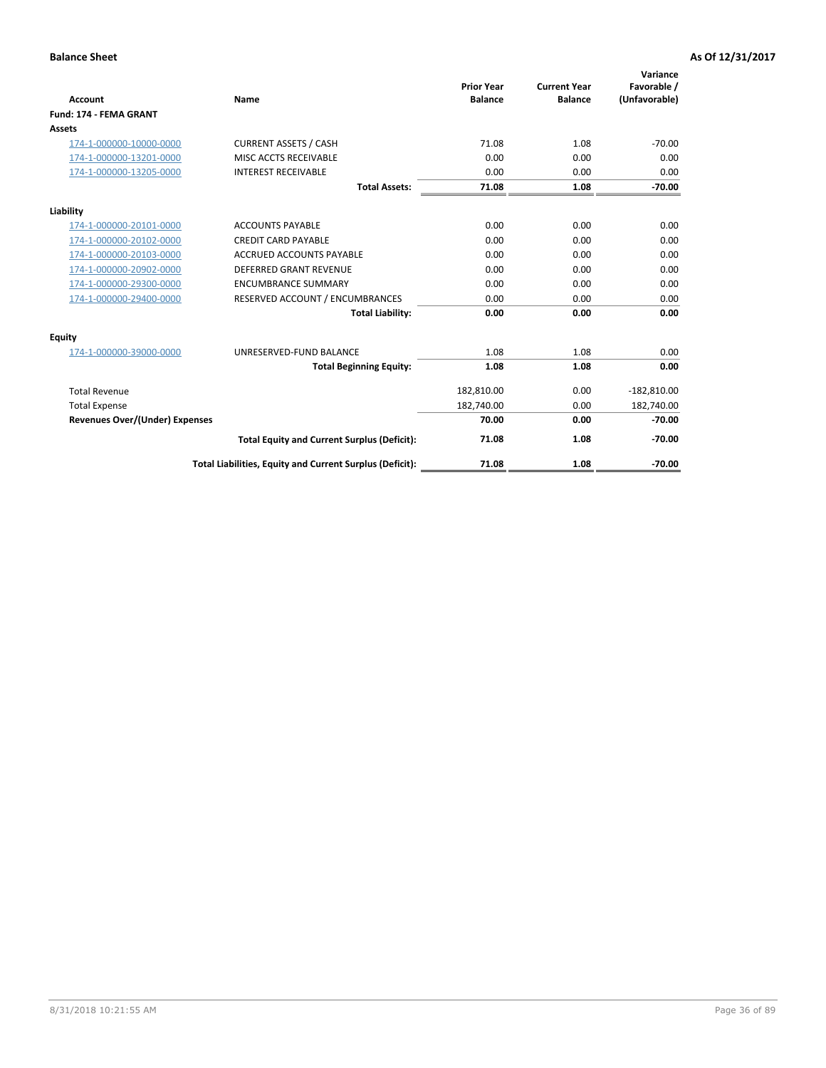**Balance Sheet** — As Of 12/31/2017

| Account | Name | Prior Year Balance | Current Year Balance | Variance Favorable / (Unfavorable) |
|---|---|---|---|---|
| **Fund: 174 - FEMA GRANT** | | | | |
| **Assets** | | | | |
| 174-1-000000-10000-0000 | CURRENT ASSETS / CASH | 71.08 | 1.08 | -70.00 |
| 174-1-000000-13201-0000 | MISC ACCTS RECEIVABLE | 0.00 | 0.00 | 0.00 |
| 174-1-000000-13205-0000 | INTEREST RECEIVABLE | 0.00 | 0.00 | 0.00 |
| | **Total Assets:** | **71.08** | **1.08** | **-70.00** |
| **Liability** | | | | |
| 174-1-000000-20101-0000 | ACCOUNTS PAYABLE | 0.00 | 0.00 | 0.00 |
| 174-1-000000-20102-0000 | CREDIT CARD PAYABLE | 0.00 | 0.00 | 0.00 |
| 174-1-000000-20103-0000 | ACCRUED ACCOUNTS PAYABLE | 0.00 | 0.00 | 0.00 |
| 174-1-000000-20902-0000 | DEFERRED GRANT REVENUE | 0.00 | 0.00 | 0.00 |
| 174-1-000000-29300-0000 | ENCUMBRANCE SUMMARY | 0.00 | 0.00 | 0.00 |
| 174-1-000000-29400-0000 | RESERVED ACCOUNT / ENCUMBRANCES | 0.00 | 0.00 | 0.00 |
| | **Total Liability:** | **0.00** | **0.00** | **0.00** |
| **Equity** | | | | |
| 174-1-000000-39000-0000 | UNRESERVED-FUND BALANCE | 1.08 | 1.08 | 0.00 |
| | **Total Beginning Equity:** | **1.08** | **1.08** | **0.00** |
| Total Revenue | | 182,810.00 | 0.00 | -182,810.00 |
| Total Expense | | 182,740.00 | 0.00 | 182,740.00 |
| **Revenues Over/(Under) Expenses** | | **70.00** | **0.00** | **-70.00** |
| | **Total Equity and Current Surplus (Deficit):** | **71.08** | **1.08** | **-70.00** |
| | **Total Liabilities, Equity and Current Surplus (Deficit):** | **71.08** | **1.08** | **-70.00** |

8/31/2018 10:21:55 AM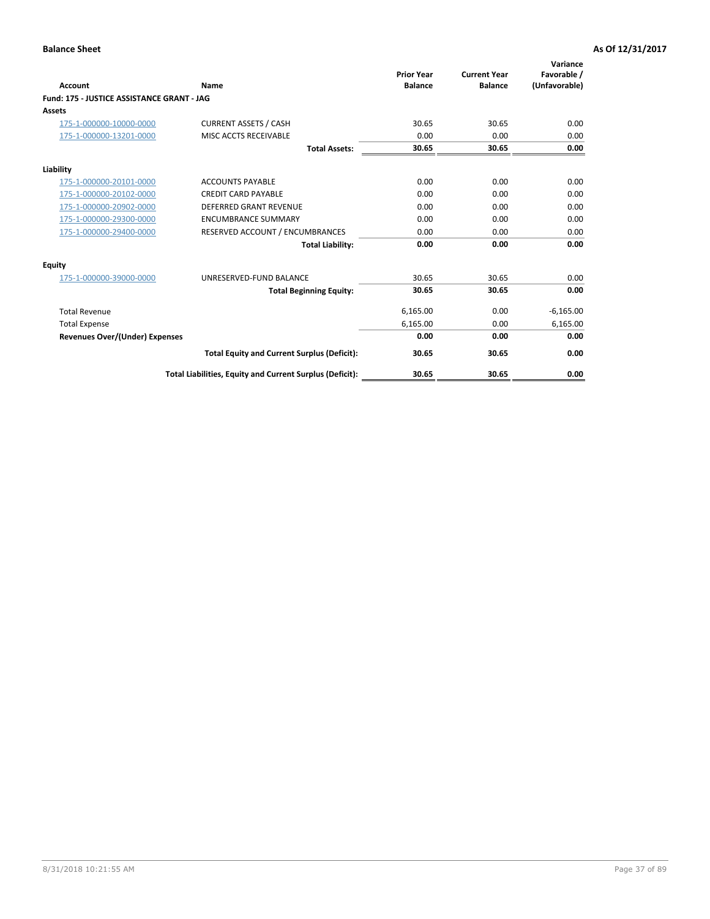| Account | Name | Prior Year Balance | Current Year Balance | Variance Favorable / (Unfavorable) |
|---|---|---|---|---|
| **Fund: 175 - JUSTICE ASSISTANCE GRANT - JAG** | | | | |
| **Assets** | | | | |
| 175-1-000000-10000-0000 | CURRENT ASSETS / CASH | 30.65 | 30.65 | 0.00 |
| 175-1-000000-13201-0000 | MISC ACCTS RECEIVABLE | 0.00 | 0.00 | 0.00 |
| | **Total Assets:** | **30.65** | **30.65** | **0.00** |
| **Liability** | | | | |
| 175-1-000000-20101-0000 | ACCOUNTS PAYABLE | 0.00 | 0.00 | 0.00 |
| 175-1-000000-20102-0000 | CREDIT CARD PAYABLE | 0.00 | 0.00 | 0.00 |
| 175-1-000000-20902-0000 | DEFERRED GRANT REVENUE | 0.00 | 0.00 | 0.00 |
| 175-1-000000-29300-0000 | ENCUMBRANCE SUMMARY | 0.00 | 0.00 | 0.00 |
| 175-1-000000-29400-0000 | RESERVED ACCOUNT / ENCUMBRANCES | 0.00 | 0.00 | 0.00 |
| | **Total Liability:** | **0.00** | **0.00** | **0.00** |
| **Equity** | | | | |
| 175-1-000000-39000-0000 | UNRESERVED-FUND BALANCE | 30.65 | 30.65 | 0.00 |
| | **Total Beginning Equity:** | **30.65** | **30.65** | **0.00** |
| Total Revenue | | 6,165.00 | 0.00 | -6,165.00 |
| Total Expense | | 6,165.00 | 0.00 | 6,165.00 |
| **Revenues Over/(Under) Expenses** | | **0.00** | **0.00** | **0.00** |
| | **Total Equity and Current Surplus (Deficit):** | **30.65** | **30.65** | **0.00** |
| | **Total Liabilities, Equity and Current Surplus (Deficit):** | **30.65** | **30.65** | **0.00** |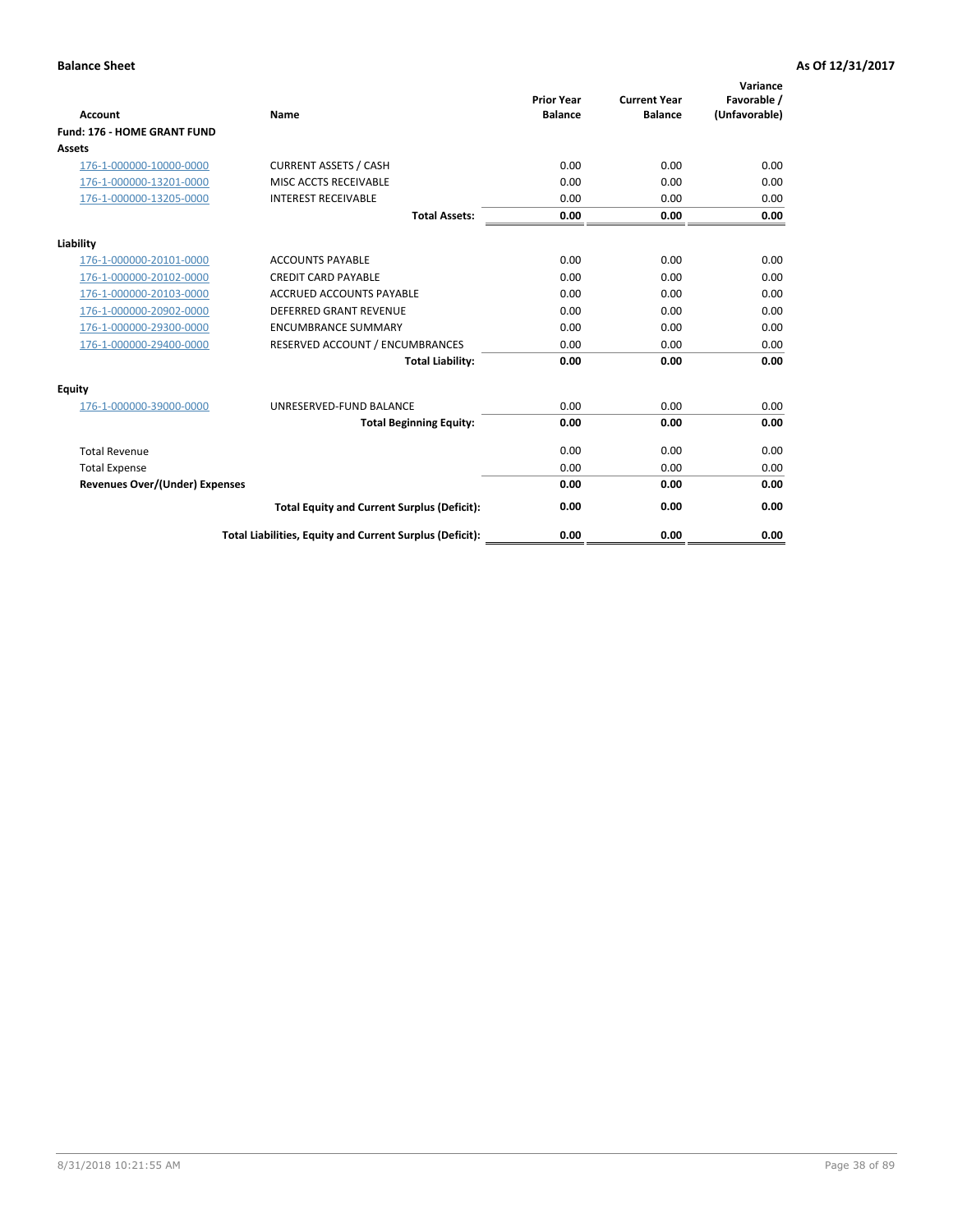**Balance Sheet** **As Of 12/31/2017**

| Account | Name | Prior Year Balance | Current Year Balance | Variance Favorable / (Unfavorable) |
|---|---|---|---|---|
| **Fund: 176 - HOME GRANT FUND** | | | | |
| **Assets** | | | | |
| 176-1-000000-10000-0000 | CURRENT ASSETS / CASH | 0.00 | 0.00 | 0.00 |
| 176-1-000000-13201-0000 | MISC ACCTS RECEIVABLE | 0.00 | 0.00 | 0.00 |
| 176-1-000000-13205-0000 | INTEREST RECEIVABLE | 0.00 | 0.00 | 0.00 |
| | **Total Assets:** | **0.00** | **0.00** | **0.00** |
| **Liability** | | | | |
| 176-1-000000-20101-0000 | ACCOUNTS PAYABLE | 0.00 | 0.00 | 0.00 |
| 176-1-000000-20102-0000 | CREDIT CARD PAYABLE | 0.00 | 0.00 | 0.00 |
| 176-1-000000-20103-0000 | ACCRUED ACCOUNTS PAYABLE | 0.00 | 0.00 | 0.00 |
| 176-1-000000-20902-0000 | DEFERRED GRANT REVENUE | 0.00 | 0.00 | 0.00 |
| 176-1-000000-29300-0000 | ENCUMBRANCE SUMMARY | 0.00 | 0.00 | 0.00 |
| 176-1-000000-29400-0000 | RESERVED ACCOUNT / ENCUMBRANCES | 0.00 | 0.00 | 0.00 |
| | **Total Liability:** | **0.00** | **0.00** | **0.00** |
| **Equity** | | | | |
| 176-1-000000-39000-0000 | UNRESERVED-FUND BALANCE | 0.00 | 0.00 | 0.00 |
| | **Total Beginning Equity:** | **0.00** | **0.00** | **0.00** |
| Total Revenue | | 0.00 | 0.00 | 0.00 |
| Total Expense | | 0.00 | 0.00 | 0.00 |
| **Revenues Over/(Under) Expenses** | | **0.00** | **0.00** | **0.00** |
| | **Total Equity and Current Surplus (Deficit):** | **0.00** | **0.00** | **0.00** |
| | **Total Liabilities, Equity and Current Surplus (Deficit):** | **0.00** | **0.00** | **0.00** |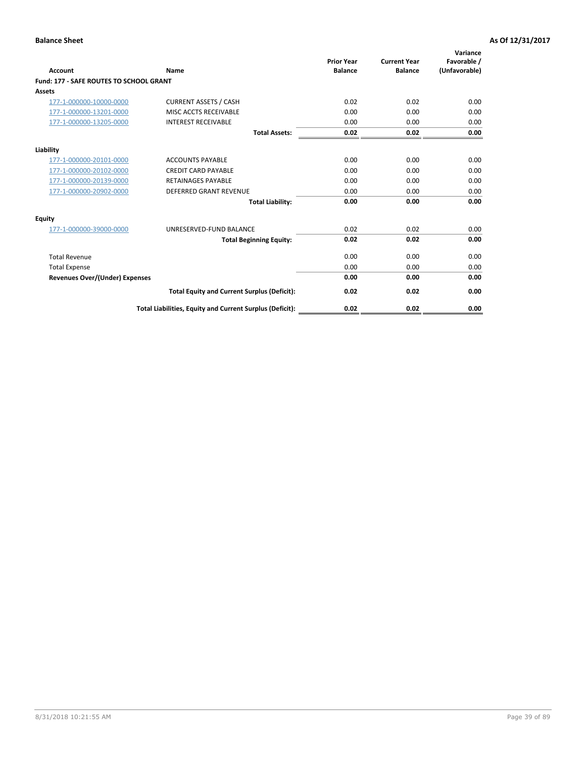**Balance Sheet** — **As Of 12/31/2017**

| Account | Name | Prior Year Balance | Current Year Balance | Variance Favorable / (Unfavorable) |
|---|---|---|---|---|
| **Fund: 177 - SAFE ROUTES TO SCHOOL GRANT** | | | | |
| **Assets** | | | | |
| 177-1-000000-10000-0000 | CURRENT ASSETS / CASH | 0.02 | 0.02 | 0.00 |
| 177-1-000000-13201-0000 | MISC ACCTS RECEIVABLE | 0.00 | 0.00 | 0.00 |
| 177-1-000000-13205-0000 | INTEREST RECEIVABLE | 0.00 | 0.00 | 0.00 |
| | **Total Assets:** | **0.02** | **0.02** | **0.00** |
| **Liability** | | | | |
| 177-1-000000-20101-0000 | ACCOUNTS PAYABLE | 0.00 | 0.00 | 0.00 |
| 177-1-000000-20102-0000 | CREDIT CARD PAYABLE | 0.00 | 0.00 | 0.00 |
| 177-1-000000-20139-0000 | RETAINAGES PAYABLE | 0.00 | 0.00 | 0.00 |
| 177-1-000000-20902-0000 | DEFERRED GRANT REVENUE | 0.00 | 0.00 | 0.00 |
| | **Total Liability:** | **0.00** | **0.00** | **0.00** |
| **Equity** | | | | |
| 177-1-000000-39000-0000 | UNRESERVED-FUND BALANCE | 0.02 | 0.02 | 0.00 |
| | **Total Beginning Equity:** | **0.02** | **0.02** | **0.00** |
| Total Revenue | | 0.00 | 0.00 | 0.00 |
| Total Expense | | 0.00 | 0.00 | 0.00 |
| **Revenues Over/(Under) Expenses** | | **0.00** | **0.00** | **0.00** |
| | **Total Equity and Current Surplus (Deficit):** | **0.02** | **0.02** | **0.00** |
| | **Total Liabilities, Equity and Current Surplus (Deficit):** | **0.02** | **0.02** | **0.00** |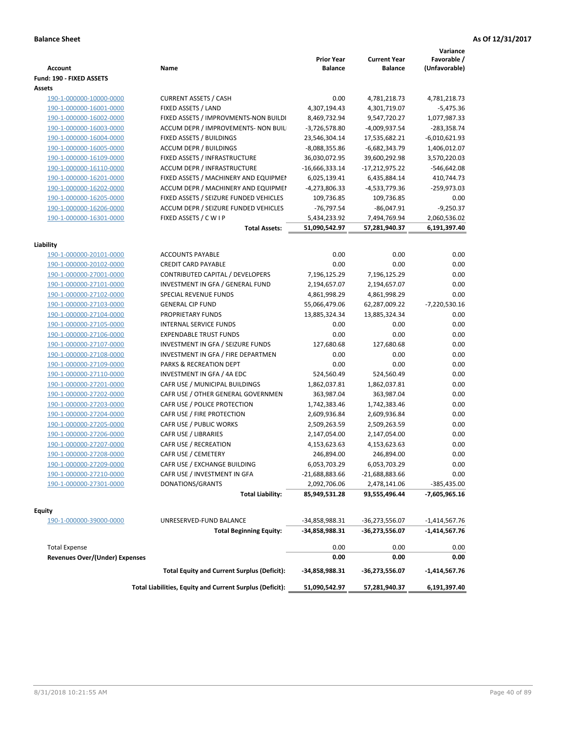**Balance Sheet** **As Of 12/31/2017**

| Account | Name | Prior Year Balance | Current Year Balance | Variance Favorable / (Unfavorable) |
|---|---|---|---|---|
| **Fund: 190 - FIXED ASSETS** | | | | |
| **Assets** | | | | |
| 190-1-000000-10000-0000 | CURRENT ASSETS / CASH | 0.00 | 4,781,218.73 | 4,781,218.73 |
| 190-1-000000-16001-0000 | FIXED ASSETS / LAND | 4,307,194.43 | 4,301,719.07 | -5,475.36 |
| 190-1-000000-16002-0000 | FIXED ASSETS / IMPROVMENTS-NON BUILDI | 8,469,732.94 | 9,547,720.27 | 1,077,987.33 |
| 190-1-000000-16003-0000 | ACCUM DEPR / IMPROVEMENTS- NON BUIL | -3,726,578.80 | -4,009,937.54 | -283,358.74 |
| 190-1-000000-16004-0000 | FIXED ASSETS / BUILDINGS | 23,546,304.14 | 17,535,682.21 | -6,010,621.93 |
| 190-1-000000-16005-0000 | ACCUM DEPR / BUILDINGS | -8,088,355.86 | -6,682,343.79 | 1,406,012.07 |
| 190-1-000000-16109-0000 | FIXED ASSETS / INFRASTRUCTURE | 36,030,072.95 | 39,600,292.98 | 3,570,220.03 |
| 190-1-000000-16110-0000 | ACCUM DEPR / INFRASTRUCTURE | -16,666,333.14 | -17,212,975.22 | -546,642.08 |
| 190-1-000000-16201-0000 | FIXED ASSETS / MACHINERY AND EQUIPMEI | 6,025,139.41 | 6,435,884.14 | 410,744.73 |
| 190-1-000000-16202-0000 | ACCUM DEPR / MACHINERY AND EQUIPMEI | -4,273,806.33 | -4,533,779.36 | -259,973.03 |
| 190-1-000000-16205-0000 | FIXED ASSETS / SEIZURE FUNDED VEHICLES | 109,736.85 | 109,736.85 | 0.00 |
| 190-1-000000-16206-0000 | ACCUM DEPR / SEIZURE FUNDED VEHICLES | -76,797.54 | -86,047.91 | -9,250.37 |
| 190-1-000000-16301-0000 | FIXED ASSETS / C W I P | 5,434,233.92 | 7,494,769.94 | 2,060,536.02 |
| | **Total Assets:** | **51,090,542.97** | **57,281,940.37** | **6,191,397.40** |
| **Liability** | | | | |
| 190-1-000000-20101-0000 | ACCOUNTS PAYABLE | 0.00 | 0.00 | 0.00 |
| 190-1-000000-20102-0000 | CREDIT CARD PAYABLE | 0.00 | 0.00 | 0.00 |
| 190-1-000000-27001-0000 | CONTRIBUTED CAPITAL / DEVELOPERS | 7,196,125.29 | 7,196,125.29 | 0.00 |
| 190-1-000000-27101-0000 | INVESTMENT IN GFA / GENERAL FUND | 2,194,657.07 | 2,194,657.07 | 0.00 |
| 190-1-000000-27102-0000 | SPECIAL REVENUE FUNDS | 4,861,998.29 | 4,861,998.29 | 0.00 |
| 190-1-000000-27103-0000 | GENERAL CIP FUND | 55,066,479.06 | 62,287,009.22 | -7,220,530.16 |
| 190-1-000000-27104-0000 | PROPRIETARY FUNDS | 13,885,324.34 | 13,885,324.34 | 0.00 |
| 190-1-000000-27105-0000 | INTERNAL SERVICE FUNDS | 0.00 | 0.00 | 0.00 |
| 190-1-000000-27106-0000 | EXPENDABLE TRUST FUNDS | 0.00 | 0.00 | 0.00 |
| 190-1-000000-27107-0000 | INVESTMENT IN GFA / SEIZURE FUNDS | 127,680.68 | 127,680.68 | 0.00 |
| 190-1-000000-27108-0000 | INVESTMENT IN GFA / FIRE DEPARTMEN | 0.00 | 0.00 | 0.00 |
| 190-1-000000-27109-0000 | PARKS & RECREATION DEPT | 0.00 | 0.00 | 0.00 |
| 190-1-000000-27110-0000 | INVESTMENT IN GFA / 4A EDC | 524,560.49 | 524,560.49 | 0.00 |
| 190-1-000000-27201-0000 | CAFR USE / MUNICIPAL BUILDINGS | 1,862,037.81 | 1,862,037.81 | 0.00 |
| 190-1-000000-27202-0000 | CAFR USE / OTHER GENERAL GOVERNMEN | 363,987.04 | 363,987.04 | 0.00 |
| 190-1-000000-27203-0000 | CAFR USE / POLICE PROTECTION | 1,742,383.46 | 1,742,383.46 | 0.00 |
| 190-1-000000-27204-0000 | CAFR USE / FIRE PROTECTION | 2,609,936.84 | 2,609,936.84 | 0.00 |
| 190-1-000000-27205-0000 | CAFR USE / PUBLIC WORKS | 2,509,263.59 | 2,509,263.59 | 0.00 |
| 190-1-000000-27206-0000 | CAFR USE / LIBRARIES | 2,147,054.00 | 2,147,054.00 | 0.00 |
| 190-1-000000-27207-0000 | CAFR USE / RECREATION | 4,153,623.63 | 4,153,623.63 | 0.00 |
| 190-1-000000-27208-0000 | CAFR USE / CEMETERY | 246,894.00 | 246,894.00 | 0.00 |
| 190-1-000000-27209-0000 | CAFR USE / EXCHANGE BUILDING | 6,053,703.29 | 6,053,703.29 | 0.00 |
| 190-1-000000-27210-0000 | CAFR USE / INVESTMENT IN GFA | -21,688,883.66 | -21,688,883.66 | 0.00 |
| 190-1-000000-27301-0000 | DONATIONS/GRANTS | 2,092,706.06 | 2,478,141.06 | -385,435.00 |
| | **Total Liability:** | **85,949,531.28** | **93,555,496.44** | **-7,605,965.16** |
| **Equity** | | | | |
| 190-1-000000-39000-0000 | UNRESERVED-FUND BALANCE | -34,858,988.31 | -36,273,556.07 | -1,414,567.76 |
| | **Total Beginning Equity:** | **-34,858,988.31** | **-36,273,556.07** | **-1,414,567.76** |
| Total Expense | | 0.00 | 0.00 | 0.00 |
| **Revenues Over/(Under) Expenses** | | **0.00** | **0.00** | **0.00** |
| | **Total Equity and Current Surplus (Deficit):** | **-34,858,988.31** | **-36,273,556.07** | **-1,414,567.76** |
| | **Total Liabilities, Equity and Current Surplus (Deficit):** | **51,090,542.97** | **57,281,940.37** | **6,191,397.40** |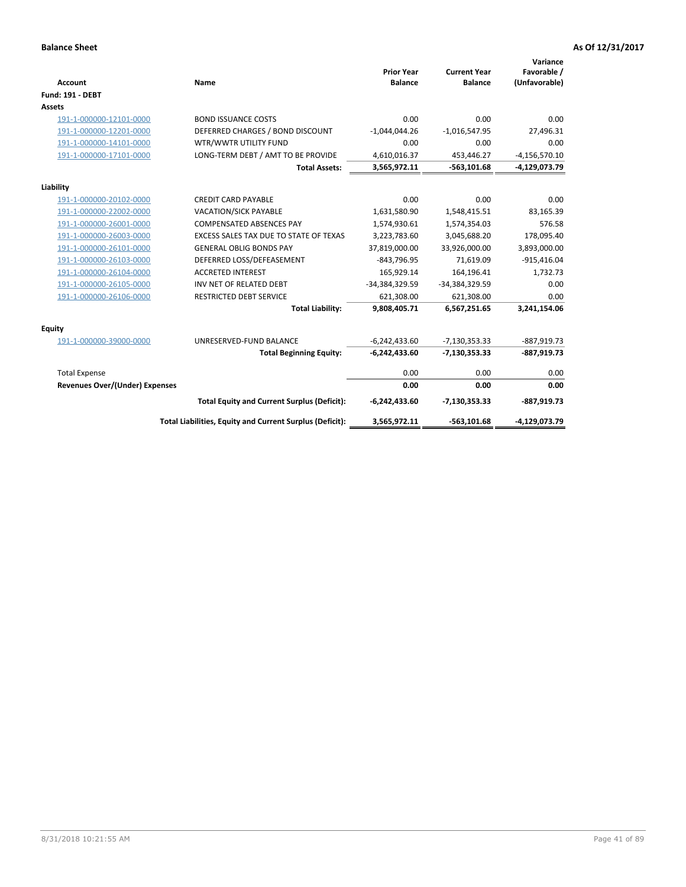**Balance Sheet** **As Of 12/31/2017**

| Account | Name | Prior Year Balance | Current Year Balance | Variance Favorable / (Unfavorable) |
|---|---|---|---|---|
| **Fund: 191 - DEBT** | | | | |
| **Assets** | | | | |
| 191-1-000000-12101-0000 | BOND ISSUANCE COSTS | 0.00 | 0.00 | 0.00 |
| 191-1-000000-12201-0000 | DEFERRED CHARGES / BOND DISCOUNT | -1,044,044.26 | -1,016,547.95 | 27,496.31 |
| 191-1-000000-14101-0000 | WTR/WWTR UTILITY FUND | 0.00 | 0.00 | 0.00 |
| 191-1-000000-17101-0000 | LONG-TERM DEBT / AMT TO BE PROVIDE | 4,610,016.37 | 453,446.27 | -4,156,570.10 |
| | **Total Assets:** | **3,565,972.11** | **-563,101.68** | **-4,129,073.79** |
| **Liability** | | | | |
| 191-1-000000-20102-0000 | CREDIT CARD PAYABLE | 0.00 | 0.00 | 0.00 |
| 191-1-000000-22002-0000 | VACATION/SICK PAYABLE | 1,631,580.90 | 1,548,415.51 | 83,165.39 |
| 191-1-000000-26001-0000 | COMPENSATED ABSENCES PAY | 1,574,930.61 | 1,574,354.03 | 576.58 |
| 191-1-000000-26003-0000 | EXCESS SALES TAX DUE TO STATE OF TEXAS | 3,223,783.60 | 3,045,688.20 | 178,095.40 |
| 191-1-000000-26101-0000 | GENERAL OBLIG BONDS PAY | 37,819,000.00 | 33,926,000.00 | 3,893,000.00 |
| 191-1-000000-26103-0000 | DEFERRED LOSS/DEFEASEMENT | -843,796.95 | 71,619.09 | -915,416.04 |
| 191-1-000000-26104-0000 | ACCRETED INTEREST | 165,929.14 | 164,196.41 | 1,732.73 |
| 191-1-000000-26105-0000 | INV NET OF RELATED DEBT | -34,384,329.59 | -34,384,329.59 | 0.00 |
| 191-1-000000-26106-0000 | RESTRICTED DEBT SERVICE | 621,308.00 | 621,308.00 | 0.00 |
| | **Total Liability:** | **9,808,405.71** | **6,567,251.65** | **3,241,154.06** |
| **Equity** | | | | |
| 191-1-000000-39000-0000 | UNRESERVED-FUND BALANCE | -6,242,433.60 | -7,130,353.33 | -887,919.73 |
| | **Total Beginning Equity:** | **-6,242,433.60** | **-7,130,353.33** | **-887,919.73** |
| Total Expense | | 0.00 | 0.00 | 0.00 |
| **Revenues Over/(Under) Expenses** | | **0.00** | **0.00** | **0.00** |
| | **Total Equity and Current Surplus (Deficit):** | **-6,242,433.60** | **-7,130,353.33** | **-887,919.73** |
| | **Total Liabilities, Equity and Current Surplus (Deficit):** | **3,565,972.11** | **-563,101.68** | **-4,129,073.79** |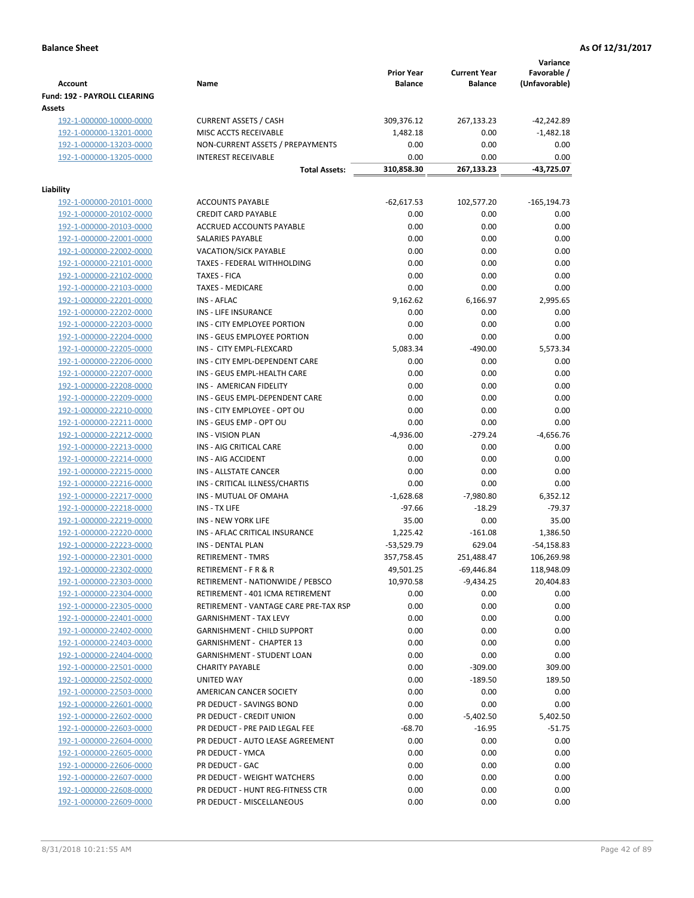**Balance Sheet** **As Of 12/31/2017**

| Account | Name | Prior Year Balance | Current Year Balance | Variance Favorable / (Unfavorable) |
|---|---|---|---|---|
| **Fund: 192 - PAYROLL CLEARING** | | | | |
| **Assets** | | | | |
| 192-1-000000-10000-0000 | CURRENT ASSETS / CASH | 309,376.12 | 267,133.23 | -42,242.89 |
| 192-1-000000-13201-0000 | MISC ACCTS RECEIVABLE | 1,482.18 | 0.00 | -1,482.18 |
| 192-1-000000-13203-0000 | NON-CURRENT ASSETS / PREPAYMENTS | 0.00 | 0.00 | 0.00 |
| 192-1-000000-13205-0000 | INTEREST RECEIVABLE | 0.00 | 0.00 | 0.00 |
| | **Total Assets:** | **310,858.30** | **267,133.23** | **-43,725.07** |
| **Liability** | | | | |
| 192-1-000000-20101-0000 | ACCOUNTS PAYABLE | -62,617.53 | 102,577.20 | -165,194.73 |
| 192-1-000000-20102-0000 | CREDIT CARD PAYABLE | 0.00 | 0.00 | 0.00 |
| 192-1-000000-20103-0000 | ACCRUED ACCOUNTS PAYABLE | 0.00 | 0.00 | 0.00 |
| 192-1-000000-22001-0000 | SALARIES PAYABLE | 0.00 | 0.00 | 0.00 |
| 192-1-000000-22002-0000 | VACATION/SICK PAYABLE | 0.00 | 0.00 | 0.00 |
| 192-1-000000-22101-0000 | TAXES - FEDERAL WITHHOLDING | 0.00 | 0.00 | 0.00 |
| 192-1-000000-22102-0000 | TAXES - FICA | 0.00 | 0.00 | 0.00 |
| 192-1-000000-22103-0000 | TAXES - MEDICARE | 0.00 | 0.00 | 0.00 |
| 192-1-000000-22201-0000 | INS - AFLAC | 9,162.62 | 6,166.97 | 2,995.65 |
| 192-1-000000-22202-0000 | INS - LIFE INSURANCE | 0.00 | 0.00 | 0.00 |
| 192-1-000000-22203-0000 | INS - CITY EMPLOYEE PORTION | 0.00 | 0.00 | 0.00 |
| 192-1-000000-22204-0000 | INS - GEUS EMPLOYEE PORTION | 0.00 | 0.00 | 0.00 |
| 192-1-000000-22205-0000 | INS - CITY EMPL-FLEXCARD | 5,083.34 | -490.00 | 5,573.34 |
| 192-1-000000-22206-0000 | INS - CITY EMPL-DEPENDENT CARE | 0.00 | 0.00 | 0.00 |
| 192-1-000000-22207-0000 | INS - GEUS EMPL-HEALTH CARE | 0.00 | 0.00 | 0.00 |
| 192-1-000000-22208-0000 | INS - AMERICAN FIDELITY | 0.00 | 0.00 | 0.00 |
| 192-1-000000-22209-0000 | INS - GEUS EMPL-DEPENDENT CARE | 0.00 | 0.00 | 0.00 |
| 192-1-000000-22210-0000 | INS - CITY EMPLOYEE - OPT OU | 0.00 | 0.00 | 0.00 |
| 192-1-000000-22211-0000 | INS - GEUS EMP - OPT OU | 0.00 | 0.00 | 0.00 |
| 192-1-000000-22212-0000 | INS - VISION PLAN | -4,936.00 | -279.24 | -4,656.76 |
| 192-1-000000-22213-0000 | INS - AIG CRITICAL CARE | 0.00 | 0.00 | 0.00 |
| 192-1-000000-22214-0000 | INS - AIG ACCIDENT | 0.00 | 0.00 | 0.00 |
| 192-1-000000-22215-0000 | INS - ALLSTATE CANCER | 0.00 | 0.00 | 0.00 |
| 192-1-000000-22216-0000 | INS - CRITICAL ILLNESS/CHARTIS | 0.00 | 0.00 | 0.00 |
| 192-1-000000-22217-0000 | INS - MUTUAL OF OMAHA | -1,628.68 | -7,980.80 | 6,352.12 |
| 192-1-000000-22218-0000 | INS - TX LIFE | -97.66 | -18.29 | -79.37 |
| 192-1-000000-22219-0000 | INS - NEW YORK LIFE | 35.00 | 0.00 | 35.00 |
| 192-1-000000-22220-0000 | INS - AFLAC CRITICAL INSURANCE | 1,225.42 | -161.08 | 1,386.50 |
| 192-1-000000-22223-0000 | INS - DENTAL PLAN | -53,529.79 | 629.04 | -54,158.83 |
| 192-1-000000-22301-0000 | RETIREMENT - TMRS | 357,758.45 | 251,488.47 | 106,269.98 |
| 192-1-000000-22302-0000 | RETIREMENT - F R & R | 49,501.25 | -69,446.84 | 118,948.09 |
| 192-1-000000-22303-0000 | RETIREMENT - NATIONWIDE / PEBSCO | 10,970.58 | -9,434.25 | 20,404.83 |
| 192-1-000000-22304-0000 | RETIREMENT - 401 ICMA RETIREMENT | 0.00 | 0.00 | 0.00 |
| 192-1-000000-22305-0000 | RETIREMENT - VANTAGE CARE PRE-TAX RSP | 0.00 | 0.00 | 0.00 |
| 192-1-000000-22401-0000 | GARNISHMENT - TAX LEVY | 0.00 | 0.00 | 0.00 |
| 192-1-000000-22402-0000 | GARNISHMENT - CHILD SUPPORT | 0.00 | 0.00 | 0.00 |
| 192-1-000000-22403-0000 | GARNISHMENT - CHAPTER 13 | 0.00 | 0.00 | 0.00 |
| 192-1-000000-22404-0000 | GARNISHMENT - STUDENT LOAN | 0.00 | 0.00 | 0.00 |
| 192-1-000000-22501-0000 | CHARITY PAYABLE | 0.00 | -309.00 | 309.00 |
| 192-1-000000-22502-0000 | UNITED WAY | 0.00 | -189.50 | 189.50 |
| 192-1-000000-22503-0000 | AMERICAN CANCER SOCIETY | 0.00 | 0.00 | 0.00 |
| 192-1-000000-22601-0000 | PR DEDUCT - SAVINGS BOND | 0.00 | 0.00 | 0.00 |
| 192-1-000000-22602-0000 | PR DEDUCT - CREDIT UNION | 0.00 | -5,402.50 | 5,402.50 |
| 192-1-000000-22603-0000 | PR DEDUCT - PRE PAID LEGAL FEE | -68.70 | -16.95 | -51.75 |
| 192-1-000000-22604-0000 | PR DEDUCT - AUTO LEASE AGREEMENT | 0.00 | 0.00 | 0.00 |
| 192-1-000000-22605-0000 | PR DEDUCT - YMCA | 0.00 | 0.00 | 0.00 |
| 192-1-000000-22606-0000 | PR DEDUCT - GAC | 0.00 | 0.00 | 0.00 |
| 192-1-000000-22607-0000 | PR DEDUCT - WEIGHT WATCHERS | 0.00 | 0.00 | 0.00 |
| 192-1-000000-22608-0000 | PR DEDUCT - HUNT REG-FITNESS CTR | 0.00 | 0.00 | 0.00 |
| 192-1-000000-22609-0000 | PR DEDUCT - MISCELLANEOUS | 0.00 | 0.00 | 0.00 |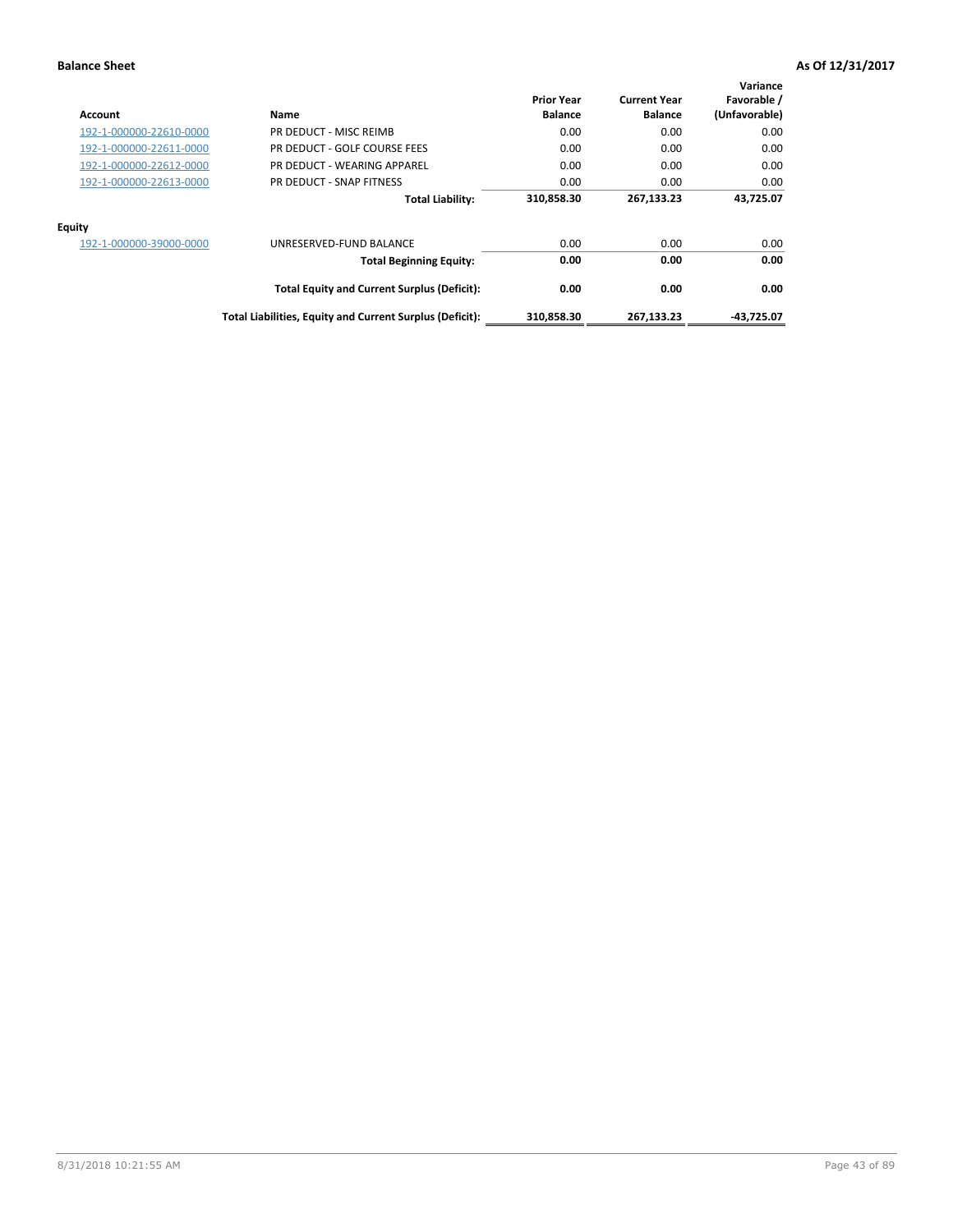**Balance Sheet** **As Of 12/31/2017**

| Account | Name | Prior Year Balance | Current Year Balance | Variance Favorable / (Unfavorable) |
|---|---|---|---|---|
| 192-1-000000-22610-0000 | PR DEDUCT - MISC REIMB | 0.00 | 0.00 | 0.00 |
| 192-1-000000-22611-0000 | PR DEDUCT - GOLF COURSE FEES | 0.00 | 0.00 | 0.00 |
| 192-1-000000-22612-0000 | PR DEDUCT - WEARING APPAREL | 0.00 | 0.00 | 0.00 |
| 192-1-000000-22613-0000 | PR DEDUCT - SNAP FITNESS | 0.00 | 0.00 | 0.00 |
| | **Total Liability:** | **310,858.30** | **267,133.23** | **43,725.07** |
| **Equity** | | | | |
| 192-1-000000-39000-0000 | UNRESERVED-FUND BALANCE | 0.00 | 0.00 | 0.00 |
| | **Total Beginning Equity:** | **0.00** | **0.00** | **0.00** |
| | **Total Equity and Current Surplus (Deficit):** | **0.00** | **0.00** | **0.00** |
| | **Total Liabilities, Equity and Current Surplus (Deficit):** | **310,858.30** | **267,133.23** | **-43,725.07** |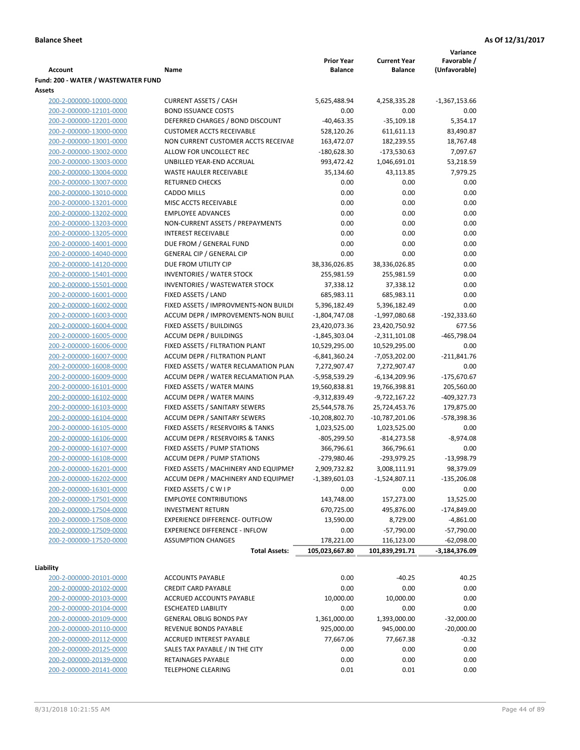**Balance Sheet** **As Of 12/31/2017**

| Account | Name | Prior Year Balance | Current Year Balance | Variance Favorable / (Unfavorable) |
|---|---|---|---|---|
| **Fund: 200 - WATER / WASTEWATER FUND** | | | | |
| **Assets** | | | | |
| 200-2-000000-10000-0000 | CURRENT ASSETS / CASH | 5,625,488.94 | 4,258,335.28 | -1,367,153.66 |
| 200-2-000000-12101-0000 | BOND ISSUANCE COSTS | 0.00 | 0.00 | 0.00 |
| 200-2-000000-12201-0000 | DEFERRED CHARGES / BOND DISCOUNT | -40,463.35 | -35,109.18 | 5,354.17 |
| 200-2-000000-13000-0000 | CUSTOMER ACCTS RECEIVABLE | 528,120.26 | 611,611.13 | 83,490.87 |
| 200-2-000000-13001-0000 | NON CURRENT CUSTOMER ACCTS RECEIVAE | 163,472.07 | 182,239.55 | 18,767.48 |
| 200-2-000000-13002-0000 | ALLOW FOR UNCOLLECT REC | -180,628.30 | -173,530.63 | 7,097.67 |
| 200-2-000000-13003-0000 | UNBILLED YEAR-END ACCRUAL | 993,472.42 | 1,046,691.01 | 53,218.59 |
| 200-2-000000-13004-0000 | WASTE HAULER RECEIVABLE | 35,134.60 | 43,113.85 | 7,979.25 |
| 200-2-000000-13007-0000 | RETURNED CHECKS | 0.00 | 0.00 | 0.00 |
| 200-2-000000-13010-0000 | CADDO MILLS | 0.00 | 0.00 | 0.00 |
| 200-2-000000-13201-0000 | MISC ACCTS RECEIVABLE | 0.00 | 0.00 | 0.00 |
| 200-2-000000-13202-0000 | EMPLOYEE ADVANCES | 0.00 | 0.00 | 0.00 |
| 200-2-000000-13203-0000 | NON-CURRENT ASSETS / PREPAYMENTS | 0.00 | 0.00 | 0.00 |
| 200-2-000000-13205-0000 | INTEREST RECEIVABLE | 0.00 | 0.00 | 0.00 |
| 200-2-000000-14001-0000 | DUE FROM / GENERAL FUND | 0.00 | 0.00 | 0.00 |
| 200-2-000000-14040-0000 | GENERAL CIP / GENERAL CIP | 0.00 | 0.00 | 0.00 |
| 200-2-000000-14120-0000 | DUE FROM UTILITY CIP | 38,336,026.85 | 38,336,026.85 | 0.00 |
| 200-2-000000-15401-0000 | INVENTORIES / WATER STOCK | 255,981.59 | 255,981.59 | 0.00 |
| 200-2-000000-15501-0000 | INVENTORIES / WASTEWATER STOCK | 37,338.12 | 37,338.12 | 0.00 |
| 200-2-000000-16001-0000 | FIXED ASSETS / LAND | 685,983.11 | 685,983.11 | 0.00 |
| 200-2-000000-16002-0000 | FIXED ASSETS / IMPROVMENTS-NON BUILDI | 5,396,182.49 | 5,396,182.49 | 0.00 |
| 200-2-000000-16003-0000 | ACCUM DEPR / IMPROVEMENTS-NON BUILI | -1,804,747.08 | -1,997,080.68 | -192,333.60 |
| 200-2-000000-16004-0000 | FIXED ASSETS / BUILDINGS | 23,420,073.36 | 23,420,750.92 | 677.56 |
| 200-2-000000-16005-0000 | ACCUM DEPR / BUILDINGS | -1,845,303.04 | -2,311,101.08 | -465,798.04 |
| 200-2-000000-16006-0000 | FIXED ASSETS / FILTRATION PLANT | 10,529,295.00 | 10,529,295.00 | 0.00 |
| 200-2-000000-16007-0000 | ACCUM DEPR / FILTRATION PLANT | -6,841,360.24 | -7,053,202.00 | -211,841.76 |
| 200-2-000000-16008-0000 | FIXED ASSETS / WATER RECLAMATION PLAN | 7,272,907.47 | 7,272,907.47 | 0.00 |
| 200-2-000000-16009-0000 | ACCUM DEPR / WATER RECLAMATION PLAN | -5,958,539.29 | -6,134,209.96 | -175,670.67 |
| 200-2-000000-16101-0000 | FIXED ASSETS / WATER MAINS | 19,560,838.81 | 19,766,398.81 | 205,560.00 |
| 200-2-000000-16102-0000 | ACCUM DEPR / WATER MAINS | -9,312,839.49 | -9,722,167.22 | -409,327.73 |
| 200-2-000000-16103-0000 | FIXED ASSETS / SANITARY SEWERS | 25,544,578.76 | 25,724,453.76 | 179,875.00 |
| 200-2-000000-16104-0000 | ACCUM DEPR / SANITARY SEWERS | -10,208,802.70 | -10,787,201.06 | -578,398.36 |
| 200-2-000000-16105-0000 | FIXED ASSETS / RESERVOIRS & TANKS | 1,023,525.00 | 1,023,525.00 | 0.00 |
| 200-2-000000-16106-0000 | ACCUM DEPR / RESERVOIRS & TANKS | -805,299.50 | -814,273.58 | -8,974.08 |
| 200-2-000000-16107-0000 | FIXED ASSETS / PUMP STATIONS | 366,796.61 | 366,796.61 | 0.00 |
| 200-2-000000-16108-0000 | ACCUM DEPR / PUMP STATIONS | -279,980.46 | -293,979.25 | -13,998.79 |
| 200-2-000000-16201-0000 | FIXED ASSETS / MACHINERY AND EQUIPMEI | 2,909,732.82 | 3,008,111.91 | 98,379.09 |
| 200-2-000000-16202-0000 | ACCUM DEPR / MACHINERY AND EQUIPMEI | -1,389,601.03 | -1,524,807.11 | -135,206.08 |
| 200-2-000000-16301-0000 | FIXED ASSETS / C W I P | 0.00 | 0.00 | 0.00 |
| 200-2-000000-17501-0000 | EMPLOYEE CONTRIBUTIONS | 143,748.00 | 157,273.00 | 13,525.00 |
| 200-2-000000-17504-0000 | INVESTMENT RETURN | 670,725.00 | 495,876.00 | -174,849.00 |
| 200-2-000000-17508-0000 | EXPERIENCE DIFFERENCE- OUTFLOW | 13,590.00 | 8,729.00 | -4,861.00 |
| 200-2-000000-17509-0000 | EXPERIENCE DIFFERENCE - INFLOW | 0.00 | -57,790.00 | -57,790.00 |
| 200-2-000000-17520-0000 | ASSUMPTION CHANGES | 178,221.00 | 116,123.00 | -62,098.00 |
| | **Total Assets:** | **105,023,667.80** | **101,839,291.71** | **-3,184,376.09** |
| **Liability** | | | | |
| 200-2-000000-20101-0000 | ACCOUNTS PAYABLE | 0.00 | -40.25 | 40.25 |
| 200-2-000000-20102-0000 | CREDIT CARD PAYABLE | 0.00 | 0.00 | 0.00 |
| 200-2-000000-20103-0000 | ACCRUED ACCOUNTS PAYABLE | 10,000.00 | 10,000.00 | 0.00 |
| 200-2-000000-20104-0000 | ESCHEATED LIABILITY | 0.00 | 0.00 | 0.00 |
| 200-2-000000-20109-0000 | GENERAL OBLIG BONDS PAY | 1,361,000.00 | 1,393,000.00 | -32,000.00 |
| 200-2-000000-20110-0000 | REVENUE BONDS PAYABLE | 925,000.00 | 945,000.00 | -20,000.00 |
| 200-2-000000-20112-0000 | ACCRUED INTEREST PAYABLE | 77,667.06 | 77,667.38 | -0.32 |
| 200-2-000000-20125-0000 | SALES TAX PAYABLE / IN THE CITY | 0.00 | 0.00 | 0.00 |
| 200-2-000000-20139-0000 | RETAINAGES PAYABLE | 0.00 | 0.00 | 0.00 |
| 200-2-000000-20141-0000 | TELEPHONE CLEARING | 0.01 | 0.01 | 0.00 |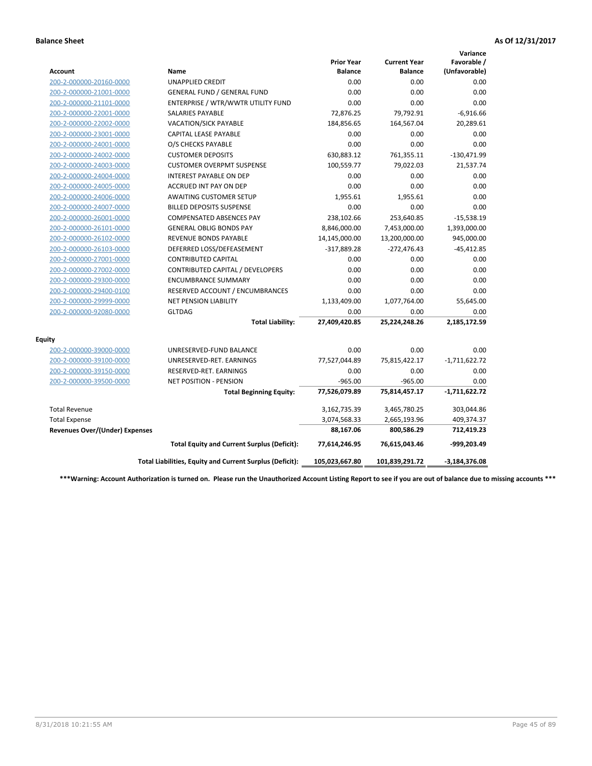**Balance Sheet** **As Of 12/31/2017**

| Account | Name | Prior Year Balance | Current Year Balance | Variance Favorable / (Unfavorable) |
|---|---|---|---|---|
| 200-2-000000-20160-0000 | UNAPPLIED CREDIT | 0.00 | 0.00 | 0.00 |
| 200-2-000000-21001-0000 | GENERAL FUND / GENERAL FUND | 0.00 | 0.00 | 0.00 |
| 200-2-000000-21101-0000 | ENTERPRISE / WTR/WWTR UTILITY FUND | 0.00 | 0.00 | 0.00 |
| 200-2-000000-22001-0000 | SALARIES PAYABLE | 72,876.25 | 79,792.91 | -6,916.66 |
| 200-2-000000-22002-0000 | VACATION/SICK PAYABLE | 184,856.65 | 164,567.04 | 20,289.61 |
| 200-2-000000-23001-0000 | CAPITAL LEASE PAYABLE | 0.00 | 0.00 | 0.00 |
| 200-2-000000-24001-0000 | O/S CHECKS PAYABLE | 0.00 | 0.00 | 0.00 |
| 200-2-000000-24002-0000 | CUSTOMER DEPOSITS | 630,883.12 | 761,355.11 | -130,471.99 |
| 200-2-000000-24003-0000 | CUSTOMER OVERPMT SUSPENSE | 100,559.77 | 79,022.03 | 21,537.74 |
| 200-2-000000-24004-0000 | INTEREST PAYABLE ON DEP | 0.00 | 0.00 | 0.00 |
| 200-2-000000-24005-0000 | ACCRUED INT PAY ON DEP | 0.00 | 0.00 | 0.00 |
| 200-2-000000-24006-0000 | AWAITING CUSTOMER SETUP | 1,955.61 | 1,955.61 | 0.00 |
| 200-2-000000-24007-0000 | BILLED DEPOSITS SUSPENSE | 0.00 | 0.00 | 0.00 |
| 200-2-000000-26001-0000 | COMPENSATED ABSENCES PAY | 238,102.66 | 253,640.85 | -15,538.19 |
| 200-2-000000-26101-0000 | GENERAL OBLIG BONDS PAY | 8,846,000.00 | 7,453,000.00 | 1,393,000.00 |
| 200-2-000000-26102-0000 | REVENUE BONDS PAYABLE | 14,145,000.00 | 13,200,000.00 | 945,000.00 |
| 200-2-000000-26103-0000 | DEFERRED LOSS/DEFEASEMENT | -317,889.28 | -272,476.43 | -45,412.85 |
| 200-2-000000-27001-0000 | CONTRIBUTED CAPITAL | 0.00 | 0.00 | 0.00 |
| 200-2-000000-27002-0000 | CONTRIBUTED CAPITAL / DEVELOPERS | 0.00 | 0.00 | 0.00 |
| 200-2-000000-29300-0000 | ENCUMBRANCE SUMMARY | 0.00 | 0.00 | 0.00 |
| 200-2-000000-29400-0100 | RESERVED ACCOUNT / ENCUMBRANCES | 0.00 | 0.00 | 0.00 |
| 200-2-000000-29999-0000 | NET PENSION LIABILITY | 1,133,409.00 | 1,077,764.00 | 55,645.00 |
| 200-2-000000-92080-0000 | GLTDAG | 0.00 | 0.00 | 0.00 |
| | **Total Liability:** | **27,409,420.85** | **25,224,248.26** | **2,185,172.59** |
| **Equity** | | | | |
| 200-2-000000-39000-0000 | UNRESERVED-FUND BALANCE | 0.00 | 0.00 | 0.00 |
| 200-2-000000-39100-0000 | UNRESERVED-RET. EARNINGS | 77,527,044.89 | 75,815,422.17 | -1,711,622.72 |
| 200-2-000000-39150-0000 | RESERVED-RET. EARNINGS | 0.00 | 0.00 | 0.00 |
| 200-2-000000-39500-0000 | NET POSITION - PENSION | -965.00 | -965.00 | 0.00 |
| | **Total Beginning Equity:** | **77,526,079.89** | **75,814,457.17** | **-1,711,622.72** |
| Total Revenue | | 3,162,735.39 | 3,465,780.25 | 303,044.86 |
| Total Expense | | 3,074,568.33 | 2,665,193.96 | 409,374.37 |
| **Revenues Over/(Under) Expenses** | | **88,167.06** | **800,586.29** | **712,419.23** |
| | **Total Equity and Current Surplus (Deficit):** | **77,614,246.95** | **76,615,043.46** | **-999,203.49** |
| | **Total Liabilities, Equity and Current Surplus (Deficit):** | **105,023,667.80** | **101,839,291.72** | **-3,184,376.08** |

**\*\*\*Warning: Account Authorization is turned on. Please run the Unauthorized Account Listing Report to see if you are out of balance due to missing accounts \*\*\***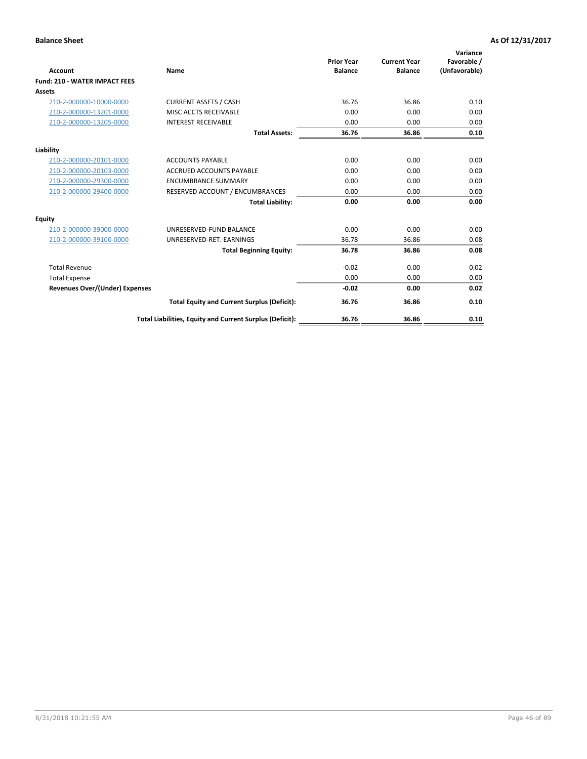**Balance Sheet** **As Of 12/31/2017**

| Account | Name | Prior Year Balance | Current Year Balance | Variance Favorable / (Unfavorable) |
|---|---|---|---|---|
| **Fund: 210 - WATER IMPACT FEES** | | | | |
| **Assets** | | | | |
| 210-2-000000-10000-0000 | CURRENT ASSETS / CASH | 36.76 | 36.86 | 0.10 |
| 210-2-000000-13201-0000 | MISC ACCTS RECEIVABLE | 0.00 | 0.00 | 0.00 |
| 210-2-000000-13205-0000 | INTEREST RECEIVABLE | 0.00 | 0.00 | 0.00 |
| | **Total Assets:** | **36.76** | **36.86** | **0.10** |
| **Liability** | | | | |
| 210-2-000000-20101-0000 | ACCOUNTS PAYABLE | 0.00 | 0.00 | 0.00 |
| 210-2-000000-20103-0000 | ACCRUED ACCOUNTS PAYABLE | 0.00 | 0.00 | 0.00 |
| 210-2-000000-29300-0000 | ENCUMBRANCE SUMMARY | 0.00 | 0.00 | 0.00 |
| 210-2-000000-29400-0000 | RESERVED ACCOUNT / ENCUMBRANCES | 0.00 | 0.00 | 0.00 |
| | **Total Liability:** | **0.00** | **0.00** | **0.00** |
| **Equity** | | | | |
| 210-2-000000-39000-0000 | UNRESERVED-FUND BALANCE | 0.00 | 0.00 | 0.00 |
| 210-2-000000-39100-0000 | UNRESERVED-RET. EARNINGS | 36.78 | 36.86 | 0.08 |
| | **Total Beginning Equity:** | **36.78** | **36.86** | **0.08** |
| Total Revenue | | -0.02 | 0.00 | 0.02 |
| Total Expense | | 0.00 | 0.00 | 0.00 |
| **Revenues Over/(Under) Expenses** | | **-0.02** | **0.00** | **0.02** |
| | **Total Equity and Current Surplus (Deficit):** | **36.76** | **36.86** | **0.10** |
| | **Total Liabilities, Equity and Current Surplus (Deficit):** | **36.76** | **36.86** | **0.10** |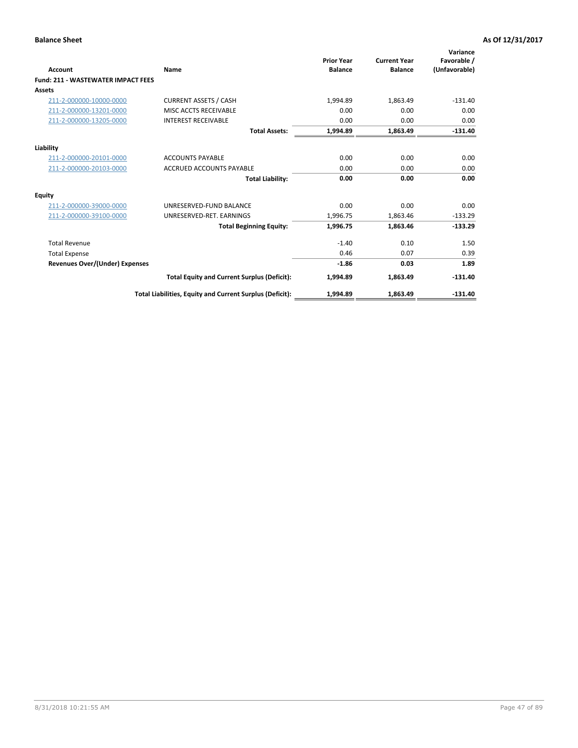**Balance Sheet** **As Of 12/31/2017**

| Account | Name | Prior Year Balance | Current Year Balance | Variance Favorable / (Unfavorable) |
|---|---|---|---|---|
| **Fund: 211 - WASTEWATER IMPACT FEES** | | | | |
| **Assets** | | | | |
| 211-2-000000-10000-0000 | CURRENT ASSETS / CASH | 1,994.89 | 1,863.49 | -131.40 |
| 211-2-000000-13201-0000 | MISC ACCTS RECEIVABLE | 0.00 | 0.00 | 0.00 |
| 211-2-000000-13205-0000 | INTEREST RECEIVABLE | 0.00 | 0.00 | 0.00 |
| | **Total Assets:** | **1,994.89** | **1,863.49** | **-131.40** |
| **Liability** | | | | |
| 211-2-000000-20101-0000 | ACCOUNTS PAYABLE | 0.00 | 0.00 | 0.00 |
| 211-2-000000-20103-0000 | ACCRUED ACCOUNTS PAYABLE | 0.00 | 0.00 | 0.00 |
| | **Total Liability:** | **0.00** | **0.00** | **0.00** |
| **Equity** | | | | |
| 211-2-000000-39000-0000 | UNRESERVED-FUND BALANCE | 0.00 | 0.00 | 0.00 |
| 211-2-000000-39100-0000 | UNRESERVED-RET. EARNINGS | 1,996.75 | 1,863.46 | -133.29 |
| | **Total Beginning Equity:** | **1,996.75** | **1,863.46** | **-133.29** |
| Total Revenue | | -1.40 | 0.10 | 1.50 |
| Total Expense | | 0.46 | 0.07 | 0.39 |
| **Revenues Over/(Under) Expenses** | | **-1.86** | **0.03** | **1.89** |
| | **Total Equity and Current Surplus (Deficit):** | **1,994.89** | **1,863.49** | **-131.40** |
| | **Total Liabilities, Equity and Current Surplus (Deficit):** | **1,994.89** | **1,863.49** | **-131.40** |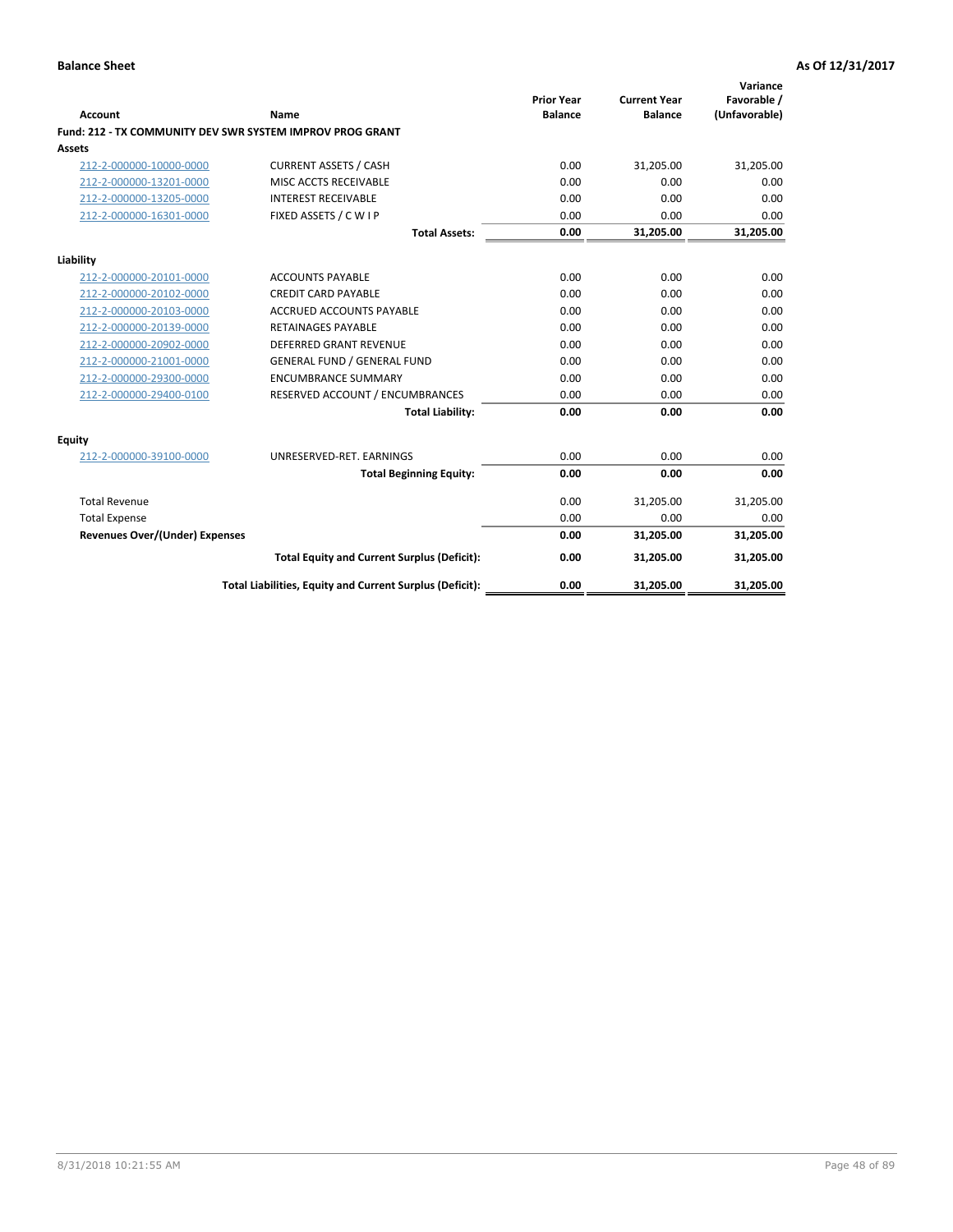**Balance Sheet** **As Of 12/31/2017**

| Account | Name | Prior Year Balance | Current Year Balance | Variance Favorable / (Unfavorable) |
|---|---|---|---|---|
| **Fund: 212 - TX COMMUNITY DEV SWR SYSTEM IMPROV PROG GRANT** | | | | |
| **Assets** | | | | |
| 212-2-000000-10000-0000 | CURRENT ASSETS / CASH | 0.00 | 31,205.00 | 31,205.00 |
| 212-2-000000-13201-0000 | MISC ACCTS RECEIVABLE | 0.00 | 0.00 | 0.00 |
| 212-2-000000-13205-0000 | INTEREST RECEIVABLE | 0.00 | 0.00 | 0.00 |
| 212-2-000000-16301-0000 | FIXED ASSETS / C W I P | 0.00 | 0.00 | 0.00 |
| | **Total Assets:** | **0.00** | **31,205.00** | **31,205.00** |
| **Liability** | | | | |
| 212-2-000000-20101-0000 | ACCOUNTS PAYABLE | 0.00 | 0.00 | 0.00 |
| 212-2-000000-20102-0000 | CREDIT CARD PAYABLE | 0.00 | 0.00 | 0.00 |
| 212-2-000000-20103-0000 | ACCRUED ACCOUNTS PAYABLE | 0.00 | 0.00 | 0.00 |
| 212-2-000000-20139-0000 | RETAINAGES PAYABLE | 0.00 | 0.00 | 0.00 |
| 212-2-000000-20902-0000 | DEFERRED GRANT REVENUE | 0.00 | 0.00 | 0.00 |
| 212-2-000000-21001-0000 | GENERAL FUND / GENERAL FUND | 0.00 | 0.00 | 0.00 |
| 212-2-000000-29300-0000 | ENCUMBRANCE SUMMARY | 0.00 | 0.00 | 0.00 |
| 212-2-000000-29400-0100 | RESERVED ACCOUNT / ENCUMBRANCES | 0.00 | 0.00 | 0.00 |
| | **Total Liability:** | **0.00** | **0.00** | **0.00** |
| **Equity** | | | | |
| 212-2-000000-39100-0000 | UNRESERVED-RET. EARNINGS | 0.00 | 0.00 | 0.00 |
| | **Total Beginning Equity:** | **0.00** | **0.00** | **0.00** |
| Total Revenue | | 0.00 | 31,205.00 | 31,205.00 |
| Total Expense | | 0.00 | 0.00 | 0.00 |
| **Revenues Over/(Under) Expenses** | | **0.00** | **31,205.00** | **31,205.00** |
| | **Total Equity and Current Surplus (Deficit):** | **0.00** | **31,205.00** | **31,205.00** |
| | **Total Liabilities, Equity and Current Surplus (Deficit):** | **0.00** | **31,205.00** | **31,205.00** |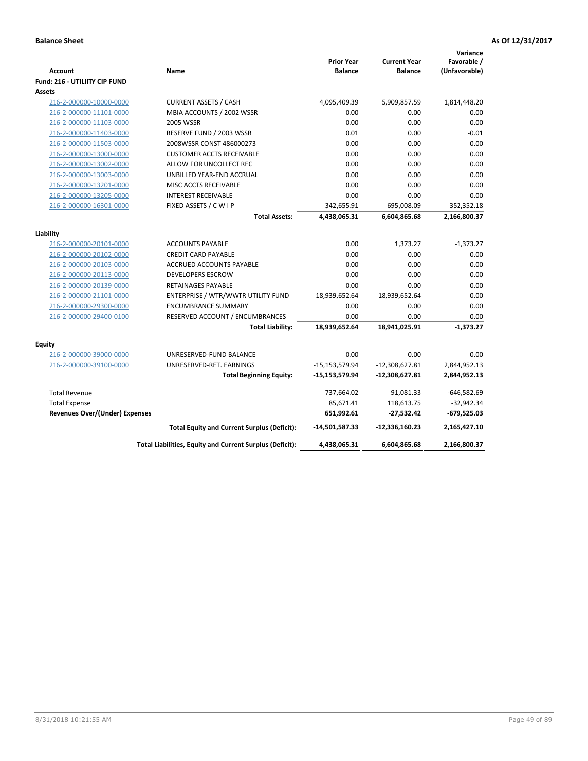**Balance Sheet** **As Of 12/31/2017**

| Account | Name | Prior Year Balance | Current Year Balance | Variance Favorable / (Unfavorable) |
|---|---|---|---|---|
| **Fund: 216 - UTILIITY CIP FUND** | | | | |
| **Assets** | | | | |
| 216-2-000000-10000-0000 | CURRENT ASSETS / CASH | 4,095,409.39 | 5,909,857.59 | 1,814,448.20 |
| 216-2-000000-11101-0000 | MBIA ACCOUNTS / 2002 WSSR | 0.00 | 0.00 | 0.00 |
| 216-2-000000-11103-0000 | 2005 WSSR | 0.00 | 0.00 | 0.00 |
| 216-2-000000-11403-0000 | RESERVE FUND / 2003 WSSR | 0.01 | 0.00 | -0.01 |
| 216-2-000000-11503-0000 | 2008WSSR CONST 486000273 | 0.00 | 0.00 | 0.00 |
| 216-2-000000-13000-0000 | CUSTOMER ACCTS RECEIVABLE | 0.00 | 0.00 | 0.00 |
| 216-2-000000-13002-0000 | ALLOW FOR UNCOLLECT REC | 0.00 | 0.00 | 0.00 |
| 216-2-000000-13003-0000 | UNBILLED YEAR-END ACCRUAL | 0.00 | 0.00 | 0.00 |
| 216-2-000000-13201-0000 | MISC ACCTS RECEIVABLE | 0.00 | 0.00 | 0.00 |
| 216-2-000000-13205-0000 | INTEREST RECEIVABLE | 0.00 | 0.00 | 0.00 |
| 216-2-000000-16301-0000 | FIXED ASSETS / C W I P | 342,655.91 | 695,008.09 | 352,352.18 |
| | **Total Assets:** | **4,438,065.31** | **6,604,865.68** | **2,166,800.37** |
| **Liability** | | | | |
| 216-2-000000-20101-0000 | ACCOUNTS PAYABLE | 0.00 | 1,373.27 | -1,373.27 |
| 216-2-000000-20102-0000 | CREDIT CARD PAYABLE | 0.00 | 0.00 | 0.00 |
| 216-2-000000-20103-0000 | ACCRUED ACCOUNTS PAYABLE | 0.00 | 0.00 | 0.00 |
| 216-2-000000-20113-0000 | DEVELOPERS ESCROW | 0.00 | 0.00 | 0.00 |
| 216-2-000000-20139-0000 | RETAINAGES PAYABLE | 0.00 | 0.00 | 0.00 |
| 216-2-000000-21101-0000 | ENTERPRISE / WTR/WWTR UTILITY FUND | 18,939,652.64 | 18,939,652.64 | 0.00 |
| 216-2-000000-29300-0000 | ENCUMBRANCE SUMMARY | 0.00 | 0.00 | 0.00 |
| 216-2-000000-29400-0100 | RESERVED ACCOUNT / ENCUMBRANCES | 0.00 | 0.00 | 0.00 |
| | **Total Liability:** | **18,939,652.64** | **18,941,025.91** | **-1,373.27** |
| **Equity** | | | | |
| 216-2-000000-39000-0000 | UNRESERVED-FUND BALANCE | 0.00 | 0.00 | 0.00 |
| 216-2-000000-39100-0000 | UNRESERVED-RET. EARNINGS | -15,153,579.94 | -12,308,627.81 | 2,844,952.13 |
| | **Total Beginning Equity:** | **-15,153,579.94** | **-12,308,627.81** | **2,844,952.13** |
| Total Revenue | | 737,664.02 | 91,081.33 | -646,582.69 |
| Total Expense | | 85,671.41 | 118,613.75 | -32,942.34 |
| **Revenues Over/(Under) Expenses** | | **651,992.61** | **-27,532.42** | **-679,525.03** |
| | **Total Equity and Current Surplus (Deficit):** | **-14,501,587.33** | **-12,336,160.23** | **2,165,427.10** |
| | **Total Liabilities, Equity and Current Surplus (Deficit):** | **4,438,065.31** | **6,604,865.68** | **2,166,800.37** |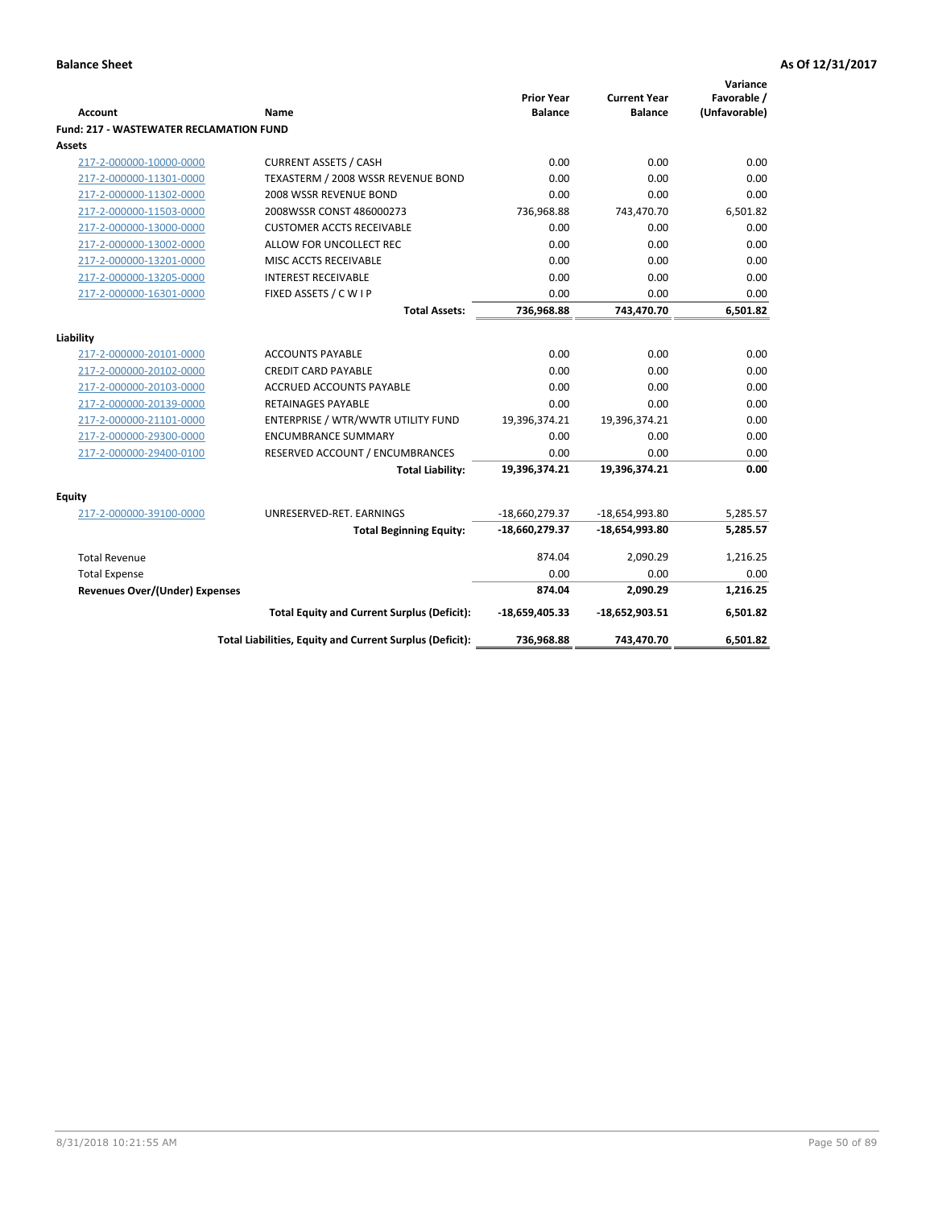**Balance Sheet** **As Of 12/31/2017**

| Account | Name | Prior Year Balance | Current Year Balance | Variance Favorable / (Unfavorable) |
|---|---|---|---|---|
| **Fund: 217 - WASTEWATER RECLAMATION FUND** | | | | |
| **Assets** | | | | |
| 217-2-000000-10000-0000 | CURRENT ASSETS / CASH | 0.00 | 0.00 | 0.00 |
| 217-2-000000-11301-0000 | TEXASTERM / 2008 WSSR REVENUE BOND | 0.00 | 0.00 | 0.00 |
| 217-2-000000-11302-0000 | 2008 WSSR REVENUE BOND | 0.00 | 0.00 | 0.00 |
| 217-2-000000-11503-0000 | 2008WSSR CONST 486000273 | 736,968.88 | 743,470.70 | 6,501.82 |
| 217-2-000000-13000-0000 | CUSTOMER ACCTS RECEIVABLE | 0.00 | 0.00 | 0.00 |
| 217-2-000000-13002-0000 | ALLOW FOR UNCOLLECT REC | 0.00 | 0.00 | 0.00 |
| 217-2-000000-13201-0000 | MISC ACCTS RECEIVABLE | 0.00 | 0.00 | 0.00 |
| 217-2-000000-13205-0000 | INTEREST RECEIVABLE | 0.00 | 0.00 | 0.00 |
| 217-2-000000-16301-0000 | FIXED ASSETS / C W I P | 0.00 | 0.00 | 0.00 |
| | **Total Assets:** | **736,968.88** | **743,470.70** | **6,501.82** |
| **Liability** | | | | |
| 217-2-000000-20101-0000 | ACCOUNTS PAYABLE | 0.00 | 0.00 | 0.00 |
| 217-2-000000-20102-0000 | CREDIT CARD PAYABLE | 0.00 | 0.00 | 0.00 |
| 217-2-000000-20103-0000 | ACCRUED ACCOUNTS PAYABLE | 0.00 | 0.00 | 0.00 |
| 217-2-000000-20139-0000 | RETAINAGES PAYABLE | 0.00 | 0.00 | 0.00 |
| 217-2-000000-21101-0000 | ENTERPRISE / WTR/WWTR UTILITY FUND | 19,396,374.21 | 19,396,374.21 | 0.00 |
| 217-2-000000-29300-0000 | ENCUMBRANCE SUMMARY | 0.00 | 0.00 | 0.00 |
| 217-2-000000-29400-0100 | RESERVED ACCOUNT / ENCUMBRANCES | 0.00 | 0.00 | 0.00 |
| | **Total Liability:** | **19,396,374.21** | **19,396,374.21** | **0.00** |
| **Equity** | | | | |
| 217-2-000000-39100-0000 | UNRESERVED-RET. EARNINGS | -18,660,279.37 | -18,654,993.80 | 5,285.57 |
| | **Total Beginning Equity:** | **-18,660,279.37** | **-18,654,993.80** | **5,285.57** |
| Total Revenue | | 874.04 | 2,090.29 | 1,216.25 |
| Total Expense | | 0.00 | 0.00 | 0.00 |
| **Revenues Over/(Under) Expenses** | | **874.04** | **2,090.29** | **1,216.25** |
| | **Total Equity and Current Surplus (Deficit):** | **-18,659,405.33** | **-18,652,903.51** | **6,501.82** |
| | **Total Liabilities, Equity and Current Surplus (Deficit):** | **736,968.88** | **743,470.70** | **6,501.82** |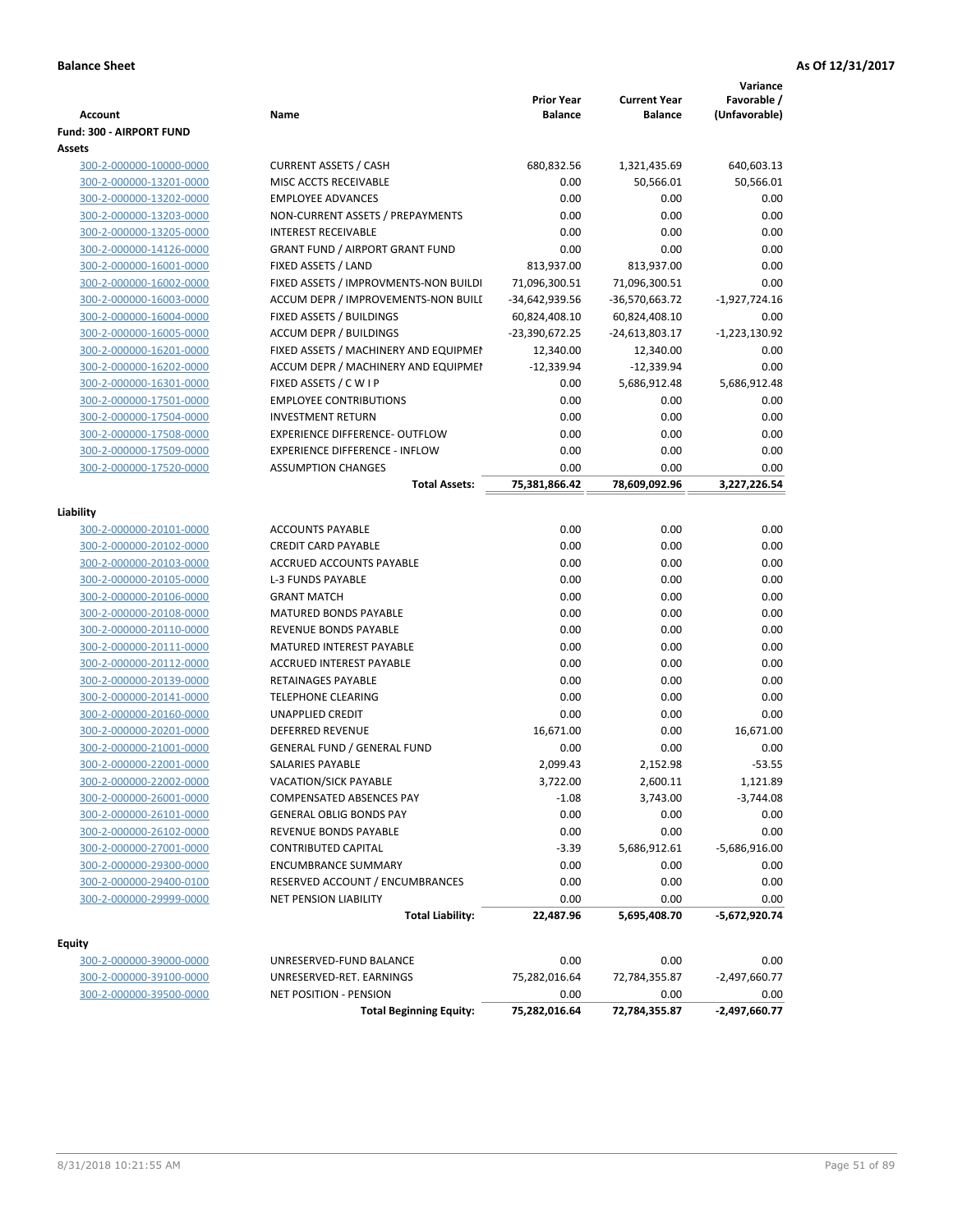**Balance Sheet** **As Of 12/31/2017**

| Account | Name | Prior Year Balance | Current Year Balance | Variance Favorable / (Unfavorable) |
|---|---|---|---|---|
| **Fund: 300 - AIRPORT FUND** | | | | |
| **Assets** | | | | |
| 300-2-000000-10000-0000 | CURRENT ASSETS / CASH | 680,832.56 | 1,321,435.69 | 640,603.13 |
| 300-2-000000-13201-0000 | MISC ACCTS RECEIVABLE | 0.00 | 50,566.01 | 50,566.01 |
| 300-2-000000-13202-0000 | EMPLOYEE ADVANCES | 0.00 | 0.00 | 0.00 |
| 300-2-000000-13203-0000 | NON-CURRENT ASSETS / PREPAYMENTS | 0.00 | 0.00 | 0.00 |
| 300-2-000000-13205-0000 | INTEREST RECEIVABLE | 0.00 | 0.00 | 0.00 |
| 300-2-000000-14126-0000 | GRANT FUND / AIRPORT GRANT FUND | 0.00 | 0.00 | 0.00 |
| 300-2-000000-16001-0000 | FIXED ASSETS / LAND | 813,937.00 | 813,937.00 | 0.00 |
| 300-2-000000-16002-0000 | FIXED ASSETS / IMPROVMENTS-NON BUILDI | 71,096,300.51 | 71,096,300.51 | 0.00 |
| 300-2-000000-16003-0000 | ACCUM DEPR / IMPROVEMENTS-NON BUILI | -34,642,939.56 | -36,570,663.72 | -1,927,724.16 |
| 300-2-000000-16004-0000 | FIXED ASSETS / BUILDINGS | 60,824,408.10 | 60,824,408.10 | 0.00 |
| 300-2-000000-16005-0000 | ACCUM DEPR / BUILDINGS | -23,390,672.25 | -24,613,803.17 | -1,223,130.92 |
| 300-2-000000-16201-0000 | FIXED ASSETS / MACHINERY AND EQUIPMEI | 12,340.00 | 12,340.00 | 0.00 |
| 300-2-000000-16202-0000 | ACCUM DEPR / MACHINERY AND EQUIPMEI | -12,339.94 | -12,339.94 | 0.00 |
| 300-2-000000-16301-0000 | FIXED ASSETS / C W I P | 0.00 | 5,686,912.48 | 5,686,912.48 |
| 300-2-000000-17501-0000 | EMPLOYEE CONTRIBUTIONS | 0.00 | 0.00 | 0.00 |
| 300-2-000000-17504-0000 | INVESTMENT RETURN | 0.00 | 0.00 | 0.00 |
| 300-2-000000-17508-0000 | EXPERIENCE DIFFERENCE- OUTFLOW | 0.00 | 0.00 | 0.00 |
| 300-2-000000-17509-0000 | EXPERIENCE DIFFERENCE - INFLOW | 0.00 | 0.00 | 0.00 |
| 300-2-000000-17520-0000 | ASSUMPTION CHANGES | 0.00 | 0.00 | 0.00 |
| | **Total Assets:** | **75,381,866.42** | **78,609,092.96** | **3,227,226.54** |
| **Liability** | | | | |
| 300-2-000000-20101-0000 | ACCOUNTS PAYABLE | 0.00 | 0.00 | 0.00 |
| 300-2-000000-20102-0000 | CREDIT CARD PAYABLE | 0.00 | 0.00 | 0.00 |
| 300-2-000000-20103-0000 | ACCRUED ACCOUNTS PAYABLE | 0.00 | 0.00 | 0.00 |
| 300-2-000000-20105-0000 | L-3 FUNDS PAYABLE | 0.00 | 0.00 | 0.00 |
| 300-2-000000-20106-0000 | GRANT MATCH | 0.00 | 0.00 | 0.00 |
| 300-2-000000-20108-0000 | MATURED BONDS PAYABLE | 0.00 | 0.00 | 0.00 |
| 300-2-000000-20110-0000 | REVENUE BONDS PAYABLE | 0.00 | 0.00 | 0.00 |
| 300-2-000000-20111-0000 | MATURED INTEREST PAYABLE | 0.00 | 0.00 | 0.00 |
| 300-2-000000-20112-0000 | ACCRUED INTEREST PAYABLE | 0.00 | 0.00 | 0.00 |
| 300-2-000000-20139-0000 | RETAINAGES PAYABLE | 0.00 | 0.00 | 0.00 |
| 300-2-000000-20141-0000 | TELEPHONE CLEARING | 0.00 | 0.00 | 0.00 |
| 300-2-000000-20160-0000 | UNAPPLIED CREDIT | 0.00 | 0.00 | 0.00 |
| 300-2-000000-20201-0000 | DEFERRED REVENUE | 16,671.00 | 0.00 | 16,671.00 |
| 300-2-000000-21001-0000 | GENERAL FUND / GENERAL FUND | 0.00 | 0.00 | 0.00 |
| 300-2-000000-22001-0000 | SALARIES PAYABLE | 2,099.43 | 2,152.98 | -53.55 |
| 300-2-000000-22002-0000 | VACATION/SICK PAYABLE | 3,722.00 | 2,600.11 | 1,121.89 |
| 300-2-000000-26001-0000 | COMPENSATED ABSENCES PAY | -1.08 | 3,743.00 | -3,744.08 |
| 300-2-000000-26101-0000 | GENERAL OBLIG BONDS PAY | 0.00 | 0.00 | 0.00 |
| 300-2-000000-26102-0000 | REVENUE BONDS PAYABLE | 0.00 | 0.00 | 0.00 |
| 300-2-000000-27001-0000 | CONTRIBUTED CAPITAL | -3.39 | 5,686,912.61 | -5,686,916.00 |
| 300-2-000000-29300-0000 | ENCUMBRANCE SUMMARY | 0.00 | 0.00 | 0.00 |
| 300-2-000000-29400-0100 | RESERVED ACCOUNT / ENCUMBRANCES | 0.00 | 0.00 | 0.00 |
| 300-2-000000-29999-0000 | NET PENSION LIABILITY | 0.00 | 0.00 | 0.00 |
| | **Total Liability:** | **22,487.96** | **5,695,408.70** | **-5,672,920.74** |
| **Equity** | | | | |
| 300-2-000000-39000-0000 | UNRESERVED-FUND BALANCE | 0.00 | 0.00 | 0.00 |
| 300-2-000000-39100-0000 | UNRESERVED-RET. EARNINGS | 75,282,016.64 | 72,784,355.87 | -2,497,660.77 |
| 300-2-000000-39500-0000 | NET POSITION - PENSION | 0.00 | 0.00 | 0.00 |
| | **Total Beginning Equity:** | **75,282,016.64** | **72,784,355.87** | **-2,497,660.77** |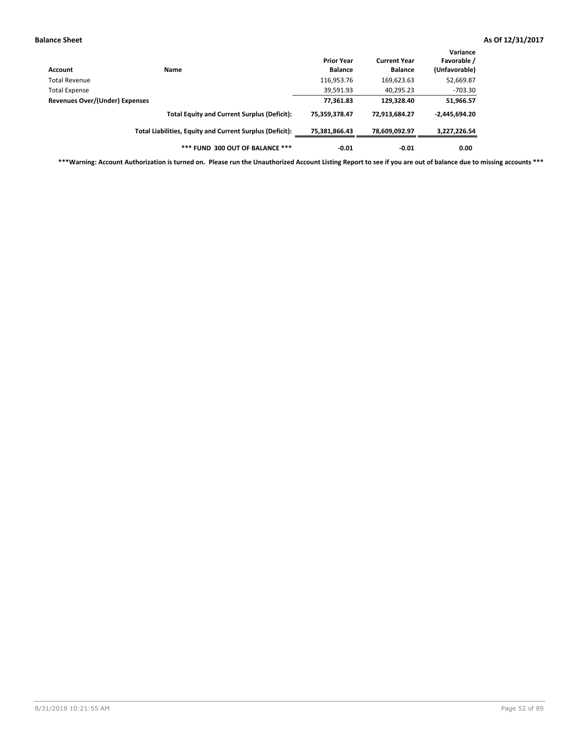**Balance Sheet** **As Of 12/31/2017**

| Account | Name | Prior Year Balance | Current Year Balance | Variance Favorable / (Unfavorable) |
|---|---|---|---|---|
| Total Revenue | | 116,953.76 | 169,623.63 | 52,669.87 |
| Total Expense | | 39,591.93 | 40,295.23 | -703.30 |
| **Revenues Over/(Under) Expenses** | | **77,361.83** | **129,328.40** | **51,966.57** |
| | **Total Equity and Current Surplus (Deficit):** | **75,359,378.47** | **72,913,684.27** | **-2,445,694.20** |
| | **Total Liabilities, Equity and Current Surplus (Deficit):** | **75,381,866.43** | **78,609,092.97** | **3,227,226.54** |
| | **\*\*\* FUND 300 OUT OF BALANCE \*\*\*** | **-0.01** | **-0.01** | **0.00** |

**\*\*\*Warning: Account Authorization is turned on. Please run the Unauthorized Account Listing Report to see if you are out of balance due to missing accounts \*\*\***

8/31/2018 10:21:55 AM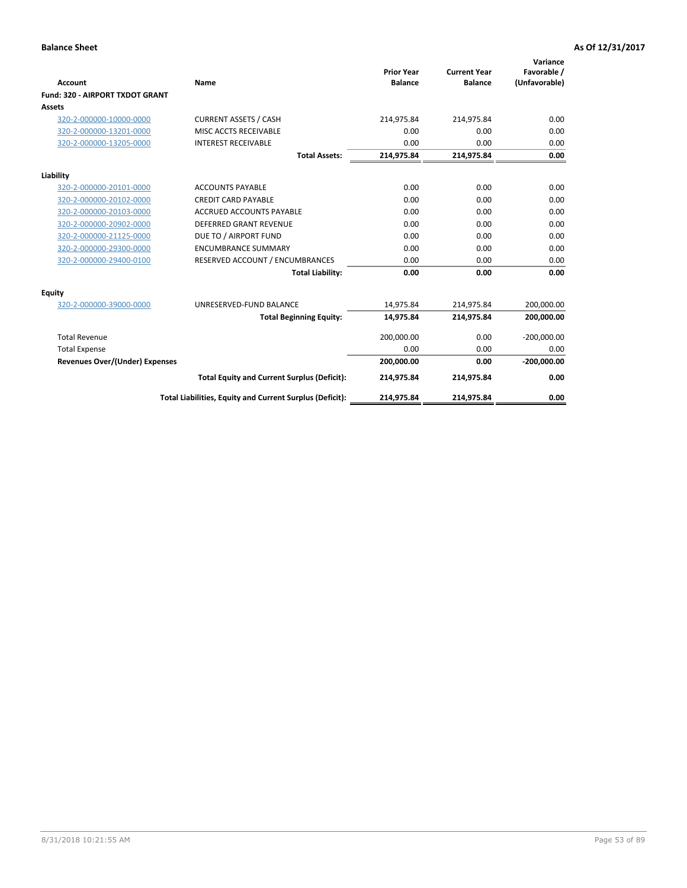**Balance Sheet** **As Of 12/31/2017**

| Account | Name | Prior Year Balance | Current Year Balance | Variance Favorable / (Unfavorable) |
|---|---|---|---|---|
| **Fund: 320 - AIRPORT TXDOT GRANT** | | | | |
| **Assets** | | | | |
| 320-2-000000-10000-0000 | CURRENT ASSETS / CASH | 214,975.84 | 214,975.84 | 0.00 |
| 320-2-000000-13201-0000 | MISC ACCTS RECEIVABLE | 0.00 | 0.00 | 0.00 |
| 320-2-000000-13205-0000 | INTEREST RECEIVABLE | 0.00 | 0.00 | 0.00 |
| | **Total Assets:** | **214,975.84** | **214,975.84** | **0.00** |
| **Liability** | | | | |
| 320-2-000000-20101-0000 | ACCOUNTS PAYABLE | 0.00 | 0.00 | 0.00 |
| 320-2-000000-20102-0000 | CREDIT CARD PAYABLE | 0.00 | 0.00 | 0.00 |
| 320-2-000000-20103-0000 | ACCRUED ACCOUNTS PAYABLE | 0.00 | 0.00 | 0.00 |
| 320-2-000000-20902-0000 | DEFERRED GRANT REVENUE | 0.00 | 0.00 | 0.00 |
| 320-2-000000-21125-0000 | DUE TO / AIRPORT FUND | 0.00 | 0.00 | 0.00 |
| 320-2-000000-29300-0000 | ENCUMBRANCE SUMMARY | 0.00 | 0.00 | 0.00 |
| 320-2-000000-29400-0100 | RESERVED ACCOUNT / ENCUMBRANCES | 0.00 | 0.00 | 0.00 |
| | **Total Liability:** | **0.00** | **0.00** | **0.00** |
| **Equity** | | | | |
| 320-2-000000-39000-0000 | UNRESERVED-FUND BALANCE | 14,975.84 | 214,975.84 | 200,000.00 |
| | **Total Beginning Equity:** | **14,975.84** | **214,975.84** | **200,000.00** |
| Total Revenue | | 200,000.00 | 0.00 | -200,000.00 |
| Total Expense | | 0.00 | 0.00 | 0.00 |
| **Revenues Over/(Under) Expenses** | | **200,000.00** | **0.00** | **-200,000.00** |
| | **Total Equity and Current Surplus (Deficit):** | **214,975.84** | **214,975.84** | **0.00** |
| | **Total Liabilities, Equity and Current Surplus (Deficit):** | **214,975.84** | **214,975.84** | **0.00** |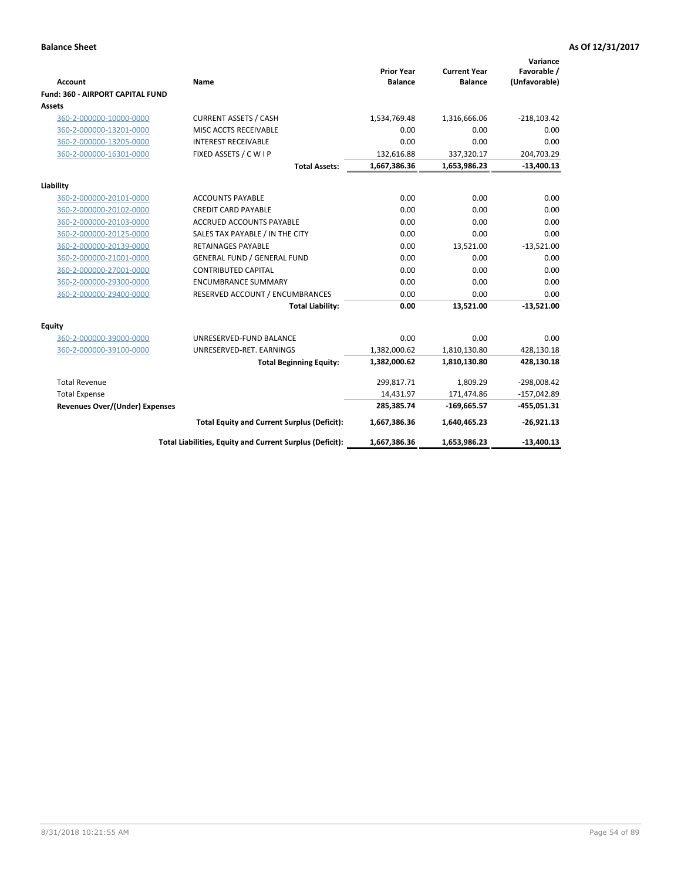**Balance Sheet** **As Of 12/31/2017**

| Account | Name | Prior Year Balance | Current Year Balance | Variance Favorable / (Unfavorable) |
|---|---|---|---|---|
| **Fund: 360 - AIRPORT CAPITAL FUND** | | | | |
| **Assets** | | | | |
| 360-2-000000-10000-0000 | CURRENT ASSETS / CASH | 1,534,769.48 | 1,316,666.06 | -218,103.42 |
| 360-2-000000-13201-0000 | MISC ACCTS RECEIVABLE | 0.00 | 0.00 | 0.00 |
| 360-2-000000-13205-0000 | INTEREST RECEIVABLE | 0.00 | 0.00 | 0.00 |
| 360-2-000000-16301-0000 | FIXED ASSETS / C W I P | 132,616.88 | 337,320.17 | 204,703.29 |
| | **Total Assets:** | **1,667,386.36** | **1,653,986.23** | **-13,400.13** |
| **Liability** | | | | |
| 360-2-000000-20101-0000 | ACCOUNTS PAYABLE | 0.00 | 0.00 | 0.00 |
| 360-2-000000-20102-0000 | CREDIT CARD PAYABLE | 0.00 | 0.00 | 0.00 |
| 360-2-000000-20103-0000 | ACCRUED ACCOUNTS PAYABLE | 0.00 | 0.00 | 0.00 |
| 360-2-000000-20125-0000 | SALES TAX PAYABLE / IN THE CITY | 0.00 | 0.00 | 0.00 |
| 360-2-000000-20139-0000 | RETAINAGES PAYABLE | 0.00 | 13,521.00 | -13,521.00 |
| 360-2-000000-21001-0000 | GENERAL FUND / GENERAL FUND | 0.00 | 0.00 | 0.00 |
| 360-2-000000-27001-0000 | CONTRIBUTED CAPITAL | 0.00 | 0.00 | 0.00 |
| 360-2-000000-29300-0000 | ENCUMBRANCE SUMMARY | 0.00 | 0.00 | 0.00 |
| 360-2-000000-29400-0000 | RESERVED ACCOUNT / ENCUMBRANCES | 0.00 | 0.00 | 0.00 |
| | **Total Liability:** | **0.00** | **13,521.00** | **-13,521.00** |
| **Equity** | | | | |
| 360-2-000000-39000-0000 | UNRESERVED-FUND BALANCE | 0.00 | 0.00 | 0.00 |
| 360-2-000000-39100-0000 | UNRESERVED-RET. EARNINGS | 1,382,000.62 | 1,810,130.80 | 428,130.18 |
| | **Total Beginning Equity:** | **1,382,000.62** | **1,810,130.80** | **428,130.18** |
| Total Revenue | | 299,817.71 | 1,809.29 | -298,008.42 |
| Total Expense | | 14,431.97 | 171,474.86 | -157,042.89 |
| **Revenues Over/(Under) Expenses** | | **285,385.74** | **-169,665.57** | **-455,051.31** |
| | **Total Equity and Current Surplus (Deficit):** | **1,667,386.36** | **1,640,465.23** | **-26,921.13** |
| | **Total Liabilities, Equity and Current Surplus (Deficit):** | **1,667,386.36** | **1,653,986.23** | **-13,400.13** |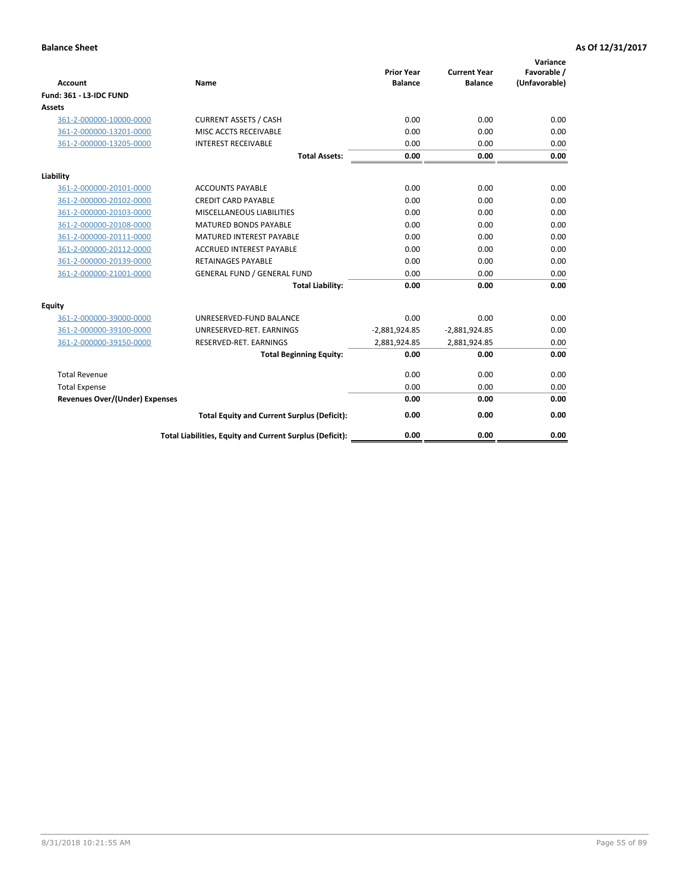**Balance Sheet** **As Of 12/31/2017**

| Account | Name | Prior Year Balance | Current Year Balance | Variance Favorable / (Unfavorable) |
|---|---|---|---|---|
| **Fund: 361 - L3-IDC FUND** | | | | |
| **Assets** | | | | |
| 361-2-000000-10000-0000 | CURRENT ASSETS / CASH | 0.00 | 0.00 | 0.00 |
| 361-2-000000-13201-0000 | MISC ACCTS RECEIVABLE | 0.00 | 0.00 | 0.00 |
| 361-2-000000-13205-0000 | INTEREST RECEIVABLE | 0.00 | 0.00 | 0.00 |
| | **Total Assets:** | **0.00** | **0.00** | **0.00** |
| **Liability** | | | | |
| 361-2-000000-20101-0000 | ACCOUNTS PAYABLE | 0.00 | 0.00 | 0.00 |
| 361-2-000000-20102-0000 | CREDIT CARD PAYABLE | 0.00 | 0.00 | 0.00 |
| 361-2-000000-20103-0000 | MISCELLANEOUS LIABILITIES | 0.00 | 0.00 | 0.00 |
| 361-2-000000-20108-0000 | MATURED BONDS PAYABLE | 0.00 | 0.00 | 0.00 |
| 361-2-000000-20111-0000 | MATURED INTEREST PAYABLE | 0.00 | 0.00 | 0.00 |
| 361-2-000000-20112-0000 | ACCRUED INTEREST PAYABLE | 0.00 | 0.00 | 0.00 |
| 361-2-000000-20139-0000 | RETAINAGES PAYABLE | 0.00 | 0.00 | 0.00 |
| 361-2-000000-21001-0000 | GENERAL FUND / GENERAL FUND | 0.00 | 0.00 | 0.00 |
| | **Total Liability:** | **0.00** | **0.00** | **0.00** |
| **Equity** | | | | |
| 361-2-000000-39000-0000 | UNRESERVED-FUND BALANCE | 0.00 | 0.00 | 0.00 |
| 361-2-000000-39100-0000 | UNRESERVED-RET. EARNINGS | -2,881,924.85 | -2,881,924.85 | 0.00 |
| 361-2-000000-39150-0000 | RESERVED-RET. EARNINGS | 2,881,924.85 | 2,881,924.85 | 0.00 |
| | **Total Beginning Equity:** | **0.00** | **0.00** | **0.00** |
| Total Revenue | | 0.00 | 0.00 | 0.00 |
| Total Expense | | 0.00 | 0.00 | 0.00 |
| **Revenues Over/(Under) Expenses** | | **0.00** | **0.00** | **0.00** |
| | **Total Equity and Current Surplus (Deficit):** | **0.00** | **0.00** | **0.00** |
| | **Total Liabilities, Equity and Current Surplus (Deficit):** | **0.00** | **0.00** | **0.00** |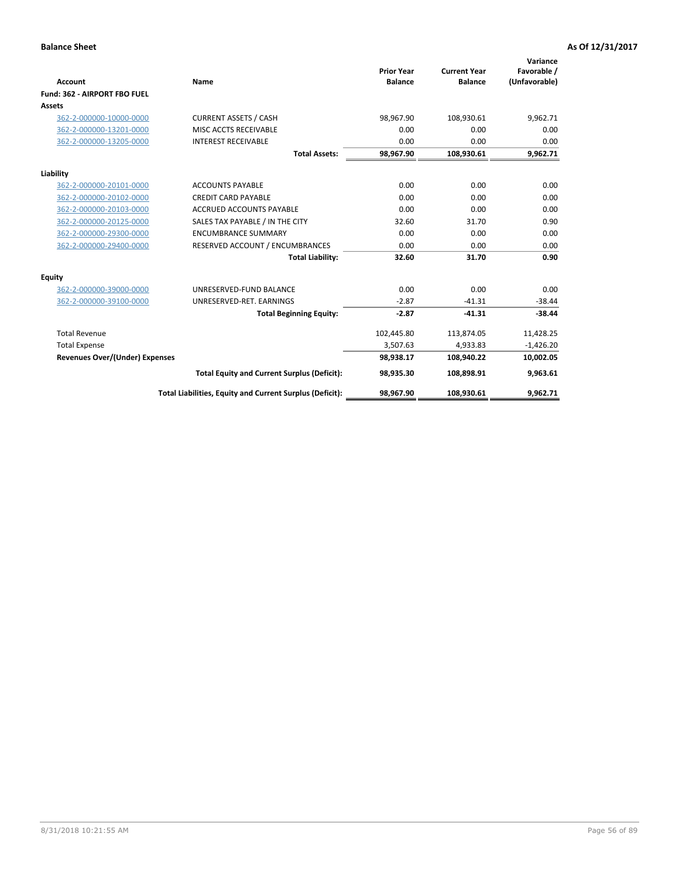**Balance Sheet** **As Of 12/31/2017**

| Account | Name | Prior Year Balance | Current Year Balance | Variance Favorable / (Unfavorable) |
|---|---|---|---|---|
| **Fund: 362 - AIRPORT FBO FUEL** | | | | |
| **Assets** | | | | |
| 362-2-000000-10000-0000 | CURRENT ASSETS / CASH | 98,967.90 | 108,930.61 | 9,962.71 |
| 362-2-000000-13201-0000 | MISC ACCTS RECEIVABLE | 0.00 | 0.00 | 0.00 |
| 362-2-000000-13205-0000 | INTEREST RECEIVABLE | 0.00 | 0.00 | 0.00 |
| | **Total Assets:** | **98,967.90** | **108,930.61** | **9,962.71** |
| **Liability** | | | | |
| 362-2-000000-20101-0000 | ACCOUNTS PAYABLE | 0.00 | 0.00 | 0.00 |
| 362-2-000000-20102-0000 | CREDIT CARD PAYABLE | 0.00 | 0.00 | 0.00 |
| 362-2-000000-20103-0000 | ACCRUED ACCOUNTS PAYABLE | 0.00 | 0.00 | 0.00 |
| 362-2-000000-20125-0000 | SALES TAX PAYABLE / IN THE CITY | 32.60 | 31.70 | 0.90 |
| 362-2-000000-29300-0000 | ENCUMBRANCE SUMMARY | 0.00 | 0.00 | 0.00 |
| 362-2-000000-29400-0000 | RESERVED ACCOUNT / ENCUMBRANCES | 0.00 | 0.00 | 0.00 |
| | **Total Liability:** | **32.60** | **31.70** | **0.90** |
| **Equity** | | | | |
| 362-2-000000-39000-0000 | UNRESERVED-FUND BALANCE | 0.00 | 0.00 | 0.00 |
| 362-2-000000-39100-0000 | UNRESERVED-RET. EARNINGS | -2.87 | -41.31 | -38.44 |
| | **Total Beginning Equity:** | **-2.87** | **-41.31** | **-38.44** |
| Total Revenue | | 102,445.80 | 113,874.05 | 11,428.25 |
| Total Expense | | 3,507.63 | 4,933.83 | -1,426.20 |
| **Revenues Over/(Under) Expenses** | | **98,938.17** | **108,940.22** | **10,002.05** |
| | **Total Equity and Current Surplus (Deficit):** | **98,935.30** | **108,898.91** | **9,963.61** |
| | **Total Liabilities, Equity and Current Surplus (Deficit):** | **98,967.90** | **108,930.61** | **9,962.71** |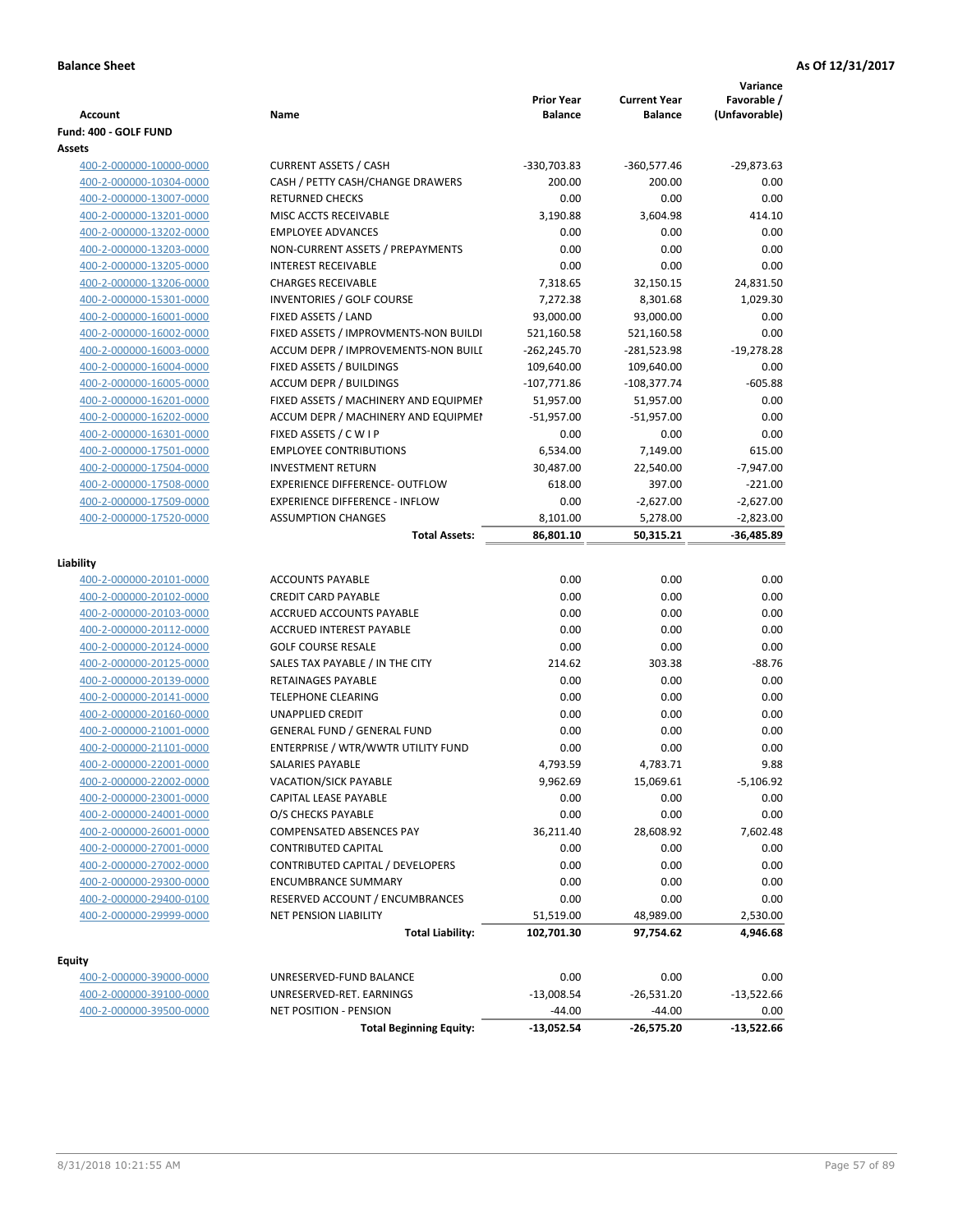**Balance Sheet** **As Of 12/31/2017**

| Account | Name | Prior Year Balance | Current Year Balance | Variance Favorable / (Unfavorable) |
|---|---|---|---|---|
| **Fund: 400 - GOLF FUND** | | | | |
| **Assets** | | | | |
| 400-2-000000-10000-0000 | CURRENT ASSETS / CASH | -330,703.83 | -360,577.46 | -29,873.63 |
| 400-2-000000-10304-0000 | CASH / PETTY CASH/CHANGE DRAWERS | 200.00 | 200.00 | 0.00 |
| 400-2-000000-13007-0000 | RETURNED CHECKS | 0.00 | 0.00 | 0.00 |
| 400-2-000000-13201-0000 | MISC ACCTS RECEIVABLE | 3,190.88 | 3,604.98 | 414.10 |
| 400-2-000000-13202-0000 | EMPLOYEE ADVANCES | 0.00 | 0.00 | 0.00 |
| 400-2-000000-13203-0000 | NON-CURRENT ASSETS / PREPAYMENTS | 0.00 | 0.00 | 0.00 |
| 400-2-000000-13205-0000 | INTEREST RECEIVABLE | 0.00 | 0.00 | 0.00 |
| 400-2-000000-13206-0000 | CHARGES RECEIVABLE | 7,318.65 | 32,150.15 | 24,831.50 |
| 400-2-000000-15301-0000 | INVENTORIES / GOLF COURSE | 7,272.38 | 8,301.68 | 1,029.30 |
| 400-2-000000-16001-0000 | FIXED ASSETS / LAND | 93,000.00 | 93,000.00 | 0.00 |
| 400-2-000000-16002-0000 | FIXED ASSETS / IMPROVMENTS-NON BUILDI | 521,160.58 | 521,160.58 | 0.00 |
| 400-2-000000-16003-0000 | ACCUM DEPR / IMPROVEMENTS-NON BUILI | -262,245.70 | -281,523.98 | -19,278.28 |
| 400-2-000000-16004-0000 | FIXED ASSETS / BUILDINGS | 109,640.00 | 109,640.00 | 0.00 |
| 400-2-000000-16005-0000 | ACCUM DEPR / BUILDINGS | -107,771.86 | -108,377.74 | -605.88 |
| 400-2-000000-16201-0000 | FIXED ASSETS / MACHINERY AND EQUIPMEI | 51,957.00 | 51,957.00 | 0.00 |
| 400-2-000000-16202-0000 | ACCUM DEPR / MACHINERY AND EQUIPMEI | -51,957.00 | -51,957.00 | 0.00 |
| 400-2-000000-16301-0000 | FIXED ASSETS / C W I P | 0.00 | 0.00 | 0.00 |
| 400-2-000000-17501-0000 | EMPLOYEE CONTRIBUTIONS | 6,534.00 | 7,149.00 | 615.00 |
| 400-2-000000-17504-0000 | INVESTMENT RETURN | 30,487.00 | 22,540.00 | -7,947.00 |
| 400-2-000000-17508-0000 | EXPERIENCE DIFFERENCE- OUTFLOW | 618.00 | 397.00 | -221.00 |
| 400-2-000000-17509-0000 | EXPERIENCE DIFFERENCE - INFLOW | 0.00 | -2,627.00 | -2,627.00 |
| 400-2-000000-17520-0000 | ASSUMPTION CHANGES | 8,101.00 | 5,278.00 | -2,823.00 |
| | **Total Assets:** | **86,801.10** | **50,315.21** | **-36,485.89** |
| **Liability** | | | | |
| 400-2-000000-20101-0000 | ACCOUNTS PAYABLE | 0.00 | 0.00 | 0.00 |
| 400-2-000000-20102-0000 | CREDIT CARD PAYABLE | 0.00 | 0.00 | 0.00 |
| 400-2-000000-20103-0000 | ACCRUED ACCOUNTS PAYABLE | 0.00 | 0.00 | 0.00 |
| 400-2-000000-20112-0000 | ACCRUED INTEREST PAYABLE | 0.00 | 0.00 | 0.00 |
| 400-2-000000-20124-0000 | GOLF COURSE RESALE | 0.00 | 0.00 | 0.00 |
| 400-2-000000-20125-0000 | SALES TAX PAYABLE / IN THE CITY | 214.62 | 303.38 | -88.76 |
| 400-2-000000-20139-0000 | RETAINAGES PAYABLE | 0.00 | 0.00 | 0.00 |
| 400-2-000000-20141-0000 | TELEPHONE CLEARING | 0.00 | 0.00 | 0.00 |
| 400-2-000000-20160-0000 | UNAPPLIED CREDIT | 0.00 | 0.00 | 0.00 |
| 400-2-000000-21001-0000 | GENERAL FUND / GENERAL FUND | 0.00 | 0.00 | 0.00 |
| 400-2-000000-21101-0000 | ENTERPRISE / WTR/WWTR UTILITY FUND | 0.00 | 0.00 | 0.00 |
| 400-2-000000-22001-0000 | SALARIES PAYABLE | 4,793.59 | 4,783.71 | 9.88 |
| 400-2-000000-22002-0000 | VACATION/SICK PAYABLE | 9,962.69 | 15,069.61 | -5,106.92 |
| 400-2-000000-23001-0000 | CAPITAL LEASE PAYABLE | 0.00 | 0.00 | 0.00 |
| 400-2-000000-24001-0000 | O/S CHECKS PAYABLE | 0.00 | 0.00 | 0.00 |
| 400-2-000000-26001-0000 | COMPENSATED ABSENCES PAY | 36,211.40 | 28,608.92 | 7,602.48 |
| 400-2-000000-27001-0000 | CONTRIBUTED CAPITAL | 0.00 | 0.00 | 0.00 |
| 400-2-000000-27002-0000 | CONTRIBUTED CAPITAL / DEVELOPERS | 0.00 | 0.00 | 0.00 |
| 400-2-000000-29300-0000 | ENCUMBRANCE SUMMARY | 0.00 | 0.00 | 0.00 |
| 400-2-000000-29400-0100 | RESERVED ACCOUNT / ENCUMBRANCES | 0.00 | 0.00 | 0.00 |
| 400-2-000000-29999-0000 | NET PENSION LIABILITY | 51,519.00 | 48,989.00 | 2,530.00 |
| | **Total Liability:** | **102,701.30** | **97,754.62** | **4,946.68** |
| **Equity** | | | | |
| 400-2-000000-39000-0000 | UNRESERVED-FUND BALANCE | 0.00 | 0.00 | 0.00 |
| 400-2-000000-39100-0000 | UNRESERVED-RET. EARNINGS | -13,008.54 | -26,531.20 | -13,522.66 |
| 400-2-000000-39500-0000 | NET POSITION - PENSION | -44.00 | -44.00 | 0.00 |
| | **Total Beginning Equity:** | **-13,052.54** | **-26,575.20** | **-13,522.66** |

8/31/2018 10:21:55 AM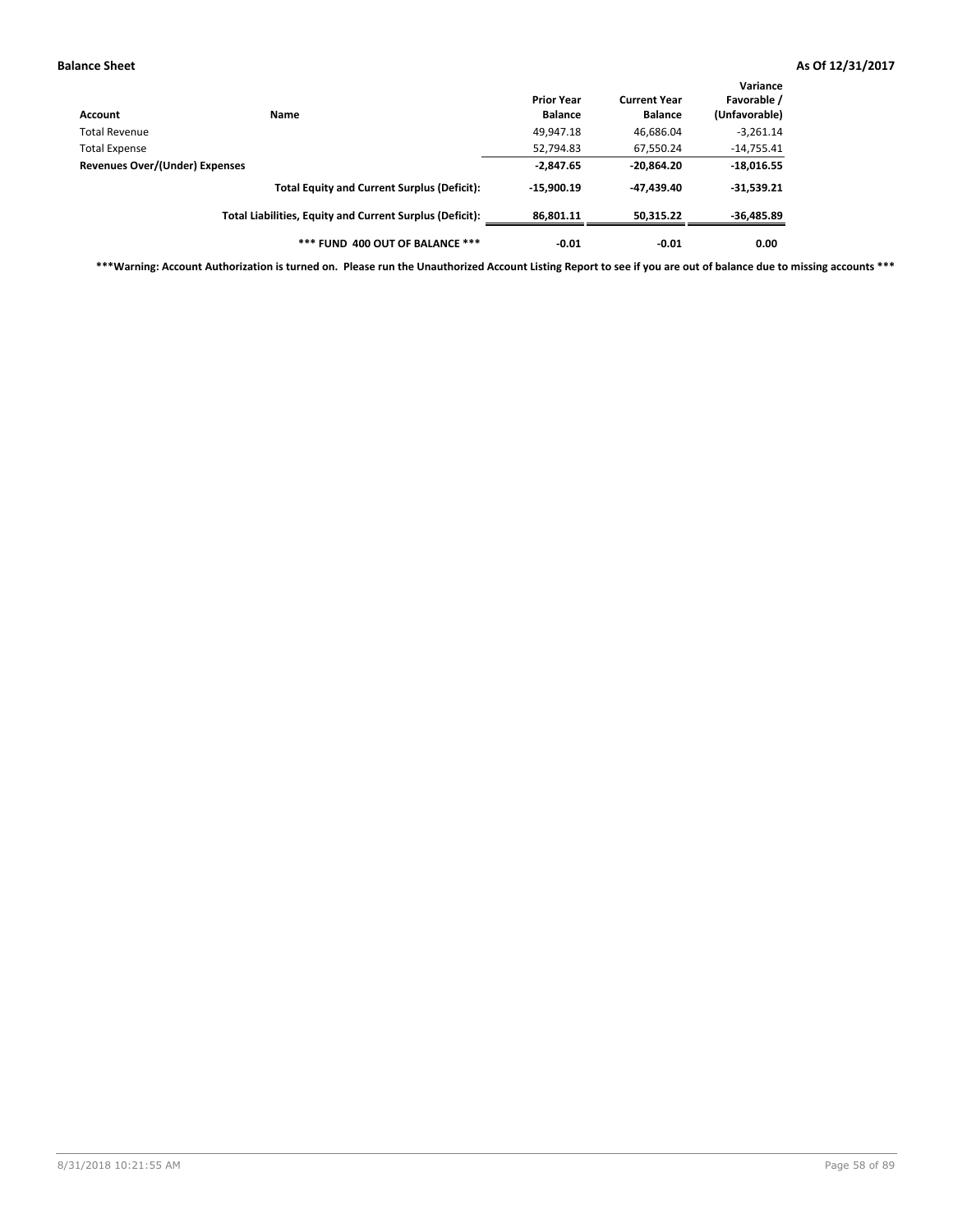**Balance Sheet** **As Of 12/31/2017**

| Account | Name | Prior Year Balance | Current Year Balance | Variance Favorable / (Unfavorable) |
|---|---|---|---|---|
| Total Revenue | | 49,947.18 | 46,686.04 | -3,261.14 |
| Total Expense | | 52,794.83 | 67,550.24 | -14,755.41 |
| **Revenues Over/(Under) Expenses** | | **-2,847.65** | **-20,864.20** | **-18,016.55** |
| | **Total Equity and Current Surplus (Deficit):** | **-15,900.19** | **-47,439.40** | **-31,539.21** |
| | **Total Liabilities, Equity and Current Surplus (Deficit):** | **86,801.11** | **50,315.22** | **-36,485.89** |
| | **\*\*\* FUND 400 OUT OF BALANCE \*\*\*** | **-0.01** | **-0.01** | **0.00** |

**\*\*\*Warning: Account Authorization is turned on. Please run the Unauthorized Account Listing Report to see if you are out of balance due to missing accounts \*\*\***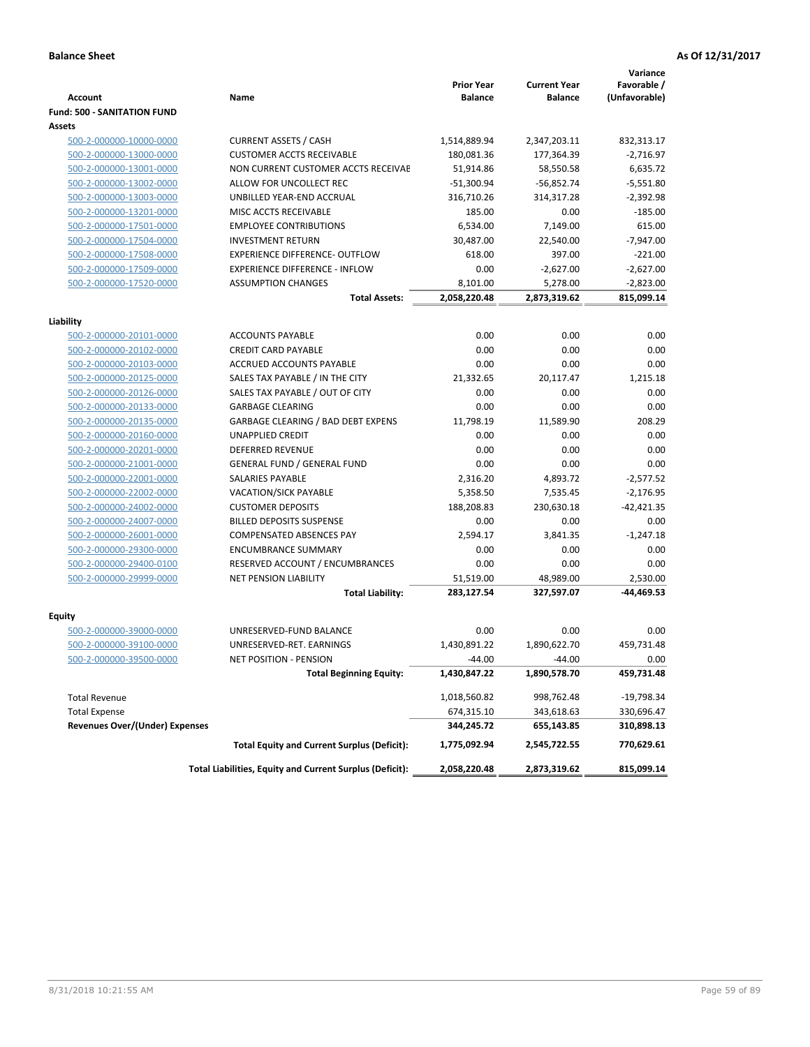**Balance Sheet** **As Of 12/31/2017**

| Account | Name | Prior Year Balance | Current Year Balance | Variance Favorable / (Unfavorable) |
|---|---|---|---|---|
| **Fund: 500 - SANITATION FUND** | | | | |
| **Assets** | | | | |
| 500-2-000000-10000-0000 | CURRENT ASSETS / CASH | 1,514,889.94 | 2,347,203.11 | 832,313.17 |
| 500-2-000000-13000-0000 | CUSTOMER ACCTS RECEIVABLE | 180,081.36 | 177,364.39 | -2,716.97 |
| 500-2-000000-13001-0000 | NON CURRENT CUSTOMER ACCTS RECEIVAE | 51,914.86 | 58,550.58 | 6,635.72 |
| 500-2-000000-13002-0000 | ALLOW FOR UNCOLLECT REC | -51,300.94 | -56,852.74 | -5,551.80 |
| 500-2-000000-13003-0000 | UNBILLED YEAR-END ACCRUAL | 316,710.26 | 314,317.28 | -2,392.98 |
| 500-2-000000-13201-0000 | MISC ACCTS RECEIVABLE | 185.00 | 0.00 | -185.00 |
| 500-2-000000-17501-0000 | EMPLOYEE CONTRIBUTIONS | 6,534.00 | 7,149.00 | 615.00 |
| 500-2-000000-17504-0000 | INVESTMENT RETURN | 30,487.00 | 22,540.00 | -7,947.00 |
| 500-2-000000-17508-0000 | EXPERIENCE DIFFERENCE- OUTFLOW | 618.00 | 397.00 | -221.00 |
| 500-2-000000-17509-0000 | EXPERIENCE DIFFERENCE - INFLOW | 0.00 | -2,627.00 | -2,627.00 |
| 500-2-000000-17520-0000 | ASSUMPTION CHANGES | 8,101.00 | 5,278.00 | -2,823.00 |
| | **Total Assets:** | **2,058,220.48** | **2,873,319.62** | **815,099.14** |
| **Liability** | | | | |
| 500-2-000000-20101-0000 | ACCOUNTS PAYABLE | 0.00 | 0.00 | 0.00 |
| 500-2-000000-20102-0000 | CREDIT CARD PAYABLE | 0.00 | 0.00 | 0.00 |
| 500-2-000000-20103-0000 | ACCRUED ACCOUNTS PAYABLE | 0.00 | 0.00 | 0.00 |
| 500-2-000000-20125-0000 | SALES TAX PAYABLE / IN THE CITY | 21,332.65 | 20,117.47 | 1,215.18 |
| 500-2-000000-20126-0000 | SALES TAX PAYABLE / OUT OF CITY | 0.00 | 0.00 | 0.00 |
| 500-2-000000-20133-0000 | GARBAGE CLEARING | 0.00 | 0.00 | 0.00 |
| 500-2-000000-20135-0000 | GARBAGE CLEARING / BAD DEBT EXPENS | 11,798.19 | 11,589.90 | 208.29 |
| 500-2-000000-20160-0000 | UNAPPLIED CREDIT | 0.00 | 0.00 | 0.00 |
| 500-2-000000-20201-0000 | DEFERRED REVENUE | 0.00 | 0.00 | 0.00 |
| 500-2-000000-21001-0000 | GENERAL FUND / GENERAL FUND | 0.00 | 0.00 | 0.00 |
| 500-2-000000-22001-0000 | SALARIES PAYABLE | 2,316.20 | 4,893.72 | -2,577.52 |
| 500-2-000000-22002-0000 | VACATION/SICK PAYABLE | 5,358.50 | 7,535.45 | -2,176.95 |
| 500-2-000000-24002-0000 | CUSTOMER DEPOSITS | 188,208.83 | 230,630.18 | -42,421.35 |
| 500-2-000000-24007-0000 | BILLED DEPOSITS SUSPENSE | 0.00 | 0.00 | 0.00 |
| 500-2-000000-26001-0000 | COMPENSATED ABSENCES PAY | 2,594.17 | 3,841.35 | -1,247.18 |
| 500-2-000000-29300-0000 | ENCUMBRANCE SUMMARY | 0.00 | 0.00 | 0.00 |
| 500-2-000000-29400-0100 | RESERVED ACCOUNT / ENCUMBRANCES | 0.00 | 0.00 | 0.00 |
| 500-2-000000-29999-0000 | NET PENSION LIABILITY | 51,519.00 | 48,989.00 | 2,530.00 |
| | **Total Liability:** | **283,127.54** | **327,597.07** | **-44,469.53** |
| **Equity** | | | | |
| 500-2-000000-39000-0000 | UNRESERVED-FUND BALANCE | 0.00 | 0.00 | 0.00 |
| 500-2-000000-39100-0000 | UNRESERVED-RET. EARNINGS | 1,430,891.22 | 1,890,622.70 | 459,731.48 |
| 500-2-000000-39500-0000 | NET POSITION - PENSION | -44.00 | -44.00 | 0.00 |
| | **Total Beginning Equity:** | **1,430,847.22** | **1,890,578.70** | **459,731.48** |
| Total Revenue | | 1,018,560.82 | 998,762.48 | -19,798.34 |
| Total Expense | | 674,315.10 | 343,618.63 | 330,696.47 |
| **Revenues Over/(Under) Expenses** | | **344,245.72** | **655,143.85** | **310,898.13** |
| | **Total Equity and Current Surplus (Deficit):** | **1,775,092.94** | **2,545,722.55** | **770,629.61** |
| | **Total Liabilities, Equity and Current Surplus (Deficit):** | **2,058,220.48** | **2,873,319.62** | **815,099.14** |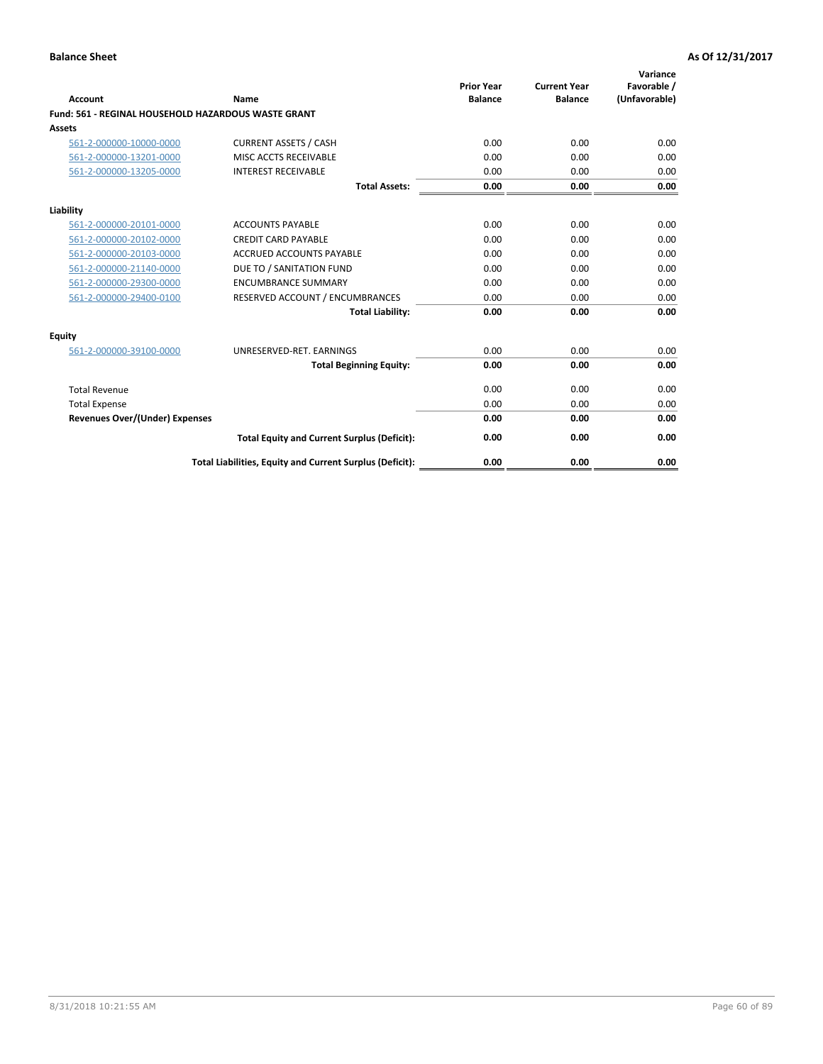**Balance Sheet** | **As Of 12/31/2017**

| Account | Name | Prior Year Balance | Current Year Balance | Variance Favorable / (Unfavorable) |
|---|---|---|---|---|
| **Fund: 561 - REGINAL HOUSEHOLD HAZARDOUS WASTE GRANT** | | | | |
| **Assets** | | | | |
| 561-2-000000-10000-0000 | CURRENT ASSETS / CASH | 0.00 | 0.00 | 0.00 |
| 561-2-000000-13201-0000 | MISC ACCTS RECEIVABLE | 0.00 | 0.00 | 0.00 |
| 561-2-000000-13205-0000 | INTEREST RECEIVABLE | 0.00 | 0.00 | 0.00 |
| | **Total Assets:** | **0.00** | **0.00** | **0.00** |
| **Liability** | | | | |
| 561-2-000000-20101-0000 | ACCOUNTS PAYABLE | 0.00 | 0.00 | 0.00 |
| 561-2-000000-20102-0000 | CREDIT CARD PAYABLE | 0.00 | 0.00 | 0.00 |
| 561-2-000000-20103-0000 | ACCRUED ACCOUNTS PAYABLE | 0.00 | 0.00 | 0.00 |
| 561-2-000000-21140-0000 | DUE TO / SANITATION FUND | 0.00 | 0.00 | 0.00 |
| 561-2-000000-29300-0000 | ENCUMBRANCE SUMMARY | 0.00 | 0.00 | 0.00 |
| 561-2-000000-29400-0100 | RESERVED ACCOUNT / ENCUMBRANCES | 0.00 | 0.00 | 0.00 |
| | **Total Liability:** | **0.00** | **0.00** | **0.00** |
| **Equity** | | | | |
| 561-2-000000-39100-0000 | UNRESERVED-RET. EARNINGS | 0.00 | 0.00 | 0.00 |
| | **Total Beginning Equity:** | **0.00** | **0.00** | **0.00** |
| Total Revenue | | 0.00 | 0.00 | 0.00 |
| Total Expense | | 0.00 | 0.00 | 0.00 |
| **Revenues Over/(Under) Expenses** | | **0.00** | **0.00** | **0.00** |
| | **Total Equity and Current Surplus (Deficit):** | **0.00** | **0.00** | **0.00** |
| | **Total Liabilities, Equity and Current Surplus (Deficit):** | **0.00** | **0.00** | **0.00** |

8/31/2018 10:21:55 AM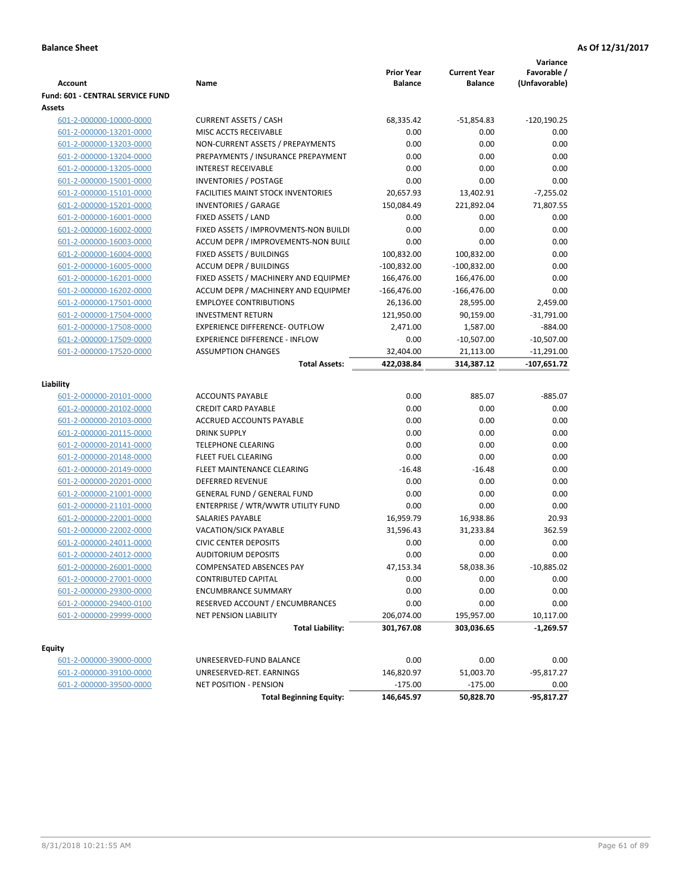**Balance Sheet** **As Of 12/31/2017**

| Account | Name | Prior Year Balance | Current Year Balance | Variance Favorable / (Unfavorable) |
|---|---|---|---|---|
| **Fund: 601 - CENTRAL SERVICE FUND** | | | | |
| **Assets** | | | | |
| 601-2-000000-10000-0000 | CURRENT ASSETS / CASH | 68,335.42 | -51,854.83 | -120,190.25 |
| 601-2-000000-13201-0000 | MISC ACCTS RECEIVABLE | 0.00 | 0.00 | 0.00 |
| 601-2-000000-13203-0000 | NON-CURRENT ASSETS / PREPAYMENTS | 0.00 | 0.00 | 0.00 |
| 601-2-000000-13204-0000 | PREPAYMENTS / INSURANCE PREPAYMENT | 0.00 | 0.00 | 0.00 |
| 601-2-000000-13205-0000 | INTEREST RECEIVABLE | 0.00 | 0.00 | 0.00 |
| 601-2-000000-15001-0000 | INVENTORIES / POSTAGE | 0.00 | 0.00 | 0.00 |
| 601-2-000000-15101-0000 | FACILITIES MAINT STOCK INVENTORIES | 20,657.93 | 13,402.91 | -7,255.02 |
| 601-2-000000-15201-0000 | INVENTORIES / GARAGE | 150,084.49 | 221,892.04 | 71,807.55 |
| 601-2-000000-16001-0000 | FIXED ASSETS / LAND | 0.00 | 0.00 | 0.00 |
| 601-2-000000-16002-0000 | FIXED ASSETS / IMPROVMENTS-NON BUILDI | 0.00 | 0.00 | 0.00 |
| 601-2-000000-16003-0000 | ACCUM DEPR / IMPROVEMENTS-NON BUILI | 0.00 | 0.00 | 0.00 |
| 601-2-000000-16004-0000 | FIXED ASSETS / BUILDINGS | 100,832.00 | 100,832.00 | 0.00 |
| 601-2-000000-16005-0000 | ACCUM DEPR / BUILDINGS | -100,832.00 | -100,832.00 | 0.00 |
| 601-2-000000-16201-0000 | FIXED ASSETS / MACHINERY AND EQUIPMEI | 166,476.00 | 166,476.00 | 0.00 |
| 601-2-000000-16202-0000 | ACCUM DEPR / MACHINERY AND EQUIPMEI | -166,476.00 | -166,476.00 | 0.00 |
| 601-2-000000-17501-0000 | EMPLOYEE CONTRIBUTIONS | 26,136.00 | 28,595.00 | 2,459.00 |
| 601-2-000000-17504-0000 | INVESTMENT RETURN | 121,950.00 | 90,159.00 | -31,791.00 |
| 601-2-000000-17508-0000 | EXPERIENCE DIFFERENCE- OUTFLOW | 2,471.00 | 1,587.00 | -884.00 |
| 601-2-000000-17509-0000 | EXPERIENCE DIFFERENCE - INFLOW | 0.00 | -10,507.00 | -10,507.00 |
| 601-2-000000-17520-0000 | ASSUMPTION CHANGES | 32,404.00 | 21,113.00 | -11,291.00 |
| | **Total Assets:** | **422,038.84** | **314,387.12** | **-107,651.72** |
| **Liability** | | | | |
| 601-2-000000-20101-0000 | ACCOUNTS PAYABLE | 0.00 | 885.07 | -885.07 |
| 601-2-000000-20102-0000 | CREDIT CARD PAYABLE | 0.00 | 0.00 | 0.00 |
| 601-2-000000-20103-0000 | ACCRUED ACCOUNTS PAYABLE | 0.00 | 0.00 | 0.00 |
| 601-2-000000-20115-0000 | DRINK SUPPLY | 0.00 | 0.00 | 0.00 |
| 601-2-000000-20141-0000 | TELEPHONE CLEARING | 0.00 | 0.00 | 0.00 |
| 601-2-000000-20148-0000 | FLEET FUEL CLEARING | 0.00 | 0.00 | 0.00 |
| 601-2-000000-20149-0000 | FLEET MAINTENANCE CLEARING | -16.48 | -16.48 | 0.00 |
| 601-2-000000-20201-0000 | DEFERRED REVENUE | 0.00 | 0.00 | 0.00 |
| 601-2-000000-21001-0000 | GENERAL FUND / GENERAL FUND | 0.00 | 0.00 | 0.00 |
| 601-2-000000-21101-0000 | ENTERPRISE / WTR/WWTR UTILITY FUND | 0.00 | 0.00 | 0.00 |
| 601-2-000000-22001-0000 | SALARIES PAYABLE | 16,959.79 | 16,938.86 | 20.93 |
| 601-2-000000-22002-0000 | VACATION/SICK PAYABLE | 31,596.43 | 31,233.84 | 362.59 |
| 601-2-000000-24011-0000 | CIVIC CENTER DEPOSITS | 0.00 | 0.00 | 0.00 |
| 601-2-000000-24012-0000 | AUDITORIUM DEPOSITS | 0.00 | 0.00 | 0.00 |
| 601-2-000000-26001-0000 | COMPENSATED ABSENCES PAY | 47,153.34 | 58,038.36 | -10,885.02 |
| 601-2-000000-27001-0000 | CONTRIBUTED CAPITAL | 0.00 | 0.00 | 0.00 |
| 601-2-000000-29300-0000 | ENCUMBRANCE SUMMARY | 0.00 | 0.00 | 0.00 |
| 601-2-000000-29400-0100 | RESERVED ACCOUNT / ENCUMBRANCES | 0.00 | 0.00 | 0.00 |
| 601-2-000000-29999-0000 | NET PENSION LIABILITY | 206,074.00 | 195,957.00 | 10,117.00 |
| | **Total Liability:** | **301,767.08** | **303,036.65** | **-1,269.57** |
| **Equity** | | | | |
| 601-2-000000-39000-0000 | UNRESERVED-FUND BALANCE | 0.00 | 0.00 | 0.00 |
| 601-2-000000-39100-0000 | UNRESERVED-RET. EARNINGS | 146,820.97 | 51,003.70 | -95,817.27 |
| 601-2-000000-39500-0000 | NET POSITION - PENSION | -175.00 | -175.00 | 0.00 |
| | **Total Beginning Equity:** | **146,645.97** | **50,828.70** | **-95,817.27** |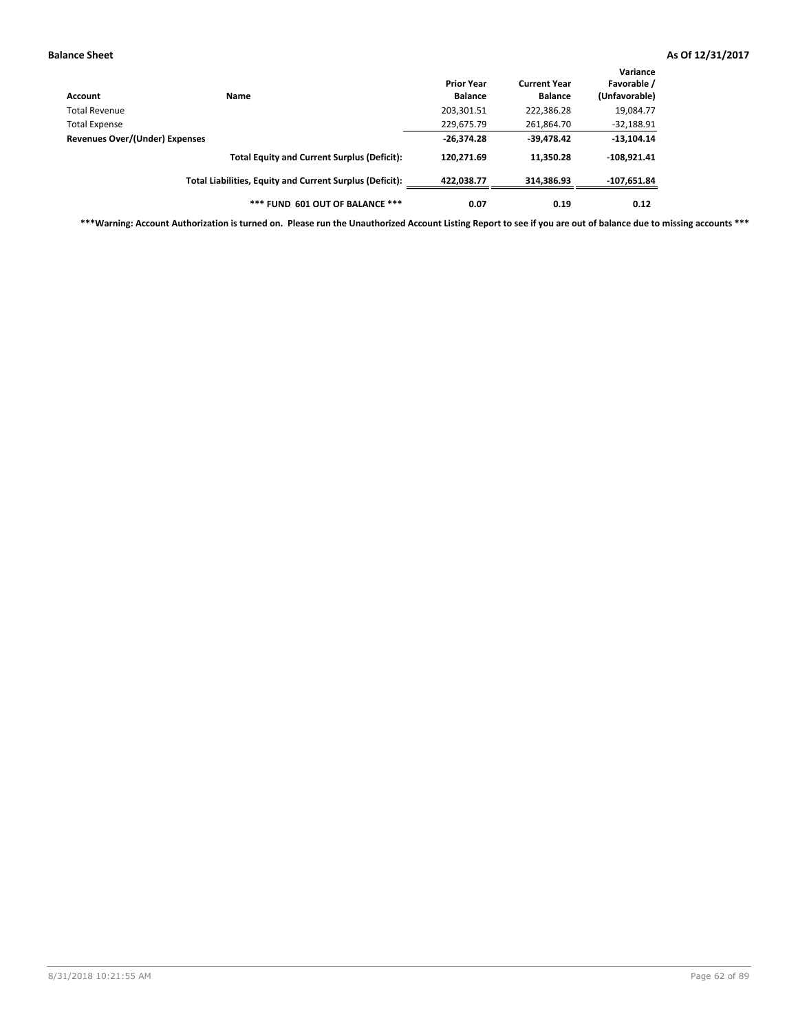**Balance Sheet** **As Of 12/31/2017**

| Account | Name | Prior Year Balance | Current Year Balance | Variance Favorable / (Unfavorable) |
|---|---|---|---|---|
| Total Revenue | | 203,301.51 | 222,386.28 | 19,084.77 |
| Total Expense | | 229,675.79 | 261,864.70 | -32,188.91 |
| **Revenues Over/(Under) Expenses** | | **-26,374.28** | **-39,478.42** | **-13,104.14** |
| | **Total Equity and Current Surplus (Deficit):** | **120,271.69** | **11,350.28** | **-108,921.41** |
| | **Total Liabilities, Equity and Current Surplus (Deficit):** | **422,038.77** | **314,386.93** | **-107,651.84** |
| | **\*\*\* FUND 601 OUT OF BALANCE \*\*\*** | **0.07** | **0.19** | **0.12** |

**\*\*\*Warning: Account Authorization is turned on. Please run the Unauthorized Account Listing Report to see if you are out of balance due to missing accounts \*\*\***

8/31/2018 10:21:55 AM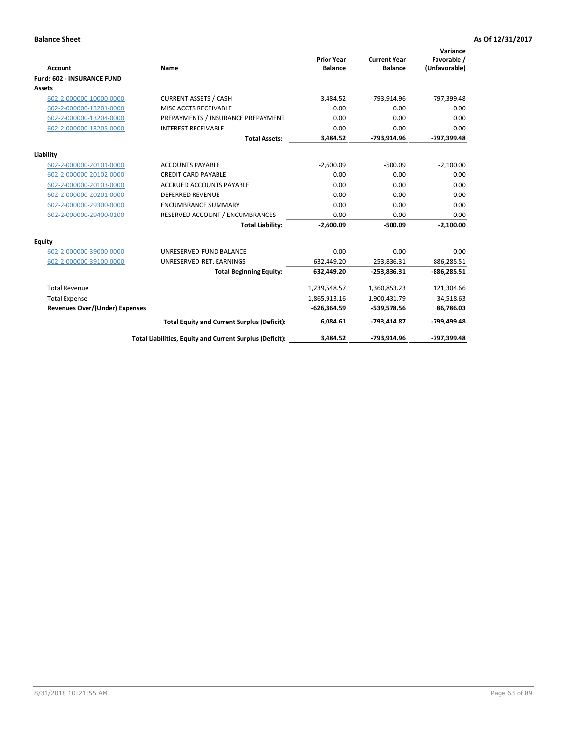**Balance Sheet** **As Of 12/31/2017**

| Account | Name | Prior Year Balance | Current Year Balance | Variance Favorable / (Unfavorable) |
|---|---|---|---|---|
| **Fund: 602 - INSURANCE FUND** | | | | |
| **Assets** | | | | |
| 602-2-000000-10000-0000 | CURRENT ASSETS / CASH | 3,484.52 | -793,914.96 | -797,399.48 |
| 602-2-000000-13201-0000 | MISC ACCTS RECEIVABLE | 0.00 | 0.00 | 0.00 |
| 602-2-000000-13204-0000 | PREPAYMENTS / INSURANCE PREPAYMENT | 0.00 | 0.00 | 0.00 |
| 602-2-000000-13205-0000 | INTEREST RECEIVABLE | 0.00 | 0.00 | 0.00 |
| | **Total Assets:** | **3,484.52** | **-793,914.96** | **-797,399.48** |
| **Liability** | | | | |
| 602-2-000000-20101-0000 | ACCOUNTS PAYABLE | -2,600.09 | -500.09 | -2,100.00 |
| 602-2-000000-20102-0000 | CREDIT CARD PAYABLE | 0.00 | 0.00 | 0.00 |
| 602-2-000000-20103-0000 | ACCRUED ACCOUNTS PAYABLE | 0.00 | 0.00 | 0.00 |
| 602-2-000000-20201-0000 | DEFERRED REVENUE | 0.00 | 0.00 | 0.00 |
| 602-2-000000-29300-0000 | ENCUMBRANCE SUMMARY | 0.00 | 0.00 | 0.00 |
| 602-2-000000-29400-0100 | RESERVED ACCOUNT / ENCUMBRANCES | 0.00 | 0.00 | 0.00 |
| | **Total Liability:** | **-2,600.09** | **-500.09** | **-2,100.00** |
| **Equity** | | | | |
| 602-2-000000-39000-0000 | UNRESERVED-FUND BALANCE | 0.00 | 0.00 | 0.00 |
| 602-2-000000-39100-0000 | UNRESERVED-RET. EARNINGS | 632,449.20 | -253,836.31 | -886,285.51 |
| | **Total Beginning Equity:** | **632,449.20** | **-253,836.31** | **-886,285.51** |
| Total Revenue | | 1,239,548.57 | 1,360,853.23 | 121,304.66 |
| Total Expense | | 1,865,913.16 | 1,900,431.79 | -34,518.63 |
| **Revenues Over/(Under) Expenses** | | **-626,364.59** | **-539,578.56** | **86,786.03** |
| | **Total Equity and Current Surplus (Deficit):** | **6,084.61** | **-793,414.87** | **-799,499.48** |
| | **Total Liabilities, Equity and Current Surplus (Deficit):** | **3,484.52** | **-793,914.96** | **-797,399.48** |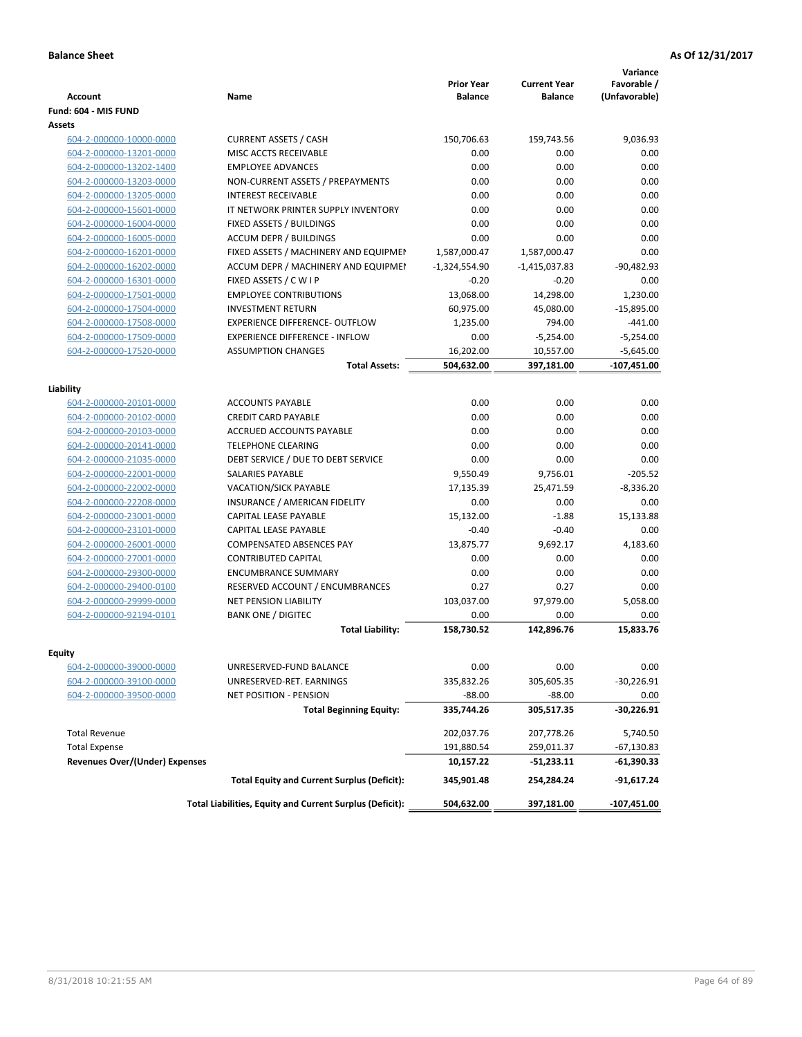**Balance Sheet** | **As Of 12/31/2017**

| Account | Name | Prior Year Balance | Current Year Balance | Variance Favorable / (Unfavorable) |
|---|---|---|---|---|
| **Fund: 604 - MIS FUND** | | | | |
| **Assets** | | | | |
| 604-2-000000-10000-0000 | CURRENT ASSETS / CASH | 150,706.63 | 159,743.56 | 9,036.93 |
| 604-2-000000-13201-0000 | MISC ACCTS RECEIVABLE | 0.00 | 0.00 | 0.00 |
| 604-2-000000-13202-1400 | EMPLOYEE ADVANCES | 0.00 | 0.00 | 0.00 |
| 604-2-000000-13203-0000 | NON-CURRENT ASSETS / PREPAYMENTS | 0.00 | 0.00 | 0.00 |
| 604-2-000000-13205-0000 | INTEREST RECEIVABLE | 0.00 | 0.00 | 0.00 |
| 604-2-000000-15601-0000 | IT NETWORK PRINTER SUPPLY INVENTORY | 0.00 | 0.00 | 0.00 |
| 604-2-000000-16004-0000 | FIXED ASSETS / BUILDINGS | 0.00 | 0.00 | 0.00 |
| 604-2-000000-16005-0000 | ACCUM DEPR / BUILDINGS | 0.00 | 0.00 | 0.00 |
| 604-2-000000-16201-0000 | FIXED ASSETS / MACHINERY AND EQUIPMEI | 1,587,000.47 | 1,587,000.47 | 0.00 |
| 604-2-000000-16202-0000 | ACCUM DEPR / MACHINERY AND EQUIPMEI | -1,324,554.90 | -1,415,037.83 | -90,482.93 |
| 604-2-000000-16301-0000 | FIXED ASSETS / C W I P | -0.20 | -0.20 | 0.00 |
| 604-2-000000-17501-0000 | EMPLOYEE CONTRIBUTIONS | 13,068.00 | 14,298.00 | 1,230.00 |
| 604-2-000000-17504-0000 | INVESTMENT RETURN | 60,975.00 | 45,080.00 | -15,895.00 |
| 604-2-000000-17508-0000 | EXPERIENCE DIFFERENCE- OUTFLOW | 1,235.00 | 794.00 | -441.00 |
| 604-2-000000-17509-0000 | EXPERIENCE DIFFERENCE - INFLOW | 0.00 | -5,254.00 | -5,254.00 |
| 604-2-000000-17520-0000 | ASSUMPTION CHANGES | 16,202.00 | 10,557.00 | -5,645.00 |
| | **Total Assets:** | **504,632.00** | **397,181.00** | **-107,451.00** |
| **Liability** | | | | |
| 604-2-000000-20101-0000 | ACCOUNTS PAYABLE | 0.00 | 0.00 | 0.00 |
| 604-2-000000-20102-0000 | CREDIT CARD PAYABLE | 0.00 | 0.00 | 0.00 |
| 604-2-000000-20103-0000 | ACCRUED ACCOUNTS PAYABLE | 0.00 | 0.00 | 0.00 |
| 604-2-000000-20141-0000 | TELEPHONE CLEARING | 0.00 | 0.00 | 0.00 |
| 604-2-000000-21035-0000 | DEBT SERVICE / DUE TO DEBT SERVICE | 0.00 | 0.00 | 0.00 |
| 604-2-000000-22001-0000 | SALARIES PAYABLE | 9,550.49 | 9,756.01 | -205.52 |
| 604-2-000000-22002-0000 | VACATION/SICK PAYABLE | 17,135.39 | 25,471.59 | -8,336.20 |
| 604-2-000000-22208-0000 | INSURANCE / AMERICAN FIDELITY | 0.00 | 0.00 | 0.00 |
| 604-2-000000-23001-0000 | CAPITAL LEASE PAYABLE | 15,132.00 | -1.88 | 15,133.88 |
| 604-2-000000-23101-0000 | CAPITAL LEASE PAYABLE | -0.40 | -0.40 | 0.00 |
| 604-2-000000-26001-0000 | COMPENSATED ABSENCES PAY | 13,875.77 | 9,692.17 | 4,183.60 |
| 604-2-000000-27001-0000 | CONTRIBUTED CAPITAL | 0.00 | 0.00 | 0.00 |
| 604-2-000000-29300-0000 | ENCUMBRANCE SUMMARY | 0.00 | 0.00 | 0.00 |
| 604-2-000000-29400-0100 | RESERVED ACCOUNT / ENCUMBRANCES | 0.27 | 0.27 | 0.00 |
| 604-2-000000-29999-0000 | NET PENSION LIABILITY | 103,037.00 | 97,979.00 | 5,058.00 |
| 604-2-000000-92194-0101 | BANK ONE / DIGITEC | 0.00 | 0.00 | 0.00 |
| | **Total Liability:** | **158,730.52** | **142,896.76** | **15,833.76** |
| **Equity** | | | | |
| 604-2-000000-39000-0000 | UNRESERVED-FUND BALANCE | 0.00 | 0.00 | 0.00 |
| 604-2-000000-39100-0000 | UNRESERVED-RET. EARNINGS | 335,832.26 | 305,605.35 | -30,226.91 |
| 604-2-000000-39500-0000 | NET POSITION - PENSION | -88.00 | -88.00 | 0.00 |
| | **Total Beginning Equity:** | **335,744.26** | **305,517.35** | **-30,226.91** |
| Total Revenue | | 202,037.76 | 207,778.26 | 5,740.50 |
| Total Expense | | 191,880.54 | 259,011.37 | -67,130.83 |
| **Revenues Over/(Under) Expenses** | | **10,157.22** | **-51,233.11** | **-61,390.33** |
| | **Total Equity and Current Surplus (Deficit):** | **345,901.48** | **254,284.24** | **-91,617.24** |
| | **Total Liabilities, Equity and Current Surplus (Deficit):** | **504,632.00** | **397,181.00** | **-107,451.00** |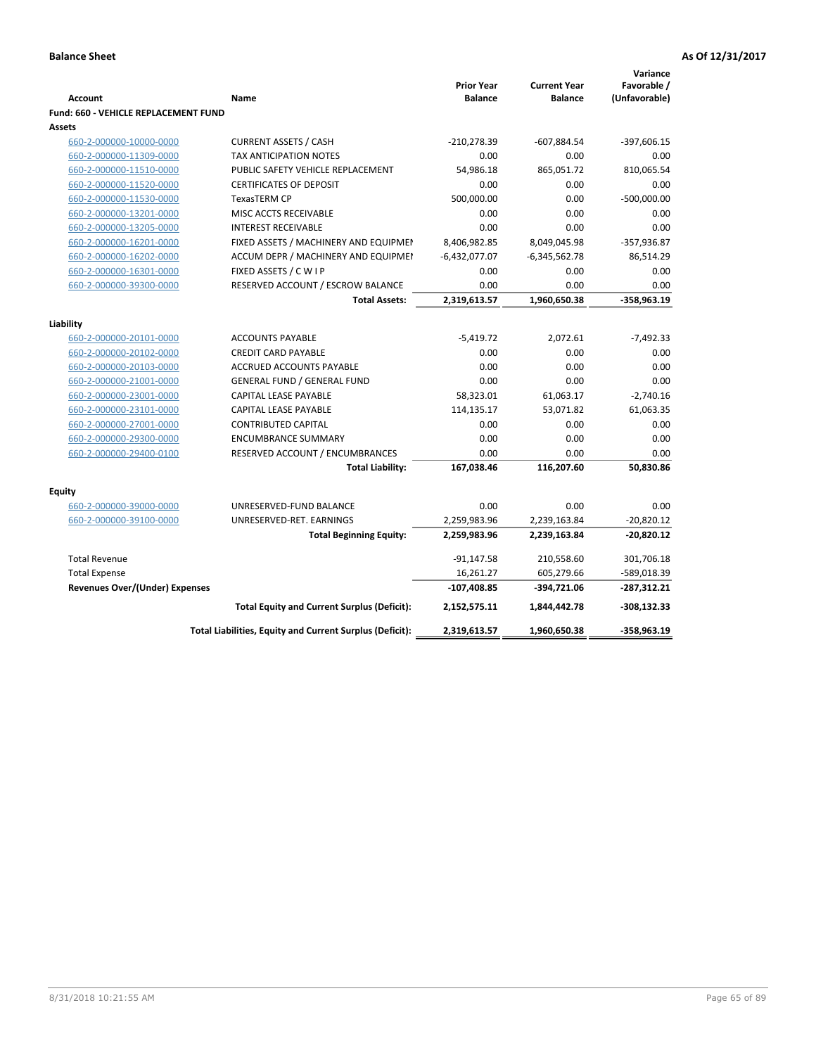**Balance Sheet** **As Of 12/31/2017**

| Account | Name | Prior Year Balance | Current Year Balance | Variance Favorable / (Unfavorable) |
|---|---|---|---|---|
| **Fund: 660 - VEHICLE REPLACEMENT FUND** | | | | |
| **Assets** | | | | |
| 660-2-000000-10000-0000 | CURRENT ASSETS / CASH | -210,278.39 | -607,884.54 | -397,606.15 |
| 660-2-000000-11309-0000 | TAX ANTICIPATION NOTES | 0.00 | 0.00 | 0.00 |
| 660-2-000000-11510-0000 | PUBLIC SAFETY VEHICLE REPLACEMENT | 54,986.18 | 865,051.72 | 810,065.54 |
| 660-2-000000-11520-0000 | CERTIFICATES OF DEPOSIT | 0.00 | 0.00 | 0.00 |
| 660-2-000000-11530-0000 | TexasTERM CP | 500,000.00 | 0.00 | -500,000.00 |
| 660-2-000000-13201-0000 | MISC ACCTS RECEIVABLE | 0.00 | 0.00 | 0.00 |
| 660-2-000000-13205-0000 | INTEREST RECEIVABLE | 0.00 | 0.00 | 0.00 |
| 660-2-000000-16201-0000 | FIXED ASSETS / MACHINERY AND EQUIPMEN | 8,406,982.85 | 8,049,045.98 | -357,936.87 |
| 660-2-000000-16202-0000 | ACCUM DEPR / MACHINERY AND EQUIPMEI | -6,432,077.07 | -6,345,562.78 | 86,514.29 |
| 660-2-000000-16301-0000 | FIXED ASSETS / C W I P | 0.00 | 0.00 | 0.00 |
| 660-2-000000-39300-0000 | RESERVED ACCOUNT / ESCROW BALANCE | 0.00 | 0.00 | 0.00 |
| | **Total Assets:** | **2,319,613.57** | **1,960,650.38** | **-358,963.19** |
| **Liability** | | | | |
| 660-2-000000-20101-0000 | ACCOUNTS PAYABLE | -5,419.72 | 2,072.61 | -7,492.33 |
| 660-2-000000-20102-0000 | CREDIT CARD PAYABLE | 0.00 | 0.00 | 0.00 |
| 660-2-000000-20103-0000 | ACCRUED ACCOUNTS PAYABLE | 0.00 | 0.00 | 0.00 |
| 660-2-000000-21001-0000 | GENERAL FUND / GENERAL FUND | 0.00 | 0.00 | 0.00 |
| 660-2-000000-23001-0000 | CAPITAL LEASE PAYABLE | 58,323.01 | 61,063.17 | -2,740.16 |
| 660-2-000000-23101-0000 | CAPITAL LEASE PAYABLE | 114,135.17 | 53,071.82 | 61,063.35 |
| 660-2-000000-27001-0000 | CONTRIBUTED CAPITAL | 0.00 | 0.00 | 0.00 |
| 660-2-000000-29300-0000 | ENCUMBRANCE SUMMARY | 0.00 | 0.00 | 0.00 |
| 660-2-000000-29400-0100 | RESERVED ACCOUNT / ENCUMBRANCES | 0.00 | 0.00 | 0.00 |
| | **Total Liability:** | **167,038.46** | **116,207.60** | **50,830.86** |
| **Equity** | | | | |
| 660-2-000000-39000-0000 | UNRESERVED-FUND BALANCE | 0.00 | 0.00 | 0.00 |
| 660-2-000000-39100-0000 | UNRESERVED-RET. EARNINGS | 2,259,983.96 | 2,239,163.84 | -20,820.12 |
| | **Total Beginning Equity:** | **2,259,983.96** | **2,239,163.84** | **-20,820.12** |
| Total Revenue | | -91,147.58 | 210,558.60 | 301,706.18 |
| Total Expense | | 16,261.27 | 605,279.66 | -589,018.39 |
| **Revenues Over/(Under) Expenses** | | **-107,408.85** | **-394,721.06** | **-287,312.21** |
| | **Total Equity and Current Surplus (Deficit):** | **2,152,575.11** | **1,844,442.78** | **-308,132.33** |
| | **Total Liabilities, Equity and Current Surplus (Deficit):** | **2,319,613.57** | **1,960,650.38** | **-358,963.19** |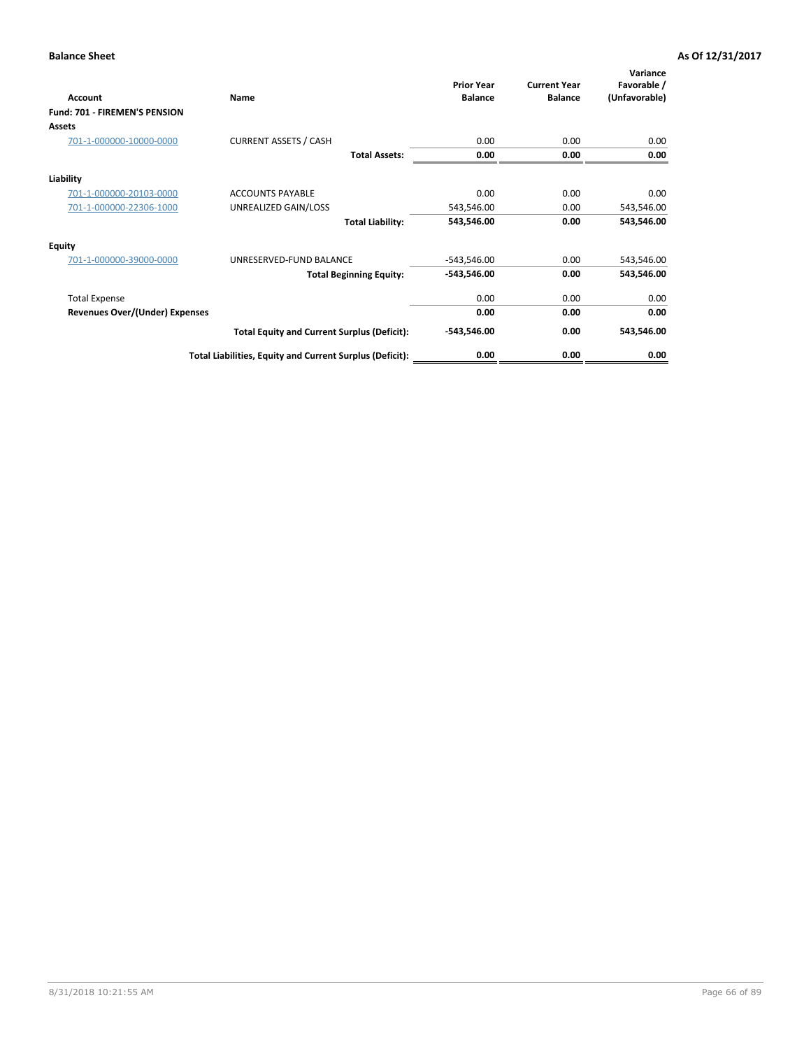**Balance Sheet** **As Of 12/31/2017**

| Account | Name | Prior Year Balance | Current Year Balance | Variance Favorable / (Unfavorable) |
|---|---|---|---|---|
| **Fund: 701 - FIREMEN'S PENSION** | | | | |
| **Assets** | | | | |
| 701-1-000000-10000-0000 | CURRENT ASSETS / CASH | 0.00 | 0.00 | 0.00 |
| | **Total Assets:** | **0.00** | **0.00** | **0.00** |
| **Liability** | | | | |
| 701-1-000000-20103-0000 | ACCOUNTS PAYABLE | 0.00 | 0.00 | 0.00 |
| 701-1-000000-22306-1000 | UNREALIZED GAIN/LOSS | 543,546.00 | 0.00 | 543,546.00 |
| | **Total Liability:** | **543,546.00** | **0.00** | **543,546.00** |
| **Equity** | | | | |
| 701-1-000000-39000-0000 | UNRESERVED-FUND BALANCE | -543,546.00 | 0.00 | 543,546.00 |
| | **Total Beginning Equity:** | **-543,546.00** | **0.00** | **543,546.00** |
| Total Expense | | 0.00 | 0.00 | 0.00 |
| **Revenues Over/(Under) Expenses** | | **0.00** | **0.00** | **0.00** |
| | **Total Equity and Current Surplus (Deficit):** | **-543,546.00** | **0.00** | **543,546.00** |
| | **Total Liabilities, Equity and Current Surplus (Deficit):** | **0.00** | **0.00** | **0.00** |

8/31/2018 10:21:55 AM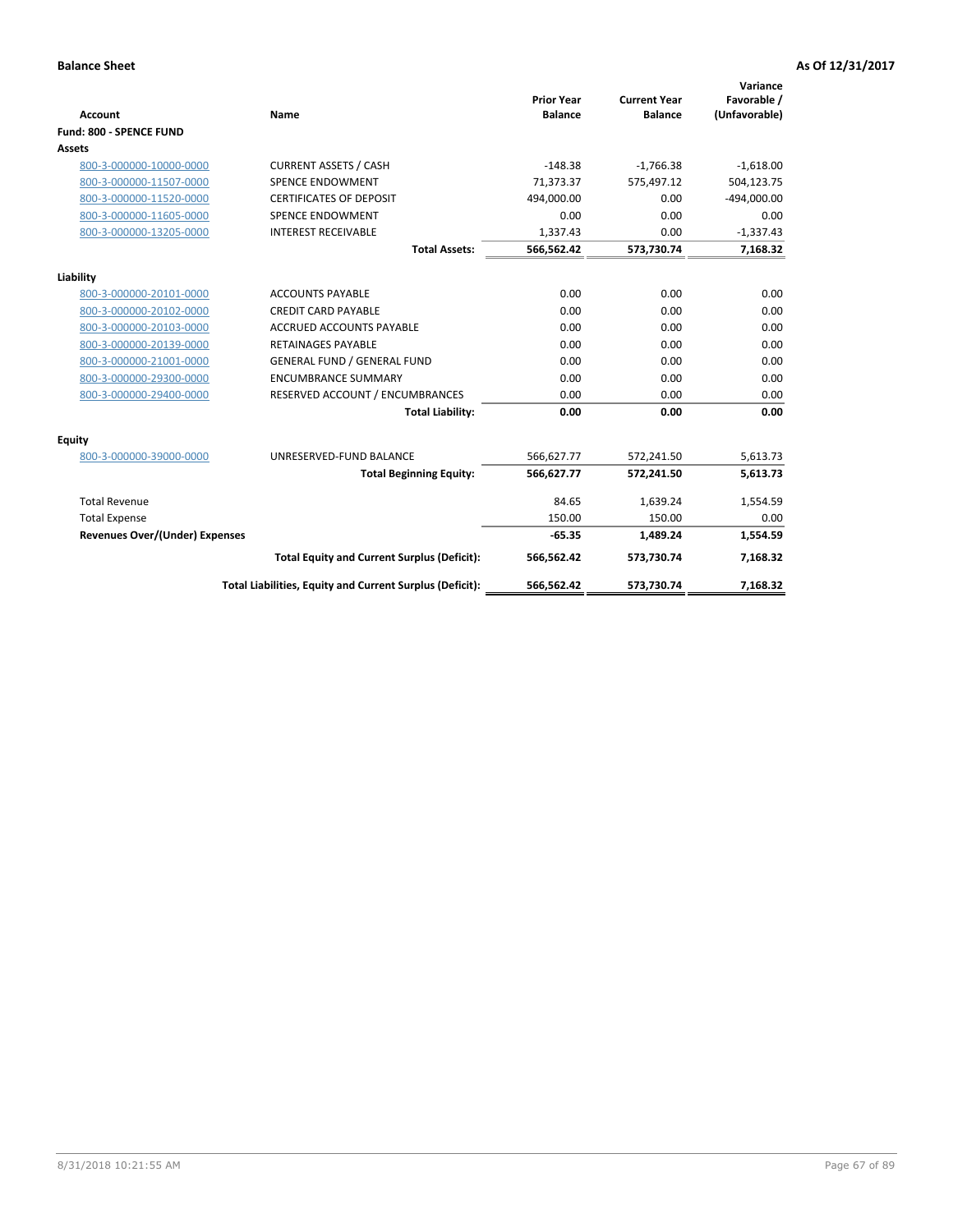**Balance Sheet** | **As Of 12/31/2017**

| Account | Name | Prior Year Balance | Current Year Balance | Variance Favorable / (Unfavorable) |
|---|---|---|---|---|
| **Fund: 800 - SPENCE FUND** | | | | |
| **Assets** | | | | |
| 800-3-000000-10000-0000 | CURRENT ASSETS / CASH | -148.38 | -1,766.38 | -1,618.00 |
| 800-3-000000-11507-0000 | SPENCE ENDOWMENT | 71,373.37 | 575,497.12 | 504,123.75 |
| 800-3-000000-11520-0000 | CERTIFICATES OF DEPOSIT | 494,000.00 | 0.00 | -494,000.00 |
| 800-3-000000-11605-0000 | SPENCE ENDOWMENT | 0.00 | 0.00 | 0.00 |
| 800-3-000000-13205-0000 | INTEREST RECEIVABLE | 1,337.43 | 0.00 | -1,337.43 |
| | **Total Assets:** | **566,562.42** | **573,730.74** | **7,168.32** |
| **Liability** | | | | |
| 800-3-000000-20101-0000 | ACCOUNTS PAYABLE | 0.00 | 0.00 | 0.00 |
| 800-3-000000-20102-0000 | CREDIT CARD PAYABLE | 0.00 | 0.00 | 0.00 |
| 800-3-000000-20103-0000 | ACCRUED ACCOUNTS PAYABLE | 0.00 | 0.00 | 0.00 |
| 800-3-000000-20139-0000 | RETAINAGES PAYABLE | 0.00 | 0.00 | 0.00 |
| 800-3-000000-21001-0000 | GENERAL FUND / GENERAL FUND | 0.00 | 0.00 | 0.00 |
| 800-3-000000-29300-0000 | ENCUMBRANCE SUMMARY | 0.00 | 0.00 | 0.00 |
| 800-3-000000-29400-0000 | RESERVED ACCOUNT / ENCUMBRANCES | 0.00 | 0.00 | 0.00 |
| | **Total Liability:** | **0.00** | **0.00** | **0.00** |
| **Equity** | | | | |
| 800-3-000000-39000-0000 | UNRESERVED-FUND BALANCE | 566,627.77 | 572,241.50 | 5,613.73 |
| | **Total Beginning Equity:** | **566,627.77** | **572,241.50** | **5,613.73** |
| Total Revenue | | 84.65 | 1,639.24 | 1,554.59 |
| Total Expense | | 150.00 | 150.00 | 0.00 |
| **Revenues Over/(Under) Expenses** | | **-65.35** | **1,489.24** | **1,554.59** |
| | **Total Equity and Current Surplus (Deficit):** | **566,562.42** | **573,730.74** | **7,168.32** |
| | **Total Liabilities, Equity and Current Surplus (Deficit):** | **566,562.42** | **573,730.74** | **7,168.32** |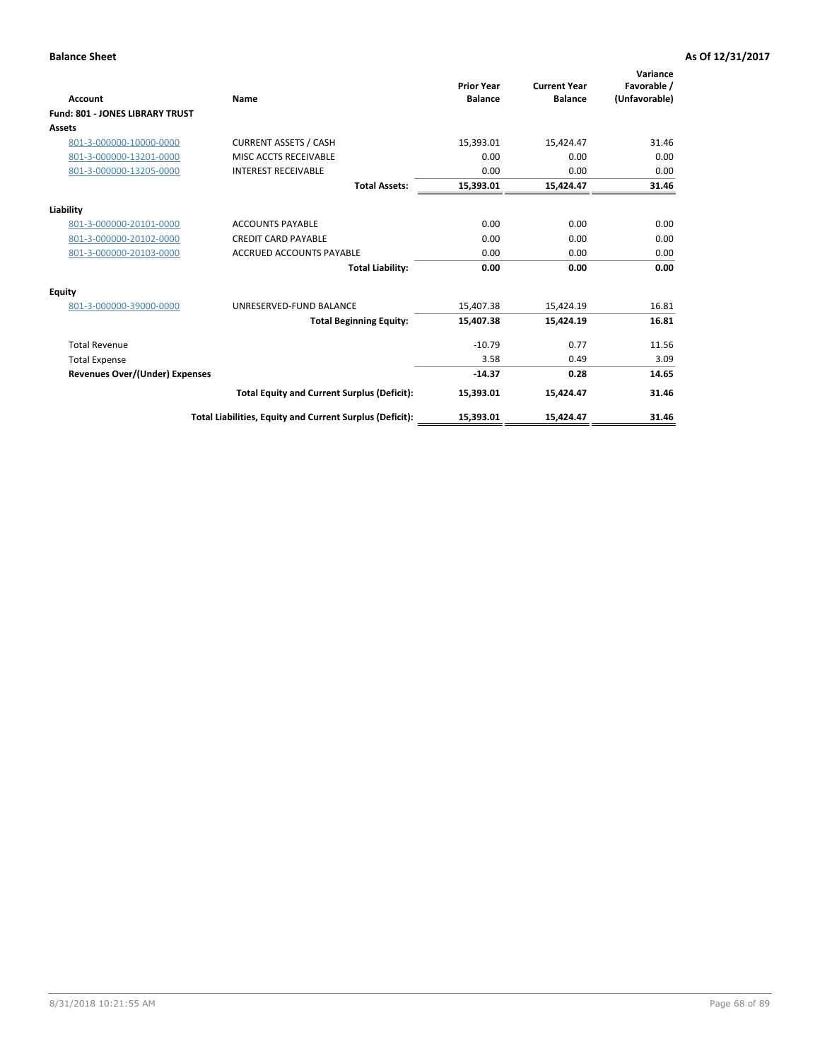**Balance Sheet** **As Of 12/31/2017**

| Account | Name | Prior Year Balance | Current Year Balance | Variance Favorable / (Unfavorable) |
|---|---|---|---|---|
| **Fund: 801 - JONES LIBRARY TRUST** | | | | |
| **Assets** | | | | |
| 801-3-000000-10000-0000 | CURRENT ASSETS / CASH | 15,393.01 | 15,424.47 | 31.46 |
| 801-3-000000-13201-0000 | MISC ACCTS RECEIVABLE | 0.00 | 0.00 | 0.00 |
| 801-3-000000-13205-0000 | INTEREST RECEIVABLE | 0.00 | 0.00 | 0.00 |
| | **Total Assets:** | **15,393.01** | **15,424.47** | **31.46** |
| **Liability** | | | | |
| 801-3-000000-20101-0000 | ACCOUNTS PAYABLE | 0.00 | 0.00 | 0.00 |
| 801-3-000000-20102-0000 | CREDIT CARD PAYABLE | 0.00 | 0.00 | 0.00 |
| 801-3-000000-20103-0000 | ACCRUED ACCOUNTS PAYABLE | 0.00 | 0.00 | 0.00 |
| | **Total Liability:** | **0.00** | **0.00** | **0.00** |
| **Equity** | | | | |
| 801-3-000000-39000-0000 | UNRESERVED-FUND BALANCE | 15,407.38 | 15,424.19 | 16.81 |
| | **Total Beginning Equity:** | **15,407.38** | **15,424.19** | **16.81** |
| Total Revenue | | -10.79 | 0.77 | 11.56 |
| Total Expense | | 3.58 | 0.49 | 3.09 |
| **Revenues Over/(Under) Expenses** | | **-14.37** | **0.28** | **14.65** |
| | **Total Equity and Current Surplus (Deficit):** | **15,393.01** | **15,424.47** | **31.46** |
| | **Total Liabilities, Equity and Current Surplus (Deficit):** | **15,393.01** | **15,424.47** | **31.46** |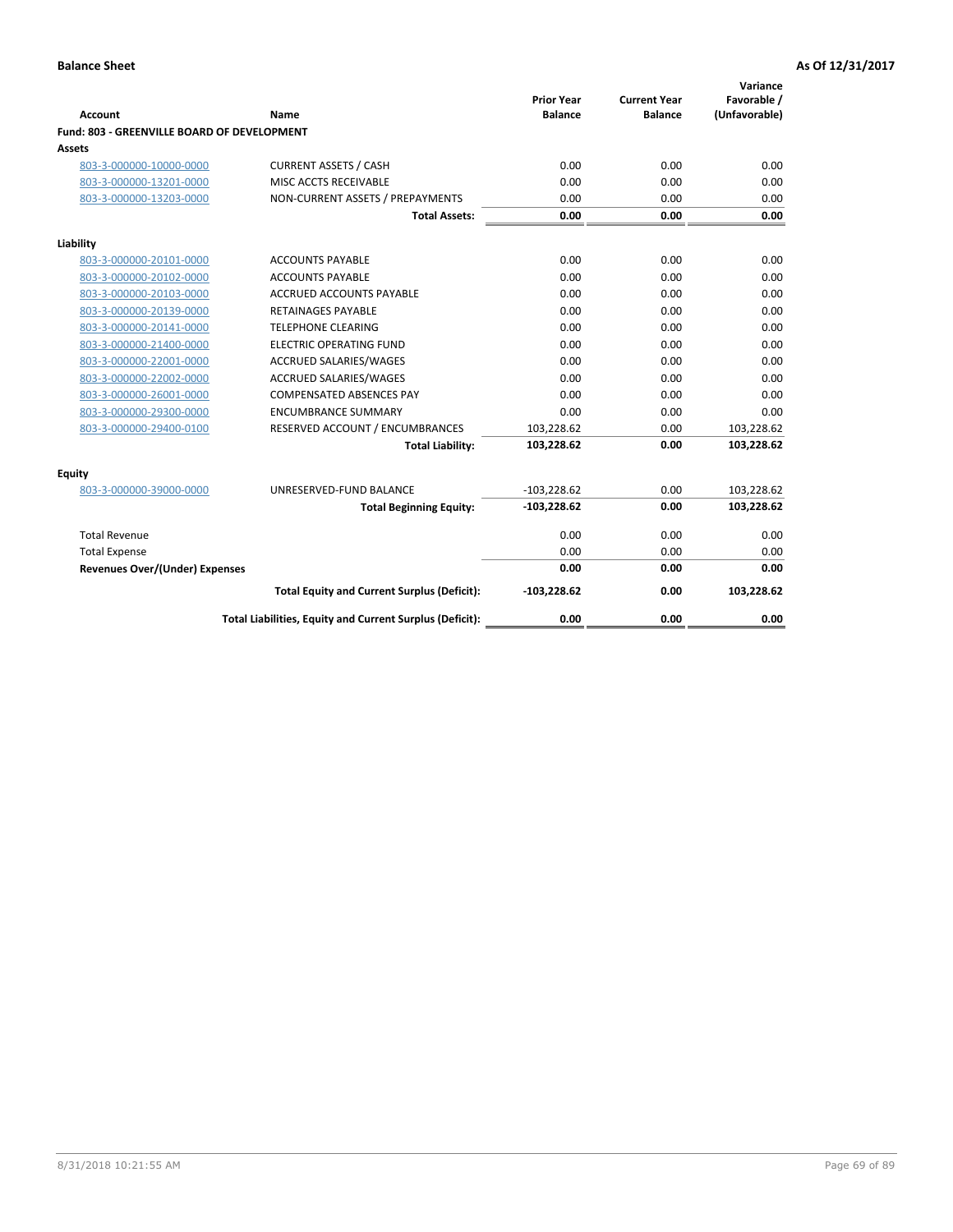**Balance Sheet** **As Of 12/31/2017**

| Account | Name | Prior Year Balance | Current Year Balance | Variance Favorable / (Unfavorable) |
|---|---|---|---|---|
| **Fund: 803 - GREENVILLE BOARD OF DEVELOPMENT** | | | | |
| **Assets** | | | | |
| 803-3-000000-10000-0000 | CURRENT ASSETS / CASH | 0.00 | 0.00 | 0.00 |
| 803-3-000000-13201-0000 | MISC ACCTS RECEIVABLE | 0.00 | 0.00 | 0.00 |
| 803-3-000000-13203-0000 | NON-CURRENT ASSETS / PREPAYMENTS | 0.00 | 0.00 | 0.00 |
| | **Total Assets:** | **0.00** | **0.00** | **0.00** |
| **Liability** | | | | |
| 803-3-000000-20101-0000 | ACCOUNTS PAYABLE | 0.00 | 0.00 | 0.00 |
| 803-3-000000-20102-0000 | ACCOUNTS PAYABLE | 0.00 | 0.00 | 0.00 |
| 803-3-000000-20103-0000 | ACCRUED ACCOUNTS PAYABLE | 0.00 | 0.00 | 0.00 |
| 803-3-000000-20139-0000 | RETAINAGES PAYABLE | 0.00 | 0.00 | 0.00 |
| 803-3-000000-20141-0000 | TELEPHONE CLEARING | 0.00 | 0.00 | 0.00 |
| 803-3-000000-21400-0000 | ELECTRIC OPERATING FUND | 0.00 | 0.00 | 0.00 |
| 803-3-000000-22001-0000 | ACCRUED SALARIES/WAGES | 0.00 | 0.00 | 0.00 |
| 803-3-000000-22002-0000 | ACCRUED SALARIES/WAGES | 0.00 | 0.00 | 0.00 |
| 803-3-000000-26001-0000 | COMPENSATED ABSENCES PAY | 0.00 | 0.00 | 0.00 |
| 803-3-000000-29300-0000 | ENCUMBRANCE SUMMARY | 0.00 | 0.00 | 0.00 |
| 803-3-000000-29400-0100 | RESERVED ACCOUNT / ENCUMBRANCES | 103,228.62 | 0.00 | 103,228.62 |
| | **Total Liability:** | **103,228.62** | **0.00** | **103,228.62** |
| **Equity** | | | | |
| 803-3-000000-39000-0000 | UNRESERVED-FUND BALANCE | -103,228.62 | 0.00 | 103,228.62 |
| | **Total Beginning Equity:** | **-103,228.62** | **0.00** | **103,228.62** |
| Total Revenue | | 0.00 | 0.00 | 0.00 |
| Total Expense | | 0.00 | 0.00 | 0.00 |
| **Revenues Over/(Under) Expenses** | | **0.00** | **0.00** | **0.00** |
| | **Total Equity and Current Surplus (Deficit):** | **-103,228.62** | **0.00** | **103,228.62** |
| | **Total Liabilities, Equity and Current Surplus (Deficit):** | **0.00** | **0.00** | **0.00** |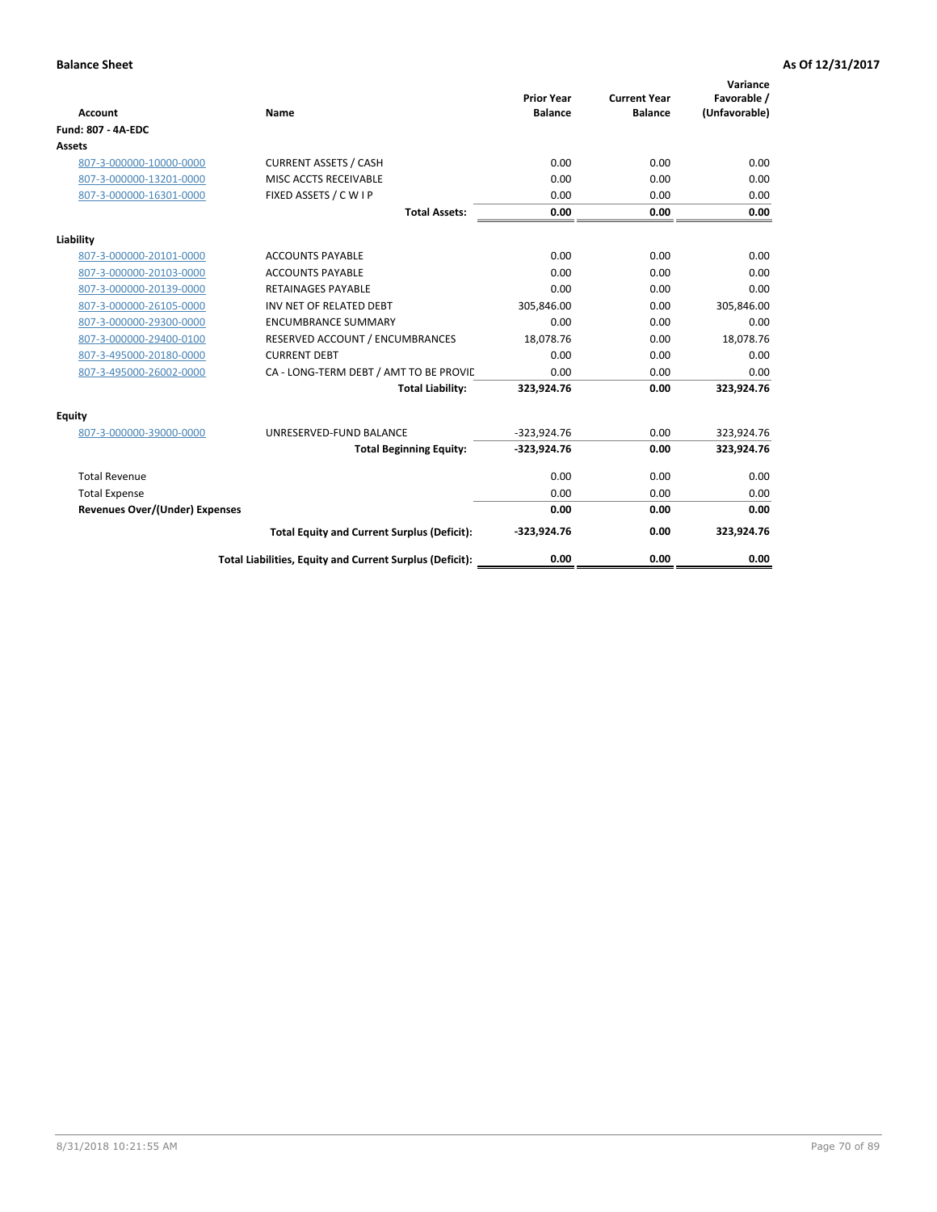**Balance Sheet** **As Of 12/31/2017**

| Account | Name | Prior Year Balance | Current Year Balance | Variance Favorable / (Unfavorable) |
|---|---|---|---|---|
| **Fund: 807 - 4A-EDC** | | | | |
| **Assets** | | | | |
| 807-3-000000-10000-0000 | CURRENT ASSETS / CASH | 0.00 | 0.00 | 0.00 |
| 807-3-000000-13201-0000 | MISC ACCTS RECEIVABLE | 0.00 | 0.00 | 0.00 |
| 807-3-000000-16301-0000 | FIXED ASSETS / C W I P | 0.00 | 0.00 | 0.00 |
| | **Total Assets:** | **0.00** | **0.00** | **0.00** |
| **Liability** | | | | |
| 807-3-000000-20101-0000 | ACCOUNTS PAYABLE | 0.00 | 0.00 | 0.00 |
| 807-3-000000-20103-0000 | ACCOUNTS PAYABLE | 0.00 | 0.00 | 0.00 |
| 807-3-000000-20139-0000 | RETAINAGES PAYABLE | 0.00 | 0.00 | 0.00 |
| 807-3-000000-26105-0000 | INV NET OF RELATED DEBT | 305,846.00 | 0.00 | 305,846.00 |
| 807-3-000000-29300-0000 | ENCUMBRANCE SUMMARY | 0.00 | 0.00 | 0.00 |
| 807-3-000000-29400-0100 | RESERVED ACCOUNT / ENCUMBRANCES | 18,078.76 | 0.00 | 18,078.76 |
| 807-3-495000-20180-0000 | CURRENT DEBT | 0.00 | 0.00 | 0.00 |
| 807-3-495000-26002-0000 | CA - LONG-TERM DEBT / AMT TO BE PROVIC | 0.00 | 0.00 | 0.00 |
| | **Total Liability:** | **323,924.76** | **0.00** | **323,924.76** |
| **Equity** | | | | |
| 807-3-000000-39000-0000 | UNRESERVED-FUND BALANCE | -323,924.76 | 0.00 | 323,924.76 |
| | **Total Beginning Equity:** | **-323,924.76** | **0.00** | **323,924.76** |
| Total Revenue | | 0.00 | 0.00 | 0.00 |
| Total Expense | | 0.00 | 0.00 | 0.00 |
| **Revenues Over/(Under) Expenses** | | **0.00** | **0.00** | **0.00** |
| | **Total Equity and Current Surplus (Deficit):** | **-323,924.76** | **0.00** | **323,924.76** |
| | **Total Liabilities, Equity and Current Surplus (Deficit):** | **0.00** | **0.00** | **0.00** |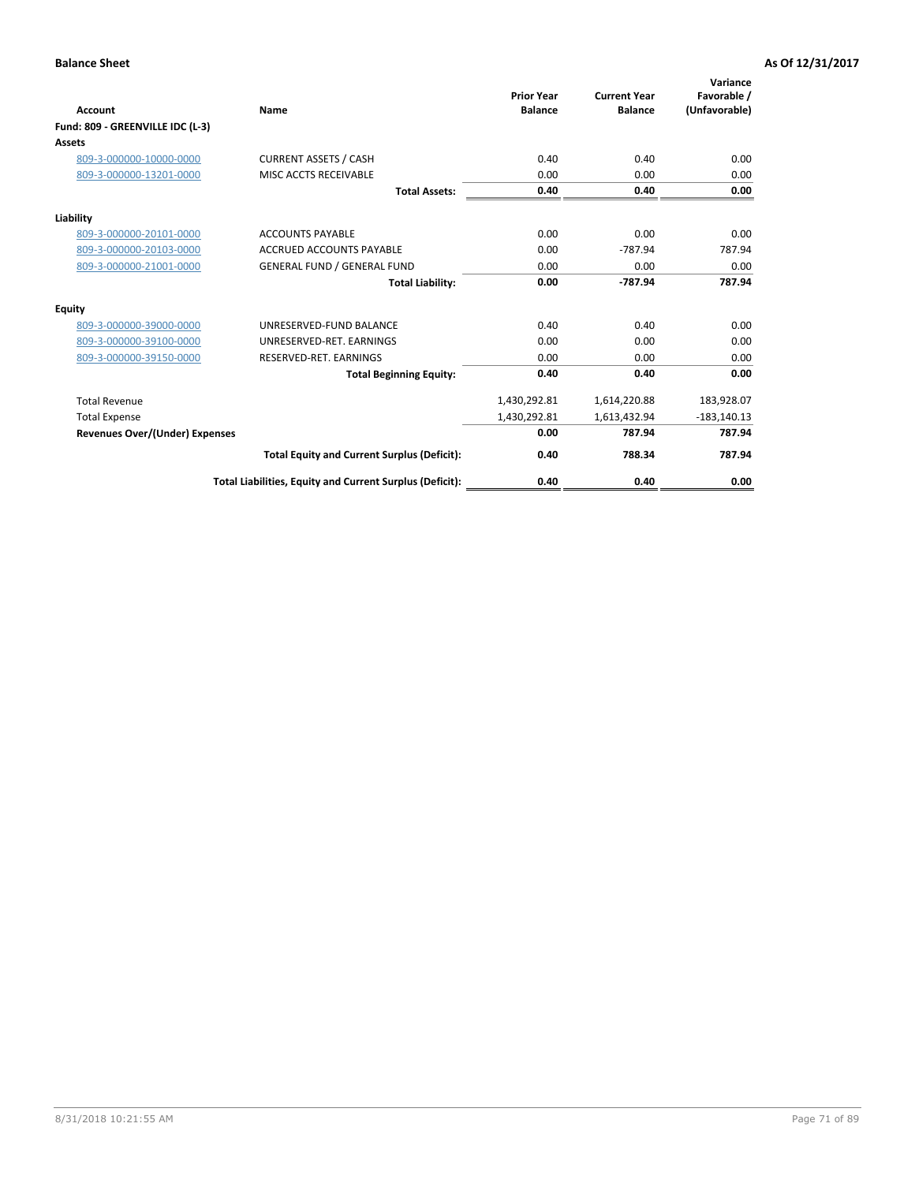**Balance Sheet** **As Of 12/31/2017**

| Account | Name | Prior Year Balance | Current Year Balance | Variance Favorable / (Unfavorable) |
|---|---|---|---|---|
| **Fund: 809 - GREENVILLE IDC (L-3)** | | | | |
| **Assets** | | | | |
| 809-3-000000-10000-0000 | CURRENT ASSETS / CASH | 0.40 | 0.40 | 0.00 |
| 809-3-000000-13201-0000 | MISC ACCTS RECEIVABLE | 0.00 | 0.00 | 0.00 |
| | **Total Assets:** | **0.40** | **0.40** | **0.00** |
| **Liability** | | | | |
| 809-3-000000-20101-0000 | ACCOUNTS PAYABLE | 0.00 | 0.00 | 0.00 |
| 809-3-000000-20103-0000 | ACCRUED ACCOUNTS PAYABLE | 0.00 | -787.94 | 787.94 |
| 809-3-000000-21001-0000 | GENERAL FUND / GENERAL FUND | 0.00 | 0.00 | 0.00 |
| | **Total Liability:** | **0.00** | **-787.94** | **787.94** |
| **Equity** | | | | |
| 809-3-000000-39000-0000 | UNRESERVED-FUND BALANCE | 0.40 | 0.40 | 0.00 |
| 809-3-000000-39100-0000 | UNRESERVED-RET. EARNINGS | 0.00 | 0.00 | 0.00 |
| 809-3-000000-39150-0000 | RESERVED-RET. EARNINGS | 0.00 | 0.00 | 0.00 |
| | **Total Beginning Equity:** | **0.40** | **0.40** | **0.00** |
| Total Revenue | | 1,430,292.81 | 1,614,220.88 | 183,928.07 |
| Total Expense | | 1,430,292.81 | 1,613,432.94 | -183,140.13 |
| **Revenues Over/(Under) Expenses** | | **0.00** | **787.94** | **787.94** |
| | **Total Equity and Current Surplus (Deficit):** | **0.40** | **788.34** | **787.94** |
| | **Total Liabilities, Equity and Current Surplus (Deficit):** | **0.40** | **0.40** | **0.00** |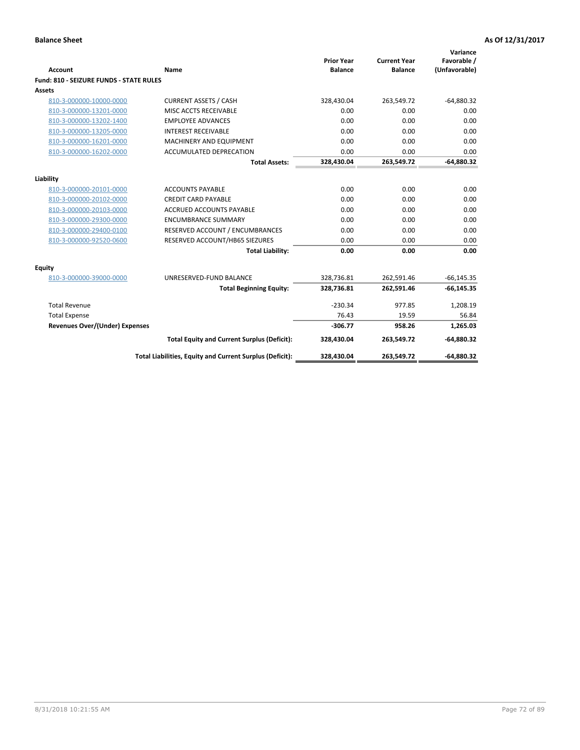**Balance Sheet** **As Of 12/31/2017**

| Account | Name | Prior Year Balance | Current Year Balance | Variance Favorable / (Unfavorable) |
|---|---|---|---|---|
| **Fund: 810 - SEIZURE FUNDS - STATE RULES** | | | | |
| **Assets** | | | | |
| 810-3-000000-10000-0000 | CURRENT ASSETS / CASH | 328,430.04 | 263,549.72 | -64,880.32 |
| 810-3-000000-13201-0000 | MISC ACCTS RECEIVABLE | 0.00 | 0.00 | 0.00 |
| 810-3-000000-13202-1400 | EMPLOYEE ADVANCES | 0.00 | 0.00 | 0.00 |
| 810-3-000000-13205-0000 | INTEREST RECEIVABLE | 0.00 | 0.00 | 0.00 |
| 810-3-000000-16201-0000 | MACHINERY AND EQUIPMENT | 0.00 | 0.00 | 0.00 |
| 810-3-000000-16202-0000 | ACCUMULATED DEPRECATION | 0.00 | 0.00 | 0.00 |
| | **Total Assets:** | **328,430.04** | **263,549.72** | **-64,880.32** |
| **Liability** | | | | |
| 810-3-000000-20101-0000 | ACCOUNTS PAYABLE | 0.00 | 0.00 | 0.00 |
| 810-3-000000-20102-0000 | CREDIT CARD PAYABLE | 0.00 | 0.00 | 0.00 |
| 810-3-000000-20103-0000 | ACCRUED ACCOUNTS PAYABLE | 0.00 | 0.00 | 0.00 |
| 810-3-000000-29300-0000 | ENCUMBRANCE SUMMARY | 0.00 | 0.00 | 0.00 |
| 810-3-000000-29400-0100 | RESERVED ACCOUNT / ENCUMBRANCES | 0.00 | 0.00 | 0.00 |
| 810-3-000000-92520-0600 | RESERVED ACCOUNT/HB65 SIEZURES | 0.00 | 0.00 | 0.00 |
| | **Total Liability:** | **0.00** | **0.00** | **0.00** |
| **Equity** | | | | |
| 810-3-000000-39000-0000 | UNRESERVED-FUND BALANCE | 328,736.81 | 262,591.46 | -66,145.35 |
| | **Total Beginning Equity:** | **328,736.81** | **262,591.46** | **-66,145.35** |
| Total Revenue | | -230.34 | 977.85 | 1,208.19 |
| Total Expense | | 76.43 | 19.59 | 56.84 |
| **Revenues Over/(Under) Expenses** | | **-306.77** | **958.26** | **1,265.03** |
| | **Total Equity and Current Surplus (Deficit):** | **328,430.04** | **263,549.72** | **-64,880.32** |
| | **Total Liabilities, Equity and Current Surplus (Deficit):** | **328,430.04** | **263,549.72** | **-64,880.32** |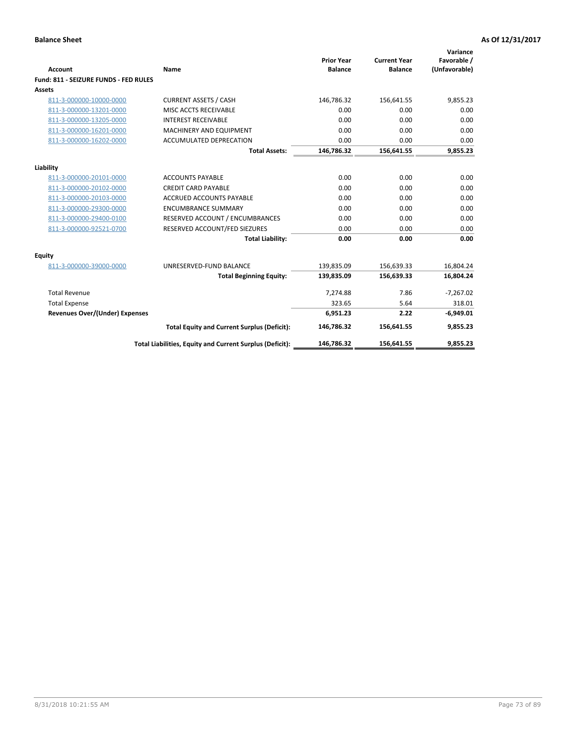**Balance Sheet** **As Of 12/31/2017**

| Account | Name | Prior Year Balance | Current Year Balance | Variance Favorable / (Unfavorable) |
|---|---|---|---|---|
| **Fund: 811 - SEIZURE FUNDS - FED RULES** | | | | |
| **Assets** | | | | |
| 811-3-000000-10000-0000 | CURRENT ASSETS / CASH | 146,786.32 | 156,641.55 | 9,855.23 |
| 811-3-000000-13201-0000 | MISC ACCTS RECEIVABLE | 0.00 | 0.00 | 0.00 |
| 811-3-000000-13205-0000 | INTEREST RECEIVABLE | 0.00 | 0.00 | 0.00 |
| 811-3-000000-16201-0000 | MACHINERY AND EQUIPMENT | 0.00 | 0.00 | 0.00 |
| 811-3-000000-16202-0000 | ACCUMULATED DEPRECATION | 0.00 | 0.00 | 0.00 |
| | **Total Assets:** | **146,786.32** | **156,641.55** | **9,855.23** |
| **Liability** | | | | |
| 811-3-000000-20101-0000 | ACCOUNTS PAYABLE | 0.00 | 0.00 | 0.00 |
| 811-3-000000-20102-0000 | CREDIT CARD PAYABLE | 0.00 | 0.00 | 0.00 |
| 811-3-000000-20103-0000 | ACCRUED ACCOUNTS PAYABLE | 0.00 | 0.00 | 0.00 |
| 811-3-000000-29300-0000 | ENCUMBRANCE SUMMARY | 0.00 | 0.00 | 0.00 |
| 811-3-000000-29400-0100 | RESERVED ACCOUNT / ENCUMBRANCES | 0.00 | 0.00 | 0.00 |
| 811-3-000000-92521-0700 | RESERVED ACCOUNT/FED SIEZURES | 0.00 | 0.00 | 0.00 |
| | **Total Liability:** | **0.00** | **0.00** | **0.00** |
| **Equity** | | | | |
| 811-3-000000-39000-0000 | UNRESERVED-FUND BALANCE | 139,835.09 | 156,639.33 | 16,804.24 |
| | **Total Beginning Equity:** | **139,835.09** | **156,639.33** | **16,804.24** |
| Total Revenue | | 7,274.88 | 7.86 | -7,267.02 |
| Total Expense | | 323.65 | 5.64 | 318.01 |
| **Revenues Over/(Under) Expenses** | | **6,951.23** | **2.22** | **-6,949.01** |
| | **Total Equity and Current Surplus (Deficit):** | **146,786.32** | **156,641.55** | **9,855.23** |
| | **Total Liabilities, Equity and Current Surplus (Deficit):** | **146,786.32** | **156,641.55** | **9,855.23** |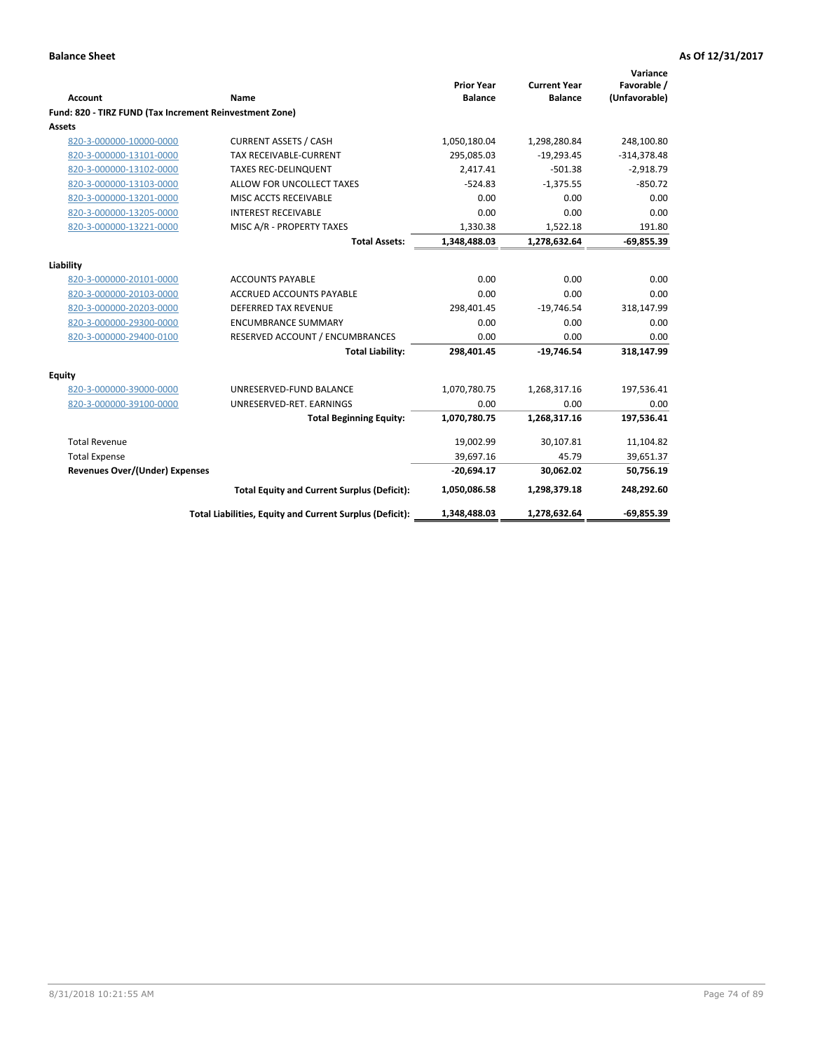**Balance Sheet** **As Of 12/31/2017**

| Account | Name | Prior Year Balance | Current Year Balance | Variance Favorable / (Unfavorable) |
|---|---|---|---|---|
| **Fund: 820 - TIRZ FUND (Tax Increment Reinvestment Zone)** | | | | |
| **Assets** | | | | |
| 820-3-000000-10000-0000 | CURRENT ASSETS / CASH | 1,050,180.04 | 1,298,280.84 | 248,100.80 |
| 820-3-000000-13101-0000 | TAX RECEIVABLE-CURRENT | 295,085.03 | -19,293.45 | -314,378.48 |
| 820-3-000000-13102-0000 | TAXES REC-DELINQUENT | 2,417.41 | -501.38 | -2,918.79 |
| 820-3-000000-13103-0000 | ALLOW FOR UNCOLLECT TAXES | -524.83 | -1,375.55 | -850.72 |
| 820-3-000000-13201-0000 | MISC ACCTS RECEIVABLE | 0.00 | 0.00 | 0.00 |
| 820-3-000000-13205-0000 | INTEREST RECEIVABLE | 0.00 | 0.00 | 0.00 |
| 820-3-000000-13221-0000 | MISC A/R - PROPERTY TAXES | 1,330.38 | 1,522.18 | 191.80 |
| | **Total Assets:** | **1,348,488.03** | **1,278,632.64** | **-69,855.39** |
| **Liability** | | | | |
| 820-3-000000-20101-0000 | ACCOUNTS PAYABLE | 0.00 | 0.00 | 0.00 |
| 820-3-000000-20103-0000 | ACCRUED ACCOUNTS PAYABLE | 0.00 | 0.00 | 0.00 |
| 820-3-000000-20203-0000 | DEFERRED TAX REVENUE | 298,401.45 | -19,746.54 | 318,147.99 |
| 820-3-000000-29300-0000 | ENCUMBRANCE SUMMARY | 0.00 | 0.00 | 0.00 |
| 820-3-000000-29400-0100 | RESERVED ACCOUNT / ENCUMBRANCES | 0.00 | 0.00 | 0.00 |
| | **Total Liability:** | **298,401.45** | **-19,746.54** | **318,147.99** |
| **Equity** | | | | |
| 820-3-000000-39000-0000 | UNRESERVED-FUND BALANCE | 1,070,780.75 | 1,268,317.16 | 197,536.41 |
| 820-3-000000-39100-0000 | UNRESERVED-RET. EARNINGS | 0.00 | 0.00 | 0.00 |
| | **Total Beginning Equity:** | **1,070,780.75** | **1,268,317.16** | **197,536.41** |
| Total Revenue | | 19,002.99 | 30,107.81 | 11,104.82 |
| Total Expense | | 39,697.16 | 45.79 | 39,651.37 |
| **Revenues Over/(Under) Expenses** | | **-20,694.17** | **30,062.02** | **50,756.19** |
| | **Total Equity and Current Surplus (Deficit):** | **1,050,086.58** | **1,298,379.18** | **248,292.60** |
| | **Total Liabilities, Equity and Current Surplus (Deficit):** | **1,348,488.03** | **1,278,632.64** | **-69,855.39** |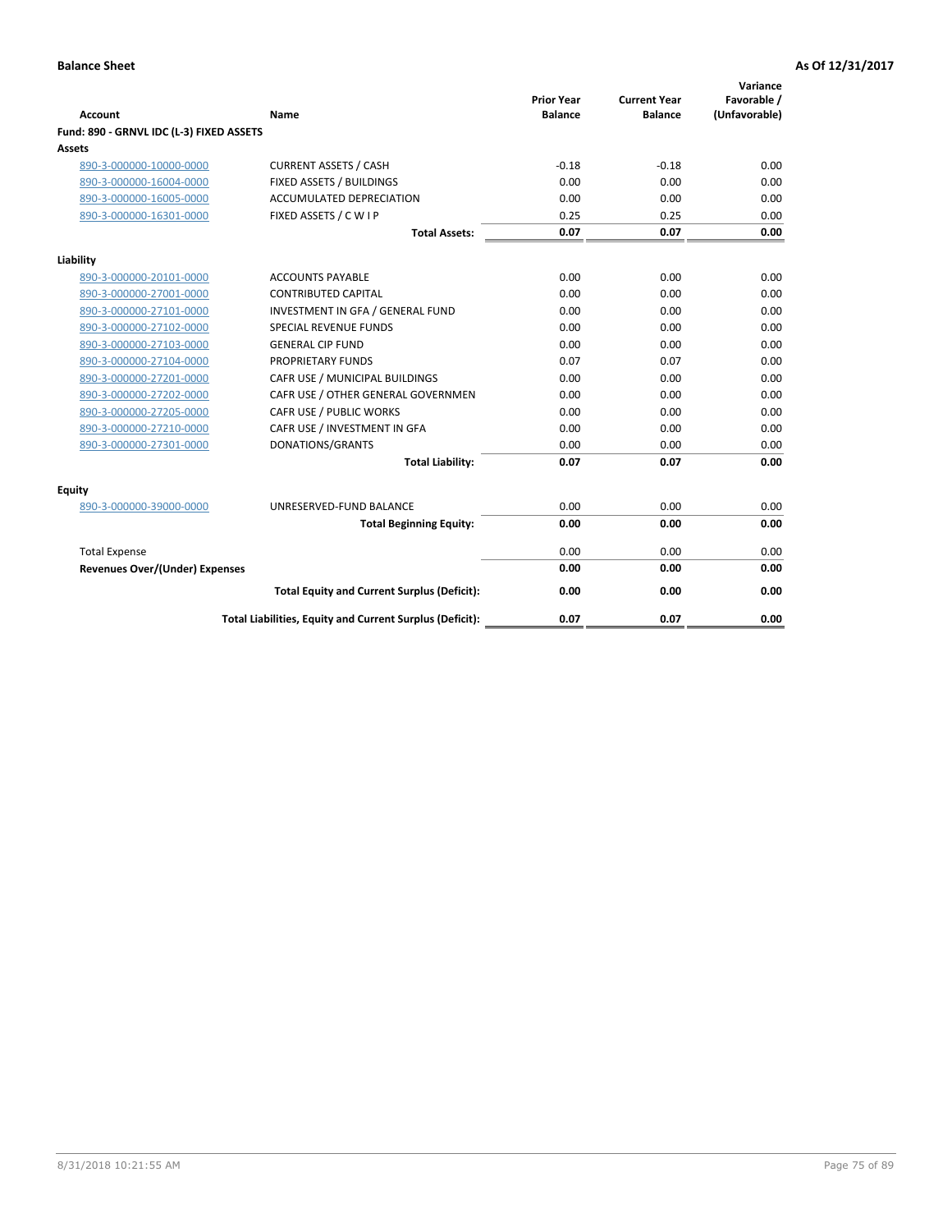**Balance Sheet** **As Of 12/31/2017**

| Account | Name | Prior Year Balance | Current Year Balance | Variance Favorable / (Unfavorable) |
|---|---|---|---|---|
| **Fund: 890 - GRNVL IDC (L-3) FIXED ASSETS** | | | | |
| **Assets** | | | | |
| 890-3-000000-10000-0000 | CURRENT ASSETS / CASH | -0.18 | -0.18 | 0.00 |
| 890-3-000000-16004-0000 | FIXED ASSETS / BUILDINGS | 0.00 | 0.00 | 0.00 |
| 890-3-000000-16005-0000 | ACCUMULATED DEPRECIATION | 0.00 | 0.00 | 0.00 |
| 890-3-000000-16301-0000 | FIXED ASSETS / C W I P | 0.25 | 0.25 | 0.00 |
| | **Total Assets:** | **0.07** | **0.07** | **0.00** |
| **Liability** | | | | |
| 890-3-000000-20101-0000 | ACCOUNTS PAYABLE | 0.00 | 0.00 | 0.00 |
| 890-3-000000-27001-0000 | CONTRIBUTED CAPITAL | 0.00 | 0.00 | 0.00 |
| 890-3-000000-27101-0000 | INVESTMENT IN GFA / GENERAL FUND | 0.00 | 0.00 | 0.00 |
| 890-3-000000-27102-0000 | SPECIAL REVENUE FUNDS | 0.00 | 0.00 | 0.00 |
| 890-3-000000-27103-0000 | GENERAL CIP FUND | 0.00 | 0.00 | 0.00 |
| 890-3-000000-27104-0000 | PROPRIETARY FUNDS | 0.07 | 0.07 | 0.00 |
| 890-3-000000-27201-0000 | CAFR USE / MUNICIPAL BUILDINGS | 0.00 | 0.00 | 0.00 |
| 890-3-000000-27202-0000 | CAFR USE / OTHER GENERAL GOVERNMEN | 0.00 | 0.00 | 0.00 |
| 890-3-000000-27205-0000 | CAFR USE / PUBLIC WORKS | 0.00 | 0.00 | 0.00 |
| 890-3-000000-27210-0000 | CAFR USE / INVESTMENT IN GFA | 0.00 | 0.00 | 0.00 |
| 890-3-000000-27301-0000 | DONATIONS/GRANTS | 0.00 | 0.00 | 0.00 |
| | **Total Liability:** | **0.07** | **0.07** | **0.00** |
| **Equity** | | | | |
| 890-3-000000-39000-0000 | UNRESERVED-FUND BALANCE | 0.00 | 0.00 | 0.00 |
| | **Total Beginning Equity:** | **0.00** | **0.00** | **0.00** |
| Total Expense | | 0.00 | 0.00 | 0.00 |
| **Revenues Over/(Under) Expenses** | | **0.00** | **0.00** | **0.00** |
| | **Total Equity and Current Surplus (Deficit):** | **0.00** | **0.00** | **0.00** |
| | **Total Liabilities, Equity and Current Surplus (Deficit):** | **0.07** | **0.07** | **0.00** |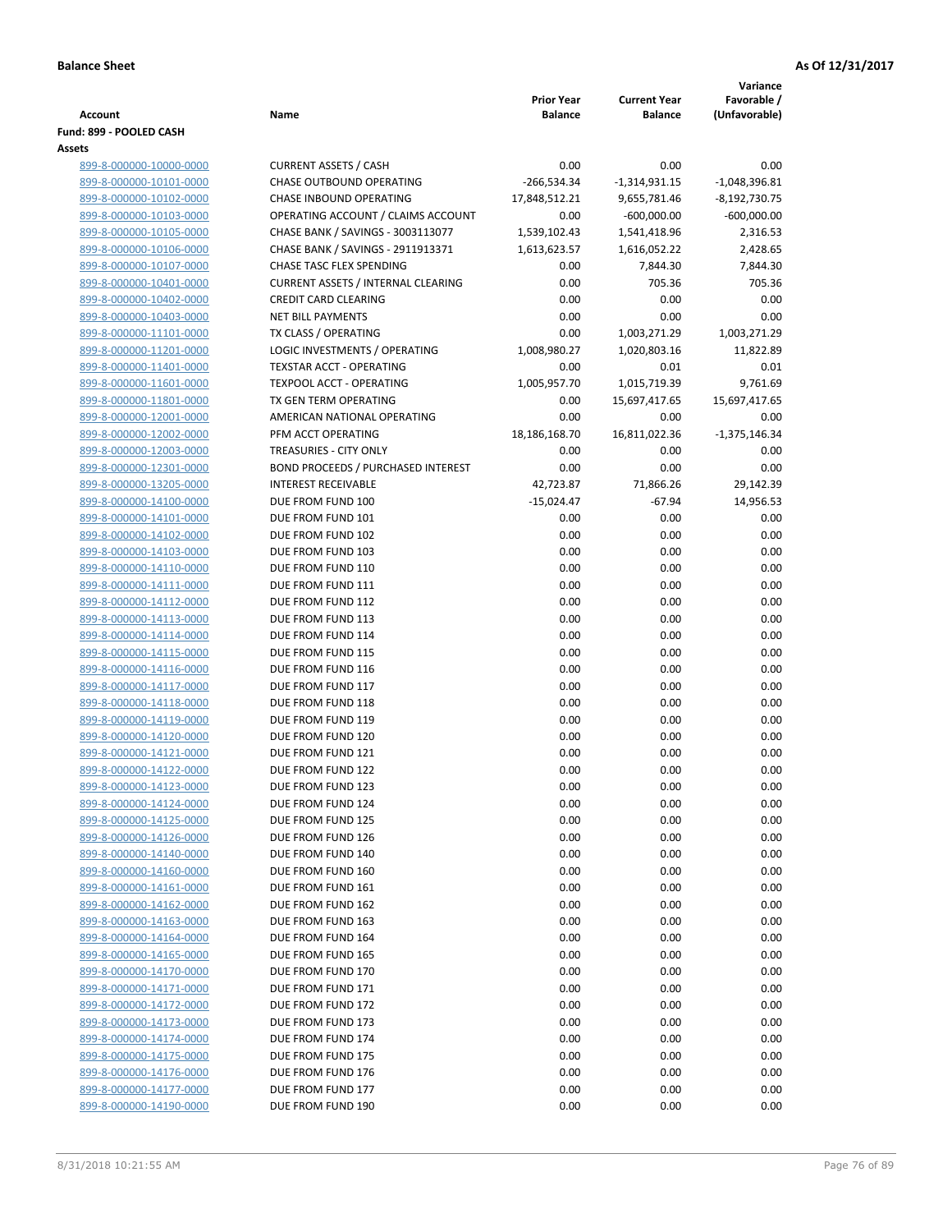**Balance Sheet** **As Of 12/31/2017**

| Account | Name | Prior Year Balance | Current Year Balance | Variance Favorable / (Unfavorable) |
|---|---|---|---|---|
| **Fund: 899 - POOLED CASH** | | | | |
| **Assets** | | | | |
| 899-8-000000-10000-0000 | CURRENT ASSETS / CASH | 0.00 | 0.00 | 0.00 |
| 899-8-000000-10101-0000 | CHASE OUTBOUND OPERATING | -266,534.34 | -1,314,931.15 | -1,048,396.81 |
| 899-8-000000-10102-0000 | CHASE INBOUND OPERATING | 17,848,512.21 | 9,655,781.46 | -8,192,730.75 |
| 899-8-000000-10103-0000 | OPERATING ACCOUNT / CLAIMS ACCOUNT | 0.00 | -600,000.00 | -600,000.00 |
| 899-8-000000-10105-0000 | CHASE BANK / SAVINGS - 3003113077 | 1,539,102.43 | 1,541,418.96 | 2,316.53 |
| 899-8-000000-10106-0000 | CHASE BANK / SAVINGS - 2911913371 | 1,613,623.57 | 1,616,052.22 | 2,428.65 |
| 899-8-000000-10107-0000 | CHASE TASC FLEX SPENDING | 0.00 | 7,844.30 | 7,844.30 |
| 899-8-000000-10401-0000 | CURRENT ASSETS / INTERNAL CLEARING | 0.00 | 705.36 | 705.36 |
| 899-8-000000-10402-0000 | CREDIT CARD CLEARING | 0.00 | 0.00 | 0.00 |
| 899-8-000000-10403-0000 | NET BILL PAYMENTS | 0.00 | 0.00 | 0.00 |
| 899-8-000000-11101-0000 | TX CLASS / OPERATING | 0.00 | 1,003,271.29 | 1,003,271.29 |
| 899-8-000000-11201-0000 | LOGIC INVESTMENTS / OPERATING | 1,008,980.27 | 1,020,803.16 | 11,822.89 |
| 899-8-000000-11401-0000 | TEXSTAR ACCT - OPERATING | 0.00 | 0.01 | 0.01 |
| 899-8-000000-11601-0000 | TEXPOOL ACCT - OPERATING | 1,005,957.70 | 1,015,719.39 | 9,761.69 |
| 899-8-000000-11801-0000 | TX GEN TERM OPERATING | 0.00 | 15,697,417.65 | 15,697,417.65 |
| 899-8-000000-12001-0000 | AMERICAN NATIONAL OPERATING | 0.00 | 0.00 | 0.00 |
| 899-8-000000-12002-0000 | PFM ACCT OPERATING | 18,186,168.70 | 16,811,022.36 | -1,375,146.34 |
| 899-8-000000-12003-0000 | TREASURIES - CITY ONLY | 0.00 | 0.00 | 0.00 |
| 899-8-000000-12301-0000 | BOND PROCEEDS / PURCHASED INTEREST | 0.00 | 0.00 | 0.00 |
| 899-8-000000-13205-0000 | INTEREST RECEIVABLE | 42,723.87 | 71,866.26 | 29,142.39 |
| 899-8-000000-14100-0000 | DUE FROM FUND 100 | -15,024.47 | -67.94 | 14,956.53 |
| 899-8-000000-14101-0000 | DUE FROM FUND 101 | 0.00 | 0.00 | 0.00 |
| 899-8-000000-14102-0000 | DUE FROM FUND 102 | 0.00 | 0.00 | 0.00 |
| 899-8-000000-14103-0000 | DUE FROM FUND 103 | 0.00 | 0.00 | 0.00 |
| 899-8-000000-14110-0000 | DUE FROM FUND 110 | 0.00 | 0.00 | 0.00 |
| 899-8-000000-14111-0000 | DUE FROM FUND 111 | 0.00 | 0.00 | 0.00 |
| 899-8-000000-14112-0000 | DUE FROM FUND 112 | 0.00 | 0.00 | 0.00 |
| 899-8-000000-14113-0000 | DUE FROM FUND 113 | 0.00 | 0.00 | 0.00 |
| 899-8-000000-14114-0000 | DUE FROM FUND 114 | 0.00 | 0.00 | 0.00 |
| 899-8-000000-14115-0000 | DUE FROM FUND 115 | 0.00 | 0.00 | 0.00 |
| 899-8-000000-14116-0000 | DUE FROM FUND 116 | 0.00 | 0.00 | 0.00 |
| 899-8-000000-14117-0000 | DUE FROM FUND 117 | 0.00 | 0.00 | 0.00 |
| 899-8-000000-14118-0000 | DUE FROM FUND 118 | 0.00 | 0.00 | 0.00 |
| 899-8-000000-14119-0000 | DUE FROM FUND 119 | 0.00 | 0.00 | 0.00 |
| 899-8-000000-14120-0000 | DUE FROM FUND 120 | 0.00 | 0.00 | 0.00 |
| 899-8-000000-14121-0000 | DUE FROM FUND 121 | 0.00 | 0.00 | 0.00 |
| 899-8-000000-14122-0000 | DUE FROM FUND 122 | 0.00 | 0.00 | 0.00 |
| 899-8-000000-14123-0000 | DUE FROM FUND 123 | 0.00 | 0.00 | 0.00 |
| 899-8-000000-14124-0000 | DUE FROM FUND 124 | 0.00 | 0.00 | 0.00 |
| 899-8-000000-14125-0000 | DUE FROM FUND 125 | 0.00 | 0.00 | 0.00 |
| 899-8-000000-14126-0000 | DUE FROM FUND 126 | 0.00 | 0.00 | 0.00 |
| 899-8-000000-14140-0000 | DUE FROM FUND 140 | 0.00 | 0.00 | 0.00 |
| 899-8-000000-14160-0000 | DUE FROM FUND 160 | 0.00 | 0.00 | 0.00 |
| 899-8-000000-14161-0000 | DUE FROM FUND 161 | 0.00 | 0.00 | 0.00 |
| 899-8-000000-14162-0000 | DUE FROM FUND 162 | 0.00 | 0.00 | 0.00 |
| 899-8-000000-14163-0000 | DUE FROM FUND 163 | 0.00 | 0.00 | 0.00 |
| 899-8-000000-14164-0000 | DUE FROM FUND 164 | 0.00 | 0.00 | 0.00 |
| 899-8-000000-14165-0000 | DUE FROM FUND 165 | 0.00 | 0.00 | 0.00 |
| 899-8-000000-14170-0000 | DUE FROM FUND 170 | 0.00 | 0.00 | 0.00 |
| 899-8-000000-14171-0000 | DUE FROM FUND 171 | 0.00 | 0.00 | 0.00 |
| 899-8-000000-14172-0000 | DUE FROM FUND 172 | 0.00 | 0.00 | 0.00 |
| 899-8-000000-14173-0000 | DUE FROM FUND 173 | 0.00 | 0.00 | 0.00 |
| 899-8-000000-14174-0000 | DUE FROM FUND 174 | 0.00 | 0.00 | 0.00 |
| 899-8-000000-14175-0000 | DUE FROM FUND 175 | 0.00 | 0.00 | 0.00 |
| 899-8-000000-14176-0000 | DUE FROM FUND 176 | 0.00 | 0.00 | 0.00 |
| 899-8-000000-14177-0000 | DUE FROM FUND 177 | 0.00 | 0.00 | 0.00 |
| 899-8-000000-14190-0000 | DUE FROM FUND 190 | 0.00 | 0.00 | 0.00 |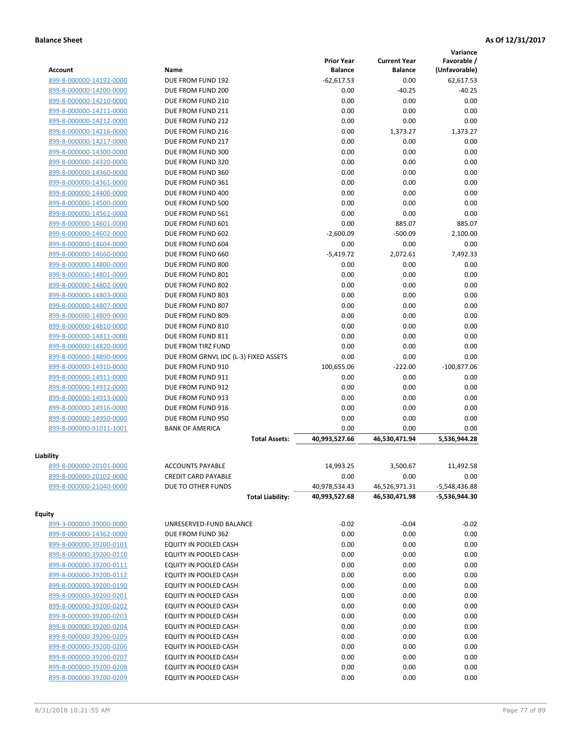**Balance Sheet** **As Of 12/31/2017**

| Account | Name | Prior Year Balance | Current Year Balance | Variance Favorable / (Unfavorable) |
|---|---|---|---|---|
| 899-8-000000-14192-0000 | DUE FROM FUND 192 | -62,617.53 | 0.00 | 62,617.53 |
| 899-8-000000-14200-0000 | DUE FROM FUND 200 | 0.00 | -40.25 | -40.25 |
| 899-8-000000-14210-0000 | DUE FROM FUND 210 | 0.00 | 0.00 | 0.00 |
| 899-8-000000-14211-0000 | DUE FROM FUND 211 | 0.00 | 0.00 | 0.00 |
| 899-8-000000-14212-0000 | DUE FROM FUND 212 | 0.00 | 0.00 | 0.00 |
| 899-8-000000-14216-0000 | DUE FROM FUND 216 | 0.00 | 1,373.27 | 1,373.27 |
| 899-8-000000-14217-0000 | DUE FROM FUND 217 | 0.00 | 0.00 | 0.00 |
| 899-8-000000-14300-0000 | DUE FROM FUND 300 | 0.00 | 0.00 | 0.00 |
| 899-8-000000-14320-0000 | DUE FROM FUND 320 | 0.00 | 0.00 | 0.00 |
| 899-8-000000-14360-0000 | DUE FROM FUND 360 | 0.00 | 0.00 | 0.00 |
| 899-8-000000-14361-0000 | DUE FROM FUND 361 | 0.00 | 0.00 | 0.00 |
| 899-8-000000-14400-0000 | DUE FROM FUND 400 | 0.00 | 0.00 | 0.00 |
| 899-8-000000-14500-0000 | DUE FROM FUND 500 | 0.00 | 0.00 | 0.00 |
| 899-8-000000-14561-0000 | DUE FROM FUND 561 | 0.00 | 0.00 | 0.00 |
| 899-8-000000-14601-0000 | DUE FROM FUND 601 | 0.00 | 885.07 | 885.07 |
| 899-8-000000-14602-0000 | DUE FROM FUND 602 | -2,600.09 | -500.09 | 2,100.00 |
| 899-8-000000-14604-0000 | DUE FROM FUND 604 | 0.00 | 0.00 | 0.00 |
| 899-8-000000-14660-0000 | DUE FROM FUND 660 | -5,419.72 | 2,072.61 | 7,492.33 |
| 899-8-000000-14800-0000 | DUE FROM FUND 800 | 0.00 | 0.00 | 0.00 |
| 899-8-000000-14801-0000 | DUE FROM FUND 801 | 0.00 | 0.00 | 0.00 |
| 899-8-000000-14802-0000 | DUE FROM FUND 802 | 0.00 | 0.00 | 0.00 |
| 899-8-000000-14803-0000 | DUE FROM FUND 803 | 0.00 | 0.00 | 0.00 |
| 899-8-000000-14807-0000 | DUE FROM FUND 807 | 0.00 | 0.00 | 0.00 |
| 899-8-000000-14809-0000 | DUE FROM FUND 809 | 0.00 | 0.00 | 0.00 |
| 899-8-000000-14810-0000 | DUE FROM FUND 810 | 0.00 | 0.00 | 0.00 |
| 899-8-000000-14811-0000 | DUE FROM FUND 811 | 0.00 | 0.00 | 0.00 |
| 899-8-000000-14820-0000 | DUE FROM TIRZ FUND | 0.00 | 0.00 | 0.00 |
| 899-8-000000-14890-0000 | DUE FROM GRNVL IDC (L-3) FIXED ASSETS | 0.00 | 0.00 | 0.00 |
| 899-8-000000-14910-0000 | DUE FROM FUND 910 | 100,655.06 | -222.00 | -100,877.06 |
| 899-8-000000-14911-0000 | DUE FROM FUND 911 | 0.00 | 0.00 | 0.00 |
| 899-8-000000-14912-0000 | DUE FROM FUND 912 | 0.00 | 0.00 | 0.00 |
| 899-8-000000-14913-0000 | DUE FROM FUND 913 | 0.00 | 0.00 | 0.00 |
| 899-8-000000-14916-0000 | DUE FROM FUND 916 | 0.00 | 0.00 | 0.00 |
| 899-8-000000-14950-0000 | DUE FROM FUND 950 | 0.00 | 0.00 | 0.00 |
| 899-8-000000-91011-1001 | BANK OF AMERICA | 0.00 | 0.00 | 0.00 |
| | **Total Assets:** | **40,993,527.66** | **46,530,471.94** | **5,536,944.28** |

**Liability**

| Account | Name | Prior Year Balance | Current Year Balance | Variance Favorable / (Unfavorable) |
|---|---|---|---|---|
| 899-8-000000-20101-0000 | ACCOUNTS PAYABLE | 14,993.25 | 3,500.67 | 11,492.58 |
| 899-8-000000-20102-0000 | CREDIT CARD PAYABLE | 0.00 | 0.00 | 0.00 |
| 899-8-000000-21040-0000 | DUE TO OTHER FUNDS | 40,978,534.43 | 46,526,971.31 | -5,548,436.88 |
| | **Total Liability:** | **40,993,527.68** | **46,530,471.98** | **-5,536,944.30** |

**Equity**

| Account | Name | Prior Year Balance | Current Year Balance | Variance Favorable / (Unfavorable) |
|---|---|---|---|---|
| 899-3-000000-39000-0000 | UNRESERVED-FUND BALANCE | -0.02 | -0.04 | -0.02 |
| 899-8-000000-14362-0000 | DUE FROM FUND 362 | 0.00 | 0.00 | 0.00 |
| 899-8-000000-39200-0101 | EQUITY IN POOLED CASH | 0.00 | 0.00 | 0.00 |
| 899-8-000000-39200-0110 | EQUITY IN POOLED CASH | 0.00 | 0.00 | 0.00 |
| 899-8-000000-39200-0111 | EQUITY IN POOLED CASH | 0.00 | 0.00 | 0.00 |
| 899-8-000000-39200-0112 | EQUITY IN POOLED CASH | 0.00 | 0.00 | 0.00 |
| 899-8-000000-39200-0190 | EQUITY IN POOLED CASH | 0.00 | 0.00 | 0.00 |
| 899-8-000000-39200-0201 | EQUITY IN POOLED CASH | 0.00 | 0.00 | 0.00 |
| 899-8-000000-39200-0202 | EQUITY IN POOLED CASH | 0.00 | 0.00 | 0.00 |
| 899-8-000000-39200-0203 | EQUITY IN POOLED CASH | 0.00 | 0.00 | 0.00 |
| 899-8-000000-39200-0204 | EQUITY IN POOLED CASH | 0.00 | 0.00 | 0.00 |
| 899-8-000000-39200-0205 | EQUITY IN POOLED CASH | 0.00 | 0.00 | 0.00 |
| 899-8-000000-39200-0206 | EQUITY IN POOLED CASH | 0.00 | 0.00 | 0.00 |
| 899-8-000000-39200-0207 | EQUITY IN POOLED CASH | 0.00 | 0.00 | 0.00 |
| 899-8-000000-39200-0208 | EQUITY IN POOLED CASH | 0.00 | 0.00 | 0.00 |
| 899-8-000000-39200-0209 | EQUITY IN POOLED CASH | 0.00 | 0.00 | 0.00 |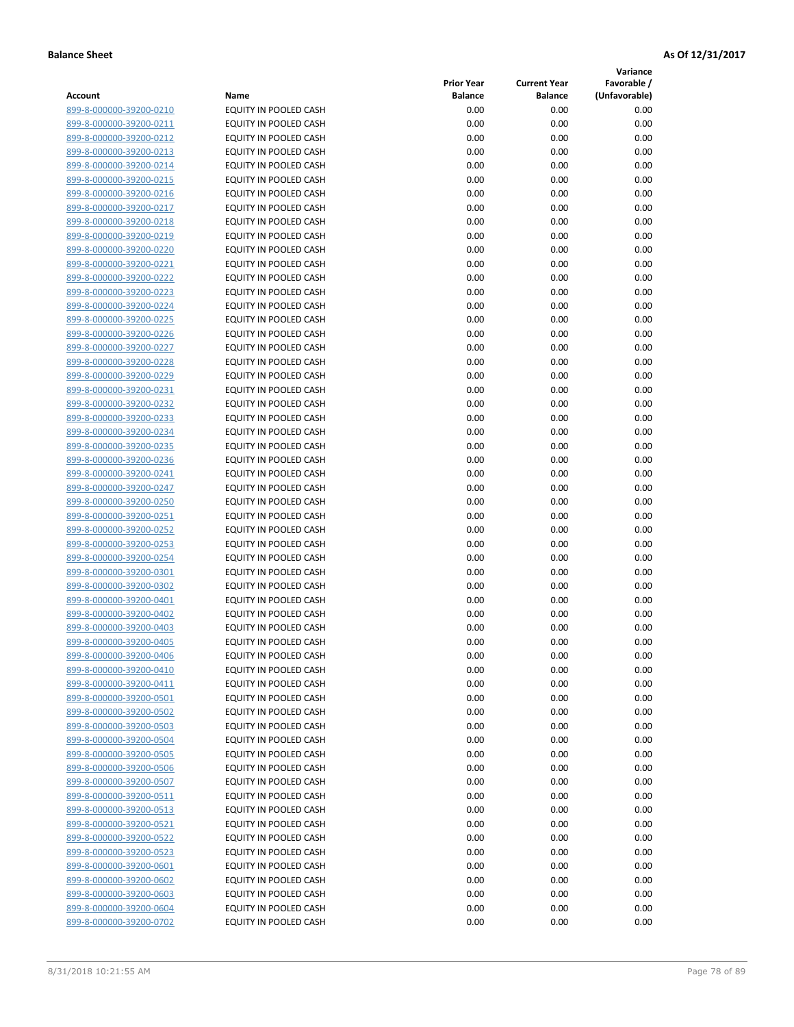**Balance Sheet** **As Of 12/31/2017**

| Account | Name | Prior Year Balance | Current Year Balance | Variance Favorable / (Unfavorable) |
|---|---|---|---|---|
| 899-8-000000-39200-0210 | EQUITY IN POOLED CASH | 0.00 | 0.00 | 0.00 |
| 899-8-000000-39200-0211 | EQUITY IN POOLED CASH | 0.00 | 0.00 | 0.00 |
| 899-8-000000-39200-0212 | EQUITY IN POOLED CASH | 0.00 | 0.00 | 0.00 |
| 899-8-000000-39200-0213 | EQUITY IN POOLED CASH | 0.00 | 0.00 | 0.00 |
| 899-8-000000-39200-0214 | EQUITY IN POOLED CASH | 0.00 | 0.00 | 0.00 |
| 899-8-000000-39200-0215 | EQUITY IN POOLED CASH | 0.00 | 0.00 | 0.00 |
| 899-8-000000-39200-0216 | EQUITY IN POOLED CASH | 0.00 | 0.00 | 0.00 |
| 899-8-000000-39200-0217 | EQUITY IN POOLED CASH | 0.00 | 0.00 | 0.00 |
| 899-8-000000-39200-0218 | EQUITY IN POOLED CASH | 0.00 | 0.00 | 0.00 |
| 899-8-000000-39200-0219 | EQUITY IN POOLED CASH | 0.00 | 0.00 | 0.00 |
| 899-8-000000-39200-0220 | EQUITY IN POOLED CASH | 0.00 | 0.00 | 0.00 |
| 899-8-000000-39200-0221 | EQUITY IN POOLED CASH | 0.00 | 0.00 | 0.00 |
| 899-8-000000-39200-0222 | EQUITY IN POOLED CASH | 0.00 | 0.00 | 0.00 |
| 899-8-000000-39200-0223 | EQUITY IN POOLED CASH | 0.00 | 0.00 | 0.00 |
| 899-8-000000-39200-0224 | EQUITY IN POOLED CASH | 0.00 | 0.00 | 0.00 |
| 899-8-000000-39200-0225 | EQUITY IN POOLED CASH | 0.00 | 0.00 | 0.00 |
| 899-8-000000-39200-0226 | EQUITY IN POOLED CASH | 0.00 | 0.00 | 0.00 |
| 899-8-000000-39200-0227 | EQUITY IN POOLED CASH | 0.00 | 0.00 | 0.00 |
| 899-8-000000-39200-0228 | EQUITY IN POOLED CASH | 0.00 | 0.00 | 0.00 |
| 899-8-000000-39200-0229 | EQUITY IN POOLED CASH | 0.00 | 0.00 | 0.00 |
| 899-8-000000-39200-0231 | EQUITY IN POOLED CASH | 0.00 | 0.00 | 0.00 |
| 899-8-000000-39200-0232 | EQUITY IN POOLED CASH | 0.00 | 0.00 | 0.00 |
| 899-8-000000-39200-0233 | EQUITY IN POOLED CASH | 0.00 | 0.00 | 0.00 |
| 899-8-000000-39200-0234 | EQUITY IN POOLED CASH | 0.00 | 0.00 | 0.00 |
| 899-8-000000-39200-0235 | EQUITY IN POOLED CASH | 0.00 | 0.00 | 0.00 |
| 899-8-000000-39200-0236 | EQUITY IN POOLED CASH | 0.00 | 0.00 | 0.00 |
| 899-8-000000-39200-0241 | EQUITY IN POOLED CASH | 0.00 | 0.00 | 0.00 |
| 899-8-000000-39200-0247 | EQUITY IN POOLED CASH | 0.00 | 0.00 | 0.00 |
| 899-8-000000-39200-0250 | EQUITY IN POOLED CASH | 0.00 | 0.00 | 0.00 |
| 899-8-000000-39200-0251 | EQUITY IN POOLED CASH | 0.00 | 0.00 | 0.00 |
| 899-8-000000-39200-0252 | EQUITY IN POOLED CASH | 0.00 | 0.00 | 0.00 |
| 899-8-000000-39200-0253 | EQUITY IN POOLED CASH | 0.00 | 0.00 | 0.00 |
| 899-8-000000-39200-0254 | EQUITY IN POOLED CASH | 0.00 | 0.00 | 0.00 |
| 899-8-000000-39200-0301 | EQUITY IN POOLED CASH | 0.00 | 0.00 | 0.00 |
| 899-8-000000-39200-0302 | EQUITY IN POOLED CASH | 0.00 | 0.00 | 0.00 |
| 899-8-000000-39200-0401 | EQUITY IN POOLED CASH | 0.00 | 0.00 | 0.00 |
| 899-8-000000-39200-0402 | EQUITY IN POOLED CASH | 0.00 | 0.00 | 0.00 |
| 899-8-000000-39200-0403 | EQUITY IN POOLED CASH | 0.00 | 0.00 | 0.00 |
| 899-8-000000-39200-0405 | EQUITY IN POOLED CASH | 0.00 | 0.00 | 0.00 |
| 899-8-000000-39200-0406 | EQUITY IN POOLED CASH | 0.00 | 0.00 | 0.00 |
| 899-8-000000-39200-0410 | EQUITY IN POOLED CASH | 0.00 | 0.00 | 0.00 |
| 899-8-000000-39200-0411 | EQUITY IN POOLED CASH | 0.00 | 0.00 | 0.00 |
| 899-8-000000-39200-0501 | EQUITY IN POOLED CASH | 0.00 | 0.00 | 0.00 |
| 899-8-000000-39200-0502 | EQUITY IN POOLED CASH | 0.00 | 0.00 | 0.00 |
| 899-8-000000-39200-0503 | EQUITY IN POOLED CASH | 0.00 | 0.00 | 0.00 |
| 899-8-000000-39200-0504 | EQUITY IN POOLED CASH | 0.00 | 0.00 | 0.00 |
| 899-8-000000-39200-0505 | EQUITY IN POOLED CASH | 0.00 | 0.00 | 0.00 |
| 899-8-000000-39200-0506 | EQUITY IN POOLED CASH | 0.00 | 0.00 | 0.00 |
| 899-8-000000-39200-0507 | EQUITY IN POOLED CASH | 0.00 | 0.00 | 0.00 |
| 899-8-000000-39200-0511 | EQUITY IN POOLED CASH | 0.00 | 0.00 | 0.00 |
| 899-8-000000-39200-0513 | EQUITY IN POOLED CASH | 0.00 | 0.00 | 0.00 |
| 899-8-000000-39200-0521 | EQUITY IN POOLED CASH | 0.00 | 0.00 | 0.00 |
| 899-8-000000-39200-0522 | EQUITY IN POOLED CASH | 0.00 | 0.00 | 0.00 |
| 899-8-000000-39200-0523 | EQUITY IN POOLED CASH | 0.00 | 0.00 | 0.00 |
| 899-8-000000-39200-0601 | EQUITY IN POOLED CASH | 0.00 | 0.00 | 0.00 |
| 899-8-000000-39200-0602 | EQUITY IN POOLED CASH | 0.00 | 0.00 | 0.00 |
| 899-8-000000-39200-0603 | EQUITY IN POOLED CASH | 0.00 | 0.00 | 0.00 |
| 899-8-000000-39200-0604 | EQUITY IN POOLED CASH | 0.00 | 0.00 | 0.00 |
| 899-8-000000-39200-0702 | EQUITY IN POOLED CASH | 0.00 | 0.00 | 0.00 |

8/31/2018 10:21:55 AM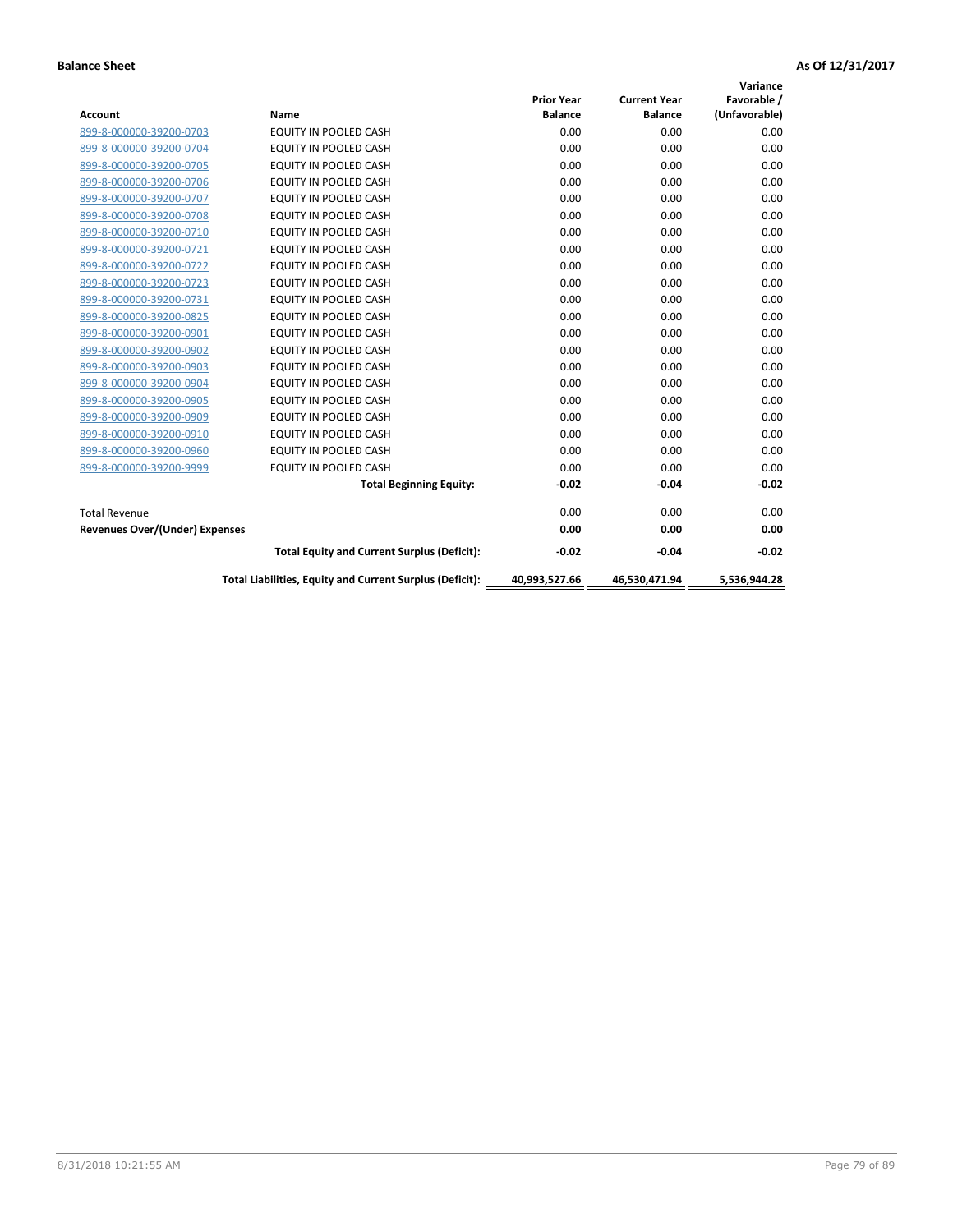**Balance Sheet** **As Of 12/31/2017**

| Account | Name | Prior Year Balance | Current Year Balance | Variance Favorable / (Unfavorable) |
|---|---|---|---|---|
| 899-8-000000-39200-0703 | EQUITY IN POOLED CASH | 0.00 | 0.00 | 0.00 |
| 899-8-000000-39200-0704 | EQUITY IN POOLED CASH | 0.00 | 0.00 | 0.00 |
| 899-8-000000-39200-0705 | EQUITY IN POOLED CASH | 0.00 | 0.00 | 0.00 |
| 899-8-000000-39200-0706 | EQUITY IN POOLED CASH | 0.00 | 0.00 | 0.00 |
| 899-8-000000-39200-0707 | EQUITY IN POOLED CASH | 0.00 | 0.00 | 0.00 |
| 899-8-000000-39200-0708 | EQUITY IN POOLED CASH | 0.00 | 0.00 | 0.00 |
| 899-8-000000-39200-0710 | EQUITY IN POOLED CASH | 0.00 | 0.00 | 0.00 |
| 899-8-000000-39200-0721 | EQUITY IN POOLED CASH | 0.00 | 0.00 | 0.00 |
| 899-8-000000-39200-0722 | EQUITY IN POOLED CASH | 0.00 | 0.00 | 0.00 |
| 899-8-000000-39200-0723 | EQUITY IN POOLED CASH | 0.00 | 0.00 | 0.00 |
| 899-8-000000-39200-0731 | EQUITY IN POOLED CASH | 0.00 | 0.00 | 0.00 |
| 899-8-000000-39200-0825 | EQUITY IN POOLED CASH | 0.00 | 0.00 | 0.00 |
| 899-8-000000-39200-0901 | EQUITY IN POOLED CASH | 0.00 | 0.00 | 0.00 |
| 899-8-000000-39200-0902 | EQUITY IN POOLED CASH | 0.00 | 0.00 | 0.00 |
| 899-8-000000-39200-0903 | EQUITY IN POOLED CASH | 0.00 | 0.00 | 0.00 |
| 899-8-000000-39200-0904 | EQUITY IN POOLED CASH | 0.00 | 0.00 | 0.00 |
| 899-8-000000-39200-0905 | EQUITY IN POOLED CASH | 0.00 | 0.00 | 0.00 |
| 899-8-000000-39200-0909 | EQUITY IN POOLED CASH | 0.00 | 0.00 | 0.00 |
| 899-8-000000-39200-0910 | EQUITY IN POOLED CASH | 0.00 | 0.00 | 0.00 |
| 899-8-000000-39200-0960 | EQUITY IN POOLED CASH | 0.00 | 0.00 | 0.00 |
| 899-8-000000-39200-9999 | EQUITY IN POOLED CASH | 0.00 | 0.00 | 0.00 |
| | **Total Beginning Equity:** | **-0.02** | **-0.04** | **-0.02** |
| Total Revenue | | 0.00 | 0.00 | 0.00 |
| **Revenues Over/(Under) Expenses** | | **0.00** | **0.00** | **0.00** |
| | **Total Equity and Current Surplus (Deficit):** | **-0.02** | **-0.04** | **-0.02** |
| | **Total Liabilities, Equity and Current Surplus (Deficit):** | **40,993,527.66** | **46,530,471.94** | **5,536,944.28** |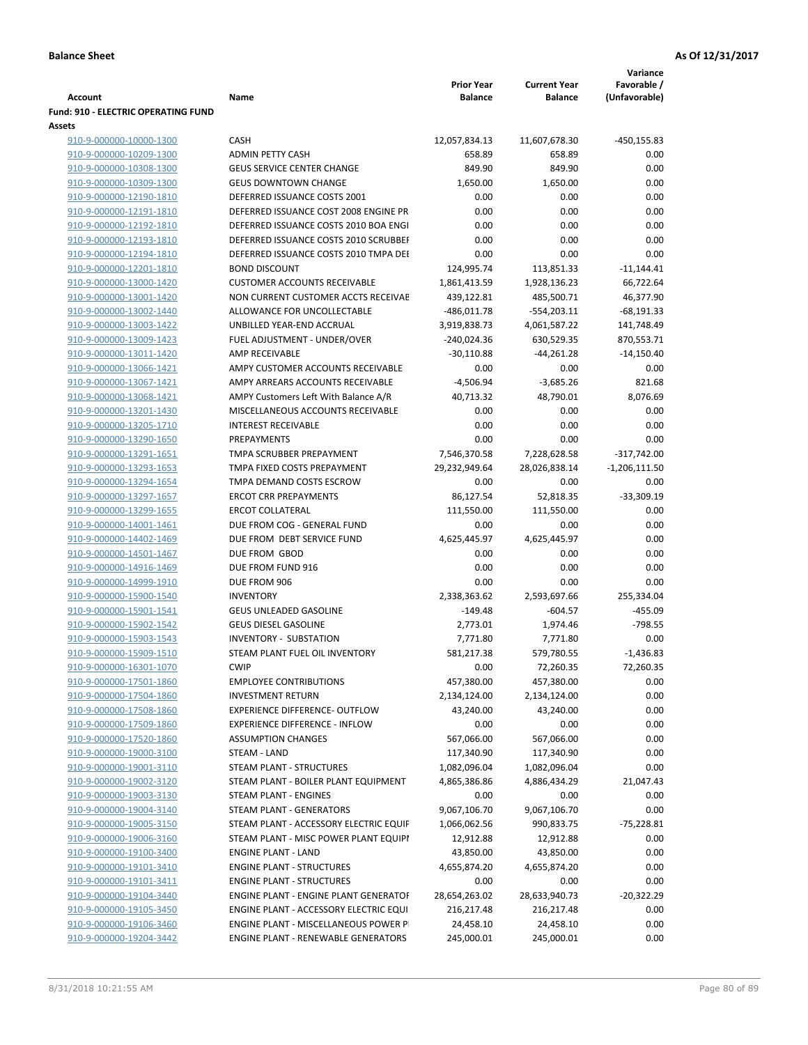**Balance Sheet** **As Of 12/31/2017**

| Account | Name | Prior Year Balance | Current Year Balance | Variance Favorable / (Unfavorable) |
|---|---|---|---|---|
| **Fund: 910 - ELECTRIC OPERATING FUND** | | | | |
| **Assets** | | | | |
| 910-9-000000-10000-1300 | CASH | 12,057,834.13 | 11,607,678.30 | -450,155.83 |
| 910-9-000000-10209-1300 | ADMIN PETTY CASH | 658.89 | 658.89 | 0.00 |
| 910-9-000000-10308-1300 | GEUS SERVICE CENTER CHANGE | 849.90 | 849.90 | 0.00 |
| 910-9-000000-10309-1300 | GEUS DOWNTOWN CHANGE | 1,650.00 | 1,650.00 | 0.00 |
| 910-9-000000-12190-1810 | DEFERRED ISSUANCE COSTS 2001 | 0.00 | 0.00 | 0.00 |
| 910-9-000000-12191-1810 | DEFERRED ISSUANCE COST 2008 ENGINE PR | 0.00 | 0.00 | 0.00 |
| 910-9-000000-12192-1810 | DEFERRED ISSUANCE COSTS 2010 BOA ENGI | 0.00 | 0.00 | 0.00 |
| 910-9-000000-12193-1810 | DEFERRED ISSUANCE COSTS 2010 SCRUBBEI | 0.00 | 0.00 | 0.00 |
| 910-9-000000-12194-1810 | DEFERRED ISSUANCE COSTS 2010 TMPA DEI | 0.00 | 0.00 | 0.00 |
| 910-9-000000-12201-1810 | BOND DISCOUNT | 124,995.74 | 113,851.33 | -11,144.41 |
| 910-9-000000-13000-1420 | CUSTOMER ACCOUNTS RECEIVABLE | 1,861,413.59 | 1,928,136.23 | 66,722.64 |
| 910-9-000000-13001-1420 | NON CURRENT CUSTOMER ACCTS RECEIVAE | 439,122.81 | 485,500.71 | 46,377.90 |
| 910-9-000000-13002-1440 | ALLOWANCE FOR UNCOLLECTABLE | -486,011.78 | -554,203.11 | -68,191.33 |
| 910-9-000000-13003-1422 | UNBILLED YEAR-END ACCRUAL | 3,919,838.73 | 4,061,587.22 | 141,748.49 |
| 910-9-000000-13009-1423 | FUEL ADJUSTMENT - UNDER/OVER | -240,024.36 | 630,529.35 | 870,553.71 |
| 910-9-000000-13011-1420 | AMP RECEIVABLE | -30,110.88 | -44,261.28 | -14,150.40 |
| 910-9-000000-13066-1421 | AMPY CUSTOMER ACCOUNTS RECEIVABLE | 0.00 | 0.00 | 0.00 |
| 910-9-000000-13067-1421 | AMPY ARREARS ACCOUNTS RECEIVABLE | -4,506.94 | -3,685.26 | 821.68 |
| 910-9-000000-13068-1421 | AMPY Customers Left With Balance A/R | 40,713.32 | 48,790.01 | 8,076.69 |
| 910-9-000000-13201-1430 | MISCELLANEOUS ACCOUNTS RECEIVABLE | 0.00 | 0.00 | 0.00 |
| 910-9-000000-13205-1710 | INTEREST RECEIVABLE | 0.00 | 0.00 | 0.00 |
| 910-9-000000-13290-1650 | PREPAYMENTS | 0.00 | 0.00 | 0.00 |
| 910-9-000000-13291-1651 | TMPA SCRUBBER PREPAYMENT | 7,546,370.58 | 7,228,628.58 | -317,742.00 |
| 910-9-000000-13293-1653 | TMPA FIXED COSTS PREPAYMENT | 29,232,949.64 | 28,026,838.14 | -1,206,111.50 |
| 910-9-000000-13294-1654 | TMPA DEMAND COSTS ESCROW | 0.00 | 0.00 | 0.00 |
| 910-9-000000-13297-1657 | ERCOT CRR PREPAYMENTS | 86,127.54 | 52,818.35 | -33,309.19 |
| 910-9-000000-13299-1655 | ERCOT COLLATERAL | 111,550.00 | 111,550.00 | 0.00 |
| 910-9-000000-14001-1461 | DUE FROM COG - GENERAL FUND | 0.00 | 0.00 | 0.00 |
| 910-9-000000-14402-1469 | DUE FROM DEBT SERVICE FUND | 4,625,445.97 | 4,625,445.97 | 0.00 |
| 910-9-000000-14501-1467 | DUE FROM GBOD | 0.00 | 0.00 | 0.00 |
| 910-9-000000-14916-1469 | DUE FROM FUND 916 | 0.00 | 0.00 | 0.00 |
| 910-9-000000-14999-1910 | DUE FROM 906 | 0.00 | 0.00 | 0.00 |
| 910-9-000000-15900-1540 | INVENTORY | 2,338,363.62 | 2,593,697.66 | 255,334.04 |
| 910-9-000000-15901-1541 | GEUS UNLEADED GASOLINE | -149.48 | -604.57 | -455.09 |
| 910-9-000000-15902-1542 | GEUS DIESEL GASOLINE | 2,773.01 | 1,974.46 | -798.55 |
| 910-9-000000-15903-1543 | INVENTORY - SUBSTATION | 7,771.80 | 7,771.80 | 0.00 |
| 910-9-000000-15909-1510 | STEAM PLANT FUEL OIL INVENTORY | 581,217.38 | 579,780.55 | -1,436.83 |
| 910-9-000000-16301-1070 | CWIP | 0.00 | 72,260.35 | 72,260.35 |
| 910-9-000000-17501-1860 | EMPLOYEE CONTRIBUTIONS | 457,380.00 | 457,380.00 | 0.00 |
| 910-9-000000-17504-1860 | INVESTMENT RETURN | 2,134,124.00 | 2,134,124.00 | 0.00 |
| 910-9-000000-17508-1860 | EXPERIENCE DIFFERENCE- OUTFLOW | 43,240.00 | 43,240.00 | 0.00 |
| 910-9-000000-17509-1860 | EXPERIENCE DIFFERENCE - INFLOW | 0.00 | 0.00 | 0.00 |
| 910-9-000000-17520-1860 | ASSUMPTION CHANGES | 567,066.00 | 567,066.00 | 0.00 |
| 910-9-000000-19000-3100 | STEAM - LAND | 117,340.90 | 117,340.90 | 0.00 |
| 910-9-000000-19001-3110 | STEAM PLANT - STRUCTURES | 1,082,096.04 | 1,082,096.04 | 0.00 |
| 910-9-000000-19002-3120 | STEAM PLANT - BOILER PLANT EQUIPMENT | 4,865,386.86 | 4,886,434.29 | 21,047.43 |
| 910-9-000000-19003-3130 | STEAM PLANT - ENGINES | 0.00 | 0.00 | 0.00 |
| 910-9-000000-19004-3140 | STEAM PLANT - GENERATORS | 9,067,106.70 | 9,067,106.70 | 0.00 |
| 910-9-000000-19005-3150 | STEAM PLANT - ACCESSORY ELECTRIC EQUIF | 1,066,062.56 | 990,833.75 | -75,228.81 |
| 910-9-000000-19006-3160 | STEAM PLANT - MISC POWER PLANT EQUIPI | 12,912.88 | 12,912.88 | 0.00 |
| 910-9-000000-19100-3400 | ENGINE PLANT - LAND | 43,850.00 | 43,850.00 | 0.00 |
| 910-9-000000-19101-3410 | ENGINE PLANT - STRUCTURES | 4,655,874.20 | 4,655,874.20 | 0.00 |
| 910-9-000000-19101-3411 | ENGINE PLANT - STRUCTURES | 0.00 | 0.00 | 0.00 |
| 910-9-000000-19104-3440 | ENGINE PLANT - ENGINE PLANT GENERATOF | 28,654,263.02 | 28,633,940.73 | -20,322.29 |
| 910-9-000000-19105-3450 | ENGINE PLANT - ACCESSORY ELECTRIC EQUI | 216,217.48 | 216,217.48 | 0.00 |
| 910-9-000000-19106-3460 | ENGINE PLANT - MISCELLANEOUS POWER P | 24,458.10 | 24,458.10 | 0.00 |
| 910-9-000000-19204-3442 | ENGINE PLANT - RENEWABLE GENERATORS | 245,000.01 | 245,000.01 | 0.00 |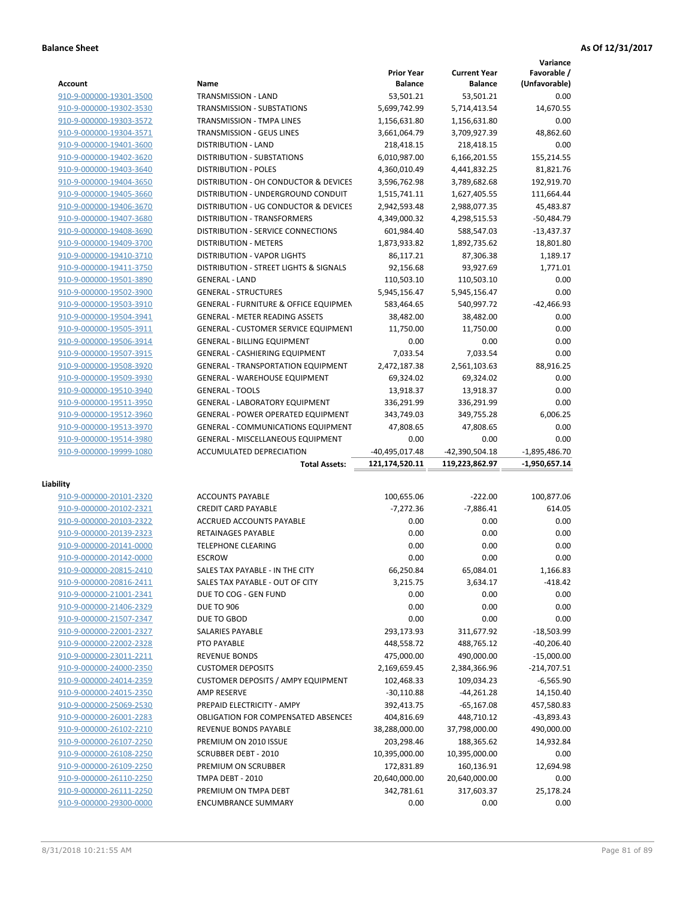**Balance Sheet** **As Of 12/31/2017**

| Account | Name | Prior Year Balance | Current Year Balance | Variance Favorable / (Unfavorable) |
|---|---|---|---|---|
| 910-9-000000-19301-3500 | TRANSMISSION - LAND | 53,501.21 | 53,501.21 | 0.00 |
| 910-9-000000-19302-3530 | TRANSMISSION - SUBSTATIONS | 5,699,742.99 | 5,714,413.54 | 14,670.55 |
| 910-9-000000-19303-3572 | TRANSMISSION - TMPA LINES | 1,156,631.80 | 1,156,631.80 | 0.00 |
| 910-9-000000-19304-3571 | TRANSMISSION - GEUS LINES | 3,661,064.79 | 3,709,927.39 | 48,862.60 |
| 910-9-000000-19401-3600 | DISTRIBUTION - LAND | 218,418.15 | 218,418.15 | 0.00 |
| 910-9-000000-19402-3620 | DISTRIBUTION - SUBSTATIONS | 6,010,987.00 | 6,166,201.55 | 155,214.55 |
| 910-9-000000-19403-3640 | DISTRIBUTION - POLES | 4,360,010.49 | 4,441,832.25 | 81,821.76 |
| 910-9-000000-19404-3650 | DISTRIBUTION - OH CONDUCTOR & DEVICES | 3,596,762.98 | 3,789,682.68 | 192,919.70 |
| 910-9-000000-19405-3660 | DISTRIBUTION - UNDERGROUND CONDUIT | 1,515,741.11 | 1,627,405.55 | 111,664.44 |
| 910-9-000000-19406-3670 | DISTRIBUTION - UG CONDUCTOR & DEVICES | 2,942,593.48 | 2,988,077.35 | 45,483.87 |
| 910-9-000000-19407-3680 | DISTRIBUTION - TRANSFORMERS | 4,349,000.32 | 4,298,515.53 | -50,484.79 |
| 910-9-000000-19408-3690 | DISTRIBUTION - SERVICE CONNECTIONS | 601,984.40 | 588,547.03 | -13,437.37 |
| 910-9-000000-19409-3700 | DISTRIBUTION - METERS | 1,873,933.82 | 1,892,735.62 | 18,801.80 |
| 910-9-000000-19410-3710 | DISTRIBUTION - VAPOR LIGHTS | 86,117.21 | 87,306.38 | 1,189.17 |
| 910-9-000000-19411-3750 | DISTRIBUTION - STREET LIGHTS & SIGNALS | 92,156.68 | 93,927.69 | 1,771.01 |
| 910-9-000000-19501-3890 | GENERAL - LAND | 110,503.10 | 110,503.10 | 0.00 |
| 910-9-000000-19502-3900 | GENERAL - STRUCTURES | 5,945,156.47 | 5,945,156.47 | 0.00 |
| 910-9-000000-19503-3910 | GENERAL - FURNITURE & OFFICE EQUIPMEN | 583,464.65 | 540,997.72 | -42,466.93 |
| 910-9-000000-19504-3941 | GENERAL - METER READING ASSETS | 38,482.00 | 38,482.00 | 0.00 |
| 910-9-000000-19505-3911 | GENERAL - CUSTOMER SERVICE EQUIPMENT | 11,750.00 | 11,750.00 | 0.00 |
| 910-9-000000-19506-3914 | GENERAL - BILLING EQUIPMENT | 0.00 | 0.00 | 0.00 |
| 910-9-000000-19507-3915 | GENERAL - CASHIERING EQUIPMENT | 7,033.54 | 7,033.54 | 0.00 |
| 910-9-000000-19508-3920 | GENERAL - TRANSPORTATION EQUIPMENT | 2,472,187.38 | 2,561,103.63 | 88,916.25 |
| 910-9-000000-19509-3930 | GENERAL - WAREHOUSE EQUIPMENT | 69,324.02 | 69,324.02 | 0.00 |
| 910-9-000000-19510-3940 | GENERAL - TOOLS | 13,918.37 | 13,918.37 | 0.00 |
| 910-9-000000-19511-3950 | GENERAL - LABORATORY EQUIPMENT | 336,291.99 | 336,291.99 | 0.00 |
| 910-9-000000-19512-3960 | GENERAL - POWER OPERATED EQUIPMENT | 343,749.03 | 349,755.28 | 6,006.25 |
| 910-9-000000-19513-3970 | GENERAL - COMMUNICATIONS EQUIPMENT | 47,808.65 | 47,808.65 | 0.00 |
| 910-9-000000-19514-3980 | GENERAL - MISCELLANEOUS EQUIPMENT | 0.00 | 0.00 | 0.00 |
| 910-9-000000-19999-1080 | ACCUMULATED DEPRECIATION | -40,495,017.48 | -42,390,504.18 | -1,895,486.70 |
| | **Total Assets:** | **121,174,520.11** | **119,223,862.97** | **-1,950,657.14** |

**Liability**

| Account | Name | Prior Year Balance | Current Year Balance | Variance Favorable / (Unfavorable) |
|---|---|---|---|---|
| 910-9-000000-20101-2320 | ACCOUNTS PAYABLE | 100,655.06 | -222.00 | 100,877.06 |
| 910-9-000000-20102-2321 | CREDIT CARD PAYABLE | -7,272.36 | -7,886.41 | 614.05 |
| 910-9-000000-20103-2322 | ACCRUED ACCOUNTS PAYABLE | 0.00 | 0.00 | 0.00 |
| 910-9-000000-20139-2323 | RETAINAGES PAYABLE | 0.00 | 0.00 | 0.00 |
| 910-9-000000-20141-0000 | TELEPHONE CLEARING | 0.00 | 0.00 | 0.00 |
| 910-9-000000-20142-0000 | ESCROW | 0.00 | 0.00 | 0.00 |
| 910-9-000000-20815-2410 | SALES TAX PAYABLE - IN THE CITY | 66,250.84 | 65,084.01 | 1,166.83 |
| 910-9-000000-20816-2411 | SALES TAX PAYABLE - OUT OF CITY | 3,215.75 | 3,634.17 | -418.42 |
| 910-9-000000-21001-2341 | DUE TO COG - GEN FUND | 0.00 | 0.00 | 0.00 |
| 910-9-000000-21406-2329 | DUE TO 906 | 0.00 | 0.00 | 0.00 |
| 910-9-000000-21507-2347 | DUE TO GBOD | 0.00 | 0.00 | 0.00 |
| 910-9-000000-22001-2327 | SALARIES PAYABLE | 293,173.93 | 311,677.92 | -18,503.99 |
| 910-9-000000-22002-2328 | PTO PAYABLE | 448,558.72 | 488,765.12 | -40,206.40 |
| 910-9-000000-23011-2211 | REVENUE BONDS | 475,000.00 | 490,000.00 | -15,000.00 |
| 910-9-000000-24000-2350 | CUSTOMER DEPOSITS | 2,169,659.45 | 2,384,366.96 | -214,707.51 |
| 910-9-000000-24014-2359 | CUSTOMER DEPOSITS / AMPY EQUIPMENT | 102,468.33 | 109,034.23 | -6,565.90 |
| 910-9-000000-24015-2350 | AMP RESERVE | -30,110.88 | -44,261.28 | 14,150.40 |
| 910-9-000000-25069-2530 | PREPAID ELECTRICITY - AMPY | 392,413.75 | -65,167.08 | 457,580.83 |
| 910-9-000000-26001-2283 | OBLIGATION FOR COMPENSATED ABSENCES | 404,816.69 | 448,710.12 | -43,893.43 |
| 910-9-000000-26102-2210 | REVENUE BONDS PAYABLE | 38,288,000.00 | 37,798,000.00 | 490,000.00 |
| 910-9-000000-26107-2250 | PREMIUM ON 2010 ISSUE | 203,298.46 | 188,365.62 | 14,932.84 |
| 910-9-000000-26108-2250 | SCRUBBER DEBT - 2010 | 10,395,000.00 | 10,395,000.00 | 0.00 |
| 910-9-000000-26109-2250 | PREMIUM ON SCRUBBER | 172,831.89 | 160,136.91 | 12,694.98 |
| 910-9-000000-26110-2250 | TMPA DEBT - 2010 | 20,640,000.00 | 20,640,000.00 | 0.00 |
| 910-9-000000-26111-2250 | PREMIUM ON TMPA DEBT | 342,781.61 | 317,603.37 | 25,178.24 |
| 910-9-000000-29300-0000 | ENCUMBRANCE SUMMARY | 0.00 | 0.00 | 0.00 |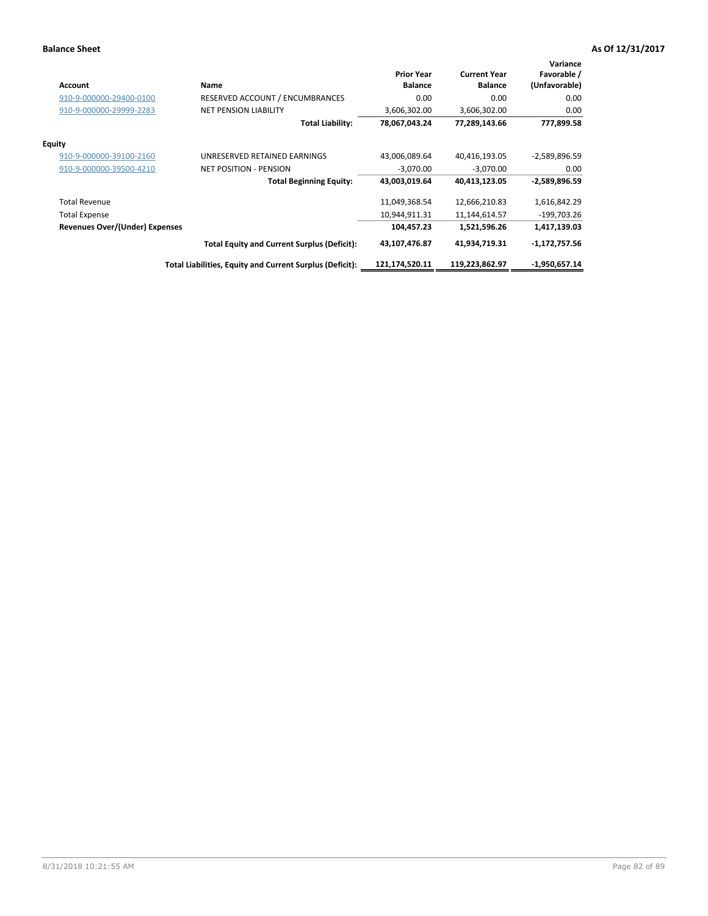**Balance Sheet** **As Of 12/31/2017**

| Account | Name | Prior Year Balance | Current Year Balance | Variance Favorable / (Unfavorable) |
|---|---|---|---|---|
| 910-9-000000-29400-0100 | RESERVED ACCOUNT / ENCUMBRANCES | 0.00 | 0.00 | 0.00 |
| 910-9-000000-29999-2283 | NET PENSION LIABILITY | 3,606,302.00 | 3,606,302.00 | 0.00 |
| | **Total Liability:** | **78,067,043.24** | **77,289,143.66** | **777,899.58** |
| **Equity** | | | | |
| 910-9-000000-39100-2160 | UNRESERVED RETAINED EARNINGS | 43,006,089.64 | 40,416,193.05 | -2,589,896.59 |
| 910-9-000000-39500-4210 | NET POSITION - PENSION | -3,070.00 | -3,070.00 | 0.00 |
| | **Total Beginning Equity:** | **43,003,019.64** | **40,413,123.05** | **-2,589,896.59** |
| Total Revenue | | 11,049,368.54 | 12,666,210.83 | 1,616,842.29 |
| Total Expense | | 10,944,911.31 | 11,144,614.57 | -199,703.26 |
| **Revenues Over/(Under) Expenses** | | **104,457.23** | **1,521,596.26** | **1,417,139.03** |
| | **Total Equity and Current Surplus (Deficit):** | **43,107,476.87** | **41,934,719.31** | **-1,172,757.56** |
| | **Total Liabilities, Equity and Current Surplus (Deficit):** | **121,174,520.11** | **119,223,862.97** | **-1,950,657.14** |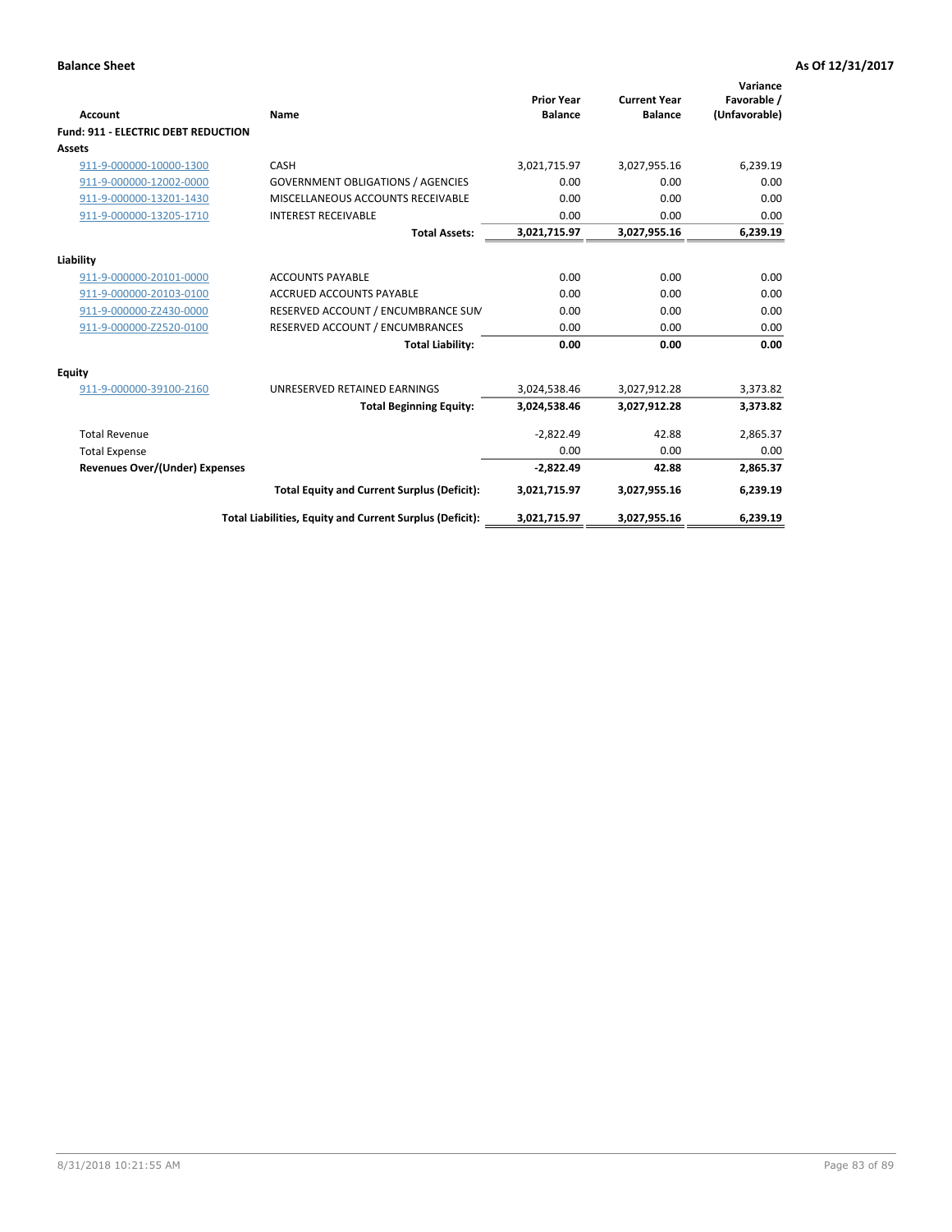**Balance Sheet** | **As Of 12/31/2017**

| Account | Name | Prior Year Balance | Current Year Balance | Variance Favorable / (Unfavorable) |
|---|---|---|---|---|
| **Fund: 911 - ELECTRIC DEBT REDUCTION** | | | | |
| **Assets** | | | | |
| 911-9-000000-10000-1300 | CASH | 3,021,715.97 | 3,027,955.16 | 6,239.19 |
| 911-9-000000-12002-0000 | GOVERNMENT OBLIGATIONS / AGENCIES | 0.00 | 0.00 | 0.00 |
| 911-9-000000-13201-1430 | MISCELLANEOUS ACCOUNTS RECEIVABLE | 0.00 | 0.00 | 0.00 |
| 911-9-000000-13205-1710 | INTEREST RECEIVABLE | 0.00 | 0.00 | 0.00 |
| | **Total Assets:** | **3,021,715.97** | **3,027,955.16** | **6,239.19** |
| **Liability** | | | | |
| 911-9-000000-20101-0000 | ACCOUNTS PAYABLE | 0.00 | 0.00 | 0.00 |
| 911-9-000000-20103-0100 | ACCRUED ACCOUNTS PAYABLE | 0.00 | 0.00 | 0.00 |
| 911-9-000000-Z2430-0000 | RESERVED ACCOUNT / ENCUMBRANCE SUM | 0.00 | 0.00 | 0.00 |
| 911-9-000000-Z2520-0100 | RESERVED ACCOUNT / ENCUMBRANCES | 0.00 | 0.00 | 0.00 |
| | **Total Liability:** | **0.00** | **0.00** | **0.00** |
| **Equity** | | | | |
| 911-9-000000-39100-2160 | UNRESERVED RETAINED EARNINGS | 3,024,538.46 | 3,027,912.28 | 3,373.82 |
| | **Total Beginning Equity:** | **3,024,538.46** | **3,027,912.28** | **3,373.82** |
| Total Revenue | | -2,822.49 | 42.88 | 2,865.37 |
| Total Expense | | 0.00 | 0.00 | 0.00 |
| **Revenues Over/(Under) Expenses** | | **-2,822.49** | **42.88** | **2,865.37** |
| | **Total Equity and Current Surplus (Deficit):** | **3,021,715.97** | **3,027,955.16** | **6,239.19** |
| | **Total Liabilities, Equity and Current Surplus (Deficit):** | **3,021,715.97** | **3,027,955.16** | **6,239.19** |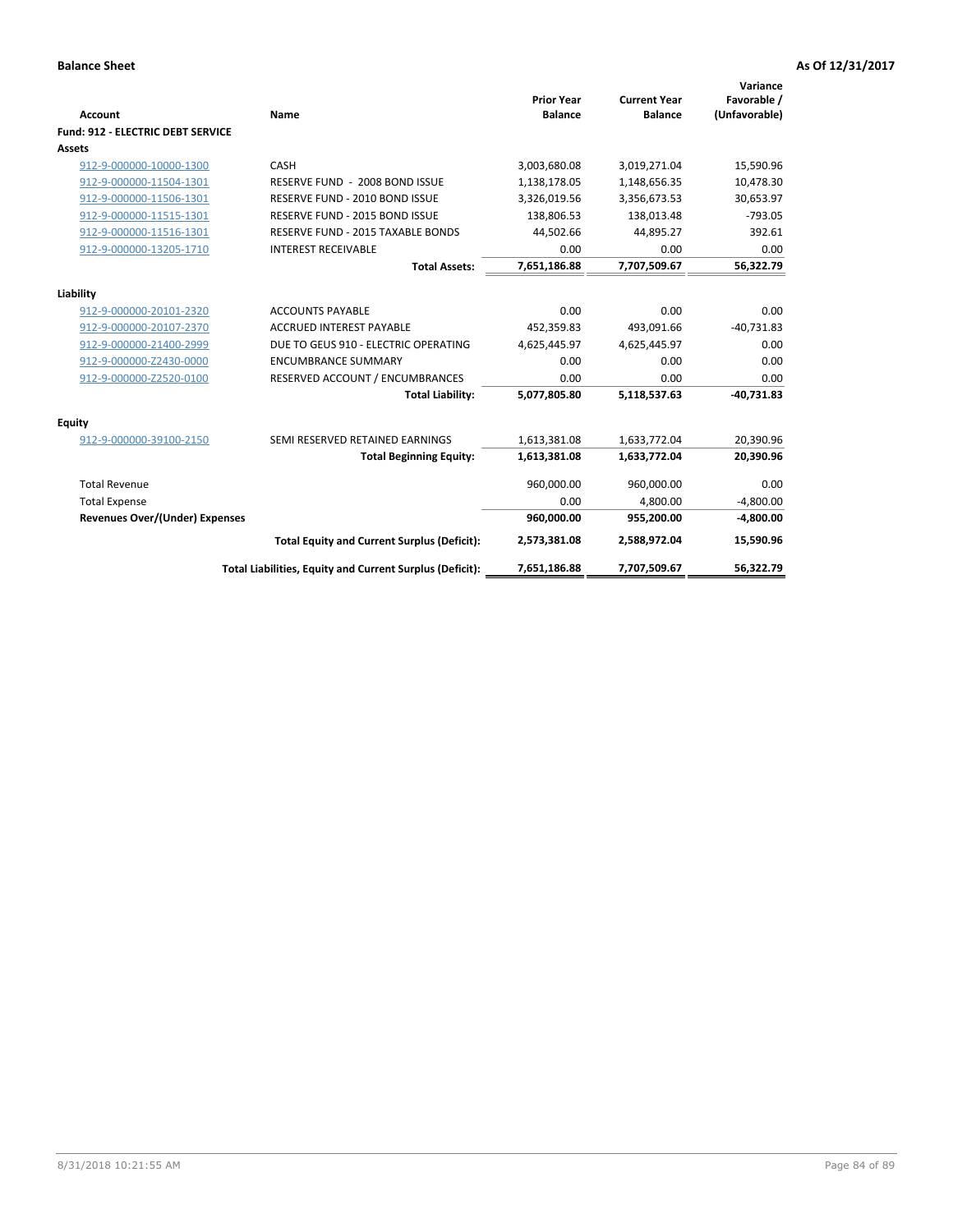**Balance Sheet** | **As Of 12/31/2017**

| Account | Name | Prior Year Balance | Current Year Balance | Variance Favorable / (Unfavorable) |
|---|---|---|---|---|
| **Fund: 912 - ELECTRIC DEBT SERVICE** | | | | |
| **Assets** | | | | |
| 912-9-000000-10000-1300 | CASH | 3,003,680.08 | 3,019,271.04 | 15,590.96 |
| 912-9-000000-11504-1301 | RESERVE FUND - 2008 BOND ISSUE | 1,138,178.05 | 1,148,656.35 | 10,478.30 |
| 912-9-000000-11506-1301 | RESERVE FUND - 2010 BOND ISSUE | 3,326,019.56 | 3,356,673.53 | 30,653.97 |
| 912-9-000000-11515-1301 | RESERVE FUND - 2015 BOND ISSUE | 138,806.53 | 138,013.48 | -793.05 |
| 912-9-000000-11516-1301 | RESERVE FUND - 2015 TAXABLE BONDS | 44,502.66 | 44,895.27 | 392.61 |
| 912-9-000000-13205-1710 | INTEREST RECEIVABLE | 0.00 | 0.00 | 0.00 |
| | **Total Assets:** | **7,651,186.88** | **7,707,509.67** | **56,322.79** |
| **Liability** | | | | |
| 912-9-000000-20101-2320 | ACCOUNTS PAYABLE | 0.00 | 0.00 | 0.00 |
| 912-9-000000-20107-2370 | ACCRUED INTEREST PAYABLE | 452,359.83 | 493,091.66 | -40,731.83 |
| 912-9-000000-21400-2999 | DUE TO GEUS 910 - ELECTRIC OPERATING | 4,625,445.97 | 4,625,445.97 | 0.00 |
| 912-9-000000-Z2430-0000 | ENCUMBRANCE SUMMARY | 0.00 | 0.00 | 0.00 |
| 912-9-000000-Z2520-0100 | RESERVED ACCOUNT / ENCUMBRANCES | 0.00 | 0.00 | 0.00 |
| | **Total Liability:** | **5,077,805.80** | **5,118,537.63** | **-40,731.83** |
| **Equity** | | | | |
| 912-9-000000-39100-2150 | SEMI RESERVED RETAINED EARNINGS | 1,613,381.08 | 1,633,772.04 | 20,390.96 |
| | **Total Beginning Equity:** | **1,613,381.08** | **1,633,772.04** | **20,390.96** |
| Total Revenue | | 960,000.00 | 960,000.00 | 0.00 |
| Total Expense | | 0.00 | 4,800.00 | -4,800.00 |
| **Revenues Over/(Under) Expenses** | | **960,000.00** | **955,200.00** | **-4,800.00** |
| | **Total Equity and Current Surplus (Deficit):** | **2,573,381.08** | **2,588,972.04** | **15,590.96** |
| | **Total Liabilities, Equity and Current Surplus (Deficit):** | **7,651,186.88** | **7,707,509.67** | **56,322.79** |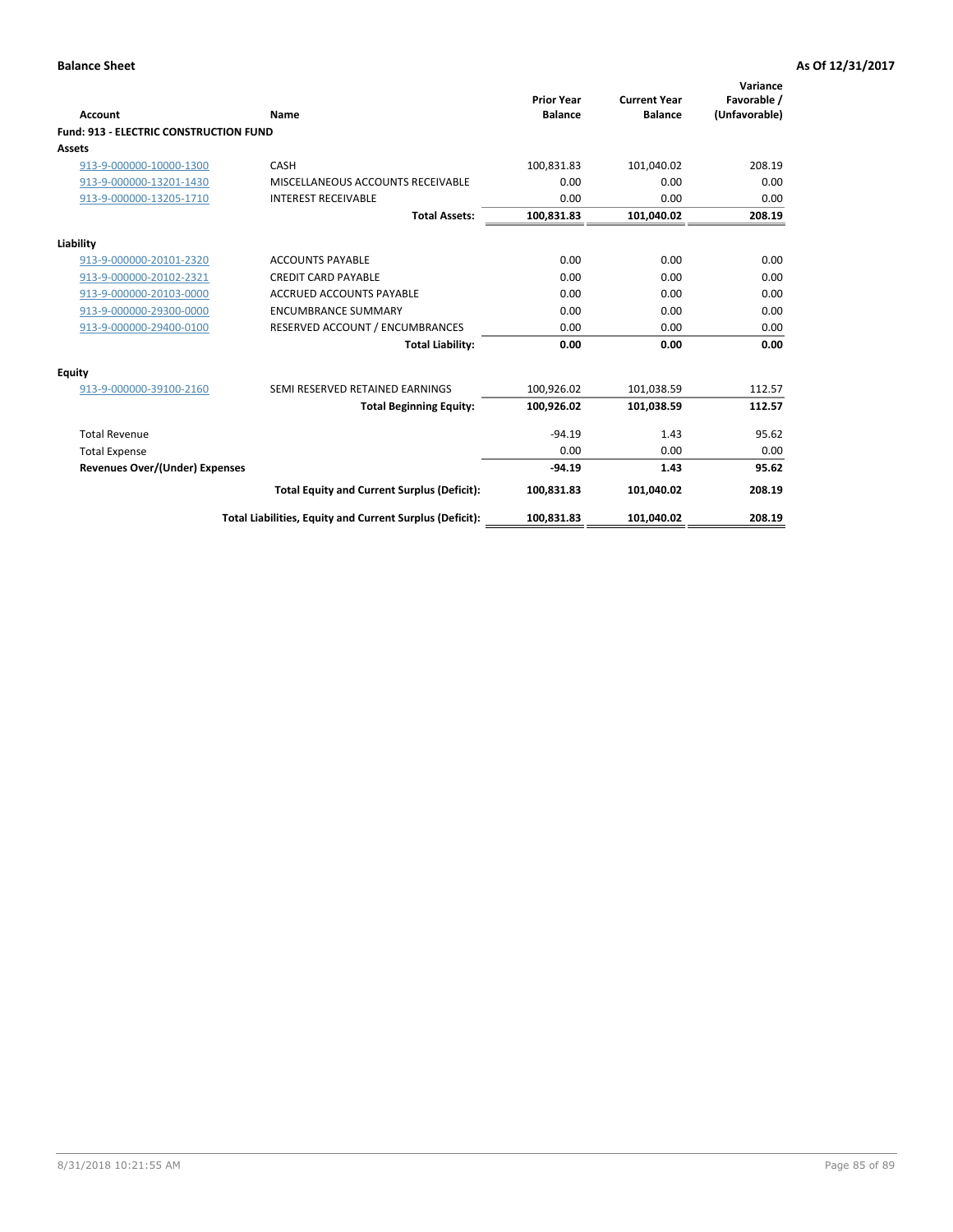**Balance Sheet** **As Of 12/31/2017**

| Account | Name | Prior Year Balance | Current Year Balance | Variance Favorable / (Unfavorable) |
|---|---|---|---|---|
| **Fund: 913 - ELECTRIC CONSTRUCTION FUND** | | | | |
| **Assets** | | | | |
| 913-9-000000-10000-1300 | CASH | 100,831.83 | 101,040.02 | 208.19 |
| 913-9-000000-13201-1430 | MISCELLANEOUS ACCOUNTS RECEIVABLE | 0.00 | 0.00 | 0.00 |
| 913-9-000000-13205-1710 | INTEREST RECEIVABLE | 0.00 | 0.00 | 0.00 |
| | **Total Assets:** | **100,831.83** | **101,040.02** | **208.19** |
| **Liability** | | | | |
| 913-9-000000-20101-2320 | ACCOUNTS PAYABLE | 0.00 | 0.00 | 0.00 |
| 913-9-000000-20102-2321 | CREDIT CARD PAYABLE | 0.00 | 0.00 | 0.00 |
| 913-9-000000-20103-0000 | ACCRUED ACCOUNTS PAYABLE | 0.00 | 0.00 | 0.00 |
| 913-9-000000-29300-0000 | ENCUMBRANCE SUMMARY | 0.00 | 0.00 | 0.00 |
| 913-9-000000-29400-0100 | RESERVED ACCOUNT / ENCUMBRANCES | 0.00 | 0.00 | 0.00 |
| | **Total Liability:** | **0.00** | **0.00** | **0.00** |
| **Equity** | | | | |
| 913-9-000000-39100-2160 | SEMI RESERVED RETAINED EARNINGS | 100,926.02 | 101,038.59 | 112.57 |
| | **Total Beginning Equity:** | **100,926.02** | **101,038.59** | **112.57** |
| Total Revenue | | -94.19 | 1.43 | 95.62 |
| Total Expense | | 0.00 | 0.00 | 0.00 |
| **Revenues Over/(Under) Expenses** | | **-94.19** | **1.43** | **95.62** |
| | **Total Equity and Current Surplus (Deficit):** | **100,831.83** | **101,040.02** | **208.19** |
| | **Total Liabilities, Equity and Current Surplus (Deficit):** | **100,831.83** | **101,040.02** | **208.19** |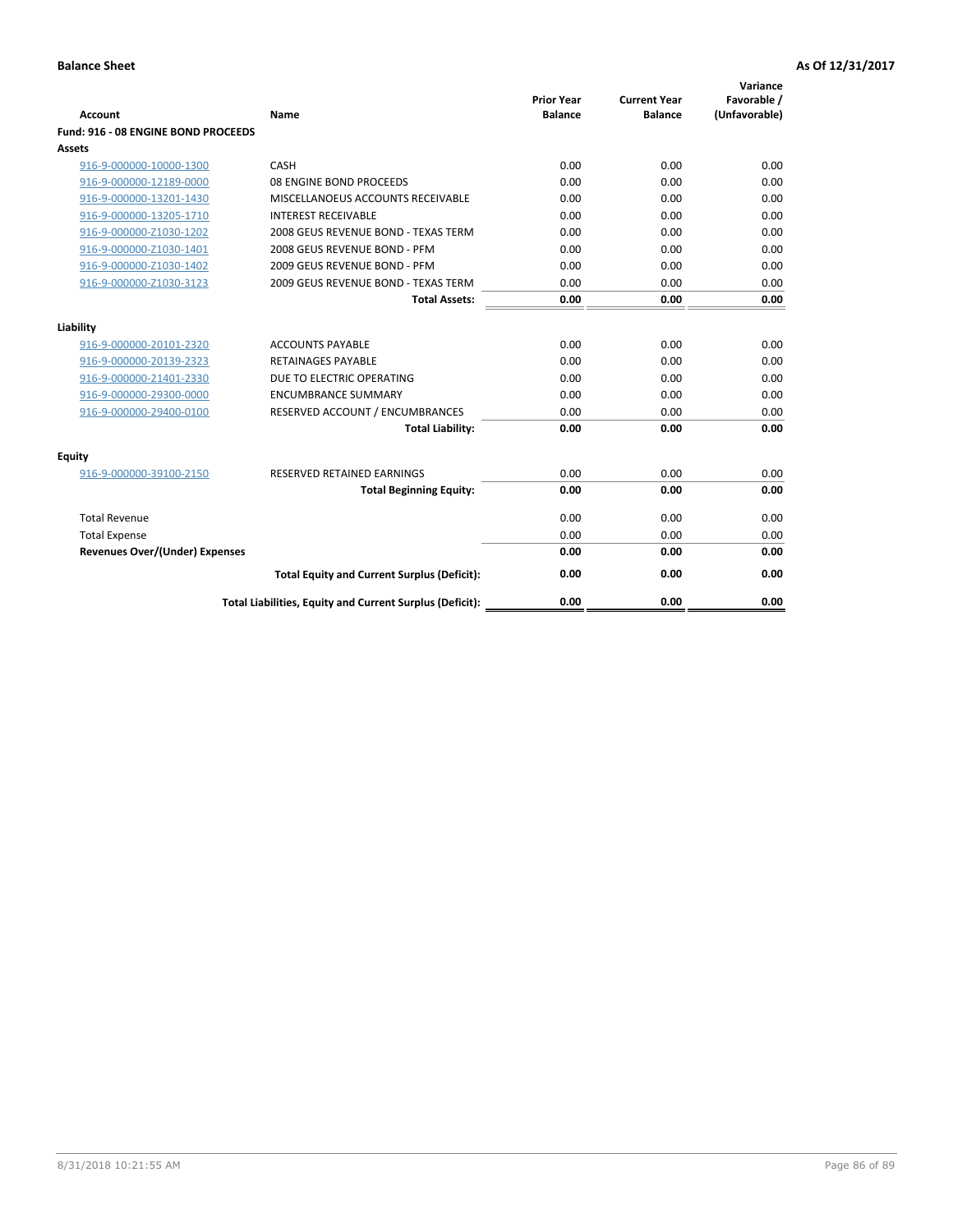**Balance Sheet** **As Of 12/31/2017**

| Account | Name | Prior Year Balance | Current Year Balance | Variance Favorable / (Unfavorable) |
|---|---|---|---|---|
| **Fund: 916 - 08 ENGINE BOND PROCEEDS** | | | | |
| **Assets** | | | | |
| 916-9-000000-10000-1300 | CASH | 0.00 | 0.00 | 0.00 |
| 916-9-000000-12189-0000 | 08 ENGINE BOND PROCEEDS | 0.00 | 0.00 | 0.00 |
| 916-9-000000-13201-1430 | MISCELLANOEUS ACCOUNTS RECEIVABLE | 0.00 | 0.00 | 0.00 |
| 916-9-000000-13205-1710 | INTEREST RECEIVABLE | 0.00 | 0.00 | 0.00 |
| 916-9-000000-Z1030-1202 | 2008 GEUS REVENUE BOND - TEXAS TERM | 0.00 | 0.00 | 0.00 |
| 916-9-000000-Z1030-1401 | 2008 GEUS REVENUE BOND - PFM | 0.00 | 0.00 | 0.00 |
| 916-9-000000-Z1030-1402 | 2009 GEUS REVENUE BOND - PFM | 0.00 | 0.00 | 0.00 |
| 916-9-000000-Z1030-3123 | 2009 GEUS REVENUE BOND - TEXAS TERM | 0.00 | 0.00 | 0.00 |
| | **Total Assets:** | **0.00** | **0.00** | **0.00** |
| **Liability** | | | | |
| 916-9-000000-20101-2320 | ACCOUNTS PAYABLE | 0.00 | 0.00 | 0.00 |
| 916-9-000000-20139-2323 | RETAINAGES PAYABLE | 0.00 | 0.00 | 0.00 |
| 916-9-000000-21401-2330 | DUE TO ELECTRIC OPERATING | 0.00 | 0.00 | 0.00 |
| 916-9-000000-29300-0000 | ENCUMBRANCE SUMMARY | 0.00 | 0.00 | 0.00 |
| 916-9-000000-29400-0100 | RESERVED ACCOUNT / ENCUMBRANCES | 0.00 | 0.00 | 0.00 |
| | **Total Liability:** | **0.00** | **0.00** | **0.00** |
| **Equity** | | | | |
| 916-9-000000-39100-2150 | RESERVED RETAINED EARNINGS | 0.00 | 0.00 | 0.00 |
| | **Total Beginning Equity:** | **0.00** | **0.00** | **0.00** |
| Total Revenue | | 0.00 | 0.00 | 0.00 |
| Total Expense | | 0.00 | 0.00 | 0.00 |
| **Revenues Over/(Under) Expenses** | | **0.00** | **0.00** | **0.00** |
| | **Total Equity and Current Surplus (Deficit):** | **0.00** | **0.00** | **0.00** |
| | **Total Liabilities, Equity and Current Surplus (Deficit):** | **0.00** | **0.00** | **0.00** |

8/31/2018 10:21:55 AM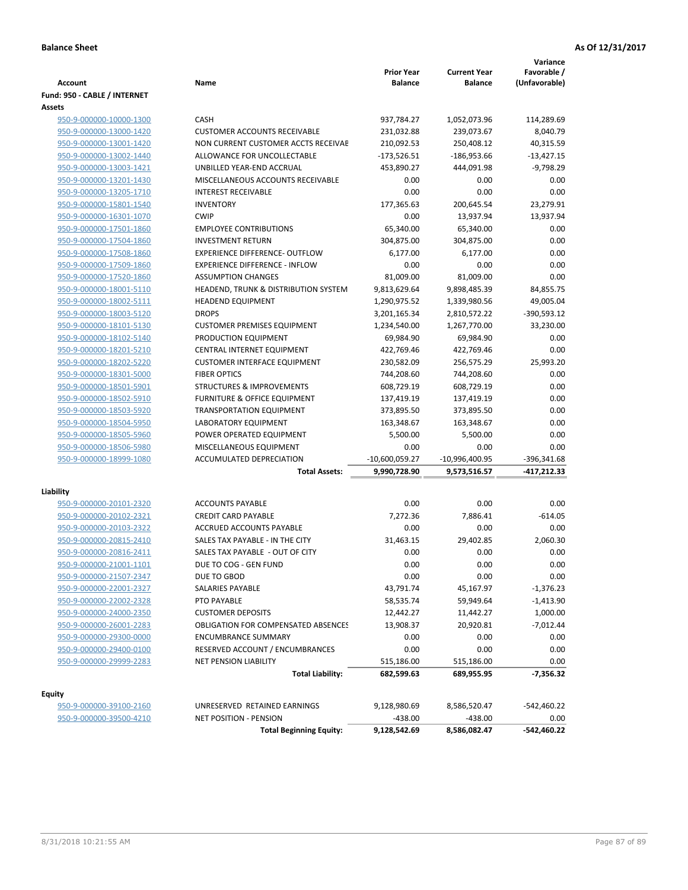**Balance Sheet** **As Of 12/31/2017**

| Account | Name | Prior Year Balance | Current Year Balance | Variance Favorable / (Unfavorable) |
|---|---|---|---|---|
| **Fund: 950 - CABLE / INTERNET** | | | | |
| **Assets** | | | | |
| 950-9-000000-10000-1300 | CASH | 937,784.27 | 1,052,073.96 | 114,289.69 |
| 950-9-000000-13000-1420 | CUSTOMER ACCOUNTS RECEIVABLE | 231,032.88 | 239,073.67 | 8,040.79 |
| 950-9-000000-13001-1420 | NON CURRENT CUSTOMER ACCTS RECEIVAE | 210,092.53 | 250,408.12 | 40,315.59 |
| 950-9-000000-13002-1440 | ALLOWANCE FOR UNCOLLECTABLE | -173,526.51 | -186,953.66 | -13,427.15 |
| 950-9-000000-13003-1421 | UNBILLED YEAR-END ACCRUAL | 453,890.27 | 444,091.98 | -9,798.29 |
| 950-9-000000-13201-1430 | MISCELLANEOUS ACCOUNTS RECEIVABLE | 0.00 | 0.00 | 0.00 |
| 950-9-000000-13205-1710 | INTEREST RECEIVABLE | 0.00 | 0.00 | 0.00 |
| 950-9-000000-15801-1540 | INVENTORY | 177,365.63 | 200,645.54 | 23,279.91 |
| 950-9-000000-16301-1070 | CWIP | 0.00 | 13,937.94 | 13,937.94 |
| 950-9-000000-17501-1860 | EMPLOYEE CONTRIBUTIONS | 65,340.00 | 65,340.00 | 0.00 |
| 950-9-000000-17504-1860 | INVESTMENT RETURN | 304,875.00 | 304,875.00 | 0.00 |
| 950-9-000000-17508-1860 | EXPERIENCE DIFFERENCE- OUTFLOW | 6,177.00 | 6,177.00 | 0.00 |
| 950-9-000000-17509-1860 | EXPERIENCE DIFFERENCE - INFLOW | 0.00 | 0.00 | 0.00 |
| 950-9-000000-17520-1860 | ASSUMPTION CHANGES | 81,009.00 | 81,009.00 | 0.00 |
| 950-9-000000-18001-5110 | HEADEND, TRUNK & DISTRIBUTION SYSTEM | 9,813,629.64 | 9,898,485.39 | 84,855.75 |
| 950-9-000000-18002-5111 | HEADEND EQUIPMENT | 1,290,975.52 | 1,339,980.56 | 49,005.04 |
| 950-9-000000-18003-5120 | DROPS | 3,201,165.34 | 2,810,572.22 | -390,593.12 |
| 950-9-000000-18101-5130 | CUSTOMER PREMISES EQUIPMENT | 1,234,540.00 | 1,267,770.00 | 33,230.00 |
| 950-9-000000-18102-5140 | PRODUCTION EQUIPMENT | 69,984.90 | 69,984.90 | 0.00 |
| 950-9-000000-18201-5210 | CENTRAL INTERNET EQUIPMENT | 422,769.46 | 422,769.46 | 0.00 |
| 950-9-000000-18202-5220 | CUSTOMER INTERFACE EQUIPMENT | 230,582.09 | 256,575.29 | 25,993.20 |
| 950-9-000000-18301-5000 | FIBER OPTICS | 744,208.60 | 744,208.60 | 0.00 |
| 950-9-000000-18501-5901 | STRUCTURES & IMPROVEMENTS | 608,729.19 | 608,729.19 | 0.00 |
| 950-9-000000-18502-5910 | FURNITURE & OFFICE EQUIPMENT | 137,419.19 | 137,419.19 | 0.00 |
| 950-9-000000-18503-5920 | TRANSPORTATION EQUIPMENT | 373,895.50 | 373,895.50 | 0.00 |
| 950-9-000000-18504-5950 | LABORATORY EQUIPMENT | 163,348.67 | 163,348.67 | 0.00 |
| 950-9-000000-18505-5960 | POWER OPERATED EQUIPMENT | 5,500.00 | 5,500.00 | 0.00 |
| 950-9-000000-18506-5980 | MISCELLANEOUS EQUIPMENT | 0.00 | 0.00 | 0.00 |
| 950-9-000000-18999-1080 | ACCUMULATED DEPRECIATION | -10,600,059.27 | -10,996,400.95 | -396,341.68 |
| | **Total Assets:** | **9,990,728.90** | **9,573,516.57** | **-417,212.33** |
| **Liability** | | | | |
| 950-9-000000-20101-2320 | ACCOUNTS PAYABLE | 0.00 | 0.00 | 0.00 |
| 950-9-000000-20102-2321 | CREDIT CARD PAYABLE | 7,272.36 | 7,886.41 | -614.05 |
| 950-9-000000-20103-2322 | ACCRUED ACCOUNTS PAYABLE | 0.00 | 0.00 | 0.00 |
| 950-9-000000-20815-2410 | SALES TAX PAYABLE - IN THE CITY | 31,463.15 | 29,402.85 | 2,060.30 |
| 950-9-000000-20816-2411 | SALES TAX PAYABLE - OUT OF CITY | 0.00 | 0.00 | 0.00 |
| 950-9-000000-21001-1101 | DUE TO COG - GEN FUND | 0.00 | 0.00 | 0.00 |
| 950-9-000000-21507-2347 | DUE TO GBOD | 0.00 | 0.00 | 0.00 |
| 950-9-000000-22001-2327 | SALARIES PAYABLE | 43,791.74 | 45,167.97 | -1,376.23 |
| 950-9-000000-22002-2328 | PTO PAYABLE | 58,535.74 | 59,949.64 | -1,413.90 |
| 950-9-000000-24000-2350 | CUSTOMER DEPOSITS | 12,442.27 | 11,442.27 | 1,000.00 |
| 950-9-000000-26001-2283 | OBLIGATION FOR COMPENSATED ABSENCES | 13,908.37 | 20,920.81 | -7,012.44 |
| 950-9-000000-29300-0000 | ENCUMBRANCE SUMMARY | 0.00 | 0.00 | 0.00 |
| 950-9-000000-29400-0100 | RESERVED ACCOUNT / ENCUMBRANCES | 0.00 | 0.00 | 0.00 |
| 950-9-000000-29999-2283 | NET PENSION LIABILITY | 515,186.00 | 515,186.00 | 0.00 |
| | **Total Liability:** | **682,599.63** | **689,955.95** | **-7,356.32** |
| **Equity** | | | | |
| 950-9-000000-39100-2160 | UNRESERVED RETAINED EARNINGS | 9,128,980.69 | 8,586,520.47 | -542,460.22 |
| 950-9-000000-39500-4210 | NET POSITION - PENSION | -438.00 | -438.00 | 0.00 |
| | **Total Beginning Equity:** | **9,128,542.69** | **8,586,082.47** | **-542,460.22** |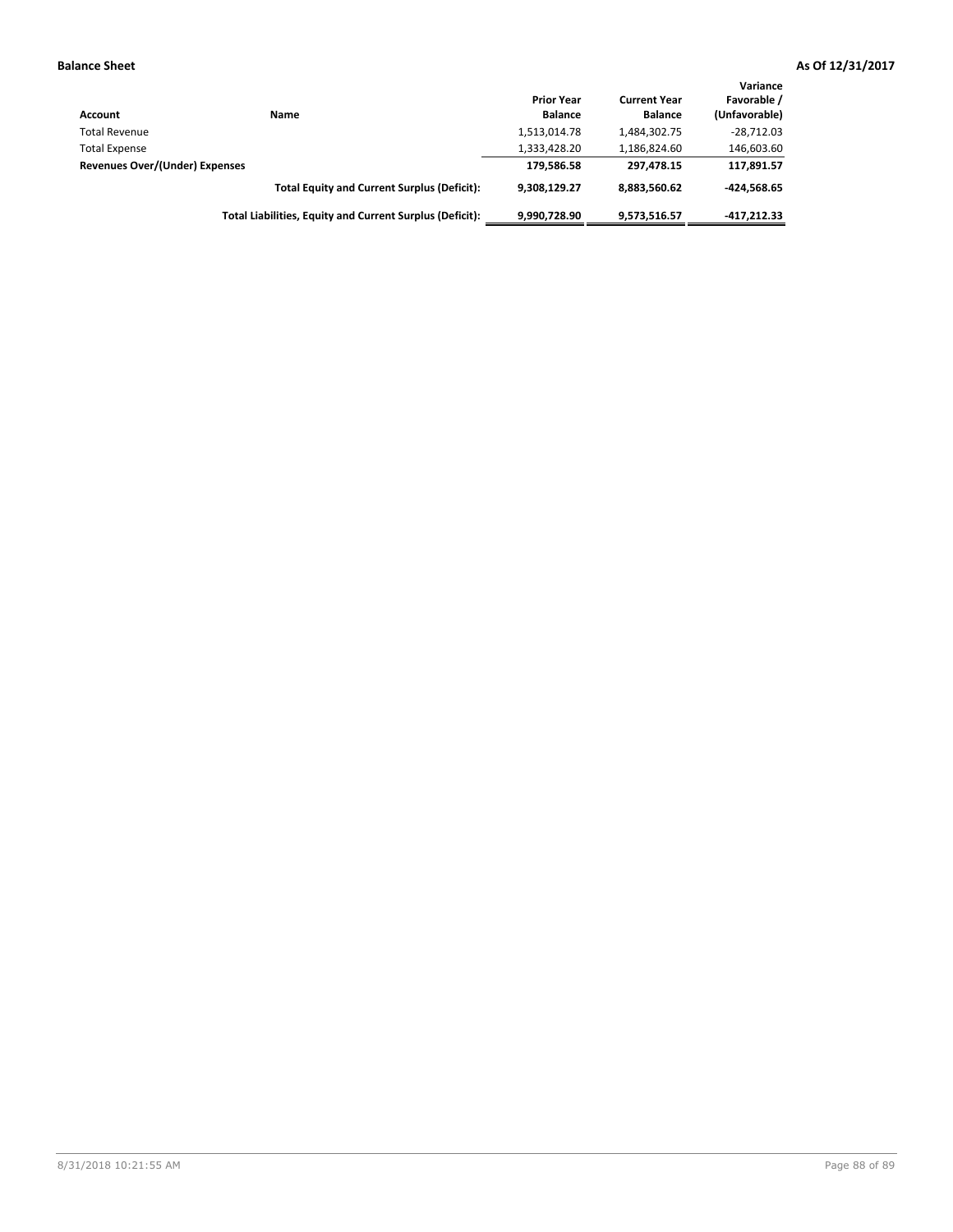**Balance Sheet** **As Of 12/31/2017**

| Account | Name | Prior Year Balance | Current Year Balance | Variance Favorable / (Unfavorable) |
|---|---|---|---|---|
| Total Revenue | | 1,513,014.78 | 1,484,302.75 | -28,712.03 |
| Total Expense | | 1,333,428.20 | 1,186,824.60 | 146,603.60 |
| **Revenues Over/(Under) Expenses** | | **179,586.58** | **297,478.15** | **117,891.57** |
| | **Total Equity and Current Surplus (Deficit):** | **9,308,129.27** | **8,883,560.62** | **-424,568.65** |
| | **Total Liabilities, Equity and Current Surplus (Deficit):** | **9,990,728.90** | **9,573,516.57** | **-417,212.33** |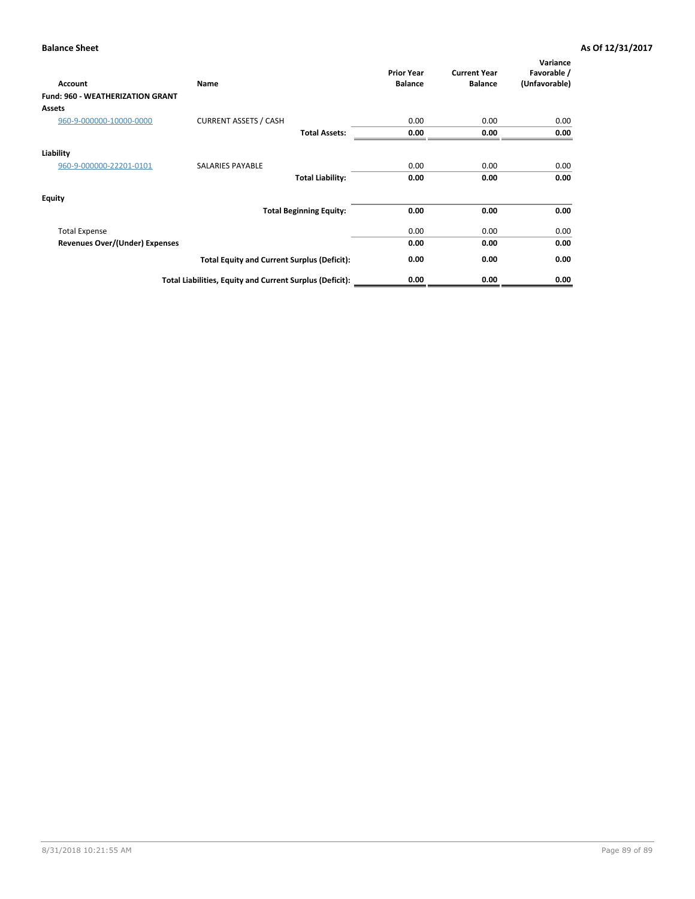**Balance Sheet** | **As Of 12/31/2017**

| Account | Name | Prior Year Balance | Current Year Balance | Variance Favorable / (Unfavorable) |
|---|---|---|---|---|
| **Fund: 960 - WEATHERIZATION GRANT** | | | | |
| **Assets** | | | | |
| 960-9-000000-10000-0000 | CURRENT ASSETS / CASH | 0.00 | 0.00 | 0.00 |
| | **Total Assets:** | **0.00** | **0.00** | **0.00** |
| **Liability** | | | | |
| 960-9-000000-22201-0101 | SALARIES PAYABLE | 0.00 | 0.00 | 0.00 |
| | **Total Liability:** | **0.00** | **0.00** | **0.00** |
| **Equity** | | | | |
| | **Total Beginning Equity:** | **0.00** | **0.00** | **0.00** |
| Total Expense | | 0.00 | 0.00 | 0.00 |
| **Revenues Over/(Under) Expenses** | | **0.00** | **0.00** | **0.00** |
| | **Total Equity and Current Surplus (Deficit):** | **0.00** | **0.00** | **0.00** |
| | **Total Liabilities, Equity and Current Surplus (Deficit):** | **0.00** | **0.00** | **0.00** |

8/31/2018 10:21:55 AM